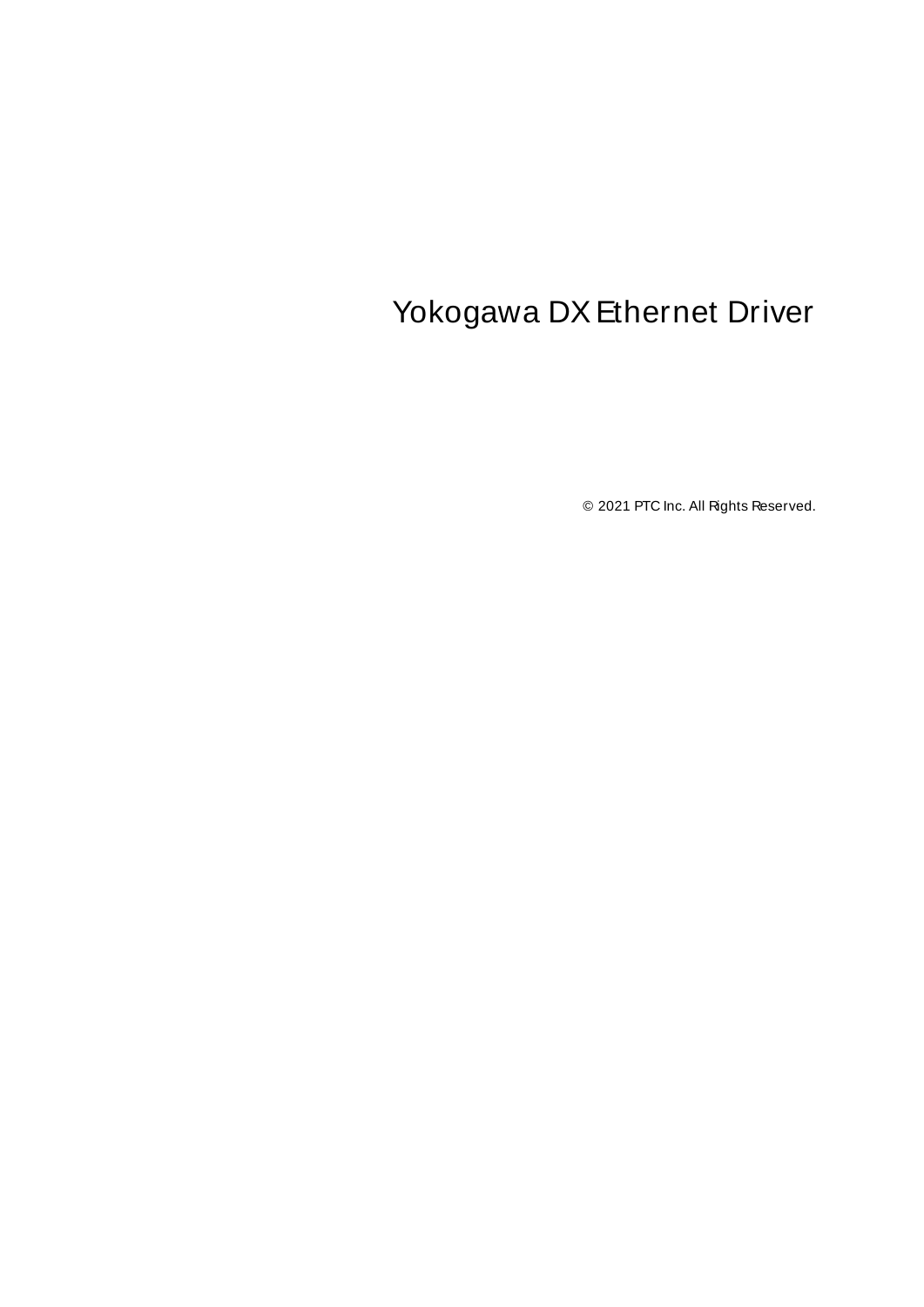# Yokogawa DX Ethernet Driver

© 2021 PTC Inc. All Rights Reserved.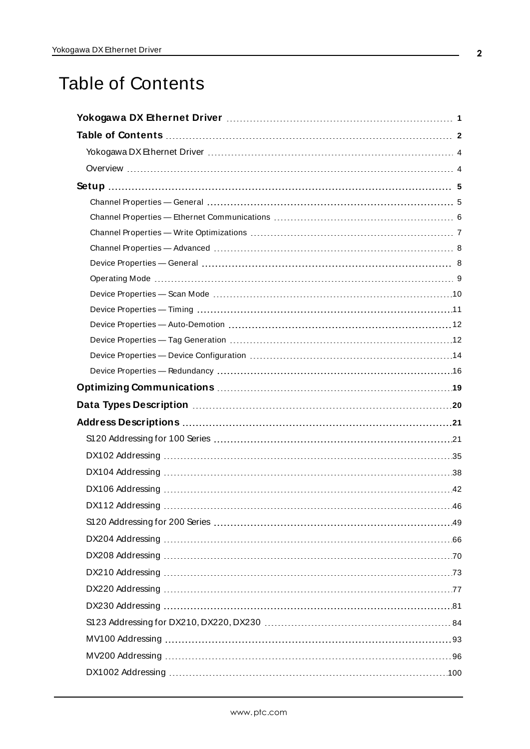# Table of Contents

**Yokogawa DX Ethernet Driver** ..... 1

**Table of Contents** ..... 2

- Yokogawa DX Ethernet Driver ..... 4
- Overview ..... 4

**Setup** ..... 5

- Channel Properties — General ..... 5
- Channel Properties — Ethernet Communications ..... 6
- Channel Properties — Write Optimizations ..... 7
- Channel Properties — Advanced ..... 8
- Device Properties — General ..... 8
- Operating Mode ..... 9
- Device Properties — Scan Mode ..... 10
- Device Properties — Timing ..... 11
- Device Properties — Auto-Demotion ..... 12
- Device Properties — Tag Generation ..... 12
- Device Properties — Device Configuration ..... 14
- Device Properties — Redundancy ..... 16

**Optimizing Communications** ..... 19

**Data Types Description** ..... 20

**Address Descriptions** ..... 21

- S120 Addressing for 100 Series ..... 21
- DX102 Addressing ..... 35
- DX104 Addressing ..... 38
- DX106 Addressing ..... 42
- DX112 Addressing ..... 46
- S120 Addressing for 200 Series ..... 49
- DX204 Addressing ..... 66
- DX208 Addressing ..... 70
- DX210 Addressing ..... 73
- DX220 Addressing ..... 77
- DX230 Addressing ..... 81
- S123 Addressing for DX210, DX220, DX230 ..... 84
- MV100 Addressing ..... 93
- MV200 Addressing ..... 96
- DX1002 Addressing ..... 100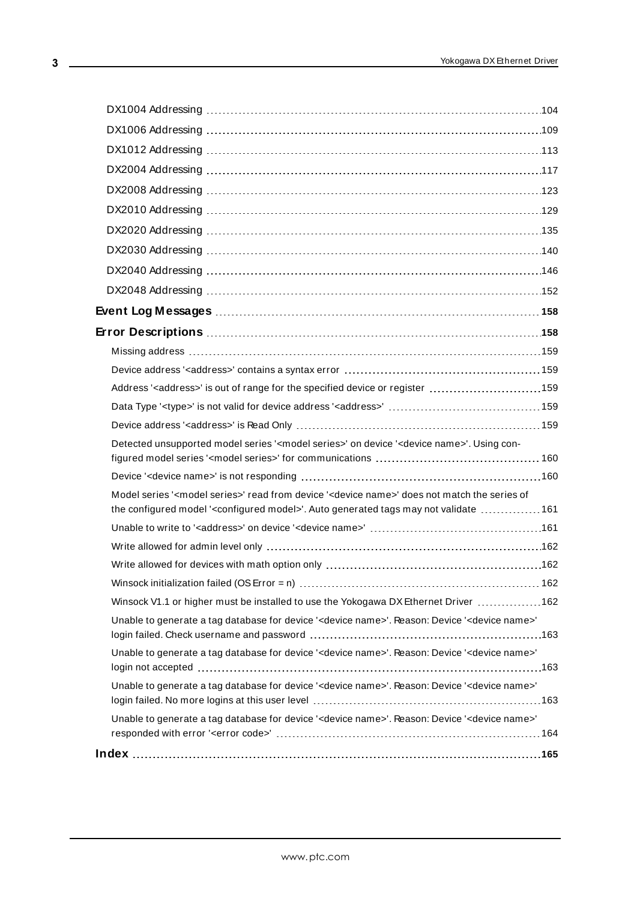DX1004 Addressing 104

DX1006 Addressing 109

DX1012 Addressing 113

DX2004 Addressing 117

DX2008 Addressing 123

DX2010 Addressing 129

DX2020 Addressing 135

DX2030 Addressing 140

DX2040 Addressing 146

DX2048 Addressing 152

**Event Log Messages 158**

**Error Descriptions 158**

Missing address 159

Device address '<address>' contains a syntax error 159

Address '<address>' is out of range for the specified device or register 159

Data Type '<type>' is not valid for device address '<address>' 159

Device address '<address>' is Read Only 159

Detected unsupported model series '<model series>' on device '<device name>'. Using configured model series '<model series>' for communications 160

Device '<device name>' is not responding 160

Model series '<model series>' read from device '<device name>' does not match the series of the configured model '<configured model>'. Auto generated tags may not validate 161

Unable to write to '<address>' on device '<device name>' 161

Write allowed for admin level only 162

Write allowed for devices with math option only 162

Winsock initialization failed (OS Error = n) 162

Winsock V1.1 or higher must be installed to use the Yokogawa DX Ethernet Driver 162

Unable to generate a tag database for device '<device name>'. Reason: Device '<device name>' login failed. Check username and password 163

Unable to generate a tag database for device '<device name>'. Reason: Device '<device name>' login not accepted 163

Unable to generate a tag database for device '<device name>'. Reason: Device '<device name>' login failed. No more logins at this user level 163

Unable to generate a tag database for device '<device name>'. Reason: Device '<device name>' responded with error '<error code>' 164

**Index 165**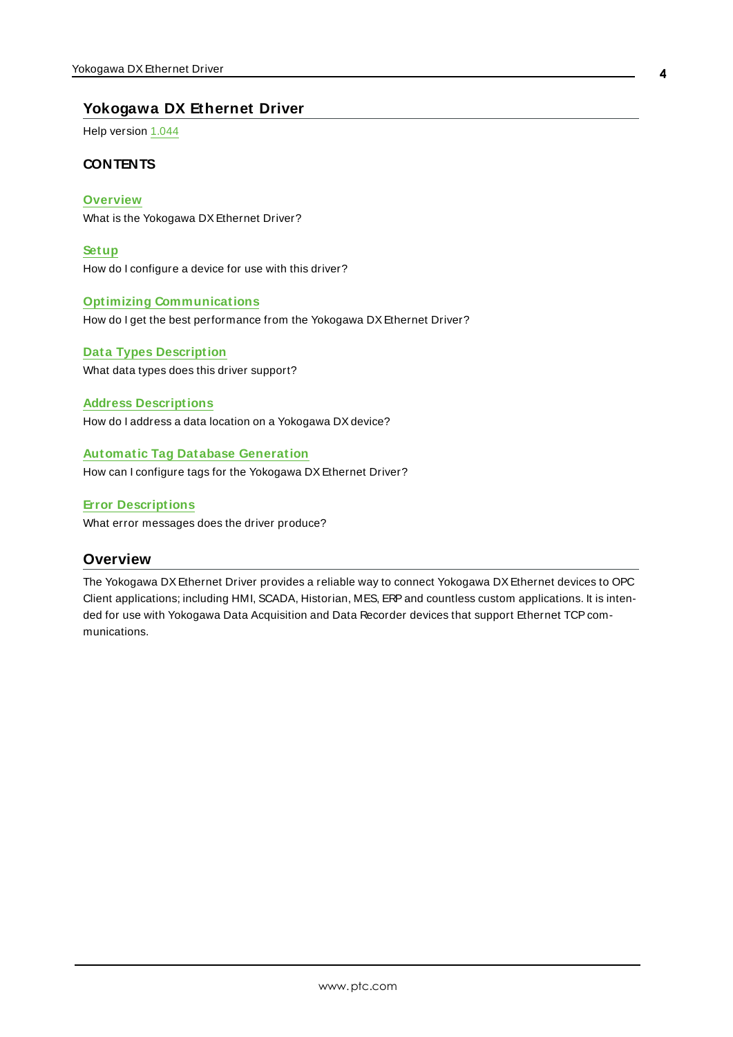# Yokogawa DX Ethernet Driver

Help version 1.044

## CONTENTS

**Overview**
What is the Yokogawa DX Ethernet Driver?

**Setup**
How do I configure a device for use with this driver?

**Optimizing Communications**
How do I get the best performance from the Yokogawa DX Ethernet Driver?

**Data Types Description**
What data types does this driver support?

**Address Descriptions**
How do I address a data location on a Yokogawa DX device?

**Automatic Tag Database Generation**
How can I configure tags for the Yokogawa DX Ethernet Driver?

**Error Descriptions**
What error messages does the driver produce?

## Overview

The Yokogawa DX Ethernet Driver provides a reliable way to connect Yokogawa DX Ethernet devices to OPC Client applications; including HMI, SCADA, Historian, MES, ERP and countless custom applications. It is intended for use with Yokogawa Data Acquisition and Data Recorder devices that support Ethernet TCP communications.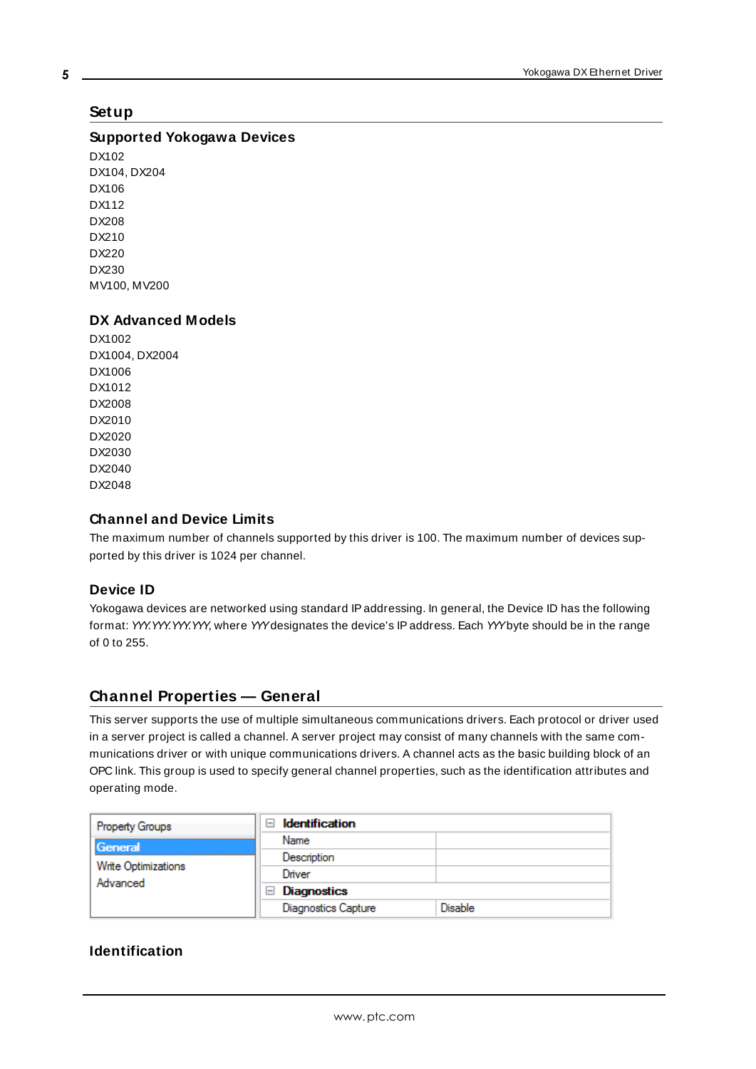# Setup

## Supported Yokogawa Devices

DX102
DX104, DX204
DX106
DX112
DX208
DX210
DX220
DX230
MV100, MV200

## DX Advanced Models

DX1002
DX1004, DX2004
DX1006
DX1012
DX2008
DX2010
DX2020
DX2030
DX2040
DX2048

## Channel and Device Limits

The maximum number of channels supported by this driver is 100. The maximum number of devices supported by this driver is 1024 per channel.

## Device ID

Yokogawa devices are networked using standard IP addressing. In general, the Device ID has the following format: *YYY.YYY.YYY.YYY*, where *YYY* designates the device's IP address. Each *YYY* byte should be in the range of 0 to 255.

# Channel Properties — General

This server supports the use of multiple simultaneous communications drivers. Each protocol or driver used in a server project is called a channel. A server project may consist of many channels with the same communications driver or with unique communications drivers. A channel acts as the basic building block of an OPC link. This group is used to specify general channel properties, such as the identification attributes and operating mode.

| Property Groups | | |
|---|---|---|
| General | **Identification** | |
| Write Optimizations | Name | |
| Advanced | Description | |
| | Driver | |
| | **Diagnostics** | |
| | Diagnostics Capture | Disable |

## Identification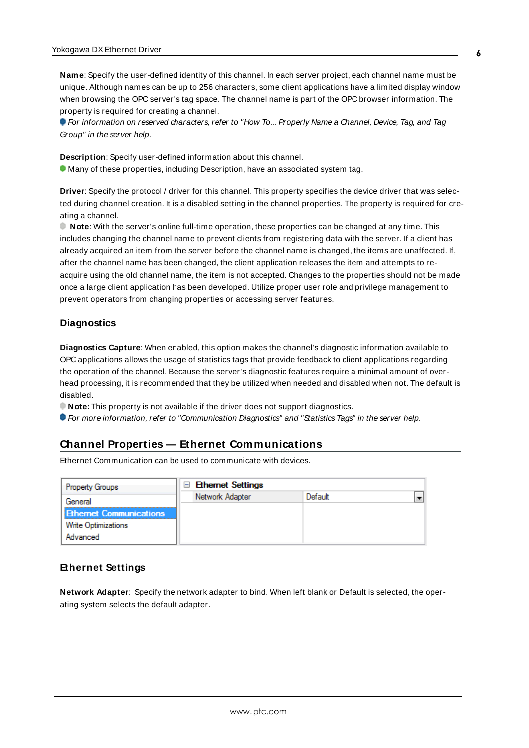**Name**: Specify the user-defined identity of this channel. In each server project, each channel name must be unique. Although names can be up to 256 characters, some client applications have a limited display window when browsing the OPC server's tag space. The channel name is part of the OPC browser information. The property is required for creating a channel.

*For information on reserved characters, refer to "How To... Properly Name a Channel, Device, Tag, and Tag Group" in the server help.*

**Description**: Specify user-defined information about this channel.

Many of these properties, including Description, have an associated system tag.

**Driver**: Specify the protocol / driver for this channel. This property specifies the device driver that was selected during channel creation. It is a disabled setting in the channel properties. The property is required for creating a channel.

**Note**: With the server's online full-time operation, these properties can be changed at any time. This includes changing the channel name to prevent clients from registering data with the server. If a client has already acquired an item from the server before the channel name is changed, the items are unaffected. If, after the channel name has been changed, the client application releases the item and attempts to re-acquire using the old channel name, the item is not accepted. Changes to the properties should not be made once a large client application has been developed. Utilize proper user role and privilege management to prevent operators from changing properties or accessing server features.

### Diagnostics

**Diagnostics Capture**: When enabled, this option makes the channel's diagnostic information available to OPC applications allows the usage of statistics tags that provide feedback to client applications regarding the operation of the channel. Because the server's diagnostic features require a minimal amount of overhead processing, it is recommended that they be utilized when needed and disabled when not. The default is disabled.

**Note:** This property is not available if the driver does not support diagnostics.

*For more information, refer to "Communication Diagnostics" and "Statistics Tags" in the server help.*

## Channel Properties — Ethernet Communications

Ethernet Communication can be used to communicate with devices.

| Property Groups | Ethernet Settings | |
|---|---|---|
| General | Network Adapter | Default |
| **Ethernet Communications** | | |
| Write Optimizations | | |
| Advanced | | |

### Ethernet Settings

**Network Adapter**: Specify the network adapter to bind. When left blank or Default is selected, the operating system selects the default adapter.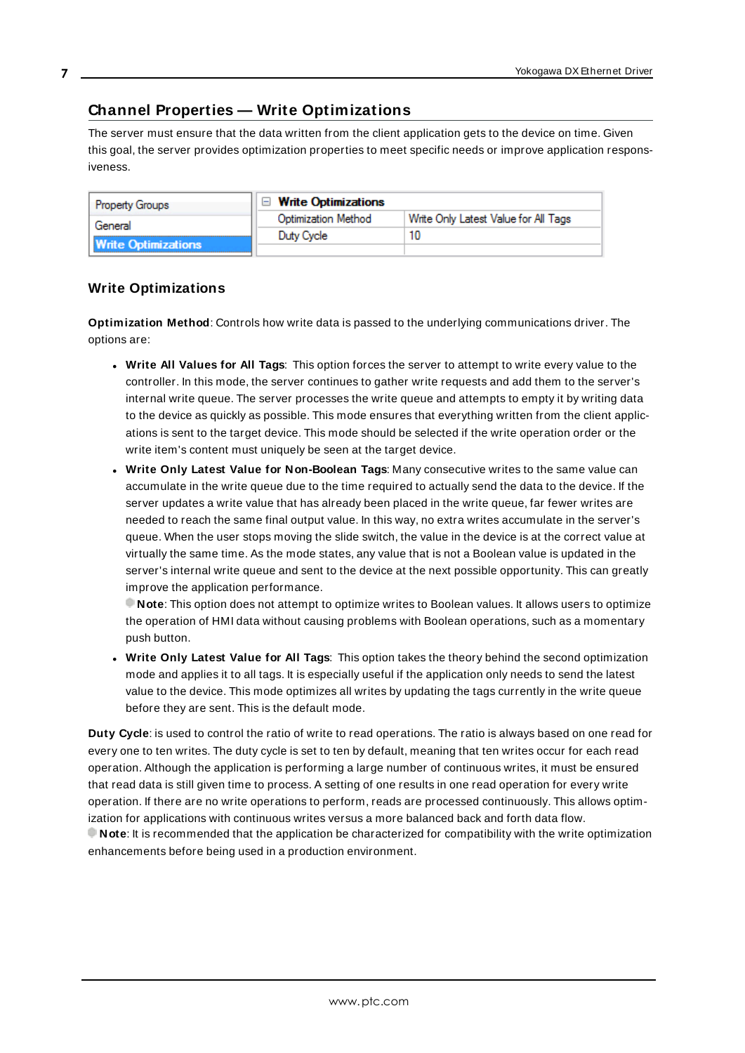## Channel Properties — Write Optimizations

The server must ensure that the data written from the client application gets to the device on time. Given this goal, the server provides optimization properties to meet specific needs or improve application responsiveness.

| Property Groups | Write Optimizations | |
|---|---|---|
| General | Optimization Method | Write Only Latest Value for All Tags |
| Write Optimizations | Duty Cycle | 10 |

### Write Optimizations

**Optimization Method**: Controls how write data is passed to the underlying communications driver. The options are:

- **Write All Values for All Tags**: This option forces the server to attempt to write every value to the controller. In this mode, the server continues to gather write requests and add them to the server's internal write queue. The server processes the write queue and attempts to empty it by writing data to the device as quickly as possible. This mode ensures that everything written from the client applications is sent to the target device. This mode should be selected if the write operation order or the write item's content must uniquely be seen at the target device.
- **Write Only Latest Value for Non-Boolean Tags**: Many consecutive writes to the same value can accumulate in the write queue due to the time required to actually send the data to the device. If the server updates a write value that has already been placed in the write queue, far fewer writes are needed to reach the same final output value. In this way, no extra writes accumulate in the server's queue. When the user stops moving the slide switch, the value in the device is at the correct value at virtually the same time. As the mode states, any value that is not a Boolean value is updated in the server's internal write queue and sent to the device at the next possible opportunity. This can greatly improve the application performance.
  **Note**: This option does not attempt to optimize writes to Boolean values. It allows users to optimize the operation of HMI data without causing problems with Boolean operations, such as a momentary push button.
- **Write Only Latest Value for All Tags**: This option takes the theory behind the second optimization mode and applies it to all tags. It is especially useful if the application only needs to send the latest value to the device. This mode optimizes all writes by updating the tags currently in the write queue before they are sent. This is the default mode.

**Duty Cycle**: is used to control the ratio of write to read operations. The ratio is always based on one read for every one to ten writes. The duty cycle is set to ten by default, meaning that ten writes occur for each read operation. Although the application is performing a large number of continuous writes, it must be ensured that read data is still given time to process. A setting of one results in one read operation for every write operation. If there are no write operations to perform, reads are processed continuously. This allows optimization for applications with continuous writes versus a more balanced back and forth data flow.
**Note**: It is recommended that the application be characterized for compatibility with the write optimization enhancements before being used in a production environment.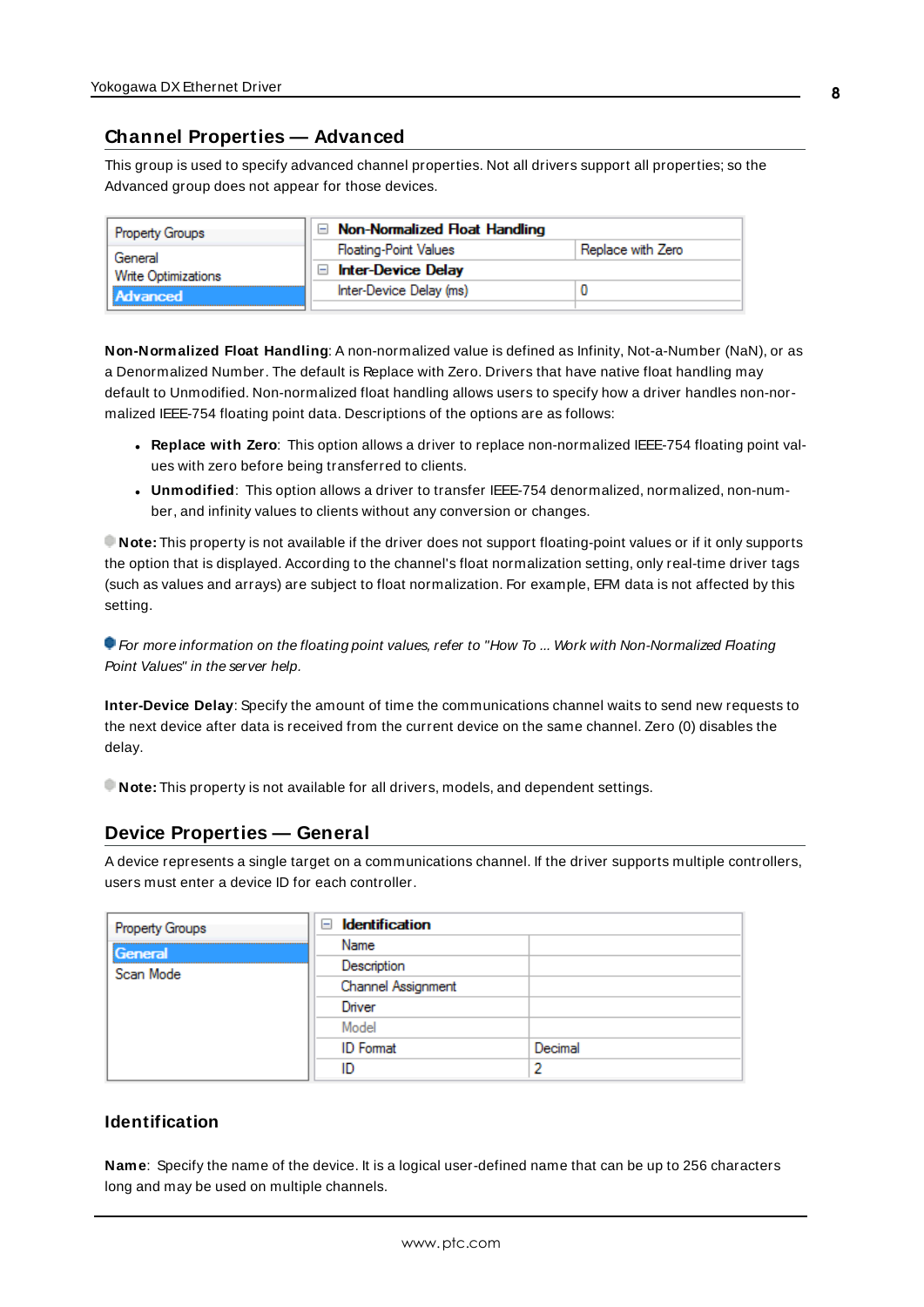## Channel Properties — Advanced

This group is used to specify advanced channel properties. Not all drivers support all properties; so the Advanced group does not appear for those devices.

| Property Groups | | |
|---|---|---|
| General | **Non-Normalized Float Handling** | |
| Write Optimizations | Floating-Point Values | Replace with Zero |
| **Advanced** | **Inter-Device Delay** | |
| | Inter-Device Delay (ms) | 0 |

**Non-Normalized Float Handling**: A non-normalized value is defined as Infinity, Not-a-Number (NaN), or as a Denormalized Number. The default is Replace with Zero. Drivers that have native float handling may default to Unmodified. Non-normalized float handling allows users to specify how a driver handles non-normalized IEEE-754 floating point data. Descriptions of the options are as follows:

- **Replace with Zero**: This option allows a driver to replace non-normalized IEEE-754 floating point values with zero before being transferred to clients.
- **Unmodified**: This option allows a driver to transfer IEEE-754 denormalized, normalized, non-number, and infinity values to clients without any conversion or changes.

**Note:** This property is not available if the driver does not support floating-point values or if it only supports the option that is displayed. According to the channel's float normalization setting, only real-time driver tags (such as values and arrays) are subject to float normalization. For example, EFM data is not affected by this setting.

*For more information on the floating point values, refer to "How To ... Work with Non-Normalized Floating Point Values" in the server help.*

**Inter-Device Delay**: Specify the amount of time the communications channel waits to send new requests to the next device after data is received from the current device on the same channel. Zero (0) disables the delay.

**Note:** This property is not available for all drivers, models, and dependent settings.

## Device Properties — General

A device represents a single target on a communications channel. If the driver supports multiple controllers, users must enter a device ID for each controller.

| Property Groups | | |
|---|---|---|
| **General** | **Identification** | |
| Scan Mode | Name | |
| | Description | |
| | Channel Assignment | |
| | Driver | |
| | Model | |
| | ID Format | Decimal |
| | ID | 2 |

### Identification

**Name**: Specify the name of the device. It is a logical user-defined name that can be up to 256 characters long and may be used on multiple channels.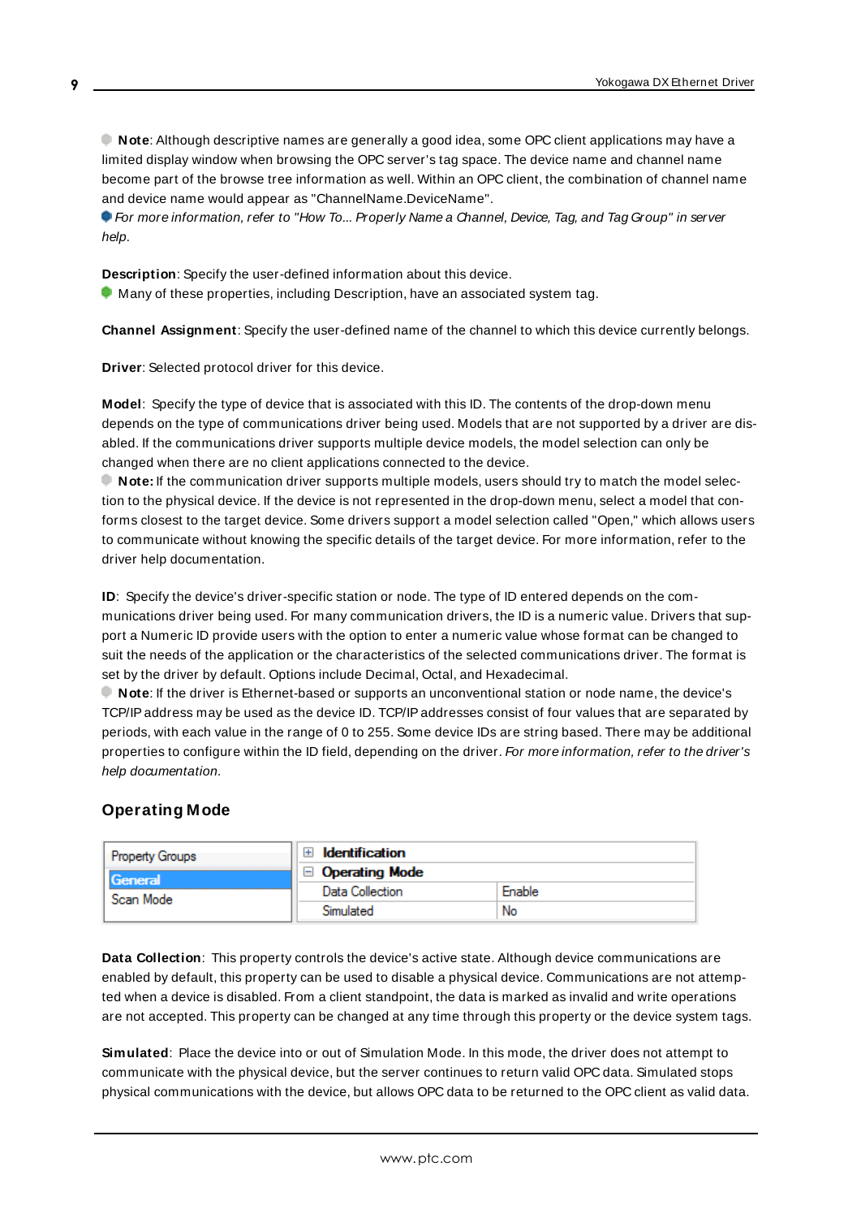**Note**: Although descriptive names are generally a good idea, some OPC client applications may have a limited display window when browsing the OPC server's tag space. The device name and channel name become part of the browse tree information as well. Within an OPC client, the combination of channel name and device name would appear as "ChannelName.DeviceName".

*For more information, refer to "How To... Properly Name a Channel, Device, Tag, and Tag Group" in server help.*

**Description**: Specify the user-defined information about this device.

Many of these properties, including Description, have an associated system tag.

**Channel Assignment**: Specify the user-defined name of the channel to which this device currently belongs.

**Driver**: Selected protocol driver for this device.

**Model**: Specify the type of device that is associated with this ID. The contents of the drop-down menu depends on the type of communications driver being used. Models that are not supported by a driver are disabled. If the communications driver supports multiple device models, the model selection can only be changed when there are no client applications connected to the device.

**Note:** If the communication driver supports multiple models, users should try to match the model selection to the physical device. If the device is not represented in the drop-down menu, select a model that conforms closest to the target device. Some drivers support a model selection called "Open," which allows users to communicate without knowing the specific details of the target device. For more information, refer to the driver help documentation.

**ID**: Specify the device's driver-specific station or node. The type of ID entered depends on the communications driver being used. For many communication drivers, the ID is a numeric value. Drivers that support a Numeric ID provide users with the option to enter a numeric value whose format can be changed to suit the needs of the application or the characteristics of the selected communications driver. The format is set by the driver by default. Options include Decimal, Octal, and Hexadecimal.

**Note**: If the driver is Ethernet-based or supports an unconventional station or node name, the device's TCP/IP address may be used as the device ID. TCP/IP addresses consist of four values that are separated by periods, with each value in the range of 0 to 255. Some device IDs are string based. There may be additional properties to configure within the ID field, depending on the driver. *For more information, refer to the driver's help documentation.*

## Operating Mode

| Property Groups | | |
|---|---|---|
| General | ⊞ Identification | |
| Scan Mode | ⊟ Operating Mode | |
| | Data Collection | Enable |
| | Simulated | No |

**Data Collection**: This property controls the device's active state. Although device communications are enabled by default, this property can be used to disable a physical device. Communications are not attempted when a device is disabled. From a client standpoint, the data is marked as invalid and write operations are not accepted. This property can be changed at any time through this property or the device system tags.

**Simulated**: Place the device into or out of Simulation Mode. In this mode, the driver does not attempt to communicate with the physical device, but the server continues to return valid OPC data. Simulated stops physical communications with the device, but allows OPC data to be returned to the OPC client as valid data.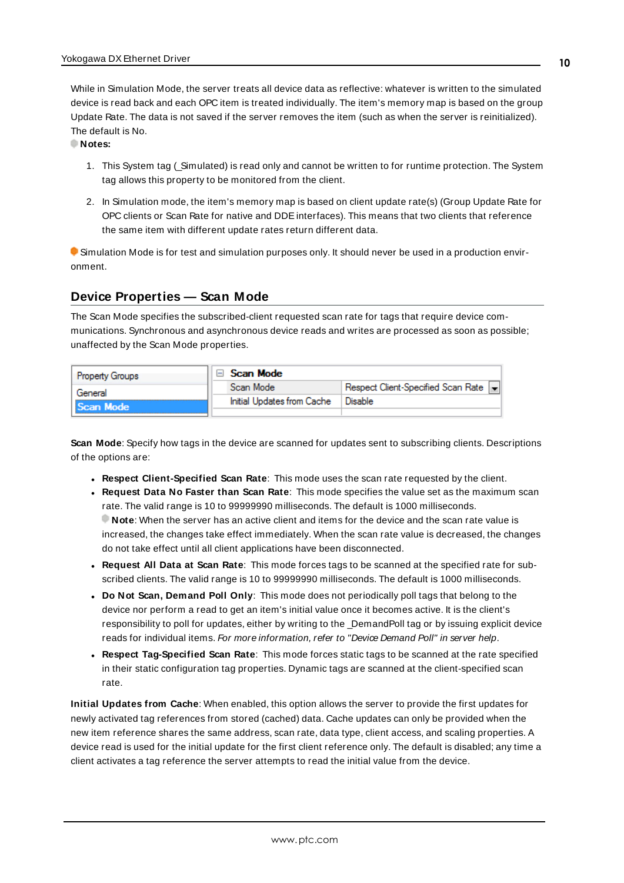While in Simulation Mode, the server treats all device data as reflective: whatever is written to the simulated device is read back and each OPC item is treated individually. The item's memory map is based on the group Update Rate. The data is not saved if the server removes the item (such as when the server is reinitialized). The default is No.

**Notes:**

1. This System tag (_Simulated) is read only and cannot be written to for runtime protection. The System tag allows this property to be monitored from the client.

2. In Simulation mode, the item's memory map is based on client update rate(s) (Group Update Rate for OPC clients or Scan Rate for native and DDE interfaces). This means that two clients that reference the same item with different update rates return different data.

Simulation Mode is for test and simulation purposes only. It should never be used in a production environment.

## Device Properties — Scan Mode

The Scan Mode specifies the subscribed-client requested scan rate for tags that require device communications. Synchronous and asynchronous device reads and writes are processed as soon as possible; unaffected by the Scan Mode properties.

| Property Groups | Scan Mode | |
|---|---|---|
| General | Scan Mode | Respect Client-Specified Scan Rate |
| Scan Mode | Initial Updates from Cache | Disable |

**Scan Mode**: Specify how tags in the device are scanned for updates sent to subscribing clients. Descriptions of the options are:

- **Respect Client-Specified Scan Rate**: This mode uses the scan rate requested by the client.
- **Request Data No Faster than Scan Rate**: This mode specifies the value set as the maximum scan rate. The valid range is 10 to 99999990 milliseconds. The default is 1000 milliseconds.
  **Note**: When the server has an active client and items for the device and the scan rate value is increased, the changes take effect immediately. When the scan rate value is decreased, the changes do not take effect until all client applications have been disconnected.
- **Request All Data at Scan Rate**: This mode forces tags to be scanned at the specified rate for subscribed clients. The valid range is 10 to 99999990 milliseconds. The default is 1000 milliseconds.
- **Do Not Scan, Demand Poll Only**: This mode does not periodically poll tags that belong to the device nor perform a read to get an item's initial value once it becomes active. It is the client's responsibility to poll for updates, either by writing to the _DemandPoll tag or by issuing explicit device reads for individual items. *For more information, refer to "Device Demand Poll" in server help.*
- **Respect Tag-Specified Scan Rate**: This mode forces static tags to be scanned at the rate specified in their static configuration tag properties. Dynamic tags are scanned at the client-specified scan rate.

**Initial Updates from Cache**: When enabled, this option allows the server to provide the first updates for newly activated tag references from stored (cached) data. Cache updates can only be provided when the new item reference shares the same address, scan rate, data type, client access, and scaling properties. A device read is used for the initial update for the first client reference only. The default is disabled; any time a client activates a tag reference the server attempts to read the initial value from the device.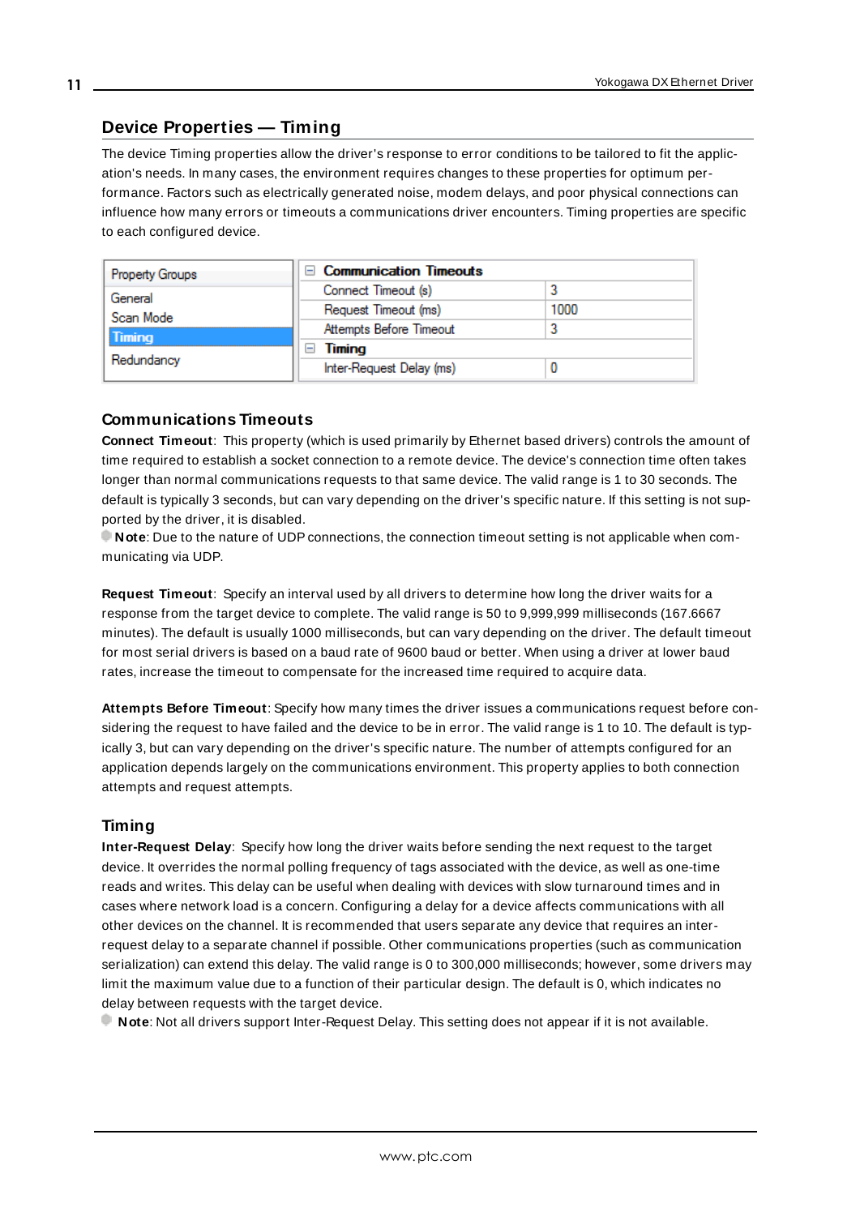## Device Properties — Timing

The device Timing properties allow the driver's response to error conditions to be tailored to fit the application's needs. In many cases, the environment requires changes to these properties for optimum performance. Factors such as electrically generated noise, modem delays, and poor physical connections can influence how many errors or timeouts a communications driver encounters. Timing properties are specific to each configured device.

| Property Groups | | |
|---|---|---|
| General | **Communication Timeouts** | |
| Scan Mode | Connect Timeout (s) | 3 |
| **Timing** | Request Timeout (ms) | 1000 |
| Redundancy | Attempts Before Timeout | 3 |
| | **Timing** | |
| | Inter-Request Delay (ms) | 0 |

### Communications Timeouts

**Connect Timeout**: This property (which is used primarily by Ethernet based drivers) controls the amount of time required to establish a socket connection to a remote device. The device's connection time often takes longer than normal communications requests to that same device. The valid range is 1 to 30 seconds. The default is typically 3 seconds, but can vary depending on the driver's specific nature. If this setting is not supported by the driver, it is disabled.

**Note**: Due to the nature of UDP connections, the connection timeout setting is not applicable when communicating via UDP.

**Request Timeout**: Specify an interval used by all drivers to determine how long the driver waits for a response from the target device to complete. The valid range is 50 to 9,999,999 milliseconds (167.6667 minutes). The default is usually 1000 milliseconds, but can vary depending on the driver. The default timeout for most serial drivers is based on a baud rate of 9600 baud or better. When using a driver at lower baud rates, increase the timeout to compensate for the increased time required to acquire data.

**Attempts Before Timeout**: Specify how many times the driver issues a communications request before considering the request to have failed and the device to be in error. The valid range is 1 to 10. The default is typically 3, but can vary depending on the driver's specific nature. The number of attempts configured for an application depends largely on the communications environment. This property applies to both connection attempts and request attempts.

### Timing

**Inter-Request Delay**: Specify how long the driver waits before sending the next request to the target device. It overrides the normal polling frequency of tags associated with the device, as well as one-time reads and writes. This delay can be useful when dealing with devices with slow turnaround times and in cases where network load is a concern. Configuring a delay for a device affects communications with all other devices on the channel. It is recommended that users separate any device that requires an inter-request delay to a separate channel if possible. Other communications properties (such as communication serialization) can extend this delay. The valid range is 0 to 300,000 milliseconds; however, some drivers may limit the maximum value due to a function of their particular design. The default is 0, which indicates no delay between requests with the target device.

**Note**: Not all drivers support Inter-Request Delay. This setting does not appear if it is not available.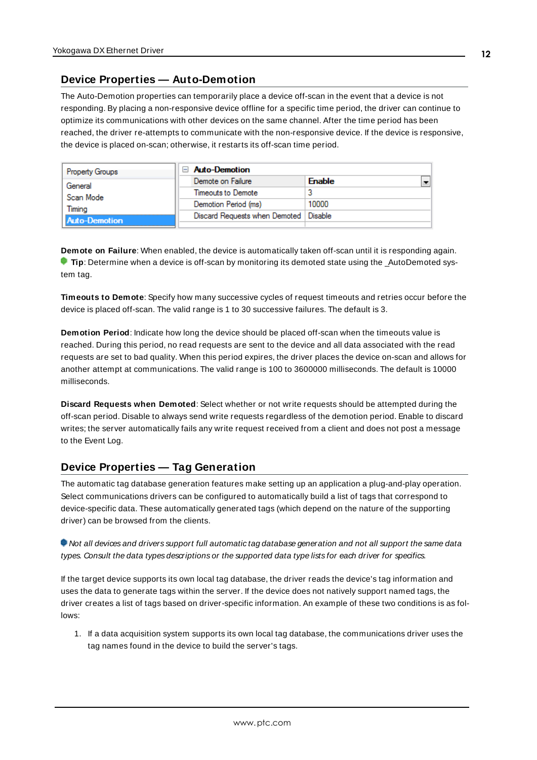## Device Properties — Auto-Demotion

The Auto-Demotion properties can temporarily place a device off-scan in the event that a device is not responding. By placing a non-responsive device offline for a specific time period, the driver can continue to optimize its communications with other devices on the same channel. After the time period has been reached, the driver re-attempts to communicate with the non-responsive device. If the device is responsive, the device is placed on-scan; otherwise, it restarts its off-scan time period.

| Property Groups | Auto-Demotion | |
|---|---|---|
| General | Demote on Failure | Enable |
| Scan Mode | Timeouts to Demote | 3 |
| Timing | Demotion Period (ms) | 10000 |
| Auto-Demotion | Discard Requests when Demoted | Disable |

**Demote on Failure**: When enabled, the device is automatically taken off-scan until it is responding again.

**Tip**: Determine when a device is off-scan by monitoring its demoted state using the _AutoDemoted system tag.

**Timeouts to Demote**: Specify how many successive cycles of request timeouts and retries occur before the device is placed off-scan. The valid range is 1 to 30 successive failures. The default is 3.

**Demotion Period**: Indicate how long the device should be placed off-scan when the timeouts value is reached. During this period, no read requests are sent to the device and all data associated with the read requests are set to bad quality. When this period expires, the driver places the device on-scan and allows for another attempt at communications. The valid range is 100 to 3600000 milliseconds. The default is 10000 milliseconds.

**Discard Requests when Demoted**: Select whether or not write requests should be attempted during the off-scan period. Disable to always send write requests regardless of the demotion period. Enable to discard writes; the server automatically fails any write request received from a client and does not post a message to the Event Log.

## Device Properties — Tag Generation

The automatic tag database generation features make setting up an application a plug-and-play operation. Select communications drivers can be configured to automatically build a list of tags that correspond to device-specific data. These automatically generated tags (which depend on the nature of the supporting driver) can be browsed from the clients.

*Not all devices and drivers support full automatic tag database generation and not all support the same data types. Consult the data types descriptions or the supported data type lists for each driver for specifics.*

If the target device supports its own local tag database, the driver reads the device's tag information and uses the data to generate tags within the server. If the device does not natively support named tags, the driver creates a list of tags based on driver-specific information. An example of these two conditions is as follows:

1. If a data acquisition system supports its own local tag database, the communications driver uses the tag names found in the device to build the server's tags.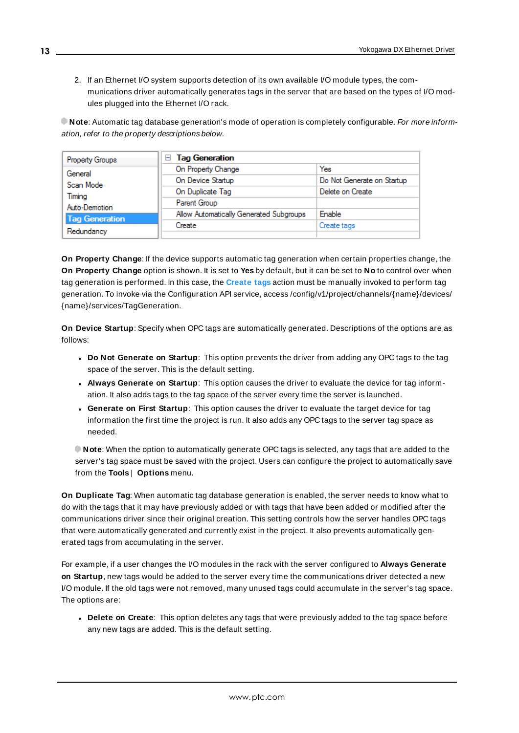2. If an Ethernet I/O system supports detection of its own available I/O module types, the communications driver automatically generates tags in the server that are based on the types of I/O modules plugged into the Ethernet I/O rack.

**Note**: Automatic tag database generation's mode of operation is completely configurable. *For more information, refer to the property descriptions below.*

| Property Groups | Tag Generation | |
|---|---|---|
| General | On Property Change | Yes |
| Scan Mode | On Device Startup | Do Not Generate on Startup |
| Timing | On Duplicate Tag | Delete on Create |
| Auto-Demotion | Parent Group | |
| **Tag Generation** | Allow Automatically Generated Subgroups | Enable |
| Redundancy | Create | Create tags |

**On Property Change**: If the device supports automatic tag generation when certain properties change, the **On Property Change** option is shown. It is set to **Yes** by default, but it can be set to **No** to control over when tag generation is performed. In this case, the **Create tags** action must be manually invoked to perform tag generation. To invoke via the Configuration API service, access /config/v1/project/channels/{name}/devices/{name}/services/TagGeneration.

**On Device Startup**: Specify when OPC tags are automatically generated. Descriptions of the options are as follows:

- **Do Not Generate on Startup**: This option prevents the driver from adding any OPC tags to the tag space of the server. This is the default setting.
- **Always Generate on Startup**: This option causes the driver to evaluate the device for tag information. It also adds tags to the tag space of the server every time the server is launched.
- **Generate on First Startup**: This option causes the driver to evaluate the target device for tag information the first time the project is run. It also adds any OPC tags to the server tag space as needed.

**Note**: When the option to automatically generate OPC tags is selected, any tags that are added to the server's tag space must be saved with the project. Users can configure the project to automatically save from the **Tools** | **Options** menu.

**On Duplicate Tag**: When automatic tag database generation is enabled, the server needs to know what to do with the tags that it may have previously added or with tags that have been added or modified after the communications driver since their original creation. This setting controls how the server handles OPC tags that were automatically generated and currently exist in the project. It also prevents automatically generated tags from accumulating in the server.

For example, if a user changes the I/O modules in the rack with the server configured to **Always Generate on Startup**, new tags would be added to the server every time the communications driver detected a new I/O module. If the old tags were not removed, many unused tags could accumulate in the server's tag space. The options are:

- **Delete on Create**: This option deletes any tags that were previously added to the tag space before any new tags are added. This is the default setting.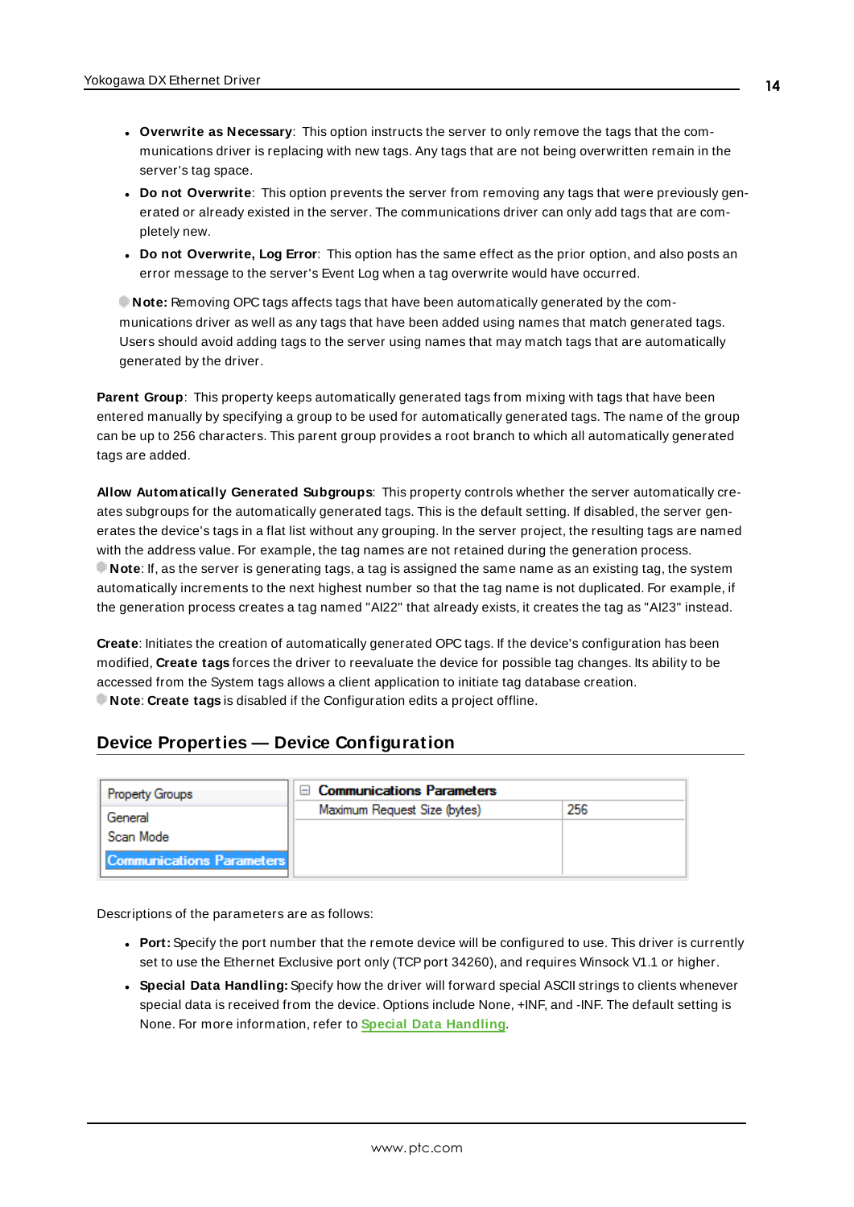- **Overwrite as Necessary**: This option instructs the server to only remove the tags that the communications driver is replacing with new tags. Any tags that are not being overwritten remain in the server's tag space.
- **Do not Overwrite**: This option prevents the server from removing any tags that were previously generated or already existed in the server. The communications driver can only add tags that are completely new.
- **Do not Overwrite, Log Error**: This option has the same effect as the prior option, and also posts an error message to the server's Event Log when a tag overwrite would have occurred.

**Note:** Removing OPC tags affects tags that have been automatically generated by the communications driver as well as any tags that have been added using names that match generated tags. Users should avoid adding tags to the server using names that may match tags that are automatically generated by the driver.

**Parent Group**: This property keeps automatically generated tags from mixing with tags that have been entered manually by specifying a group to be used for automatically generated tags. The name of the group can be up to 256 characters. This parent group provides a root branch to which all automatically generated tags are added.

**Allow Automatically Generated Subgroups**: This property controls whether the server automatically creates subgroups for the automatically generated tags. This is the default setting. If disabled, the server generates the device's tags in a flat list without any grouping. In the server project, the resulting tags are named with the address value. For example, the tag names are not retained during the generation process.
**Note**: If, as the server is generating tags, a tag is assigned the same name as an existing tag, the system automatically increments to the next highest number so that the tag name is not duplicated. For example, if the generation process creates a tag named "AI22" that already exists, it creates the tag as "AI23" instead.

**Create**: Initiates the creation of automatically generated OPC tags. If the device's configuration has been modified, **Create tags** forces the driver to reevaluate the device for possible tag changes. Its ability to be accessed from the System tags allows a client application to initiate tag database creation.
**Note**: **Create tags** is disabled if the Configuration edits a project offline.

## Device Properties — Device Configuration

| Property Groups | Communications Parameters | |
|---|---|---|
| General | Maximum Request Size (bytes) | 256 |
| Scan Mode | | |
| Communications Parameters | | |

Descriptions of the parameters are as follows:

- **Port:** Specify the port number that the remote device will be configured to use. This driver is currently set to use the Ethernet Exclusive port only (TCP port 34260), and requires Winsock V1.1 or higher.
- **Special Data Handling:** Specify how the driver will forward special ASCII strings to clients whenever special data is received from the device. Options include None, +INF, and -INF. The default setting is None. For more information, refer to **Special Data Handling**.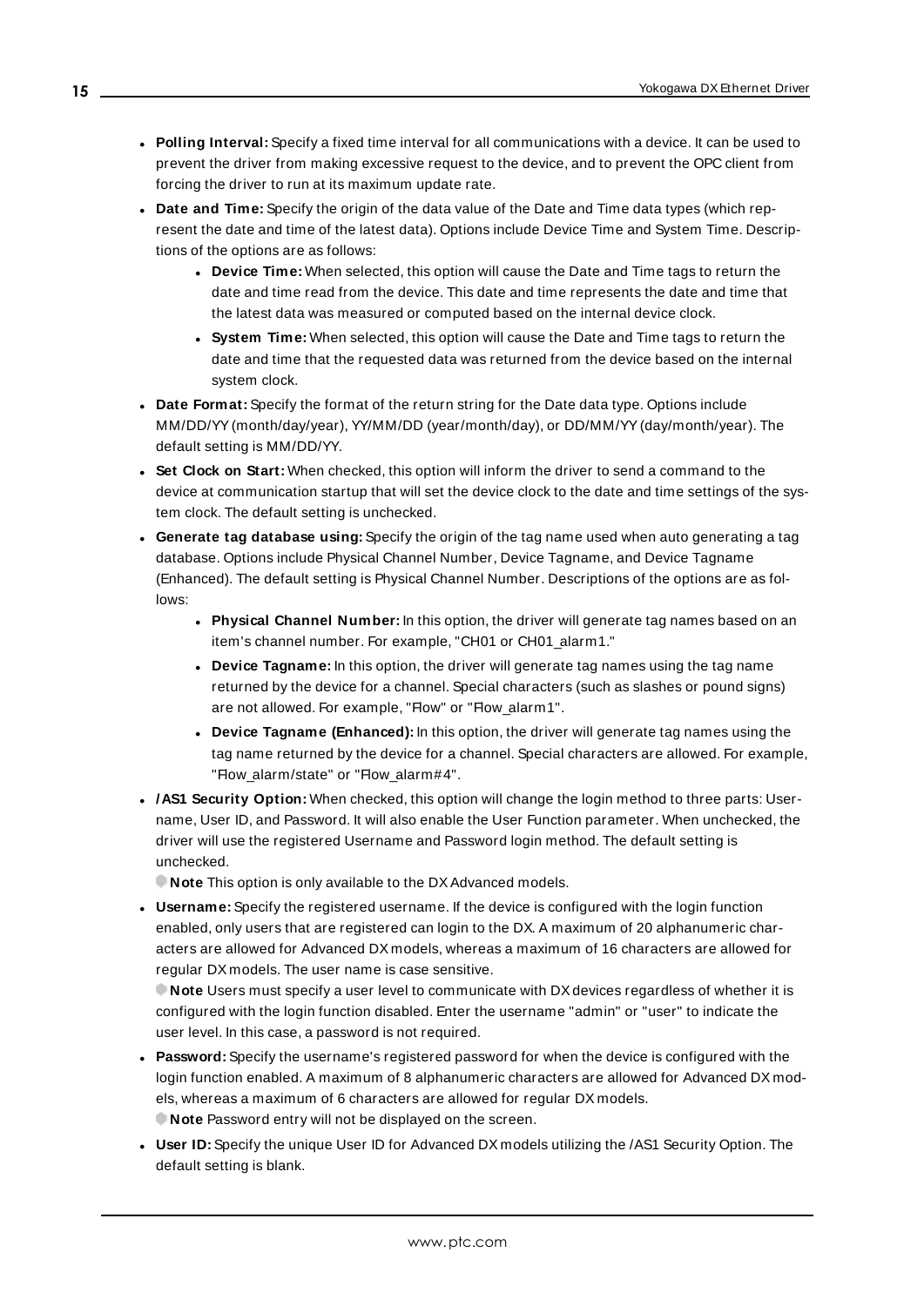- **Polling Interval:** Specify a fixed time interval for all communications with a device. It can be used to prevent the driver from making excessive request to the device, and to prevent the OPC client from forcing the driver to run at its maximum update rate.
- **Date and Time:** Specify the origin of the data value of the Date and Time data types (which represent the date and time of the latest data). Options include Device Time and System Time. Descriptions of the options are as follows:
    - **Device Time:** When selected, this option will cause the Date and Time tags to return the date and time read from the device. This date and time represents the date and time that the latest data was measured or computed based on the internal device clock.
    - **System Time:** When selected, this option will cause the Date and Time tags to return the date and time that the requested data was returned from the device based on the internal system clock.
- **Date Format:** Specify the format of the return string for the Date data type. Options include MM/DD/YY (month/day/year), YY/MM/DD (year/month/day), or DD/MM/YY (day/month/year). The default setting is MM/DD/YY.
- **Set Clock on Start:** When checked, this option will inform the driver to send a command to the device at communication startup that will set the device clock to the date and time settings of the system clock. The default setting is unchecked.
- **Generate tag database using:** Specify the origin of the tag name used when auto generating a tag database. Options include Physical Channel Number, Device Tagname, and Device Tagname (Enhanced). The default setting is Physical Channel Number. Descriptions of the options are as follows:
    - **Physical Channel Number:** In this option, the driver will generate tag names based on an item's channel number. For example, "CH01 or CH01_alarm1."
    - **Device Tagname:** In this option, the driver will generate tag names using the tag name returned by the device for a channel. Special characters (such as slashes or pound signs) are not allowed. For example, "Flow" or "Flow_alarm1".
    - **Device Tagname (Enhanced):** In this option, the driver will generate tag names using the tag name returned by the device for a channel. Special characters are allowed. For example, "Flow_alarm/state" or "Flow_alarm#4".
- **/AS1 Security Option:** When checked, this option will change the login method to three parts: Username, User ID, and Password. It will also enable the User Function parameter. When unchecked, the driver will use the registered Username and Password login method. The default setting is unchecked.

  **Note** This option is only available to the DX Advanced models.
- **Username:** Specify the registered username. If the device is configured with the login function enabled, only users that are registered can login to the DX. A maximum of 20 alphanumeric characters are allowed for Advanced DX models, whereas a maximum of 16 characters are allowed for regular DX models. The user name is case sensitive.

  **Note** Users must specify a user level to communicate with DX devices regardless of whether it is configured with the login function disabled. Enter the username "admin" or "user" to indicate the user level. In this case, a password is not required.
- **Password:** Specify the username's registered password for when the device is configured with the login function enabled. A maximum of 8 alphanumeric characters are allowed for Advanced DX models, whereas a maximum of 6 characters are allowed for regular DX models.

  **Note** Password entry will not be displayed on the screen.
- **User ID:** Specify the unique User ID for Advanced DX models utilizing the /AS1 Security Option. The default setting is blank.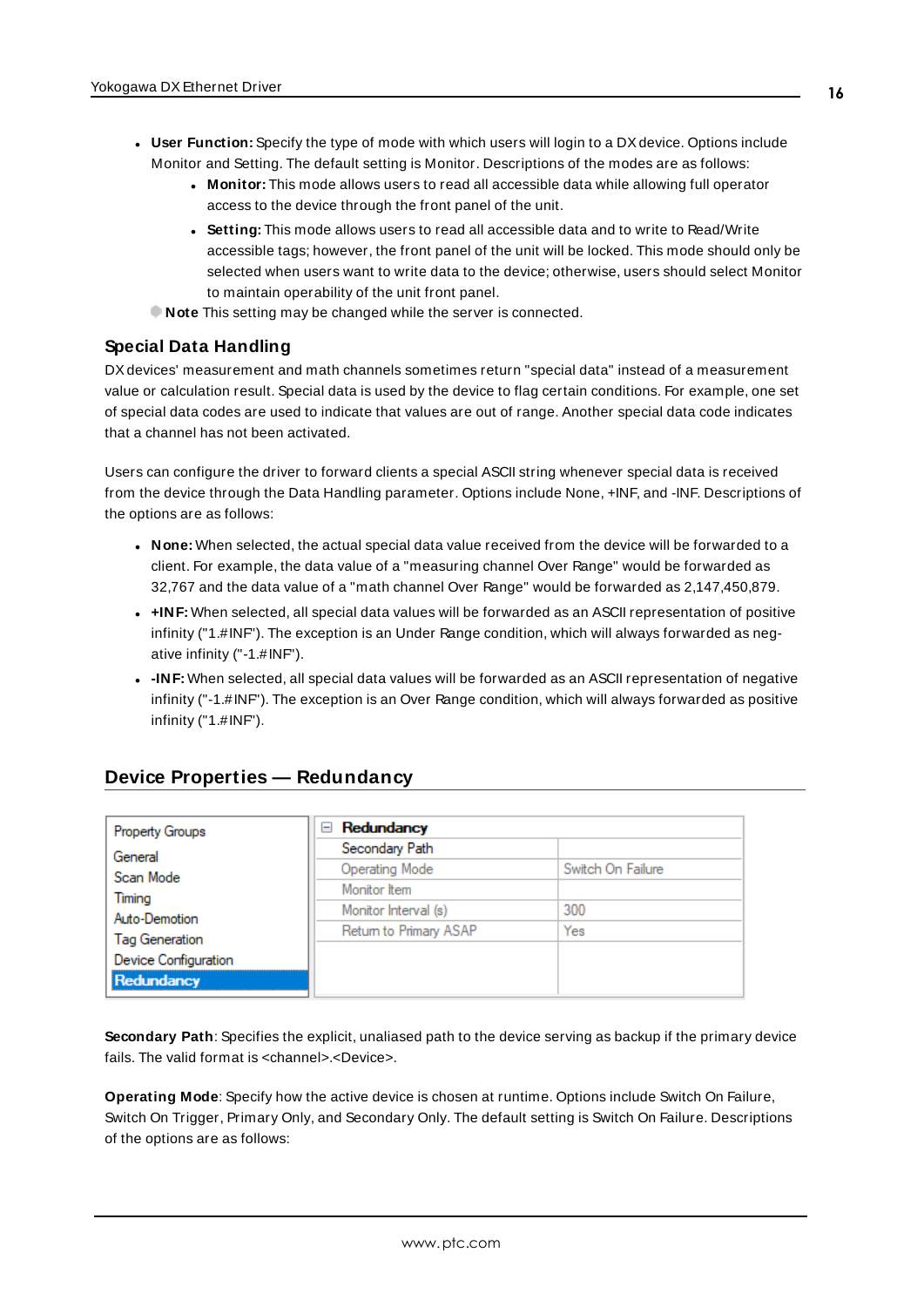- **User Function:** Specify the type of mode with which users will login to a DX device. Options include Monitor and Setting. The default setting is Monitor. Descriptions of the modes are as follows:
  - **Monitor:** This mode allows users to read all accessible data while allowing full operator access to the device through the front panel of the unit.
  - **Setting:** This mode allows users to read all accessible data and to write to Read/Write accessible tags; however, the front panel of the unit will be locked. This mode should only be selected when users want to write data to the device; otherwise, users should select Monitor to maintain operability of the unit front panel.

**Note** This setting may be changed while the server is connected.

### Special Data Handling

DX devices' measurement and math channels sometimes return "special data" instead of a measurement value or calculation result. Special data is used by the device to flag certain conditions. For example, one set of special data codes are used to indicate that values are out of range. Another special data code indicates that a channel has not been activated.

Users can configure the driver to forward clients a special ASCII string whenever special data is received from the device through the Data Handling parameter. Options include None, +INF, and -INF. Descriptions of the options are as follows:

- **None:** When selected, the actual special data value received from the device will be forwarded to a client. For example, the data value of a "measuring channel Over Range" would be forwarded as 32,767 and the data value of a "math channel Over Range" would be forwarded as 2,147,450,879.
- **+INF:** When selected, all special data values will be forwarded as an ASCII representation of positive infinity ("1.#INF"). The exception is an Under Range condition, which will always forwarded as negative infinity ("-1.#INF").
- **-INF:** When selected, all special data values will be forwarded as an ASCII representation of negative infinity ("-1.#INF"). The exception is an Over Range condition, which will always forwarded as positive infinity ("1.#INF").

## Device Properties — Redundancy

| Property Groups | Redundancy | |
|---|---|---|
| General | Secondary Path | |
| Scan Mode | Operating Mode | Switch On Failure |
| Timing | Monitor Item | |
| Auto-Demotion | Monitor Interval (s) | 300 |
| Tag Generation | Return to Primary ASAP | Yes |
| Device Configuration | | |
| Redundancy | | |

**Secondary Path**: Specifies the explicit, unaliased path to the device serving as backup if the primary device fails. The valid format is <channel>.<Device>.

**Operating Mode**: Specify how the active device is chosen at runtime. Options include Switch On Failure, Switch On Trigger, Primary Only, and Secondary Only. The default setting is Switch On Failure. Descriptions of the options are as follows: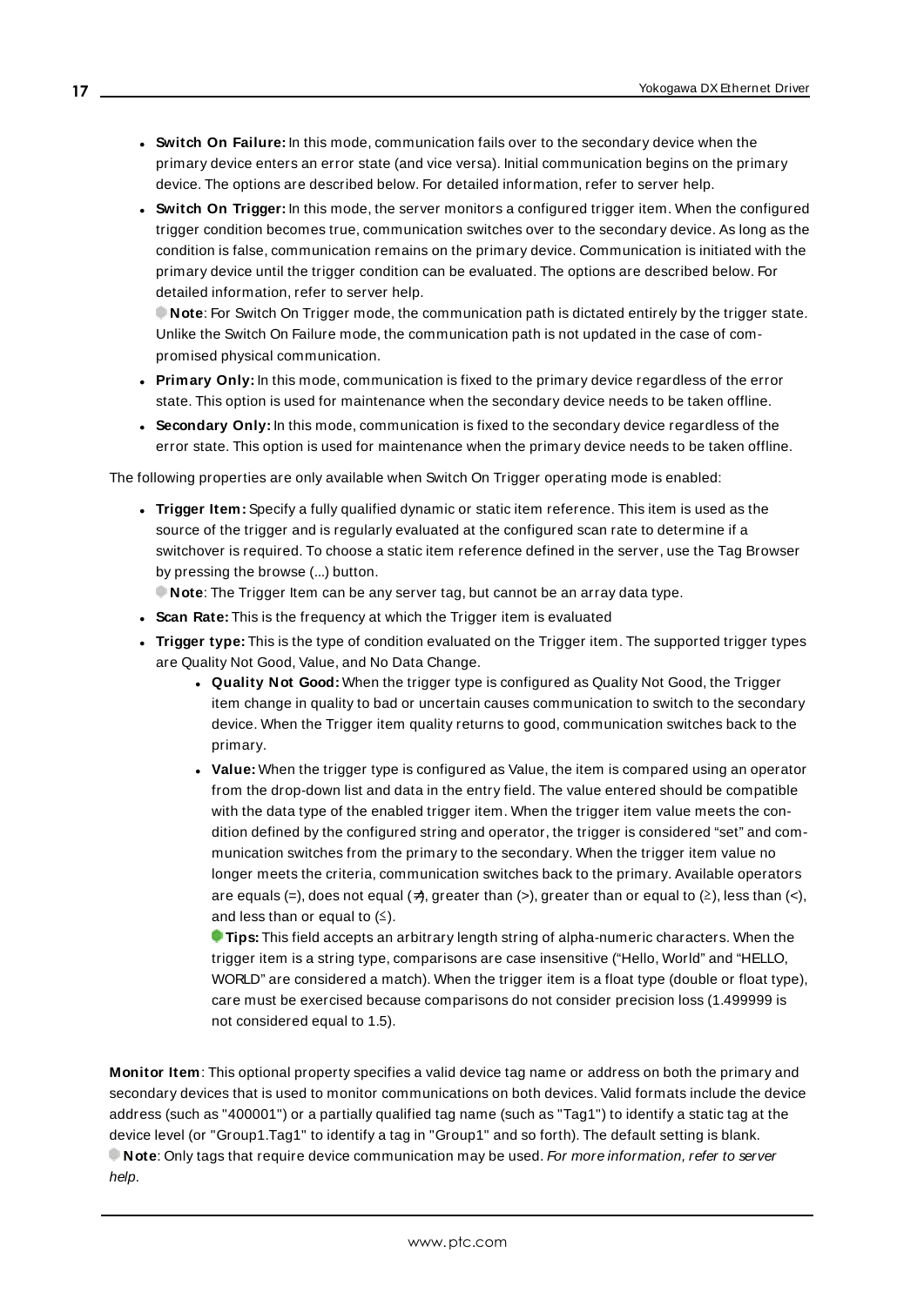- **Switch On Failure:** In this mode, communication fails over to the secondary device when the primary device enters an error state (and vice versa). Initial communication begins on the primary device. The options are described below. For detailed information, refer to server help.
- **Switch On Trigger:** In this mode, the server monitors a configured trigger item. When the configured trigger condition becomes true, communication switches over to the secondary device. As long as the condition is false, communication remains on the primary device. Communication is initiated with the primary device until the trigger condition can be evaluated. The options are described below. For detailed information, refer to server help.

  **Note**: For Switch On Trigger mode, the communication path is dictated entirely by the trigger state. Unlike the Switch On Failure mode, the communication path is not updated in the case of compromised physical communication.
- **Primary Only:** In this mode, communication is fixed to the primary device regardless of the error state. This option is used for maintenance when the secondary device needs to be taken offline.
- **Secondary Only:** In this mode, communication is fixed to the secondary device regardless of the error state. This option is used for maintenance when the primary device needs to be taken offline.

The following properties are only available when Switch On Trigger operating mode is enabled:

- **Trigger Item:** Specify a fully qualified dynamic or static item reference. This item is used as the source of the trigger and is regularly evaluated at the configured scan rate to determine if a switchover is required. To choose a static item reference defined in the server, use the Tag Browser by pressing the browse (...) button.

  **Note**: The Trigger Item can be any server tag, but cannot be an array data type.
- **Scan Rate:** This is the frequency at which the Trigger item is evaluated
- **Trigger type:** This is the type of condition evaluated on the Trigger item. The supported trigger types are Quality Not Good, Value, and No Data Change.
  - **Quality Not Good:** When the trigger type is configured as Quality Not Good, the Trigger item change in quality to bad or uncertain causes communication to switch to the secondary device. When the Trigger item quality returns to good, communication switches back to the primary.
  - **Value:** When the trigger type is configured as Value, the item is compared using an operator from the drop-down list and data in the entry field. The value entered should be compatible with the data type of the enabled trigger item. When the trigger item value meets the condition defined by the configured string and operator, the trigger is considered "set" and communication switches from the primary to the secondary. When the trigger item value no longer meets the criteria, communication switches back to the primary. Available operators are equals (=), does not equal (≠), greater than (>), greater than or equal to (≥), less than (<), and less than or equal to (≤).

    **Tips:** This field accepts an arbitrary length string of alpha-numeric characters. When the trigger item is a string type, comparisons are case insensitive ("Hello, World" and "HELLO, WORLD" are considered a match). When the trigger item is a float type (double or float type), care must be exercised because comparisons do not consider precision loss (1.499999 is not considered equal to 1.5).

**Monitor Item**: This optional property specifies a valid device tag name or address on both the primary and secondary devices that is used to monitor communications on both devices. Valid formats include the device address (such as "400001") or a partially qualified tag name (such as "Tag1") to identify a static tag at the device level (or "Group1.Tag1" to identify a tag in "Group1" and so forth). The default setting is blank.

**Note**: Only tags that require device communication may be used. *For more information, refer to server help.*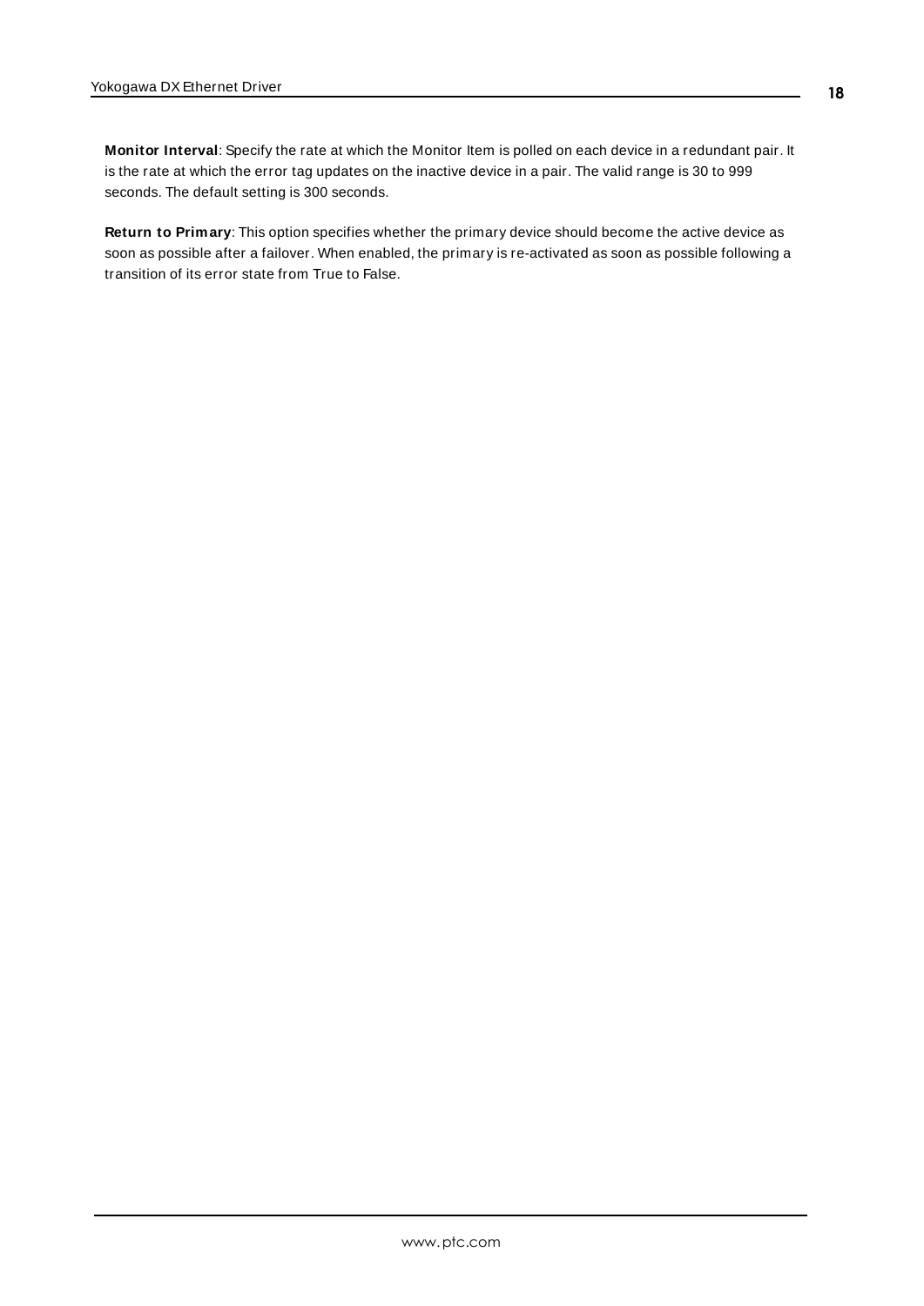**Monitor Interval**: Specify the rate at which the Monitor Item is polled on each device in a redundant pair. It is the rate at which the error tag updates on the inactive device in a pair. The valid range is 30 to 999 seconds. The default setting is 300 seconds.

**Return to Primary**: This option specifies whether the primary device should become the active device as soon as possible after a failover. When enabled, the primary is re-activated as soon as possible following a transition of its error state from True to False.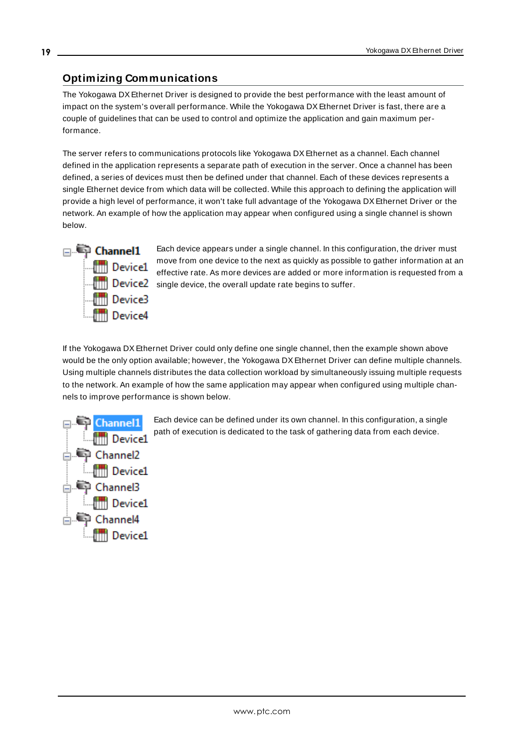## Optimizing Communications

The Yokogawa DX Ethernet Driver is designed to provide the best performance with the least amount of impact on the system's overall performance. While the Yokogawa DX Ethernet Driver is fast, there are a couple of guidelines that can be used to control and optimize the application and gain maximum performance.

The server refers to communications protocols like Yokogawa DX Ethernet as a channel. Each channel defined in the application represents a separate path of execution in the server. Once a channel has been defined, a series of devices must then be defined under that channel. Each of these devices represents a single Ethernet device from which data will be collected. While this approach to defining the application will provide a high level of performance, it won't take full advantage of the Yokogawa DX Ethernet Driver or the network. An example of how the application may appear when configured using a single channel is shown below.

- Channel1
  - Device1
  - Device2
  - Device3
  - Device4

Each device appears under a single channel. In this configuration, the driver must move from one device to the next as quickly as possible to gather information at an effective rate. As more devices are added or more information is requested from a single device, the overall update rate begins to suffer.

If the Yokogawa DX Ethernet Driver could only define one single channel, then the example shown above would be the only option available; however, the Yokogawa DX Ethernet Driver can define multiple channels. Using multiple channels distributes the data collection workload by simultaneously issuing multiple requests to the network. An example of how the same application may appear when configured using multiple channels to improve performance is shown below.

- Channel1
  - Device1
- Channel2
  - Device1
- Channel3
  - Device1
- Channel4
  - Device1

Each device can be defined under its own channel. In this configuration, a single path of execution is dedicated to the task of gathering data from each device.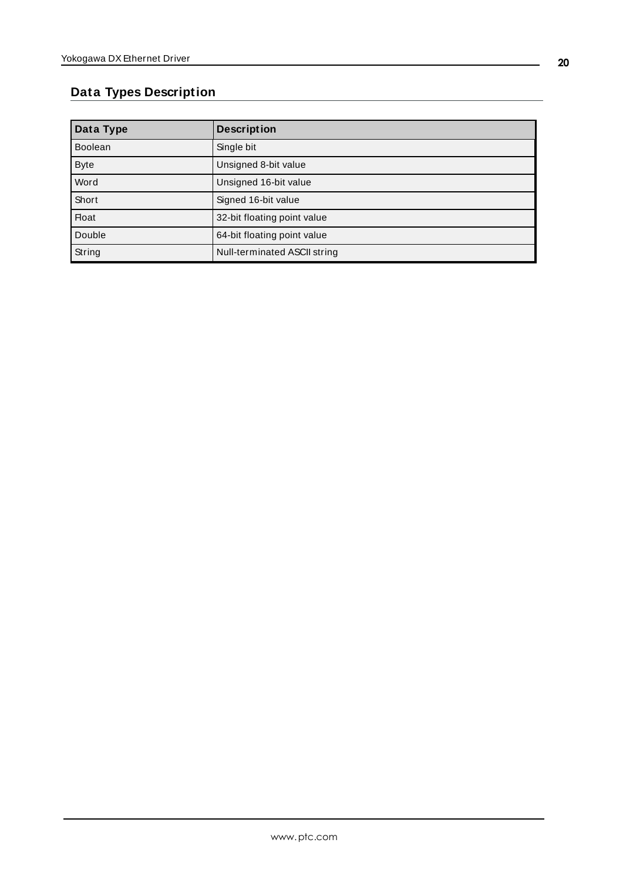## Data Types Description

| Data Type | Description |
|---|---|
| Boolean | Single bit |
| Byte | Unsigned 8-bit value |
| Word | Unsigned 16-bit value |
| Short | Signed 16-bit value |
| Float | 32-bit floating point value |
| Double | 64-bit floating point value |
| String | Null-terminated ASCII string |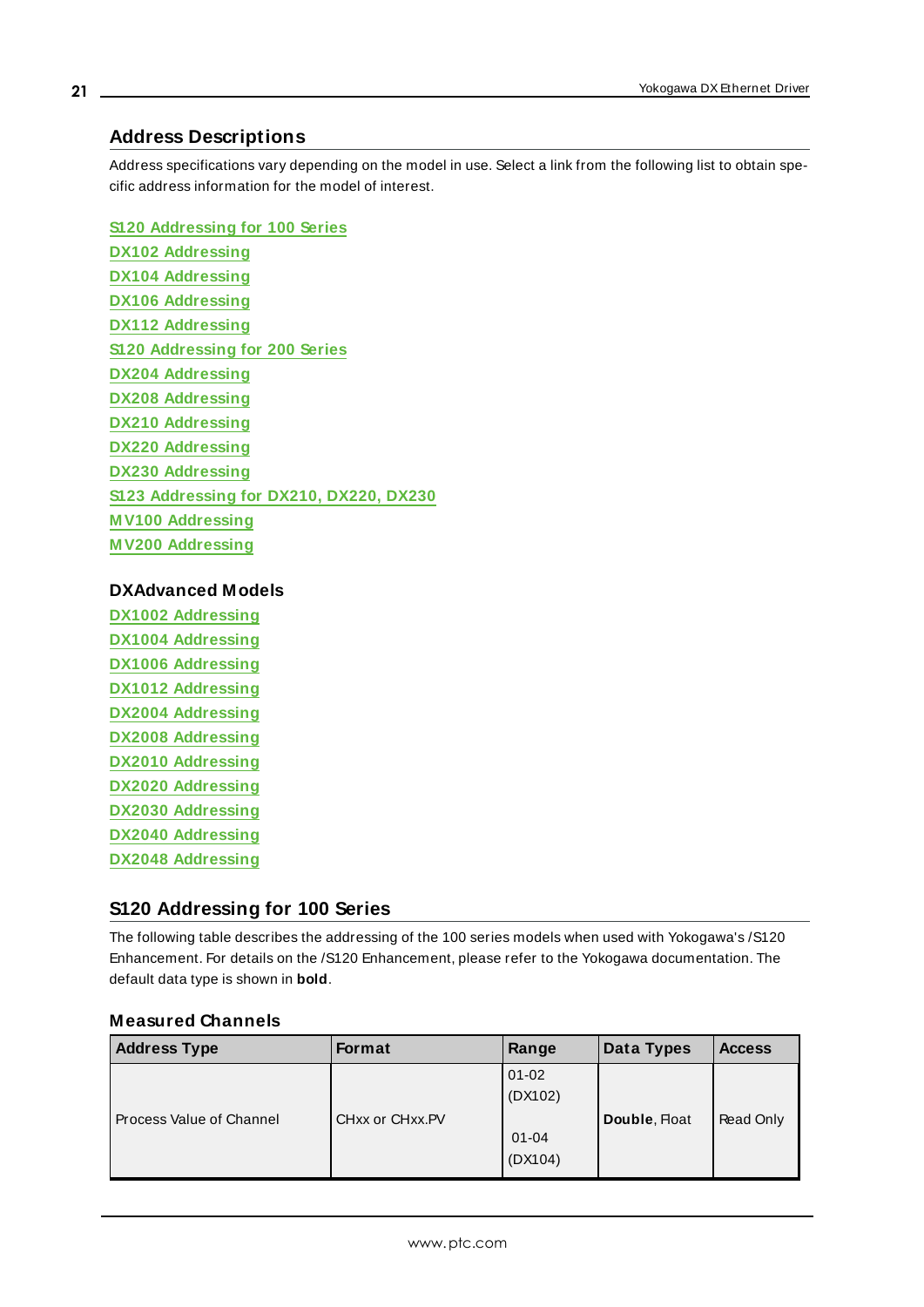## Address Descriptions

Address specifications vary depending on the model in use. Select a link from the following list to obtain specific address information for the model of interest.

**S120 Addressing for 100 Series**
**DX102 Addressing**
**DX104 Addressing**
**DX106 Addressing**
**DX112 Addressing**
**S120 Addressing for 200 Series**
**DX204 Addressing**
**DX208 Addressing**
**DX210 Addressing**
**DX220 Addressing**
**DX230 Addressing**
**S123 Addressing for DX210, DX220, DX230**
**MV100 Addressing**
**MV200 Addressing**

### DXAdvanced Models

**DX1002 Addressing**
**DX1004 Addressing**
**DX1006 Addressing**
**DX1012 Addressing**
**DX2004 Addressing**
**DX2008 Addressing**
**DX2010 Addressing**
**DX2020 Addressing**
**DX2030 Addressing**
**DX2040 Addressing**
**DX2048 Addressing**

## S120 Addressing for 100 Series

The following table describes the addressing of the 100 series models when used with Yokogawa's /S120 Enhancement. For details on the /S120 Enhancement, please refer to the Yokogawa documentation. The default data type is shown in **bold**.

### Measured Channels

| Address Type | Format | Range | Data Types | Access |
|---|---|---|---|---|
| Process Value of Channel | CHxx or CHxx.PV | 01-02 (DX102)<br><br>01-04 (DX104) | **Double**, Float | Read Only |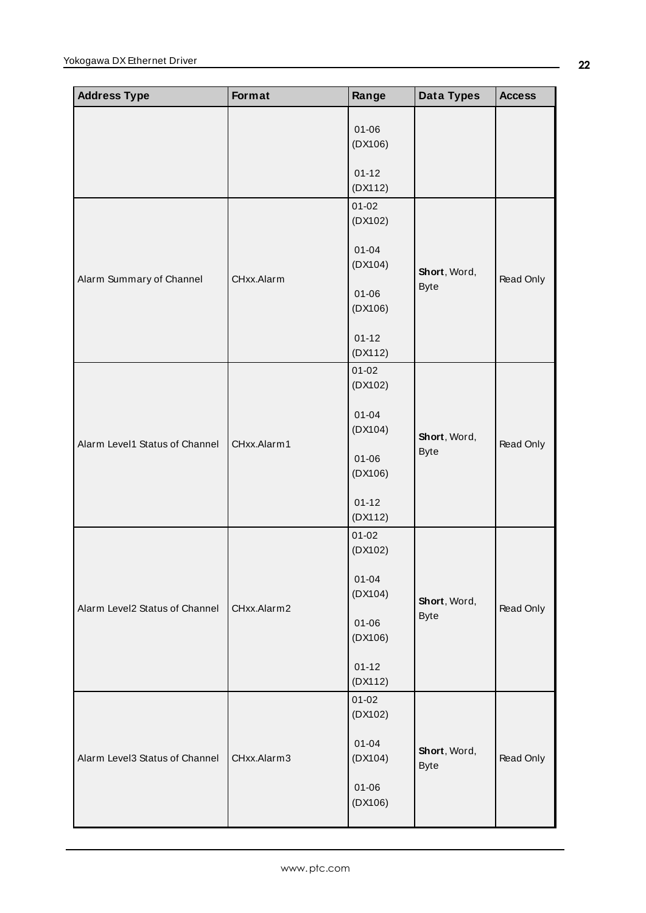| Address Type | Format | Range | Data Types | Access |
|---|---|---|---|---|
| | | 01-06 (DX106)<br><br>01-12 (DX112) | | |
| Alarm Summary of Channel | CHxx.Alarm | 01-02 (DX102)<br><br>01-04 (DX104)<br><br>01-06 (DX106)<br><br>01-12 (DX112) | **Short**, Word, Byte | Read Only |
| Alarm Level1 Status of Channel | CHxx.Alarm1 | 01-02 (DX102)<br><br>01-04 (DX104)<br><br>01-06 (DX106)<br><br>01-12 (DX112) | **Short**, Word, Byte | Read Only |
| Alarm Level2 Status of Channel | CHxx.Alarm2 | 01-02 (DX102)<br><br>01-04 (DX104)<br><br>01-06 (DX106)<br><br>01-12 (DX112) | **Short**, Word, Byte | Read Only |
| Alarm Level3 Status of Channel | CHxx.Alarm3 | 01-02 (DX102)<br><br>01-04 (DX104)<br><br>01-06 (DX106) | **Short**, Word, Byte | Read Only |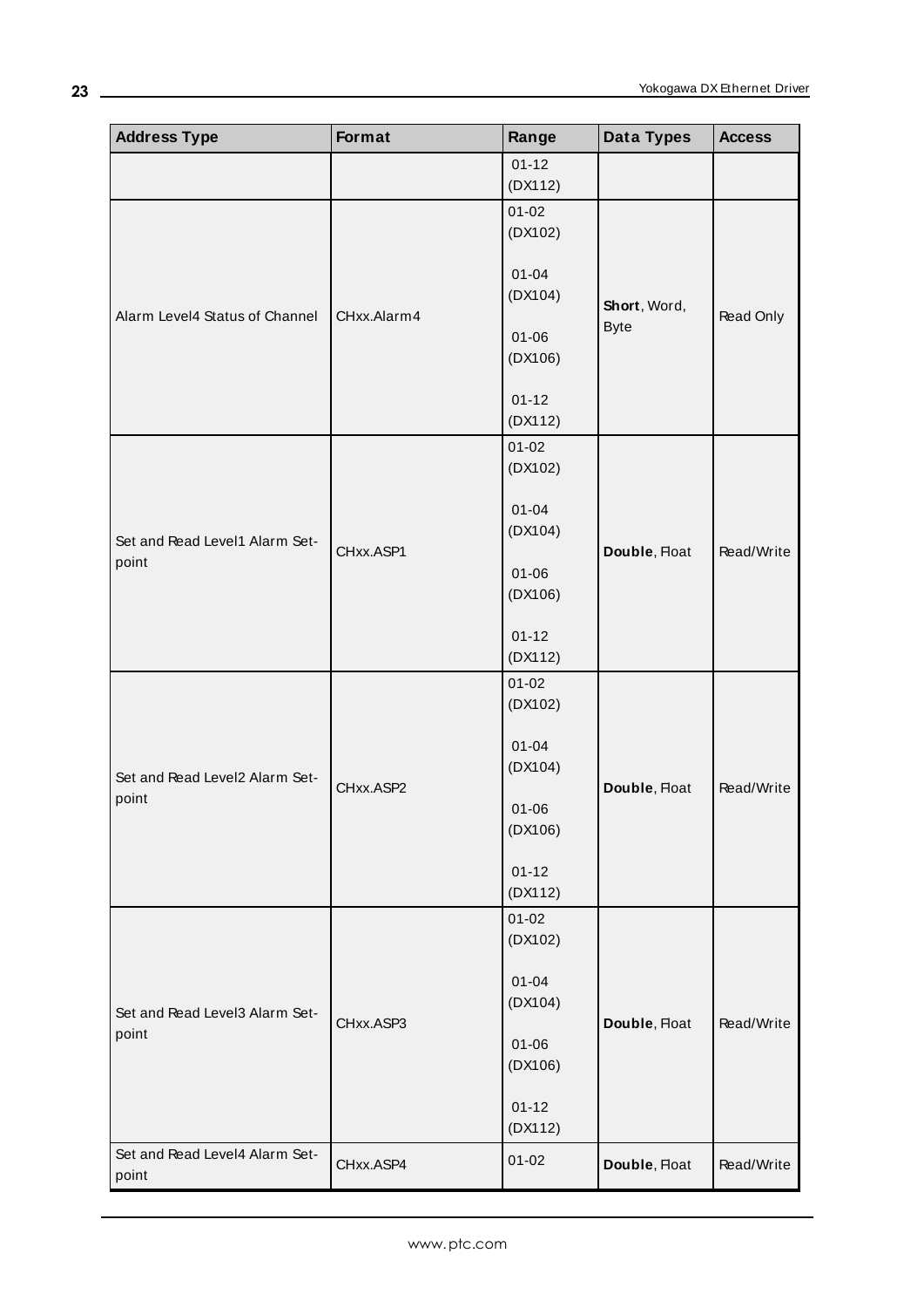| Address Type | Format | Range | Data Types | Access |
|---|---|---|---|---|
| | | 01-12 (DX112) | | |
| Alarm Level4 Status of Channel | CHxx.Alarm4 | 01-02 (DX102)<br><br>01-04 (DX104)<br><br>01-06 (DX106)<br><br>01-12 (DX112) | **Short**, Word, Byte | Read Only |
| Set and Read Level1 Alarm Set-point | CHxx.ASP1 | 01-02 (DX102)<br><br>01-04 (DX104)<br><br>01-06 (DX106)<br><br>01-12 (DX112) | **Double**, Float | Read/Write |
| Set and Read Level2 Alarm Set-point | CHxx.ASP2 | 01-02 (DX102)<br><br>01-04 (DX104)<br><br>01-06 (DX106)<br><br>01-12 (DX112) | **Double**, Float | Read/Write |
| Set and Read Level3 Alarm Set-point | CHxx.ASP3 | 01-02 (DX102)<br><br>01-04 (DX104)<br><br>01-06 (DX106)<br><br>01-12 (DX112) | **Double**, Float | Read/Write |
| Set and Read Level4 Alarm Set-point | CHxx.ASP4 | 01-02 | **Double**, Float | Read/Write |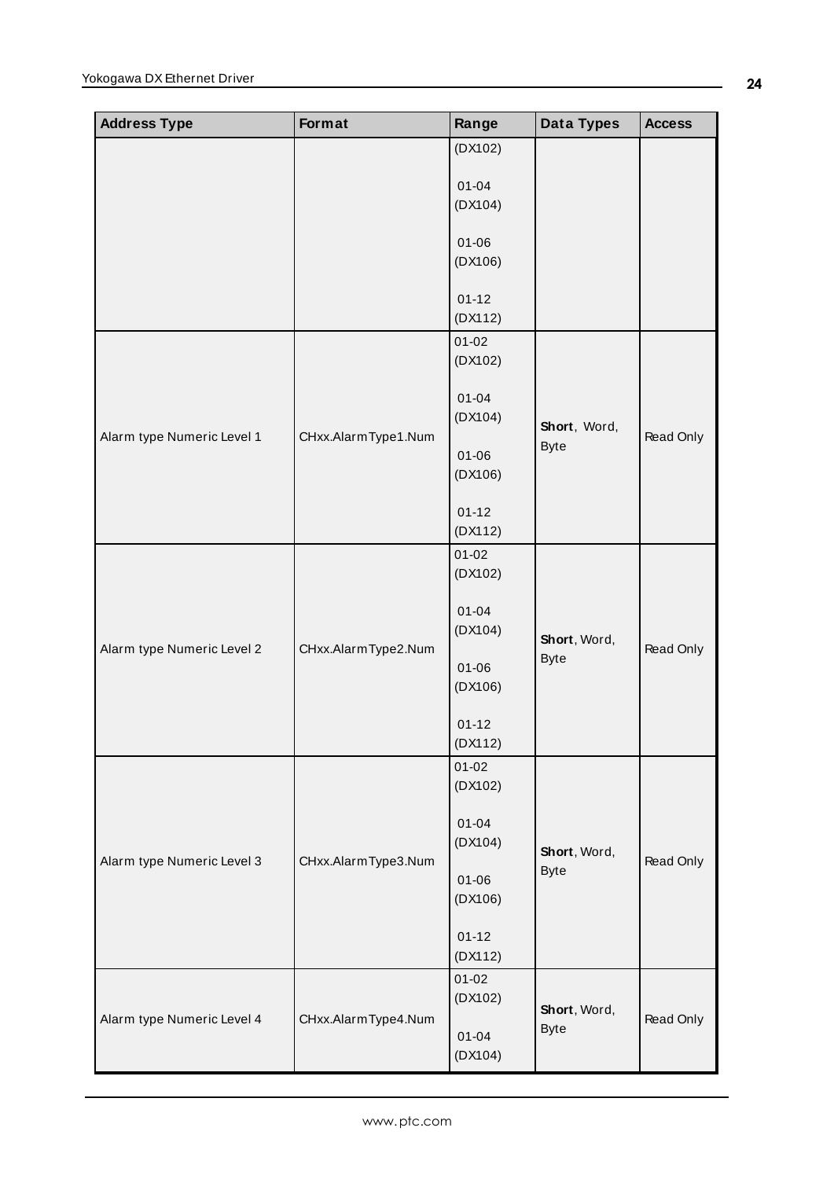| Address Type | Format | Range | Data Types | Access |
|---|---|---|---|---|
| | | (DX102)<br><br>01-04 (DX104)<br><br>01-06 (DX106)<br><br>01-12 (DX112) | | |
| Alarm type Numeric Level 1 | CHxx.AlarmType1.Num | 01-02 (DX102)<br><br>01-04 (DX104)<br><br>01-06 (DX106)<br><br>01-12 (DX112) | **Short**, Word, Byte | Read Only |
| Alarm type Numeric Level 2 | CHxx.AlarmType2.Num | 01-02 (DX102)<br><br>01-04 (DX104)<br><br>01-06 (DX106)<br><br>01-12 (DX112) | **Short**, Word, Byte | Read Only |
| Alarm type Numeric Level 3 | CHxx.AlarmType3.Num | 01-02 (DX102)<br><br>01-04 (DX104)<br><br>01-06 (DX106)<br><br>01-12 (DX112) | **Short**, Word, Byte | Read Only |
| Alarm type Numeric Level 4 | CHxx.AlarmType4.Num | 01-02 (DX102)<br><br>01-04 (DX104) | **Short**, Word, Byte | Read Only |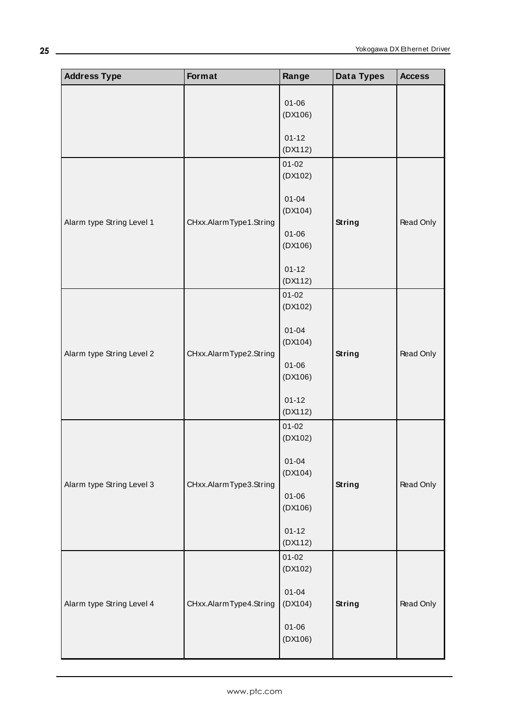| Address Type | Format | Range | Data Types | Access |
|---|---|---|---|---|
| | | 01-06 (DX106)<br><br>01-12 (DX112) | | |
| Alarm type String Level 1 | CHxx.AlarmType1.String | 01-02 (DX102)<br><br>01-04 (DX104)<br><br>01-06 (DX106)<br><br>01-12 (DX112) | **String** | Read Only |
| Alarm type String Level 2 | CHxx.AlarmType2.String | 01-02 (DX102)<br><br>01-04 (DX104)<br><br>01-06 (DX106)<br><br>01-12 (DX112) | **String** | Read Only |
| Alarm type String Level 3 | CHxx.AlarmType3.String | 01-02 (DX102)<br><br>01-04 (DX104)<br><br>01-06 (DX106)<br><br>01-12 (DX112) | **String** | Read Only |
| Alarm type String Level 4 | CHxx.AlarmType4.String | 01-02 (DX102)<br><br>01-04 (DX104)<br><br>01-06 (DX106) | **String** | Read Only |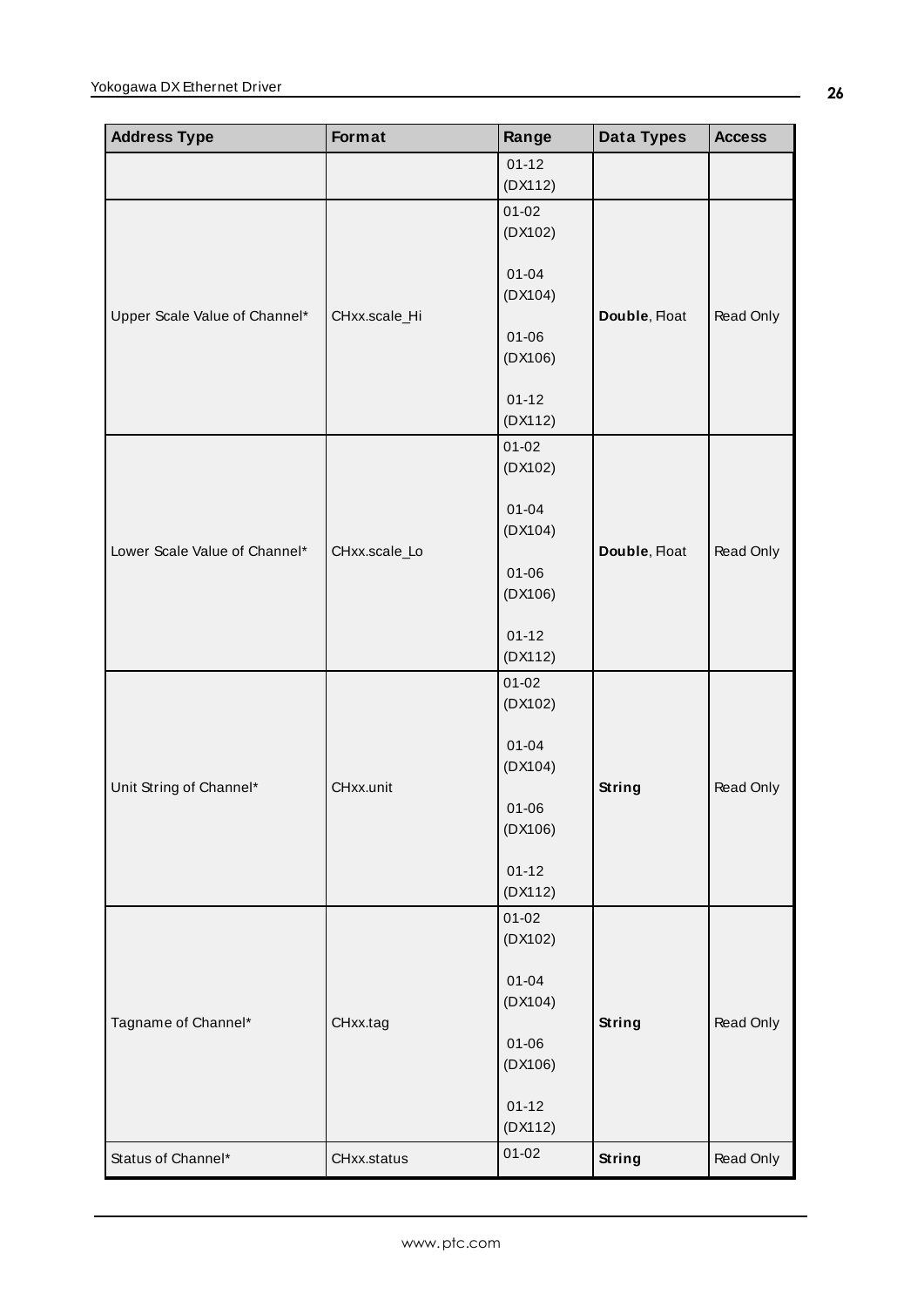| Address Type | Format | Range | Data Types | Access |
|---|---|---|---|---|
| | | 01-12 (DX112) | | |
| Upper Scale Value of Channel* | CHxx.scale_Hi | 01-02 (DX102)<br><br>01-04 (DX104)<br><br>01-06 (DX106)<br><br>01-12 (DX112) | **Double**, Float | Read Only |
| Lower Scale Value of Channel* | CHxx.scale_Lo | 01-02 (DX102)<br><br>01-04 (DX104)<br><br>01-06 (DX106)<br><br>01-12 (DX112) | **Double**, Float | Read Only |
| Unit String of Channel* | CHxx.unit | 01-02 (DX102)<br><br>01-04 (DX104)<br><br>01-06 (DX106)<br><br>01-12 (DX112) | **String** | Read Only |
| Tagname of Channel* | CHxx.tag | 01-02 (DX102)<br><br>01-04 (DX104)<br><br>01-06 (DX106)<br><br>01-12 (DX112) | **String** | Read Only |
| Status of Channel* | CHxx.status | 01-02 | **String** | Read Only |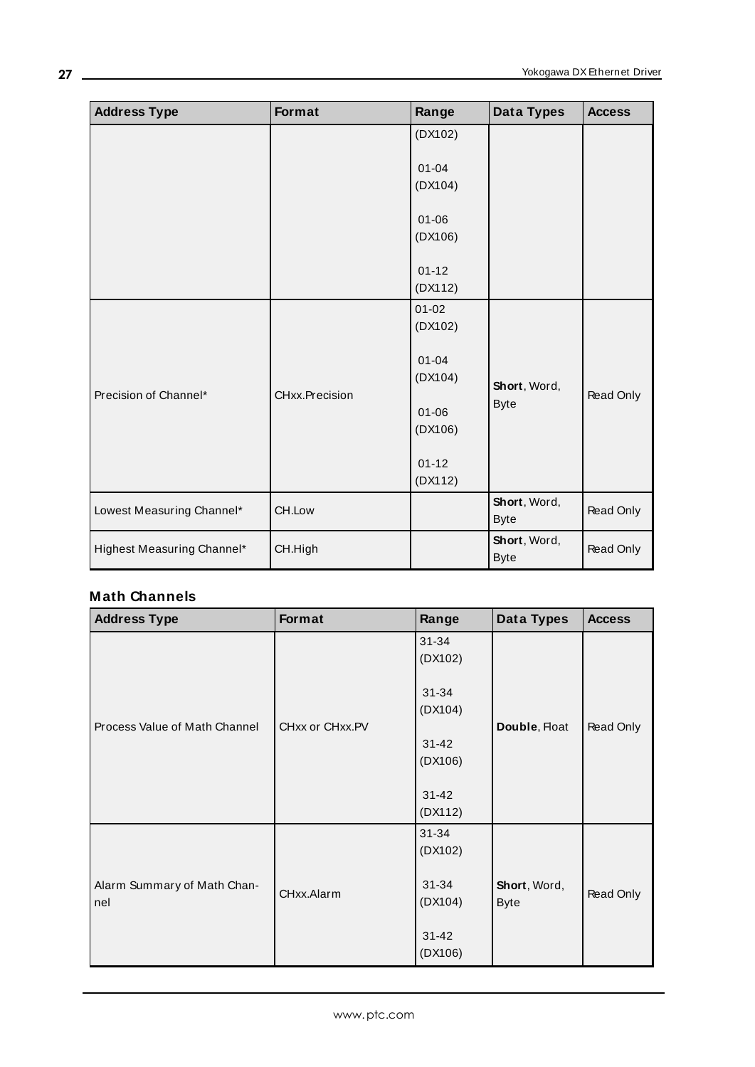| Address Type | Format | Range | Data Types | Access |
|---|---|---|---|---|
| | | (DX102)<br><br>01-04 (DX104)<br><br>01-06 (DX106)<br><br>01-12 (DX112) | | |
| Precision of Channel* | CHxx.Precision | 01-02 (DX102)<br><br>01-04 (DX104)<br><br>01-06 (DX106)<br><br>01-12 (DX112) | **Short**, Word, Byte | Read Only |
| Lowest Measuring Channel* | CH.Low | | **Short**, Word, Byte | Read Only |
| Highest Measuring Channel* | CH.High | | **Short**, Word, Byte | Read Only |

### Math Channels

| Address Type | Format | Range | Data Types | Access |
|---|---|---|---|---|
| Process Value of Math Channel | CHxx or CHxx.PV | 31-34 (DX102)<br><br>31-34 (DX104)<br><br>31-42 (DX106)<br><br>31-42 (DX112) | **Double**, Float | Read Only |
| Alarm Summary of Math Channel | CHxx.Alarm | 31-34 (DX102)<br><br>31-34 (DX104)<br><br>31-42 (DX106) | **Short**, Word, Byte | Read Only |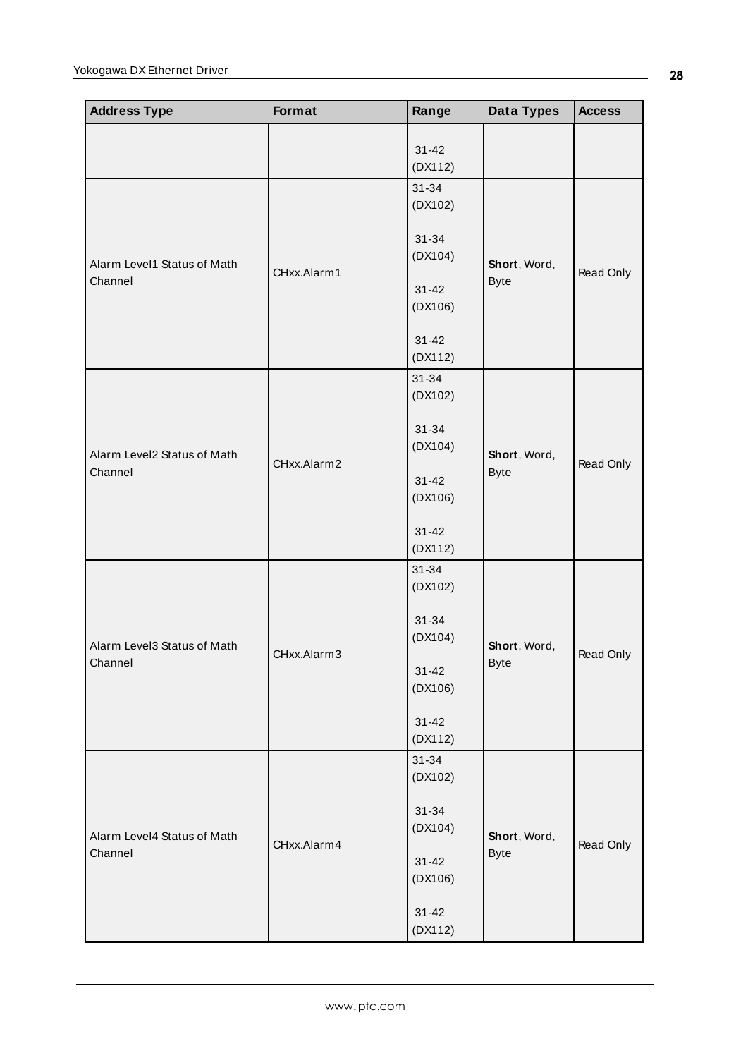| Address Type | Format | Range | Data Types | Access |
|---|---|---|---|---|
| | | 31-42 (DX112) | | |
| Alarm Level1 Status of Math Channel | CHxx.Alarm1 | 31-34 (DX102)<br><br>31-34 (DX104)<br><br>31-42 (DX106)<br><br>31-42 (DX112) | **Short**, Word, Byte | Read Only |
| Alarm Level2 Status of Math Channel | CHxx.Alarm2 | 31-34 (DX102)<br><br>31-34 (DX104)<br><br>31-42 (DX106)<br><br>31-42 (DX112) | **Short**, Word, Byte | Read Only |
| Alarm Level3 Status of Math Channel | CHxx.Alarm3 | 31-34 (DX102)<br><br>31-34 (DX104)<br><br>31-42 (DX106)<br><br>31-42 (DX112) | **Short**, Word, Byte | Read Only |
| Alarm Level4 Status of Math Channel | CHxx.Alarm4 | 31-34 (DX102)<br><br>31-34 (DX104)<br><br>31-42 (DX106)<br><br>31-42 (DX112) | **Short**, Word, Byte | Read Only |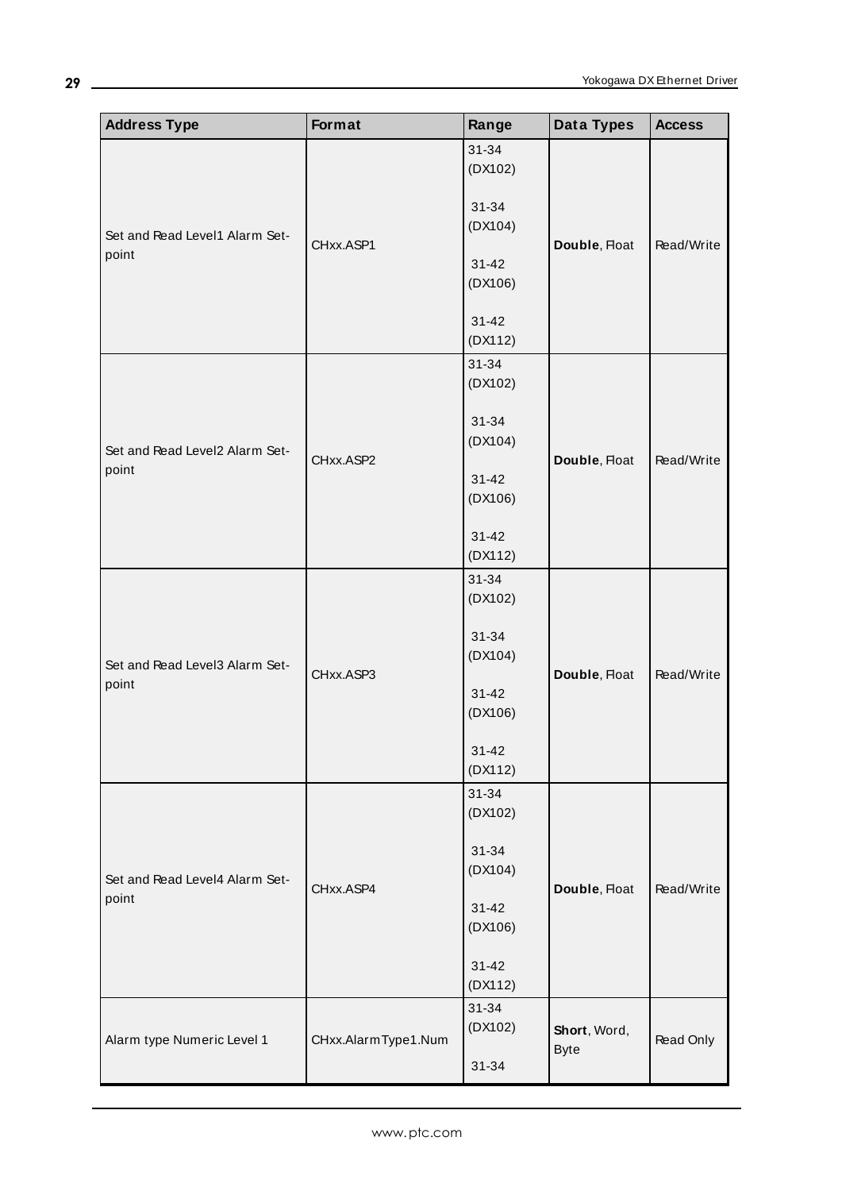| Address Type | Format | Range | Data Types | Access |
|---|---|---|---|---|
| Set and Read Level1 Alarm Set-point | CHxx.ASP1 | 31-34 (DX102)<br><br>31-34 (DX104)<br><br>31-42 (DX106)<br><br>31-42 (DX112) | **Double**, Float | Read/Write |
| Set and Read Level2 Alarm Set-point | CHxx.ASP2 | 31-34 (DX102)<br><br>31-34 (DX104)<br><br>31-42 (DX106)<br><br>31-42 (DX112) | **Double**, Float | Read/Write |
| Set and Read Level3 Alarm Set-point | CHxx.ASP3 | 31-34 (DX102)<br><br>31-34 (DX104)<br><br>31-42 (DX106)<br><br>31-42 (DX112) | **Double**, Float | Read/Write |
| Set and Read Level4 Alarm Set-point | CHxx.ASP4 | 31-34 (DX102)<br><br>31-34 (DX104)<br><br>31-42 (DX106)<br><br>31-42 (DX112) | **Double**, Float | Read/Write |
| Alarm type Numeric Level 1 | CHxx.AlarmType1.Num | 31-34 (DX102)<br><br>31-34 | **Short**, Word, Byte | Read Only |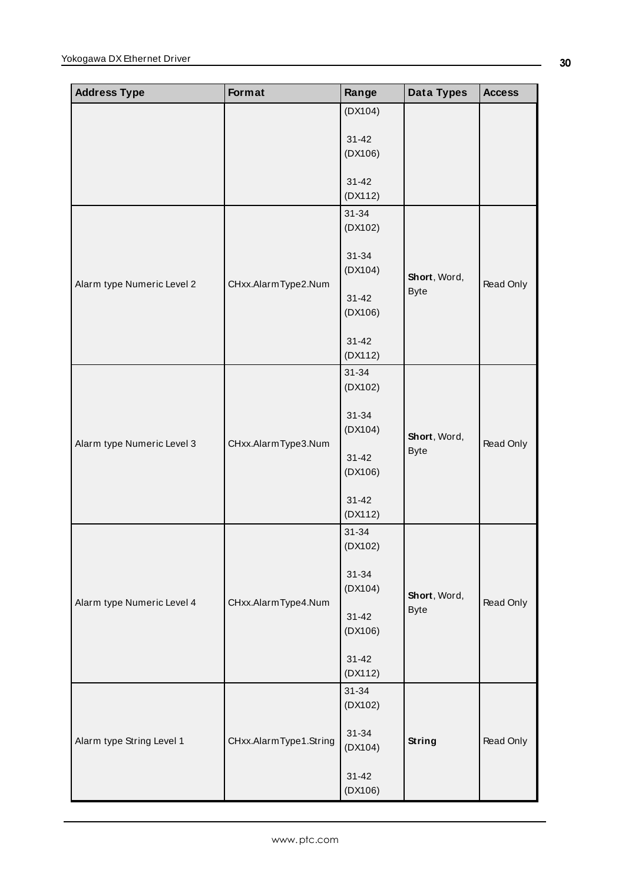| Address Type | Format | Range | Data Types | Access |
|---|---|---|---|---|
| | | (DX104)<br><br>31-42 (DX106)<br><br>31-42 (DX112) | | |
| Alarm type Numeric Level 2 | CHxx.AlarmType2.Num | 31-34 (DX102)<br><br>31-34 (DX104)<br><br>31-42 (DX106)<br><br>31-42 (DX112) | **Short**, Word, Byte | Read Only |
| Alarm type Numeric Level 3 | CHxx.AlarmType3.Num | 31-34 (DX102)<br><br>31-34 (DX104)<br><br>31-42 (DX106)<br><br>31-42 (DX112) | **Short**, Word, Byte | Read Only |
| Alarm type Numeric Level 4 | CHxx.AlarmType4.Num | 31-34 (DX102)<br><br>31-34 (DX104)<br><br>31-42 (DX106)<br><br>31-42 (DX112) | **Short**, Word, Byte | Read Only |
| Alarm type String Level 1 | CHxx.AlarmType1.String | 31-34 (DX102)<br><br>31-34 (DX104)<br><br>31-42 (DX106) | **String** | Read Only |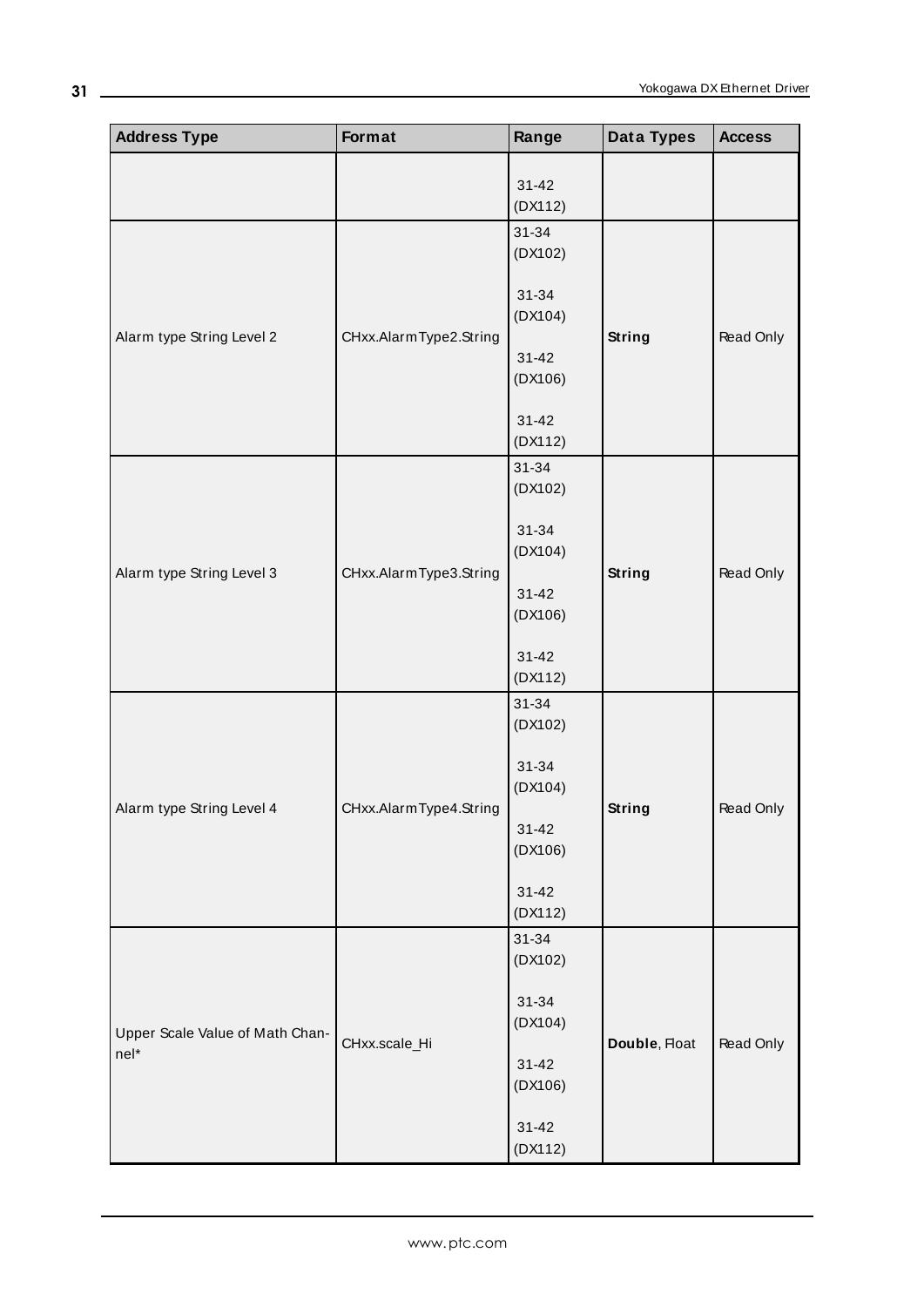| Address Type | Format | Range | Data Types | Access |
|---|---|---|---|---|
| | | 31-42 (DX112) | | |
| Alarm type String Level 2 | CHxx.AlarmType2.String | 31-34 (DX102)<br><br>31-34 (DX104)<br><br>31-42 (DX106)<br><br>31-42 (DX112) | **String** | Read Only |
| Alarm type String Level 3 | CHxx.AlarmType3.String | 31-34 (DX102)<br><br>31-34 (DX104)<br><br>31-42 (DX106)<br><br>31-42 (DX112) | **String** | Read Only |
| Alarm type String Level 4 | CHxx.AlarmType4.String | 31-34 (DX102)<br><br>31-34 (DX104)<br><br>31-42 (DX106)<br><br>31-42 (DX112) | **String** | Read Only |
| Upper Scale Value of Math Channel* | CHxx.scale_Hi | 31-34 (DX102)<br><br>31-34 (DX104)<br><br>31-42 (DX106)<br><br>31-42 (DX112) | **Double**, Float | Read Only |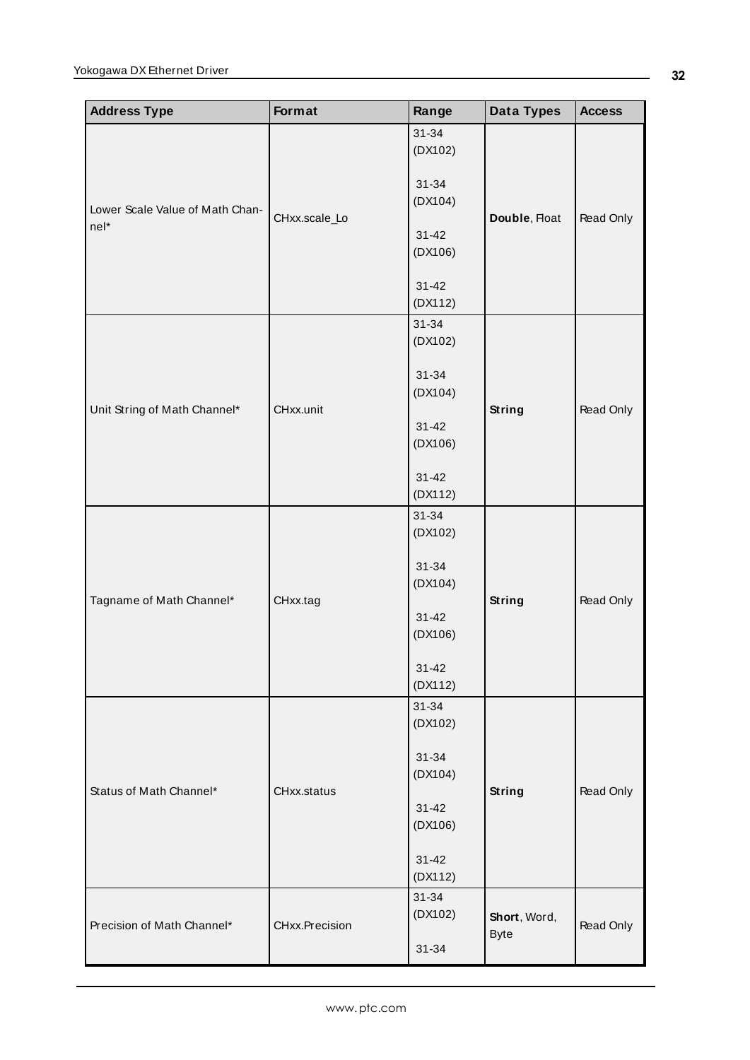| Address Type | Format | Range | Data Types | Access |
|---|---|---|---|---|
| Lower Scale Value of Math Channel* | CHxx.scale_Lo | 31-34 (DX102)<br><br>31-34 (DX104)<br><br>31-42 (DX106)<br><br>31-42 (DX112) | **Double**, Float | Read Only |
| Unit String of Math Channel* | CHxx.unit | 31-34 (DX102)<br><br>31-34 (DX104)<br><br>31-42 (DX106)<br><br>31-42 (DX112) | **String** | Read Only |
| Tagname of Math Channel* | CHxx.tag | 31-34 (DX102)<br><br>31-34 (DX104)<br><br>31-42 (DX106)<br><br>31-42 (DX112) | **String** | Read Only |
| Status of Math Channel* | CHxx.status | 31-34 (DX102)<br><br>31-34 (DX104)<br><br>31-42 (DX106)<br><br>31-42 (DX112) | **String** | Read Only |
| Precision of Math Channel* | CHxx.Precision | 31-34 (DX102)<br><br>31-34 | **Short**, Word, Byte | Read Only |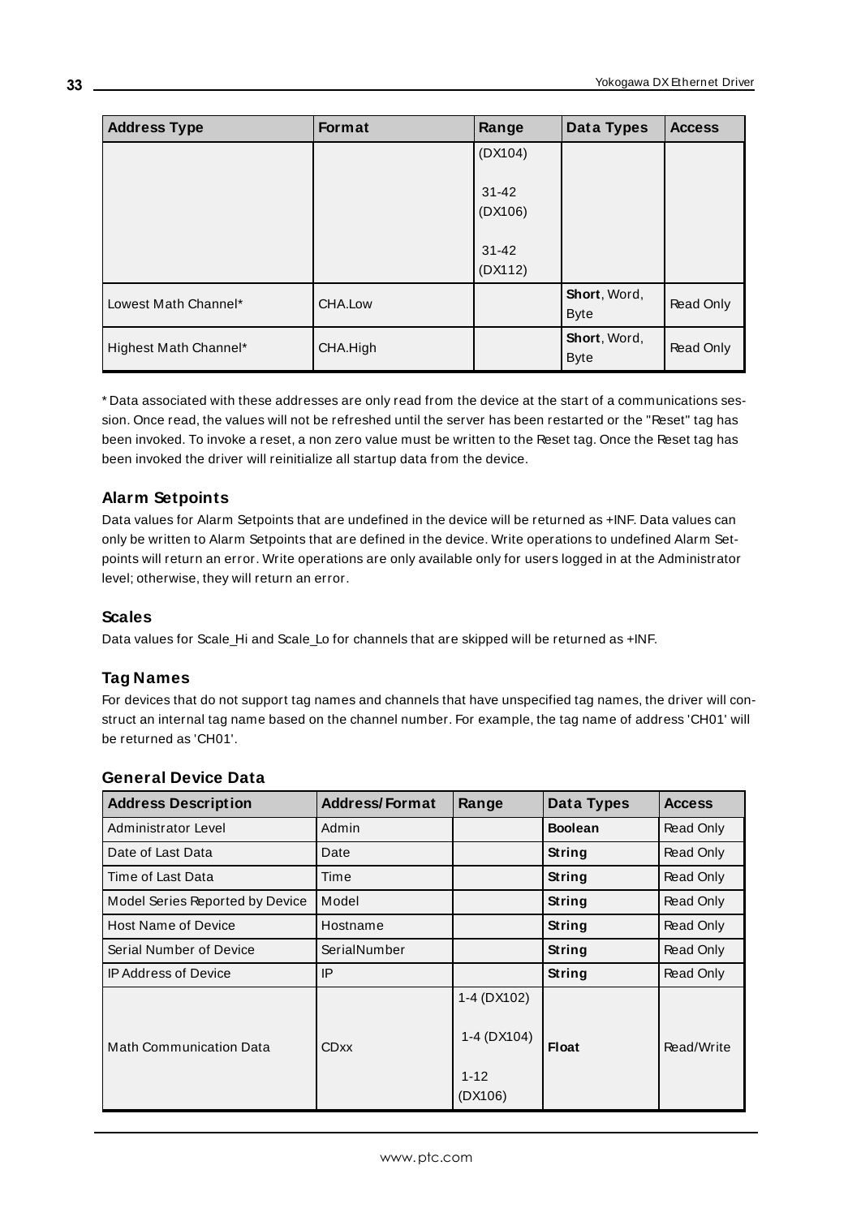| Address Type | Format | Range | Data Types | Access |
|---|---|---|---|---|
| | | (DX104)<br><br>31-42 (DX106)<br><br>31-42 (DX112) | | |
| Lowest Math Channel* | CHA.Low | | **Short**, Word, Byte | Read Only |
| Highest Math Channel* | CHA.High | | **Short**, Word, Byte | Read Only |

* Data associated with these addresses are only read from the device at the start of a communications session. Once read, the values will not be refreshed until the server has been restarted or the "Reset" tag has been invoked. To invoke a reset, a non zero value must be written to the Reset tag. Once the Reset tag has been invoked the driver will reinitialize all startup data from the device.

### Alarm Setpoints

Data values for Alarm Setpoints that are undefined in the device will be returned as +INF. Data values can only be written to Alarm Setpoints that are defined in the device. Write operations to undefined Alarm Setpoints will return an error. Write operations are only available only for users logged in at the Administrator level; otherwise, they will return an error.

### Scales

Data values for Scale_Hi and Scale_Lo for channels that are skipped will be returned as +INF.

### Tag Names

For devices that do not support tag names and channels that have unspecified tag names, the driver will construct an internal tag name based on the channel number. For example, the tag name of address 'CH01' will be returned as 'CH01'.

### General Device Data

| Address Description | Address/Format | Range | Data Types | Access |
|---|---|---|---|---|
| Administrator Level | Admin | | **Boolean** | Read Only |
| Date of Last Data | Date | | **String** | Read Only |
| Time of Last Data | Time | | **String** | Read Only |
| Model Series Reported by Device | Model | | **String** | Read Only |
| Host Name of Device | Hostname | | **String** | Read Only |
| Serial Number of Device | SerialNumber | | **String** | Read Only |
| IP Address of Device | IP | | **String** | Read Only |
| Math Communication Data | CDxx | 1-4 (DX102)<br><br>1-4 (DX104)<br><br>1-12 (DX106) | **Float** | Read/Write |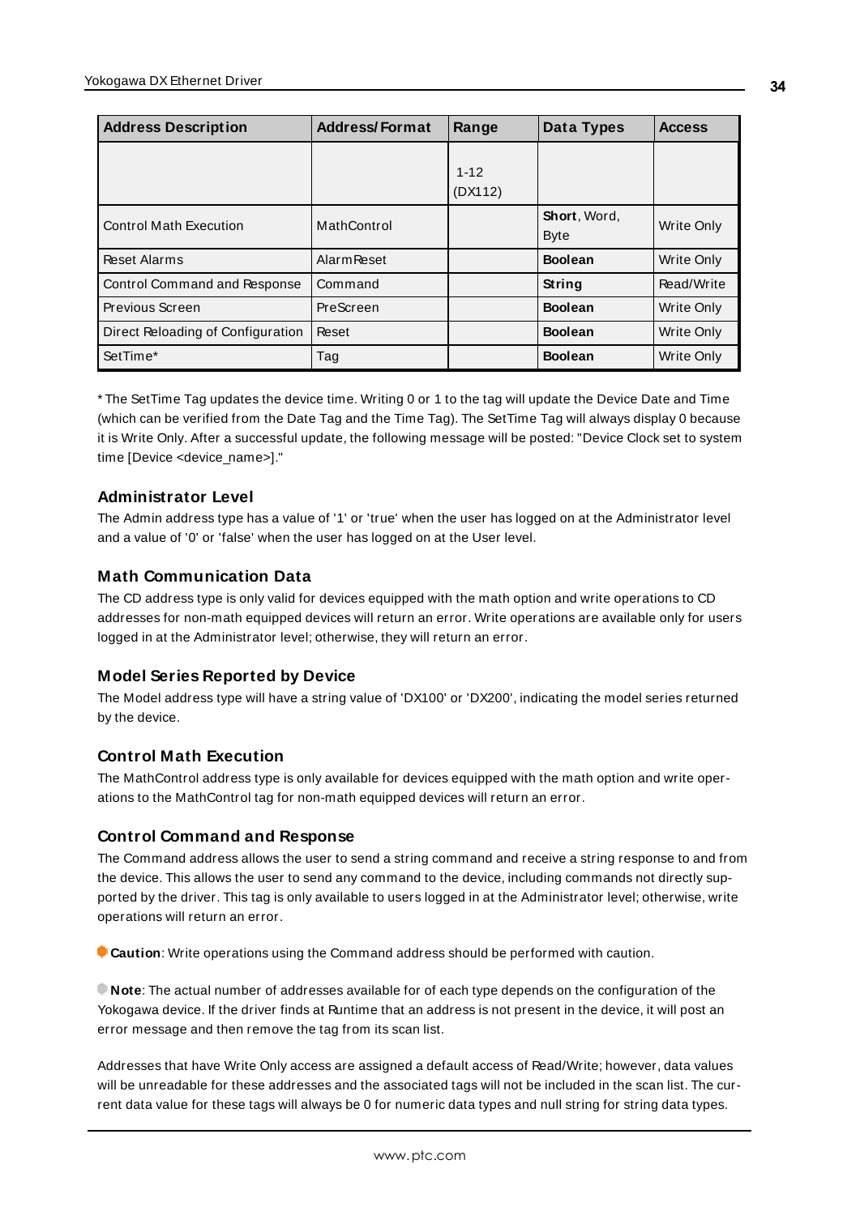| Address Description | Address/Format | Range | Data Types | Access |
|---|---|---|---|---|
| | | 1-12 (DX112) | | |
| Control Math Execution | MathControl | | **Short**, Word, Byte | Write Only |
| Reset Alarms | AlarmReset | | **Boolean** | Write Only |
| Control Command and Response | Command | | **String** | Read/Write |
| Previous Screen | PreScreen | | **Boolean** | Write Only |
| Direct Reloading of Configuration | Reset | | **Boolean** | Write Only |
| SetTime* | Tag | | **Boolean** | Write Only |

* The SetTime Tag updates the device time. Writing 0 or 1 to the tag will update the Device Date and Time (which can be verified from the Date Tag and the Time Tag). The SetTime Tag will always display 0 because it is Write Only. After a successful update, the following message will be posted: "Device Clock set to system time [Device <device_name>]."

### Administrator Level

The Admin address type has a value of '1' or 'true' when the user has logged on at the Administrator level and a value of '0' or 'false' when the user has logged on at the User level.

### Math Communication Data

The CD address type is only valid for devices equipped with the math option and write operations to CD addresses for non-math equipped devices will return an error. Write operations are available only for users logged in at the Administrator level; otherwise, they will return an error.

### Model Series Reported by Device

The Model address type will have a string value of 'DX100' or 'DX200', indicating the model series returned by the device.

### Control Math Execution

The MathControl address type is only available for devices equipped with the math option and write operations to the MathControl tag for non-math equipped devices will return an error.

### Control Command and Response

The Command address allows the user to send a string command and receive a string response to and from the device. This allows the user to send any command to the device, including commands not directly supported by the driver. This tag is only available to users logged in at the Administrator level; otherwise, write operations will return an error.

**Caution**: Write operations using the Command address should be performed with caution.

**Note**: The actual number of addresses available for of each type depends on the configuration of the Yokogawa device. If the driver finds at Runtime that an address is not present in the device, it will post an error message and then remove the tag from its scan list.

Addresses that have Write Only access are assigned a default access of Read/Write; however, data values will be unreadable for these addresses and the associated tags will not be included in the scan list. The current data value for these tags will always be 0 for numeric data types and null string for string data types.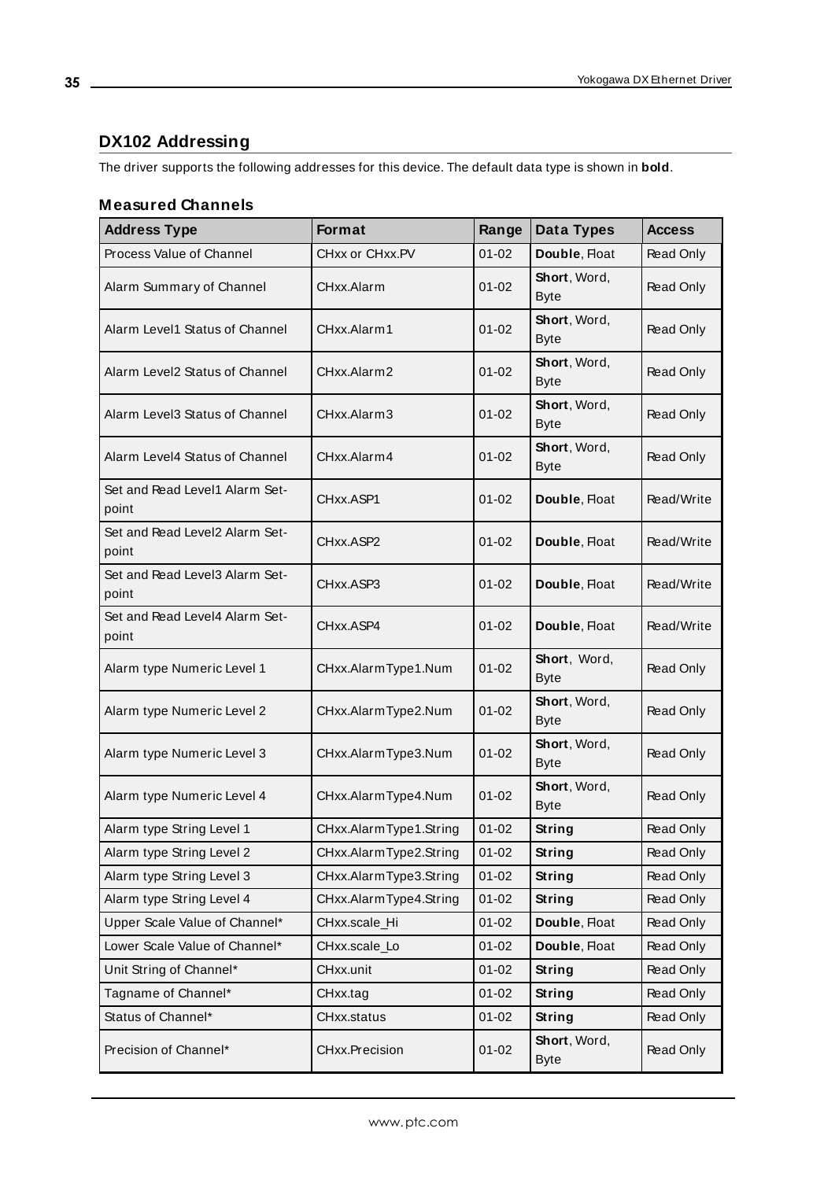## DX102 Addressing

The driver supports the following addresses for this device. The default data type is shown in **bold**.

### Measured Channels

| Address Type | Format | Range | Data Types | Access |
|---|---|---|---|---|
| Process Value of Channel | CHxx or CHxx.PV | 01-02 | **Double**, Float | Read Only |
| Alarm Summary of Channel | CHxx.Alarm | 01-02 | **Short**, Word, Byte | Read Only |
| Alarm Level1 Status of Channel | CHxx.Alarm1 | 01-02 | **Short**, Word, Byte | Read Only |
| Alarm Level2 Status of Channel | CHxx.Alarm2 | 01-02 | **Short**, Word, Byte | Read Only |
| Alarm Level3 Status of Channel | CHxx.Alarm3 | 01-02 | **Short**, Word, Byte | Read Only |
| Alarm Level4 Status of Channel | CHxx.Alarm4 | 01-02 | **Short**, Word, Byte | Read Only |
| Set and Read Level1 Alarm Set-point | CHxx.ASP1 | 01-02 | **Double**, Float | Read/Write |
| Set and Read Level2 Alarm Set-point | CHxx.ASP2 | 01-02 | **Double**, Float | Read/Write |
| Set and Read Level3 Alarm Set-point | CHxx.ASP3 | 01-02 | **Double**, Float | Read/Write |
| Set and Read Level4 Alarm Set-point | CHxx.ASP4 | 01-02 | **Double**, Float | Read/Write |
| Alarm type Numeric Level 1 | CHxx.AlarmType1.Num | 01-02 | **Short**, Word, Byte | Read Only |
| Alarm type Numeric Level 2 | CHxx.AlarmType2.Num | 01-02 | **Short**, Word, Byte | Read Only |
| Alarm type Numeric Level 3 | CHxx.AlarmType3.Num | 01-02 | **Short**, Word, Byte | Read Only |
| Alarm type Numeric Level 4 | CHxx.AlarmType4.Num | 01-02 | **Short**, Word, Byte | Read Only |
| Alarm type String Level 1 | CHxx.AlarmType1.String | 01-02 | **String** | Read Only |
| Alarm type String Level 2 | CHxx.AlarmType2.String | 01-02 | **String** | Read Only |
| Alarm type String Level 3 | CHxx.AlarmType3.String | 01-02 | **String** | Read Only |
| Alarm type String Level 4 | CHxx.AlarmType4.String | 01-02 | **String** | Read Only |
| Upper Scale Value of Channel* | CHxx.scale_Hi | 01-02 | **Double**, Float | Read Only |
| Lower Scale Value of Channel* | CHxx.scale_Lo | 01-02 | **Double**, Float | Read Only |
| Unit String of Channel* | CHxx.unit | 01-02 | **String** | Read Only |
| Tagname of Channel* | CHxx.tag | 01-02 | **String** | Read Only |
| Status of Channel* | CHxx.status | 01-02 | **String** | Read Only |
| Precision of Channel* | CHxx.Precision | 01-02 | **Short**, Word, Byte | Read Only |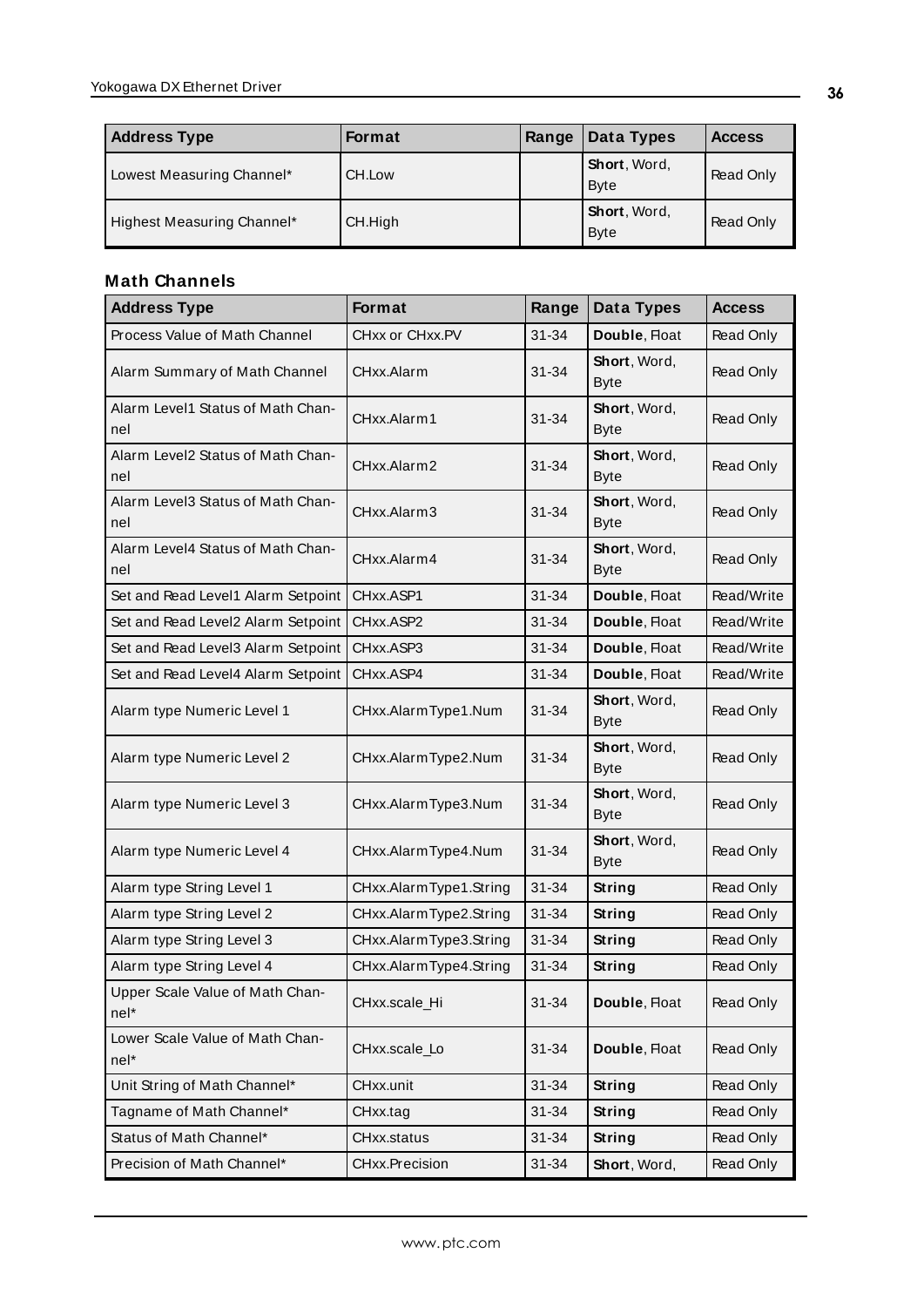| Address Type | Format | Range | Data Types | Access |
|---|---|---|---|---|
| Lowest Measuring Channel* | CH.Low | | **Short**, Word, Byte | Read Only |
| Highest Measuring Channel* | CH.High | | **Short**, Word, Byte | Read Only |

### Math Channels

| Address Type | Format | Range | Data Types | Access |
|---|---|---|---|---|
| Process Value of Math Channel | CHxx or CHxx.PV | 31-34 | **Double**, Float | Read Only |
| Alarm Summary of Math Channel | CHxx.Alarm | 31-34 | **Short**, Word, Byte | Read Only |
| Alarm Level1 Status of Math Channel | CHxx.Alarm1 | 31-34 | **Short**, Word, Byte | Read Only |
| Alarm Level2 Status of Math Channel | CHxx.Alarm2 | 31-34 | **Short**, Word, Byte | Read Only |
| Alarm Level3 Status of Math Channel | CHxx.Alarm3 | 31-34 | **Short**, Word, Byte | Read Only |
| Alarm Level4 Status of Math Channel | CHxx.Alarm4 | 31-34 | **Short**, Word, Byte | Read Only |
| Set and Read Level1 Alarm Setpoint | CHxx.ASP1 | 31-34 | **Double**, Float | Read/Write |
| Set and Read Level2 Alarm Setpoint | CHxx.ASP2 | 31-34 | **Double**, Float | Read/Write |
| Set and Read Level3 Alarm Setpoint | CHxx.ASP3 | 31-34 | **Double**, Float | Read/Write |
| Set and Read Level4 Alarm Setpoint | CHxx.ASP4 | 31-34 | **Double**, Float | Read/Write |
| Alarm type Numeric Level 1 | CHxx.AlarmType1.Num | 31-34 | **Short**, Word, Byte | Read Only |
| Alarm type Numeric Level 2 | CHxx.AlarmType2.Num | 31-34 | **Short**, Word, Byte | Read Only |
| Alarm type Numeric Level 3 | CHxx.AlarmType3.Num | 31-34 | **Short**, Word, Byte | Read Only |
| Alarm type Numeric Level 4 | CHxx.AlarmType4.Num | 31-34 | **Short**, Word, Byte | Read Only |
| Alarm type String Level 1 | CHxx.AlarmType1.String | 31-34 | **String** | Read Only |
| Alarm type String Level 2 | CHxx.AlarmType2.String | 31-34 | **String** | Read Only |
| Alarm type String Level 3 | CHxx.AlarmType3.String | 31-34 | **String** | Read Only |
| Alarm type String Level 4 | CHxx.AlarmType4.String | 31-34 | **String** | Read Only |
| Upper Scale Value of Math Channel* | CHxx.scale_Hi | 31-34 | **Double**, Float | Read Only |
| Lower Scale Value of Math Channel* | CHxx.scale_Lo | 31-34 | **Double**, Float | Read Only |
| Unit String of Math Channel* | CHxx.unit | 31-34 | **String** | Read Only |
| Tagname of Math Channel* | CHxx.tag | 31-34 | **String** | Read Only |
| Status of Math Channel* | CHxx.status | 31-34 | **String** | Read Only |
| Precision of Math Channel* | CHxx.Precision | 31-34 | **Short**, Word, | Read Only |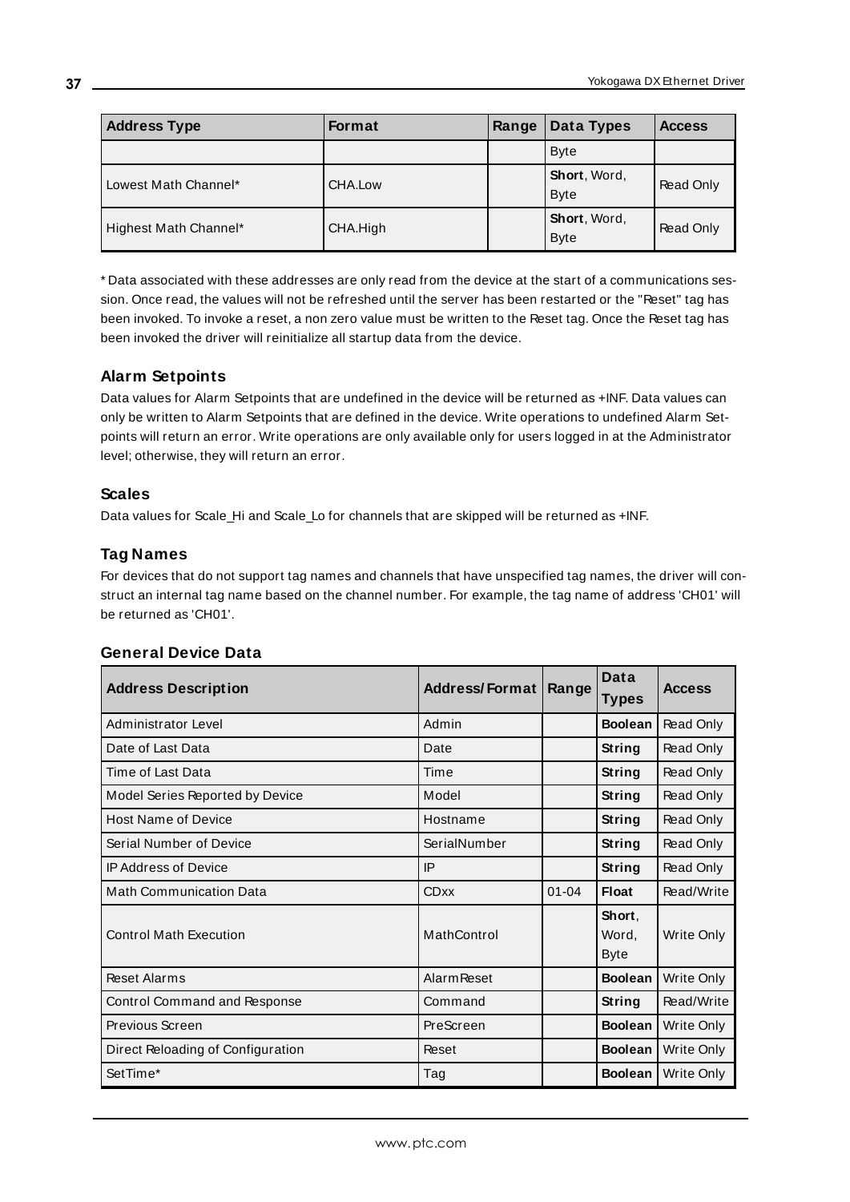| Address Type | Format | Range | Data Types | Access |
|---|---|---|---|---|
| | | | Byte | |
| Lowest Math Channel* | CHA.Low | | **Short**, Word, Byte | Read Only |
| Highest Math Channel* | CHA.High | | **Short**, Word, Byte | Read Only |

* Data associated with these addresses are only read from the device at the start of a communications session. Once read, the values will not be refreshed until the server has been restarted or the "Reset" tag has been invoked. To invoke a reset, a non zero value must be written to the Reset tag. Once the Reset tag has been invoked the driver will reinitialize all startup data from the device.

### Alarm Setpoints

Data values for Alarm Setpoints that are undefined in the device will be returned as +INF. Data values can only be written to Alarm Setpoints that are defined in the device. Write operations to undefined Alarm Setpoints will return an error. Write operations are only available only for users logged in at the Administrator level; otherwise, they will return an error.

### Scales

Data values for Scale_Hi and Scale_Lo for channels that are skipped will be returned as +INF.

### Tag Names

For devices that do not support tag names and channels that have unspecified tag names, the driver will construct an internal tag name based on the channel number. For example, the tag name of address 'CH01' will be returned as 'CH01'.

### General Device Data

| Address Description | Address/Format | Range | Data Types | Access |
|---|---|---|---|---|
| Administrator Level | Admin | | **Boolean** | Read Only |
| Date of Last Data | Date | | **String** | Read Only |
| Time of Last Data | Time | | **String** | Read Only |
| Model Series Reported by Device | Model | | **String** | Read Only |
| Host Name of Device | Hostname | | **String** | Read Only |
| Serial Number of Device | SerialNumber | | **String** | Read Only |
| IP Address of Device | IP | | **String** | Read Only |
| Math Communication Data | CDxx | 01-04 | **Float** | Read/Write |
| Control Math Execution | MathControl | | **Short**, Word, Byte | Write Only |
| Reset Alarms | AlarmReset | | **Boolean** | Write Only |
| Control Command and Response | Command | | **String** | Read/Write |
| Previous Screen | PreScreen | | **Boolean** | Write Only |
| Direct Reloading of Configuration | Reset | | **Boolean** | Write Only |
| SetTime* | Tag | | **Boolean** | Write Only |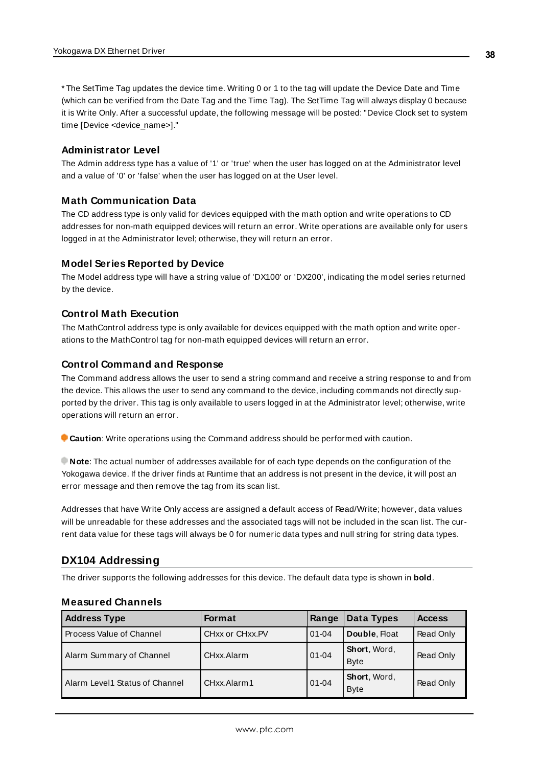* The SetTime Tag updates the device time. Writing 0 or 1 to the tag will update the Device Date and Time (which can be verified from the Date Tag and the Time Tag). The SetTime Tag will always display 0 because it is Write Only. After a successful update, the following message will be posted: "Device Clock set to system time [Device <device_name>]."

### Administrator Level

The Admin address type has a value of '1' or 'true' when the user has logged on at the Administrator level and a value of '0' or 'false' when the user has logged on at the User level.

### Math Communication Data

The CD address type is only valid for devices equipped with the math option and write operations to CD addresses for non-math equipped devices will return an error. Write operations are available only for users logged in at the Administrator level; otherwise, they will return an error.

### Model Series Reported by Device

The Model address type will have a string value of 'DX100' or 'DX200', indicating the model series returned by the device.

### Control Math Execution

The MathControl address type is only available for devices equipped with the math option and write operations to the MathControl tag for non-math equipped devices will return an error.

### Control Command and Response

The Command address allows the user to send a string command and receive a string response to and from the device. This allows the user to send any command to the device, including commands not directly supported by the driver. This tag is only available to users logged in at the Administrator level; otherwise, write operations will return an error.

**Caution**: Write operations using the Command address should be performed with caution.

**Note**: The actual number of addresses available for of each type depends on the configuration of the Yokogawa device. If the driver finds at Runtime that an address is not present in the device, it will post an error message and then remove the tag from its scan list.

Addresses that have Write Only access are assigned a default access of Read/Write; however, data values will be unreadable for these addresses and the associated tags will not be included in the scan list. The current data value for these tags will always be 0 for numeric data types and null string for string data types.

## DX104 Addressing

The driver supports the following addresses for this device. The default data type is shown in **bold**.

### Measured Channels

| Address Type | Format | Range | Data Types | Access |
|---|---|---|---|---|
| Process Value of Channel | CHxx or CHxx.PV | 01-04 | **Double**, Float | Read Only |
| Alarm Summary of Channel | CHxx.Alarm | 01-04 | **Short**, Word, Byte | Read Only |
| Alarm Level1 Status of Channel | CHxx.Alarm1 | 01-04 | **Short**, Word, Byte | Read Only |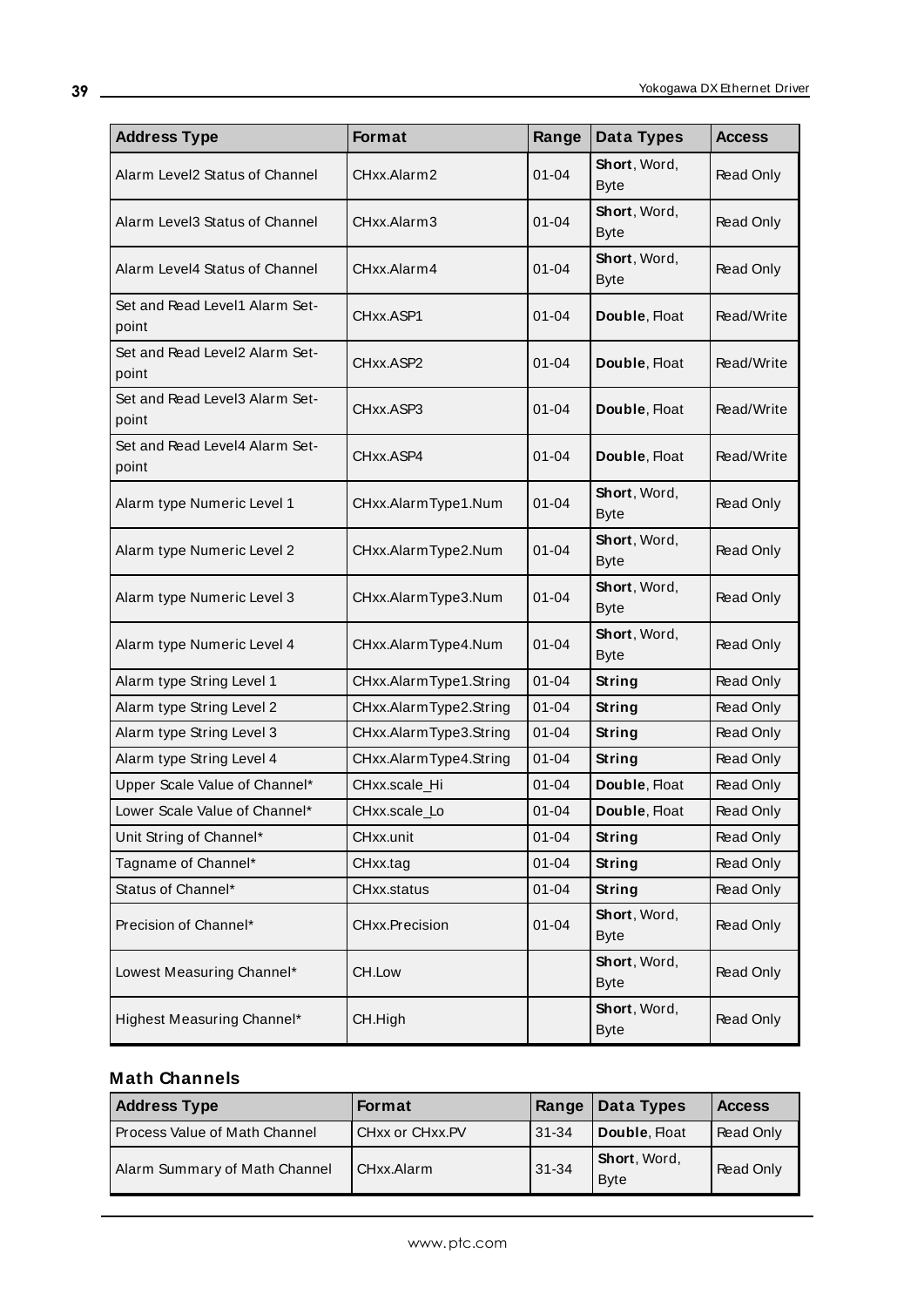| Address Type | Format | Range | Data Types | Access |
|---|---|---|---|---|
| Alarm Level2 Status of Channel | CHxx.Alarm2 | 01-04 | **Short**, Word, Byte | Read Only |
| Alarm Level3 Status of Channel | CHxx.Alarm3 | 01-04 | **Short**, Word, Byte | Read Only |
| Alarm Level4 Status of Channel | CHxx.Alarm4 | 01-04 | **Short**, Word, Byte | Read Only |
| Set and Read Level1 Alarm Set-point | CHxx.ASP1 | 01-04 | **Double**, Float | Read/Write |
| Set and Read Level2 Alarm Set-point | CHxx.ASP2 | 01-04 | **Double**, Float | Read/Write |
| Set and Read Level3 Alarm Set-point | CHxx.ASP3 | 01-04 | **Double**, Float | Read/Write |
| Set and Read Level4 Alarm Set-point | CHxx.ASP4 | 01-04 | **Double**, Float | Read/Write |
| Alarm type Numeric Level 1 | CHxx.AlarmType1.Num | 01-04 | **Short**, Word, Byte | Read Only |
| Alarm type Numeric Level 2 | CHxx.AlarmType2.Num | 01-04 | **Short**, Word, Byte | Read Only |
| Alarm type Numeric Level 3 | CHxx.AlarmType3.Num | 01-04 | **Short**, Word, Byte | Read Only |
| Alarm type Numeric Level 4 | CHxx.AlarmType4.Num | 01-04 | **Short**, Word, Byte | Read Only |
| Alarm type String Level 1 | CHxx.AlarmType1.String | 01-04 | **String** | Read Only |
| Alarm type String Level 2 | CHxx.AlarmType2.String | 01-04 | **String** | Read Only |
| Alarm type String Level 3 | CHxx.AlarmType3.String | 01-04 | **String** | Read Only |
| Alarm type String Level 4 | CHxx.AlarmType4.String | 01-04 | **String** | Read Only |
| Upper Scale Value of Channel* | CHxx.scale_Hi | 01-04 | **Double**, Float | Read Only |
| Lower Scale Value of Channel* | CHxx.scale_Lo | 01-04 | **Double**, Float | Read Only |
| Unit String of Channel* | CHxx.unit | 01-04 | **String** | Read Only |
| Tagname of Channel* | CHxx.tag | 01-04 | **String** | Read Only |
| Status of Channel* | CHxx.status | 01-04 | **String** | Read Only |
| Precision of Channel* | CHxx.Precision | 01-04 | **Short**, Word, Byte | Read Only |
| Lowest Measuring Channel* | CH.Low | | **Short**, Word, Byte | Read Only |
| Highest Measuring Channel* | CH.High | | **Short**, Word, Byte | Read Only |

### Math Channels

| Address Type | Format | Range | Data Types | Access |
|---|---|---|---|---|
| Process Value of Math Channel | CHxx or CHxx.PV | 31-34 | **Double**, Float | Read Only |
| Alarm Summary of Math Channel | CHxx.Alarm | 31-34 | **Short**, Word, Byte | Read Only |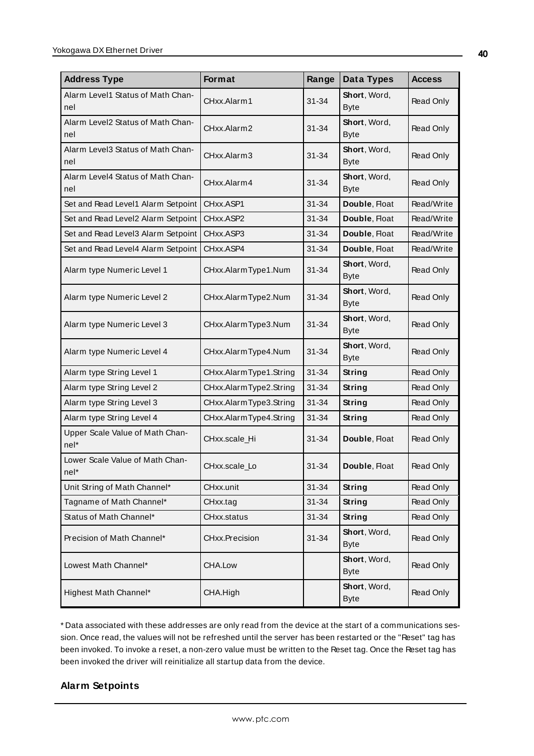| Address Type | Format | Range | Data Types | Access |
| --- | --- | --- | --- | --- |
| Alarm Level1 Status of Math Channel | CHxx.Alarm1 | 31-34 | **Short**, Word, Byte | Read Only |
| Alarm Level2 Status of Math Channel | CHxx.Alarm2 | 31-34 | **Short**, Word, Byte | Read Only |
| Alarm Level3 Status of Math Channel | CHxx.Alarm3 | 31-34 | **Short**, Word, Byte | Read Only |
| Alarm Level4 Status of Math Channel | CHxx.Alarm4 | 31-34 | **Short**, Word, Byte | Read Only |
| Set and Read Level1 Alarm Setpoint | CHxx.ASP1 | 31-34 | **Double**, Float | Read/Write |
| Set and Read Level2 Alarm Setpoint | CHxx.ASP2 | 31-34 | **Double**, Float | Read/Write |
| Set and Read Level3 Alarm Setpoint | CHxx.ASP3 | 31-34 | **Double**, Float | Read/Write |
| Set and Read Level4 Alarm Setpoint | CHxx.ASP4 | 31-34 | **Double**, Float | Read/Write |
| Alarm type Numeric Level 1 | CHxx.AlarmType1.Num | 31-34 | **Short**, Word, Byte | Read Only |
| Alarm type Numeric Level 2 | CHxx.AlarmType2.Num | 31-34 | **Short**, Word, Byte | Read Only |
| Alarm type Numeric Level 3 | CHxx.AlarmType3.Num | 31-34 | **Short**, Word, Byte | Read Only |
| Alarm type Numeric Level 4 | CHxx.AlarmType4.Num | 31-34 | **Short**, Word, Byte | Read Only |
| Alarm type String Level 1 | CHxx.AlarmType1.String | 31-34 | **String** | Read Only |
| Alarm type String Level 2 | CHxx.AlarmType2.String | 31-34 | **String** | Read Only |
| Alarm type String Level 3 | CHxx.AlarmType3.String | 31-34 | **String** | Read Only |
| Alarm type String Level 4 | CHxx.AlarmType4.String | 31-34 | **String** | Read Only |
| Upper Scale Value of Math Channel* | CHxx.scale_Hi | 31-34 | **Double**, Float | Read Only |
| Lower Scale Value of Math Channel* | CHxx.scale_Lo | 31-34 | **Double**, Float | Read Only |
| Unit String of Math Channel* | CHxx.unit | 31-34 | **String** | Read Only |
| Tagname of Math Channel* | CHxx.tag | 31-34 | **String** | Read Only |
| Status of Math Channel* | CHxx.status | 31-34 | **String** | Read Only |
| Precision of Math Channel* | CHxx.Precision | 31-34 | **Short**, Word, Byte | Read Only |
| Lowest Math Channel* | CHA.Low | | **Short**, Word, Byte | Read Only |
| Highest Math Channel* | CHA.High | | **Short**, Word, Byte | Read Only |

\* Data associated with these addresses are only read from the device at the start of a communications session. Once read, the values will not be refreshed until the server has been restarted or the "Reset" tag has been invoked. To invoke a reset, a non-zero value must be written to the Reset tag. Once the Reset tag has been invoked the driver will reinitialize all startup data from the device.

### Alarm Setpoints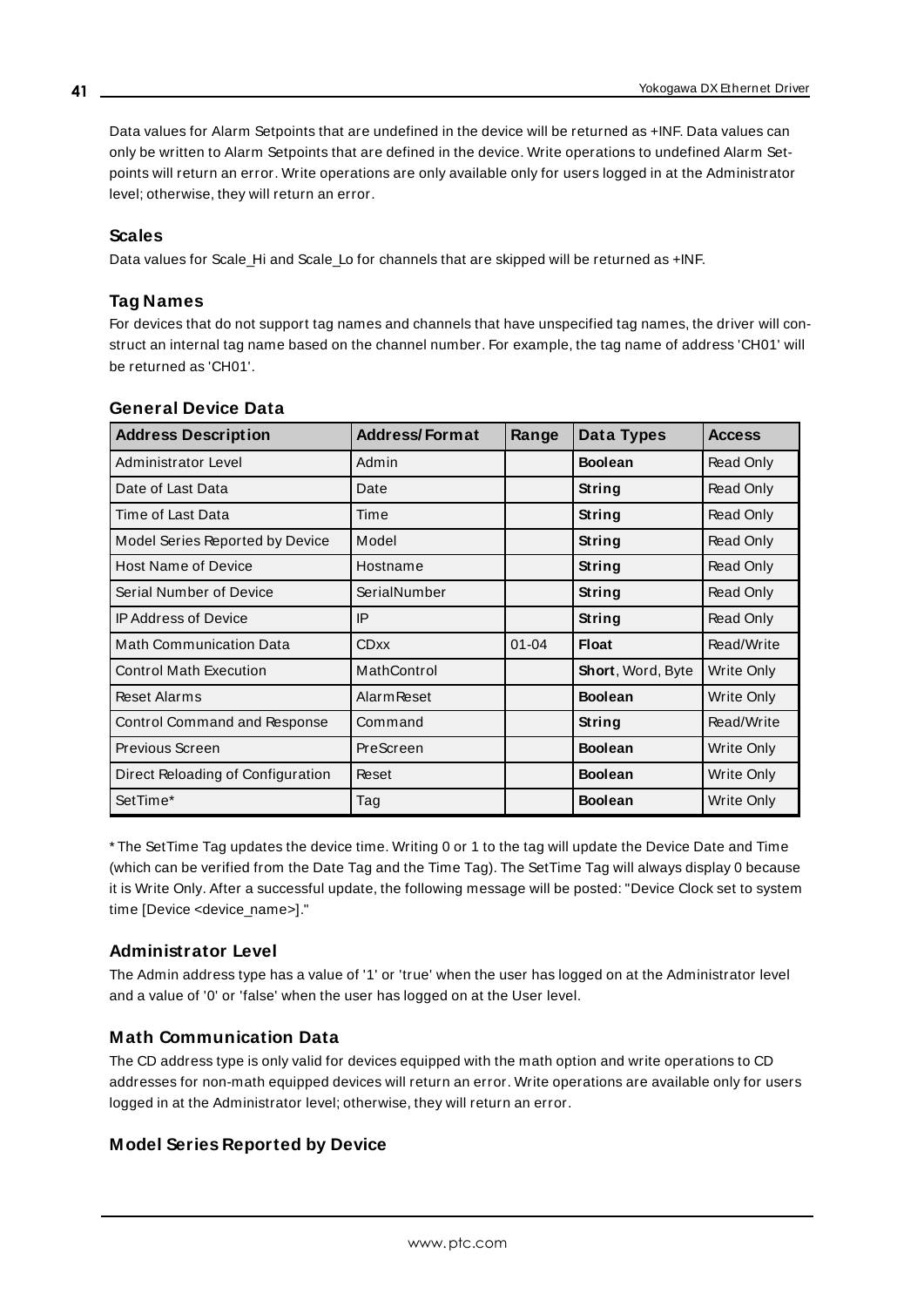Data values for Alarm Setpoints that are undefined in the device will be returned as +INF. Data values can only be written to Alarm Setpoints that are defined in the device. Write operations to undefined Alarm Setpoints will return an error. Write operations are only available only for users logged in at the Administrator level; otherwise, they will return an error.

### Scales

Data values for Scale_Hi and Scale_Lo for channels that are skipped will be returned as +INF.

### Tag Names

For devices that do not support tag names and channels that have unspecified tag names, the driver will construct an internal tag name based on the channel number. For example, the tag name of address 'CH01' will be returned as 'CH01'.

### General Device Data

| Address Description | Address/Format | Range | Data Types | Access |
|---|---|---|---|---|
| Administrator Level | Admin | | **Boolean** | Read Only |
| Date of Last Data | Date | | **String** | Read Only |
| Time of Last Data | Time | | **String** | Read Only |
| Model Series Reported by Device | Model | | **String** | Read Only |
| Host Name of Device | Hostname | | **String** | Read Only |
| Serial Number of Device | SerialNumber | | **String** | Read Only |
| IP Address of Device | IP | | **String** | Read Only |
| Math Communication Data | CDxx | 01-04 | **Float** | Read/Write |
| Control Math Execution | MathControl | | **Short**, Word, Byte | Write Only |
| Reset Alarms | AlarmReset | | **Boolean** | Write Only |
| Control Command and Response | Command | | **String** | Read/Write |
| Previous Screen | PreScreen | | **Boolean** | Write Only |
| Direct Reloading of Configuration | Reset | | **Boolean** | Write Only |
| SetTime* | Tag | | **Boolean** | Write Only |

* The SetTime Tag updates the device time. Writing 0 or 1 to the tag will update the Device Date and Time (which can be verified from the Date Tag and the Time Tag). The SetTime Tag will always display 0 because it is Write Only. After a successful update, the following message will be posted: "Device Clock set to system time [Device <device_name>]."

### Administrator Level

The Admin address type has a value of '1' or 'true' when the user has logged on at the Administrator level and a value of '0' or 'false' when the user has logged on at the User level.

### Math Communication Data

The CD address type is only valid for devices equipped with the math option and write operations to CD addresses for non-math equipped devices will return an error. Write operations are available only for users logged in at the Administrator level; otherwise, they will return an error.

### Model Series Reported by Device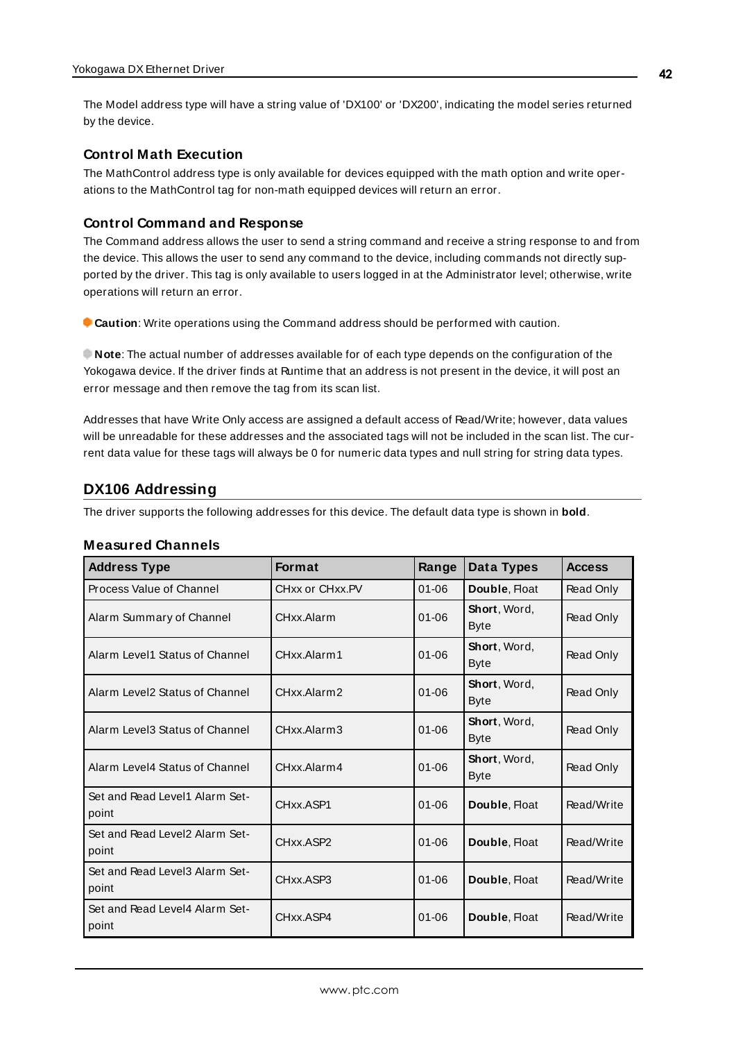The Model address type will have a string value of 'DX100' or 'DX200', indicating the model series returned by the device.

### Control Math Execution

The MathControl address type is only available for devices equipped with the math option and write operations to the MathControl tag for non-math equipped devices will return an error.

### Control Command and Response

The Command address allows the user to send a string command and receive a string response to and from the device. This allows the user to send any command to the device, including commands not directly supported by the driver. This tag is only available to users logged in at the Administrator level; otherwise, write operations will return an error.

**Caution**: Write operations using the Command address should be performed with caution.

**Note**: The actual number of addresses available for of each type depends on the configuration of the Yokogawa device. If the driver finds at Runtime that an address is not present in the device, it will post an error message and then remove the tag from its scan list.

Addresses that have Write Only access are assigned a default access of Read/Write; however, data values will be unreadable for these addresses and the associated tags will not be included in the scan list. The current data value for these tags will always be 0 for numeric data types and null string for string data types.

## DX106 Addressing

The driver supports the following addresses for this device. The default data type is shown in **bold**.

### Measured Channels

| Address Type | Format | Range | Data Types | Access |
|---|---|---|---|---|
| Process Value of Channel | CHxx or CHxx.PV | 01-06 | **Double**, Float | Read Only |
| Alarm Summary of Channel | CHxx.Alarm | 01-06 | **Short**, Word, Byte | Read Only |
| Alarm Level1 Status of Channel | CHxx.Alarm1 | 01-06 | **Short**, Word, Byte | Read Only |
| Alarm Level2 Status of Channel | CHxx.Alarm2 | 01-06 | **Short**, Word, Byte | Read Only |
| Alarm Level3 Status of Channel | CHxx.Alarm3 | 01-06 | **Short**, Word, Byte | Read Only |
| Alarm Level4 Status of Channel | CHxx.Alarm4 | 01-06 | **Short**, Word, Byte | Read Only |
| Set and Read Level1 Alarm Setpoint | CHxx.ASP1 | 01-06 | **Double**, Float | Read/Write |
| Set and Read Level2 Alarm Setpoint | CHxx.ASP2 | 01-06 | **Double**, Float | Read/Write |
| Set and Read Level3 Alarm Setpoint | CHxx.ASP3 | 01-06 | **Double**, Float | Read/Write |
| Set and Read Level4 Alarm Setpoint | CHxx.ASP4 | 01-06 | **Double**, Float | Read/Write |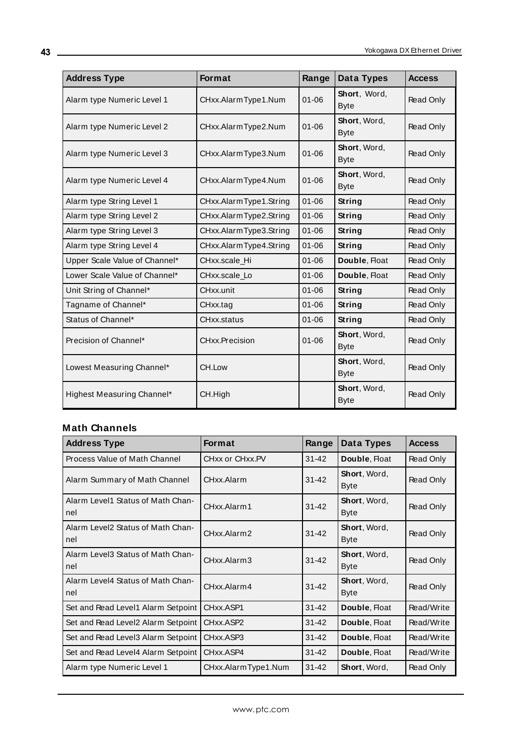| Address Type | Format | Range | Data Types | Access |
|---|---|---|---|---|
| Alarm type Numeric Level 1 | CHxx.AlarmType1.Num | 01-06 | **Short**, Word, Byte | Read Only |
| Alarm type Numeric Level 2 | CHxx.AlarmType2.Num | 01-06 | **Short**, Word, Byte | Read Only |
| Alarm type Numeric Level 3 | CHxx.AlarmType3.Num | 01-06 | **Short**, Word, Byte | Read Only |
| Alarm type Numeric Level 4 | CHxx.AlarmType4.Num | 01-06 | **Short**, Word, Byte | Read Only |
| Alarm type String Level 1 | CHxx.AlarmType1.String | 01-06 | **String** | Read Only |
| Alarm type String Level 2 | CHxx.AlarmType2.String | 01-06 | **String** | Read Only |
| Alarm type String Level 3 | CHxx.AlarmType3.String | 01-06 | **String** | Read Only |
| Alarm type String Level 4 | CHxx.AlarmType4.String | 01-06 | **String** | Read Only |
| Upper Scale Value of Channel* | CHxx.scale_Hi | 01-06 | **Double**, Float | Read Only |
| Lower Scale Value of Channel* | CHxx.scale_Lo | 01-06 | **Double**, Float | Read Only |
| Unit String of Channel* | CHxx.unit | 01-06 | **String** | Read Only |
| Tagname of Channel* | CHxx.tag | 01-06 | **String** | Read Only |
| Status of Channel* | CHxx.status | 01-06 | **String** | Read Only |
| Precision of Channel* | CHxx.Precision | 01-06 | **Short**, Word, Byte | Read Only |
| Lowest Measuring Channel* | CH.Low | | **Short**, Word, Byte | Read Only |
| Highest Measuring Channel* | CH.High | | **Short**, Word, Byte | Read Only |

### Math Channels

| Address Type | Format | Range | Data Types | Access |
|---|---|---|---|---|
| Process Value of Math Channel | CHxx or CHxx.PV | 31-42 | **Double**, Float | Read Only |
| Alarm Summary of Math Channel | CHxx.Alarm | 31-42 | **Short**, Word, Byte | Read Only |
| Alarm Level1 Status of Math Channel | CHxx.Alarm1 | 31-42 | **Short**, Word, Byte | Read Only |
| Alarm Level2 Status of Math Channel | CHxx.Alarm2 | 31-42 | **Short**, Word, Byte | Read Only |
| Alarm Level3 Status of Math Channel | CHxx.Alarm3 | 31-42 | **Short**, Word, Byte | Read Only |
| Alarm Level4 Status of Math Channel | CHxx.Alarm4 | 31-42 | **Short**, Word, Byte | Read Only |
| Set and Read Level1 Alarm Setpoint | CHxx.ASP1 | 31-42 | **Double**, Float | Read/Write |
| Set and Read Level2 Alarm Setpoint | CHxx.ASP2 | 31-42 | **Double**, Float | Read/Write |
| Set and Read Level3 Alarm Setpoint | CHxx.ASP3 | 31-42 | **Double**, Float | Read/Write |
| Set and Read Level4 Alarm Setpoint | CHxx.ASP4 | 31-42 | **Double**, Float | Read/Write |
| Alarm type Numeric Level 1 | CHxx.AlarmType1.Num | 31-42 | **Short**, Word, | Read Only |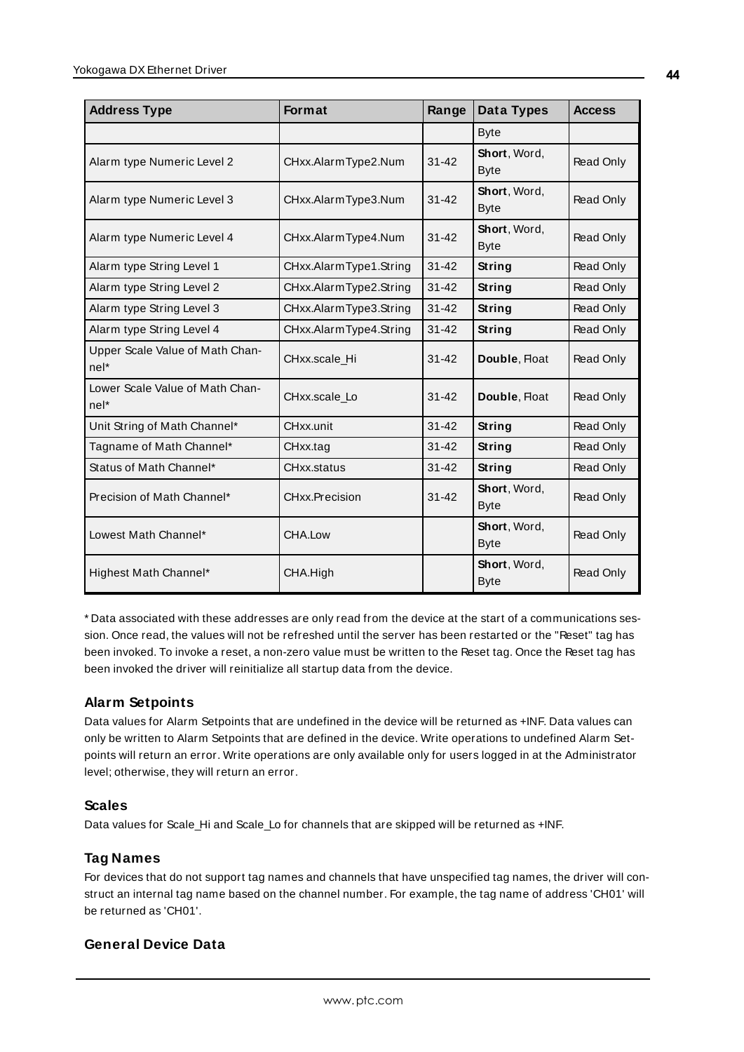| Address Type | Format | Range | Data Types | Access |
|---|---|---|---|---|
| | | | Byte | |
| Alarm type Numeric Level 2 | CHxx.AlarmType2.Num | 31-42 | **Short**, Word, Byte | Read Only |
| Alarm type Numeric Level 3 | CHxx.AlarmType3.Num | 31-42 | **Short**, Word, Byte | Read Only |
| Alarm type Numeric Level 4 | CHxx.AlarmType4.Num | 31-42 | **Short**, Word, Byte | Read Only |
| Alarm type String Level 1 | CHxx.AlarmType1.String | 31-42 | **String** | Read Only |
| Alarm type String Level 2 | CHxx.AlarmType2.String | 31-42 | **String** | Read Only |
| Alarm type String Level 3 | CHxx.AlarmType3.String | 31-42 | **String** | Read Only |
| Alarm type String Level 4 | CHxx.AlarmType4.String | 31-42 | **String** | Read Only |
| Upper Scale Value of Math Channel* | CHxx.scale_Hi | 31-42 | **Double**, Float | Read Only |
| Lower Scale Value of Math Channel* | CHxx.scale_Lo | 31-42 | **Double**, Float | Read Only |
| Unit String of Math Channel* | CHxx.unit | 31-42 | **String** | Read Only |
| Tagname of Math Channel* | CHxx.tag | 31-42 | **String** | Read Only |
| Status of Math Channel* | CHxx.status | 31-42 | **String** | Read Only |
| Precision of Math Channel* | CHxx.Precision | 31-42 | **Short**, Word, Byte | Read Only |
| Lowest Math Channel* | CHA.Low | | **Short**, Word, Byte | Read Only |
| Highest Math Channel* | CHA.High | | **Short**, Word, Byte | Read Only |

* Data associated with these addresses are only read from the device at the start of a communications session. Once read, the values will not be refreshed until the server has been restarted or the "Reset" tag has been invoked. To invoke a reset, a non-zero value must be written to the Reset tag. Once the Reset tag has been invoked the driver will reinitialize all startup data from the device.

### Alarm Setpoints

Data values for Alarm Setpoints that are undefined in the device will be returned as +INF. Data values can only be written to Alarm Setpoints that are defined in the device. Write operations to undefined Alarm Setpoints will return an error. Write operations are only available only for users logged in at the Administrator level; otherwise, they will return an error.

### Scales

Data values for Scale_Hi and Scale_Lo for channels that are skipped will be returned as +INF.

### Tag Names

For devices that do not support tag names and channels that have unspecified tag names, the driver will construct an internal tag name based on the channel number. For example, the tag name of address 'CH01' will be returned as 'CH01'.

### General Device Data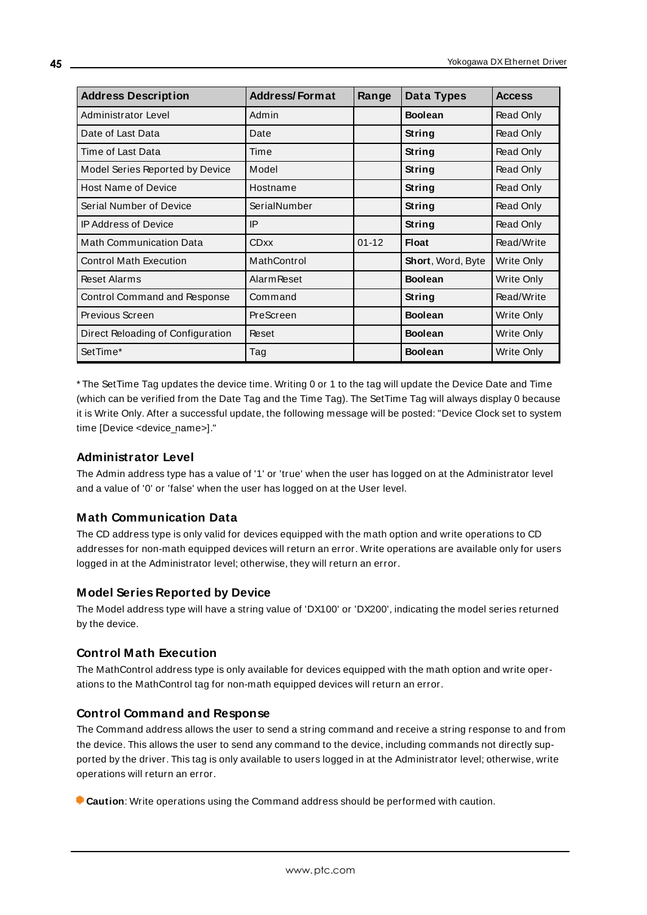| Address Description | Address/Format | Range | Data Types | Access |
|---|---|---|---|---|
| Administrator Level | Admin | | **Boolean** | Read Only |
| Date of Last Data | Date | | **String** | Read Only |
| Time of Last Data | Time | | **String** | Read Only |
| Model Series Reported by Device | Model | | **String** | Read Only |
| Host Name of Device | Hostname | | **String** | Read Only |
| Serial Number of Device | SerialNumber | | **String** | Read Only |
| IP Address of Device | IP | | **String** | Read Only |
| Math Communication Data | CDxx | 01-12 | **Float** | Read/Write |
| Control Math Execution | MathControl | | **Short**, Word, Byte | Write Only |
| Reset Alarms | AlarmReset | | **Boolean** | Write Only |
| Control Command and Response | Command | | **String** | Read/Write |
| Previous Screen | PreScreen | | **Boolean** | Write Only |
| Direct Reloading of Configuration | Reset | | **Boolean** | Write Only |
| SetTime* | Tag | | **Boolean** | Write Only |

* The SetTime Tag updates the device time. Writing 0 or 1 to the tag will update the Device Date and Time (which can be verified from the Date Tag and the Time Tag). The SetTime Tag will always display 0 because it is Write Only. After a successful update, the following message will be posted: "Device Clock set to system time [Device <device_name>]."

### Administrator Level

The Admin address type has a value of '1' or 'true' when the user has logged on at the Administrator level and a value of '0' or 'false' when the user has logged on at the User level.

### Math Communication Data

The CD address type is only valid for devices equipped with the math option and write operations to CD addresses for non-math equipped devices will return an error. Write operations are available only for users logged in at the Administrator level; otherwise, they will return an error.

### Model Series Reported by Device

The Model address type will have a string value of 'DX100' or 'DX200', indicating the model series returned by the device.

### Control Math Execution

The MathControl address type is only available for devices equipped with the math option and write operations to the MathControl tag for non-math equipped devices will return an error.

### Control Command and Response

The Command address allows the user to send a string command and receive a string response to and from the device. This allows the user to send any command to the device, including commands not directly supported by the driver. This tag is only available to users logged in at the Administrator level; otherwise, write operations will return an error.

**Caution**: Write operations using the Command address should be performed with caution.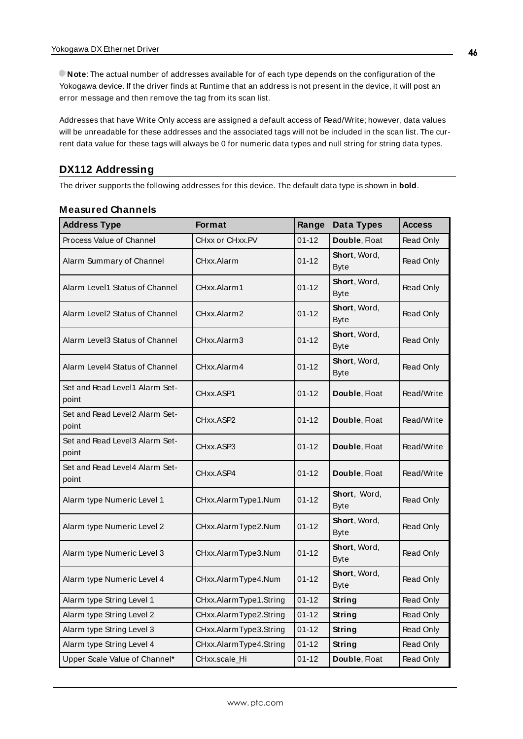**Note**: The actual number of addresses available for of each type depends on the configuration of the Yokogawa device. If the driver finds at Runtime that an address is not present in the device, it will post an error message and then remove the tag from its scan list.

Addresses that have Write Only access are assigned a default access of Read/Write; however, data values will be unreadable for these addresses and the associated tags will not be included in the scan list. The current data value for these tags will always be 0 for numeric data types and null string for string data types.

## DX112 Addressing

The driver supports the following addresses for this device. The default data type is shown in **bold**.

### Measured Channels

| Address Type | Format | Range | Data Types | Access |
|---|---|---|---|---|
| Process Value of Channel | CHxx or CHxx.PV | 01-12 | **Double**, Float | Read Only |
| Alarm Summary of Channel | CHxx.Alarm | 01-12 | **Short**, Word, Byte | Read Only |
| Alarm Level1 Status of Channel | CHxx.Alarm1 | 01-12 | **Short**, Word, Byte | Read Only |
| Alarm Level2 Status of Channel | CHxx.Alarm2 | 01-12 | **Short**, Word, Byte | Read Only |
| Alarm Level3 Status of Channel | CHxx.Alarm3 | 01-12 | **Short**, Word, Byte | Read Only |
| Alarm Level4 Status of Channel | CHxx.Alarm4 | 01-12 | **Short**, Word, Byte | Read Only |
| Set and Read Level1 Alarm Setpoint | CHxx.ASP1 | 01-12 | **Double**, Float | Read/Write |
| Set and Read Level2 Alarm Setpoint | CHxx.ASP2 | 01-12 | **Double**, Float | Read/Write |
| Set and Read Level3 Alarm Setpoint | CHxx.ASP3 | 01-12 | **Double**, Float | Read/Write |
| Set and Read Level4 Alarm Setpoint | CHxx.ASP4 | 01-12 | **Double**, Float | Read/Write |
| Alarm type Numeric Level 1 | CHxx.AlarmType1.Num | 01-12 | **Short**, Word, Byte | Read Only |
| Alarm type Numeric Level 2 | CHxx.AlarmType2.Num | 01-12 | **Short**, Word, Byte | Read Only |
| Alarm type Numeric Level 3 | CHxx.AlarmType3.Num | 01-12 | **Short**, Word, Byte | Read Only |
| Alarm type Numeric Level 4 | CHxx.AlarmType4.Num | 01-12 | **Short**, Word, Byte | Read Only |
| Alarm type String Level 1 | CHxx.AlarmType1.String | 01-12 | **String** | Read Only |
| Alarm type String Level 2 | CHxx.AlarmType2.String | 01-12 | **String** | Read Only |
| Alarm type String Level 3 | CHxx.AlarmType3.String | 01-12 | **String** | Read Only |
| Alarm type String Level 4 | CHxx.AlarmType4.String | 01-12 | **String** | Read Only |
| Upper Scale Value of Channel* | CHxx.scale_Hi | 01-12 | **Double**, Float | Read Only |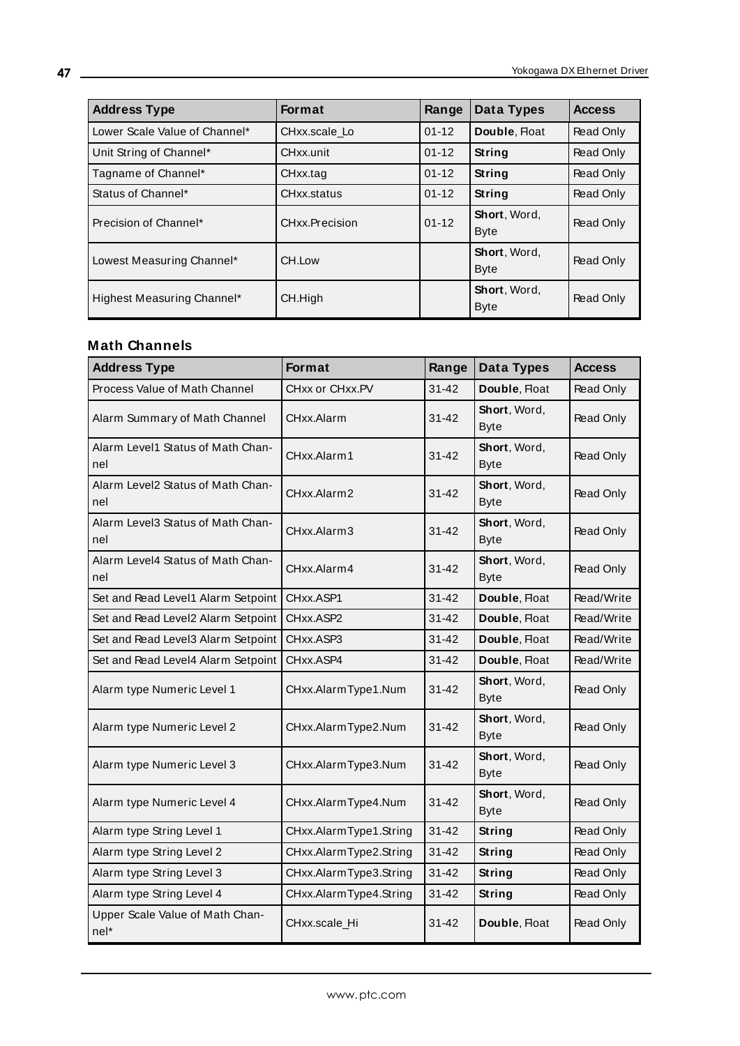| Address Type | Format | Range | Data Types | Access |
| --- | --- | --- | --- | --- |
| Lower Scale Value of Channel* | CHxx.scale_Lo | 01-12 | **Double**, Float | Read Only |
| Unit String of Channel* | CHxx.unit | 01-12 | **String** | Read Only |
| Tagname of Channel* | CHxx.tag | 01-12 | **String** | Read Only |
| Status of Channel* | CHxx.status | 01-12 | **String** | Read Only |
| Precision of Channel* | CHxx.Precision | 01-12 | **Short**, Word, Byte | Read Only |
| Lowest Measuring Channel* | CH.Low | | **Short**, Word, Byte | Read Only |
| Highest Measuring Channel* | CH.High | | **Short**, Word, Byte | Read Only |

### Math Channels

| Address Type | Format | Range | Data Types | Access |
| --- | --- | --- | --- | --- |
| Process Value of Math Channel | CHxx or CHxx.PV | 31-42 | **Double**, Float | Read Only |
| Alarm Summary of Math Channel | CHxx.Alarm | 31-42 | **Short**, Word, Byte | Read Only |
| Alarm Level1 Status of Math Channel | CHxx.Alarm1 | 31-42 | **Short**, Word, Byte | Read Only |
| Alarm Level2 Status of Math Channel | CHxx.Alarm2 | 31-42 | **Short**, Word, Byte | Read Only |
| Alarm Level3 Status of Math Channel | CHxx.Alarm3 | 31-42 | **Short**, Word, Byte | Read Only |
| Alarm Level4 Status of Math Channel | CHxx.Alarm4 | 31-42 | **Short**, Word, Byte | Read Only |
| Set and Read Level1 Alarm Setpoint | CHxx.ASP1 | 31-42 | **Double**, Float | Read/Write |
| Set and Read Level2 Alarm Setpoint | CHxx.ASP2 | 31-42 | **Double**, Float | Read/Write |
| Set and Read Level3 Alarm Setpoint | CHxx.ASP3 | 31-42 | **Double**, Float | Read/Write |
| Set and Read Level4 Alarm Setpoint | CHxx.ASP4 | 31-42 | **Double**, Float | Read/Write |
| Alarm type Numeric Level 1 | CHxx.AlarmType1.Num | 31-42 | **Short**, Word, Byte | Read Only |
| Alarm type Numeric Level 2 | CHxx.AlarmType2.Num | 31-42 | **Short**, Word, Byte | Read Only |
| Alarm type Numeric Level 3 | CHxx.AlarmType3.Num | 31-42 | **Short**, Word, Byte | Read Only |
| Alarm type Numeric Level 4 | CHxx.AlarmType4.Num | 31-42 | **Short**, Word, Byte | Read Only |
| Alarm type String Level 1 | CHxx.AlarmType1.String | 31-42 | **String** | Read Only |
| Alarm type String Level 2 | CHxx.AlarmType2.String | 31-42 | **String** | Read Only |
| Alarm type String Level 3 | CHxx.AlarmType3.String | 31-42 | **String** | Read Only |
| Alarm type String Level 4 | CHxx.AlarmType4.String | 31-42 | **String** | Read Only |
| Upper Scale Value of Math Channel* | CHxx.scale_Hi | 31-42 | **Double**, Float | Read Only |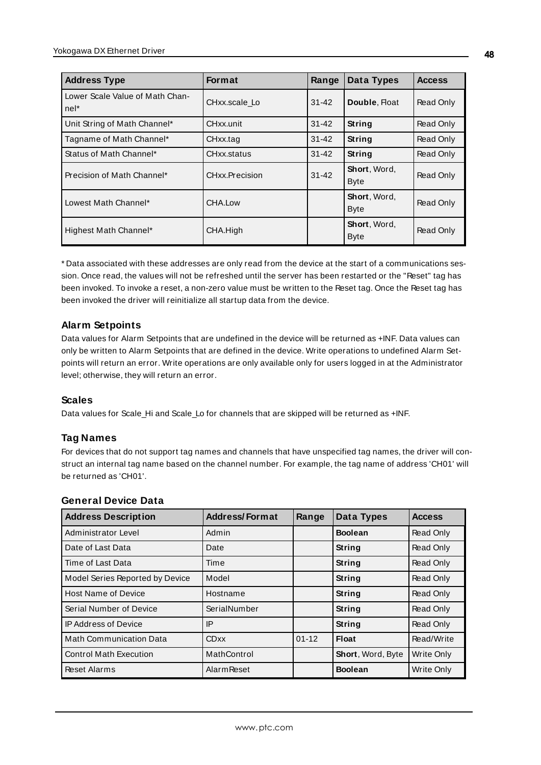| Address Type | Format | Range | Data Types | Access |
|---|---|---|---|---|
| Lower Scale Value of Math Channel* | CHxx.scale_Lo | 31-42 | **Double**, Float | Read Only |
| Unit String of Math Channel* | CHxx.unit | 31-42 | **String** | Read Only |
| Tagname of Math Channel* | CHxx.tag | 31-42 | **String** | Read Only |
| Status of Math Channel* | CHxx.status | 31-42 | **String** | Read Only |
| Precision of Math Channel* | CHxx.Precision | 31-42 | **Short**, Word, Byte | Read Only |
| Lowest Math Channel* | CHA.Low | | **Short**, Word, Byte | Read Only |
| Highest Math Channel* | CHA.High | | **Short**, Word, Byte | Read Only |

* Data associated with these addresses are only read from the device at the start of a communications session. Once read, the values will not be refreshed until the server has been restarted or the "Reset" tag has been invoked. To invoke a reset, a non-zero value must be written to the Reset tag. Once the Reset tag has been invoked the driver will reinitialize all startup data from the device.

### Alarm Setpoints

Data values for Alarm Setpoints that are undefined in the device will be returned as +INF. Data values can only be written to Alarm Setpoints that are defined in the device. Write operations to undefined Alarm Setpoints will return an error. Write operations are only available only for users logged in at the Administrator level; otherwise, they will return an error.

### Scales

Data values for Scale_Hi and Scale_Lo for channels that are skipped will be returned as +INF.

### Tag Names

For devices that do not support tag names and channels that have unspecified tag names, the driver will construct an internal tag name based on the channel number. For example, the tag name of address 'CH01' will be returned as 'CH01'.

### General Device Data

| Address Description | Address/Format | Range | Data Types | Access |
|---|---|---|---|---|
| Administrator Level | Admin | | **Boolean** | Read Only |
| Date of Last Data | Date | | **String** | Read Only |
| Time of Last Data | Time | | **String** | Read Only |
| Model Series Reported by Device | Model | | **String** | Read Only |
| Host Name of Device | Hostname | | **String** | Read Only |
| Serial Number of Device | SerialNumber | | **String** | Read Only |
| IP Address of Device | IP | | **String** | Read Only |
| Math Communication Data | CDxx | 01-12 | **Float** | Read/Write |
| Control Math Execution | MathControl | | **Short**, Word, Byte | Write Only |
| Reset Alarms | AlarmReset | | **Boolean** | Write Only |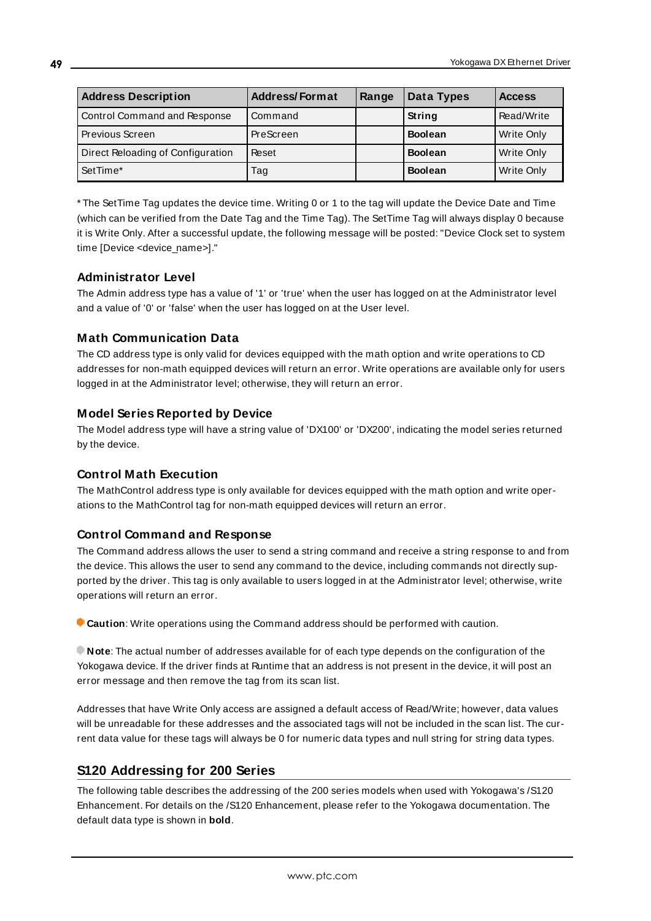| Address Description | Address/Format | Range | Data Types | Access |
|---|---|---|---|---|
| Control Command and Response | Command | | **String** | Read/Write |
| Previous Screen | PreScreen | | **Boolean** | Write Only |
| Direct Reloading of Configuration | Reset | | **Boolean** | Write Only |
| SetTime* | Tag | | **Boolean** | Write Only |

* The SetTime Tag updates the device time. Writing 0 or 1 to the tag will update the Device Date and Time (which can be verified from the Date Tag and the Time Tag). The SetTime Tag will always display 0 because it is Write Only. After a successful update, the following message will be posted: "Device Clock set to system time [Device <device_name>]."

### Administrator Level

The Admin address type has a value of '1' or 'true' when the user has logged on at the Administrator level and a value of '0' or 'false' when the user has logged on at the User level.

### Math Communication Data

The CD address type is only valid for devices equipped with the math option and write operations to CD addresses for non-math equipped devices will return an error. Write operations are available only for users logged in at the Administrator level; otherwise, they will return an error.

### Model Series Reported by Device

The Model address type will have a string value of 'DX100' or 'DX200', indicating the model series returned by the device.

### Control Math Execution

The MathControl address type is only available for devices equipped with the math option and write operations to the MathControl tag for non-math equipped devices will return an error.

### Control Command and Response

The Command address allows the user to send a string command and receive a string response to and from the device. This allows the user to send any command to the device, including commands not directly supported by the driver. This tag is only available to users logged in at the Administrator level; otherwise, write operations will return an error.

**Caution**: Write operations using the Command address should be performed with caution.

**Note**: The actual number of addresses available for of each type depends on the configuration of the Yokogawa device. If the driver finds at Runtime that an address is not present in the device, it will post an error message and then remove the tag from its scan list.

Addresses that have Write Only access are assigned a default access of Read/Write; however, data values will be unreadable for these addresses and the associated tags will not be included in the scan list. The current data value for these tags will always be 0 for numeric data types and null string for string data types.

## S120 Addressing for 200 Series

The following table describes the addressing of the 200 series models when used with Yokogawa's /S120 Enhancement. For details on the /S120 Enhancement, please refer to the Yokogawa documentation. The default data type is shown in **bold**.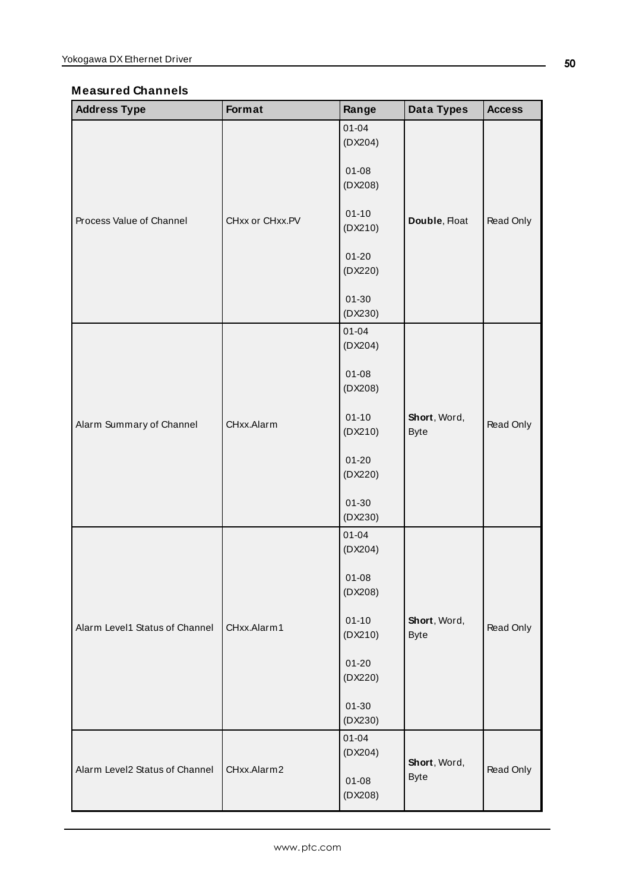### Measured Channels

| Address Type | Format | Range | Data Types | Access |
|---|---|---|---|---|
| Process Value of Channel | CHxx or CHxx.PV | 01-04 (DX204)<br><br>01-08 (DX208)<br><br>01-10 (DX210)<br><br>01-20 (DX220)<br><br>01-30 (DX230) | **Double**, Float | Read Only |
| Alarm Summary of Channel | CHxx.Alarm | 01-04 (DX204)<br><br>01-08 (DX208)<br><br>01-10 (DX210)<br><br>01-20 (DX220)<br><br>01-30 (DX230) | **Short**, Word, Byte | Read Only |
| Alarm Level1 Status of Channel | CHxx.Alarm1 | 01-04 (DX204)<br><br>01-08 (DX208)<br><br>01-10 (DX210)<br><br>01-20 (DX220)<br><br>01-30 (DX230) | **Short**, Word, Byte | Read Only |
| Alarm Level2 Status of Channel | CHxx.Alarm2 | 01-04 (DX204)<br><br>01-08 (DX208) | **Short**, Word, Byte | Read Only |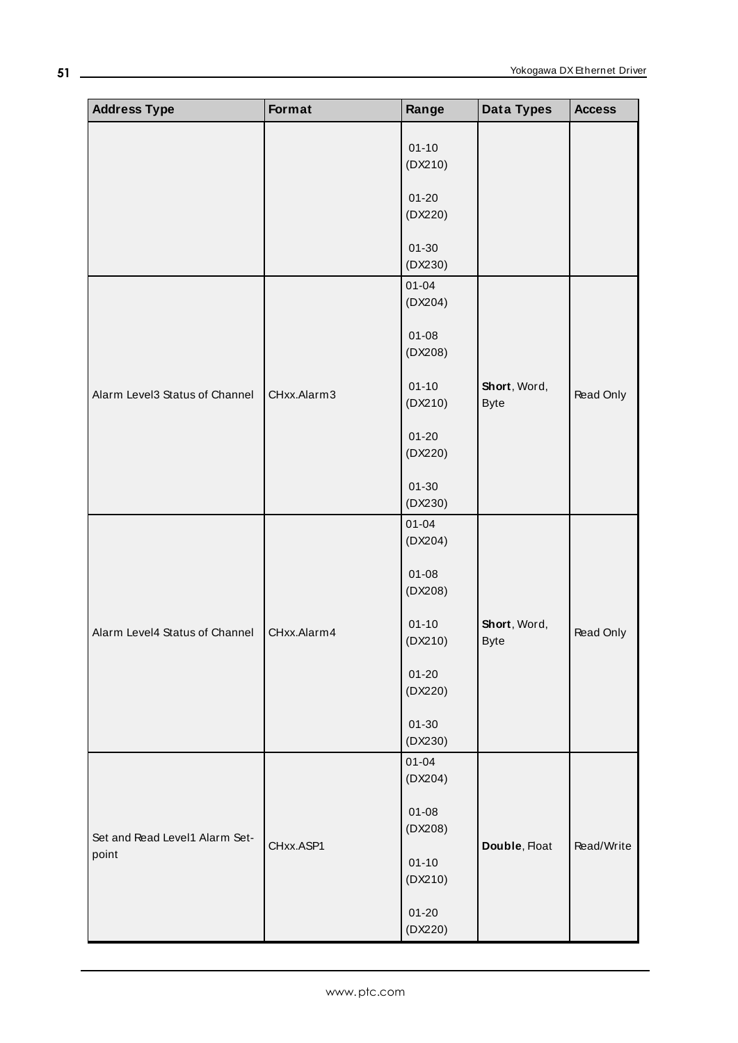| Address Type | Format | Range | Data Types | Access |
|---|---|---|---|---|
| | | 01-10 (DX210)<br><br>01-20 (DX220)<br><br>01-30 (DX230) | | |
| Alarm Level3 Status of Channel | CHxx.Alarm3 | 01-04 (DX204)<br><br>01-08 (DX208)<br><br>01-10 (DX210)<br><br>01-20 (DX220)<br><br>01-30 (DX230) | **Short**, Word, Byte | Read Only |
| Alarm Level4 Status of Channel | CHxx.Alarm4 | 01-04 (DX204)<br><br>01-08 (DX208)<br><br>01-10 (DX210)<br><br>01-20 (DX220)<br><br>01-30 (DX230) | **Short**, Word, Byte | Read Only |
| Set and Read Level1 Alarm Set-point | CHxx.ASP1 | 01-04 (DX204)<br><br>01-08 (DX208)<br><br>01-10 (DX210)<br><br>01-20 (DX220) | **Double**, Float | Read/Write |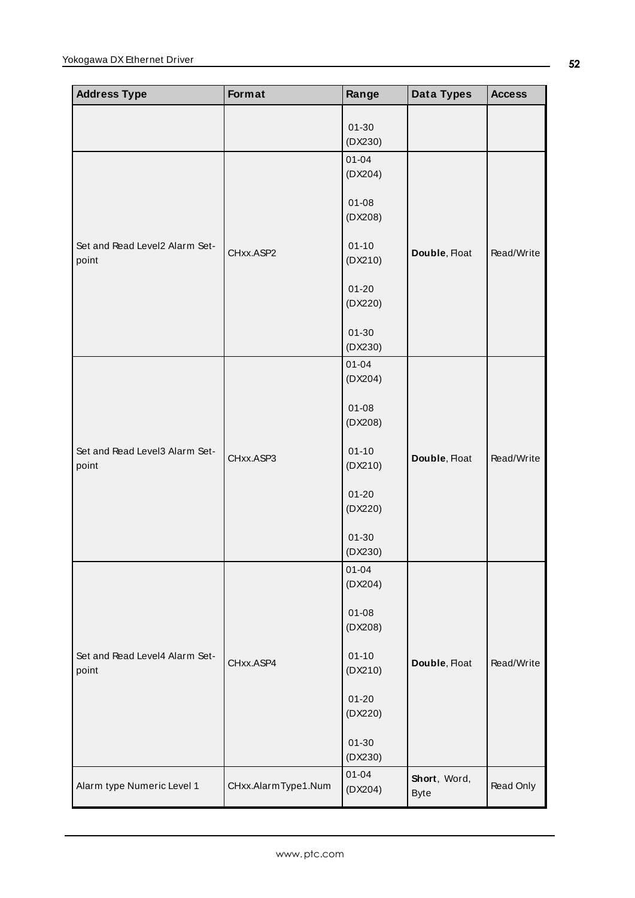| Address Type | Format | Range | Data Types | Access |
|---|---|---|---|---|
| | | 01-30 (DX230) | | |
| Set and Read Level2 Alarm Set-point | CHxx.ASP2 | 01-04 (DX204)<br><br>01-08 (DX208)<br><br>01-10 (DX210)<br><br>01-20 (DX220)<br><br>01-30 (DX230) | **Double**, Float | Read/Write |
| Set and Read Level3 Alarm Set-point | CHxx.ASP3 | 01-04 (DX204)<br><br>01-08 (DX208)<br><br>01-10 (DX210)<br><br>01-20 (DX220)<br><br>01-30 (DX230) | **Double**, Float | Read/Write |
| Set and Read Level4 Alarm Set-point | CHxx.ASP4 | 01-04 (DX204)<br><br>01-08 (DX208)<br><br>01-10 (DX210)<br><br>01-20 (DX220)<br><br>01-30 (DX230) | **Double**, Float | Read/Write |
| Alarm type Numeric Level 1 | CHxx.AlarmType1.Num | 01-04 (DX204) | **Short**, Word, Byte | Read Only |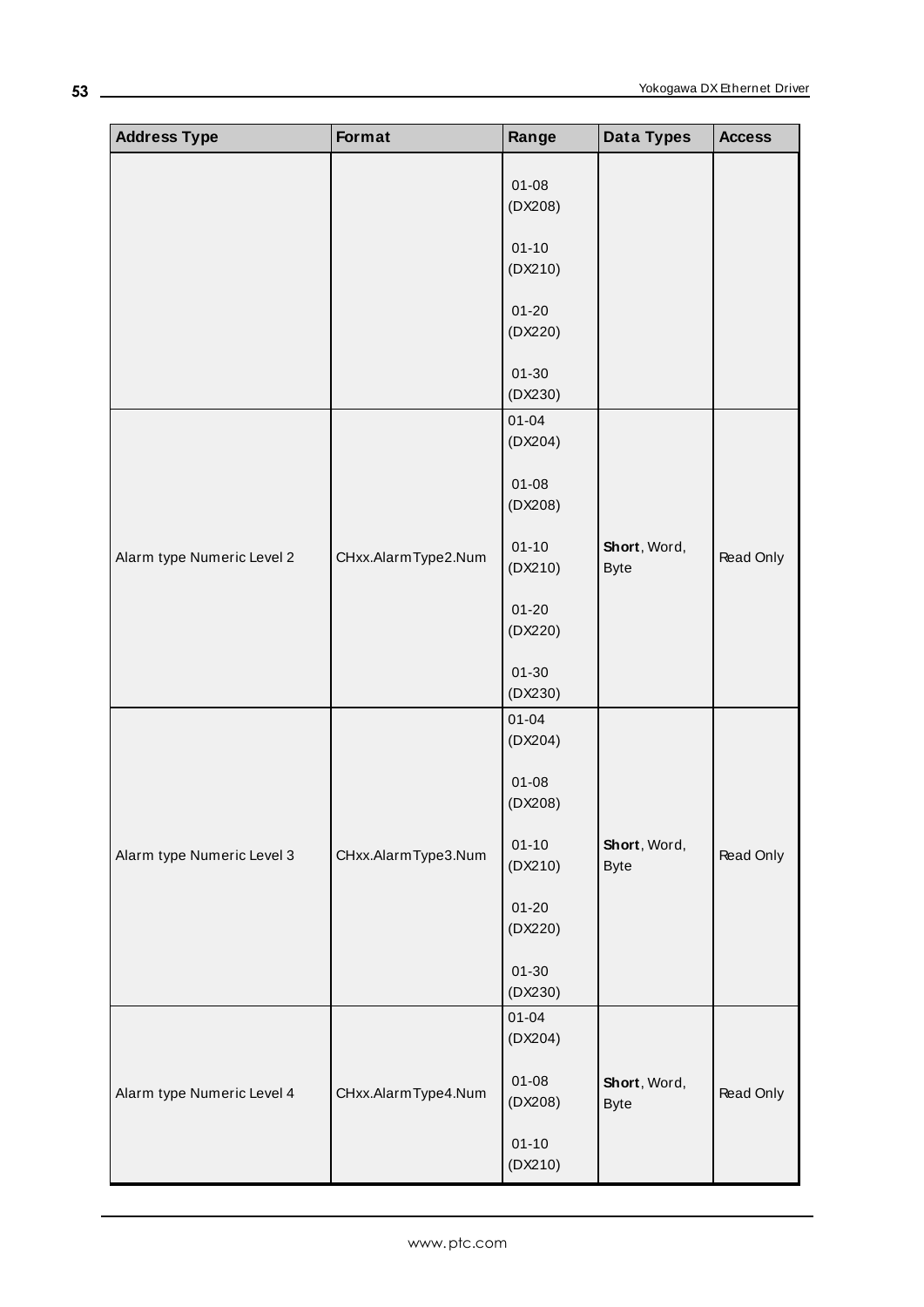| Address Type | Format | Range | Data Types | Access |
|---|---|---|---|---|
| | | 01-08 (DX208)<br><br>01-10 (DX210)<br><br>01-20 (DX220)<br><br>01-30 (DX230) | | |
| Alarm type Numeric Level 2 | CHxx.AlarmType2.Num | 01-04 (DX204)<br><br>01-08 (DX208)<br><br>01-10 (DX210)<br><br>01-20 (DX220)<br><br>01-30 (DX230) | **Short**, Word, Byte | Read Only |
| Alarm type Numeric Level 3 | CHxx.AlarmType3.Num | 01-04 (DX204)<br><br>01-08 (DX208)<br><br>01-10 (DX210)<br><br>01-20 (DX220)<br><br>01-30 (DX230) | **Short**, Word, Byte | Read Only |
| Alarm type Numeric Level 4 | CHxx.AlarmType4.Num | 01-04 (DX204)<br><br>01-08 (DX208)<br><br>01-10 (DX210) | **Short**, Word, Byte | Read Only |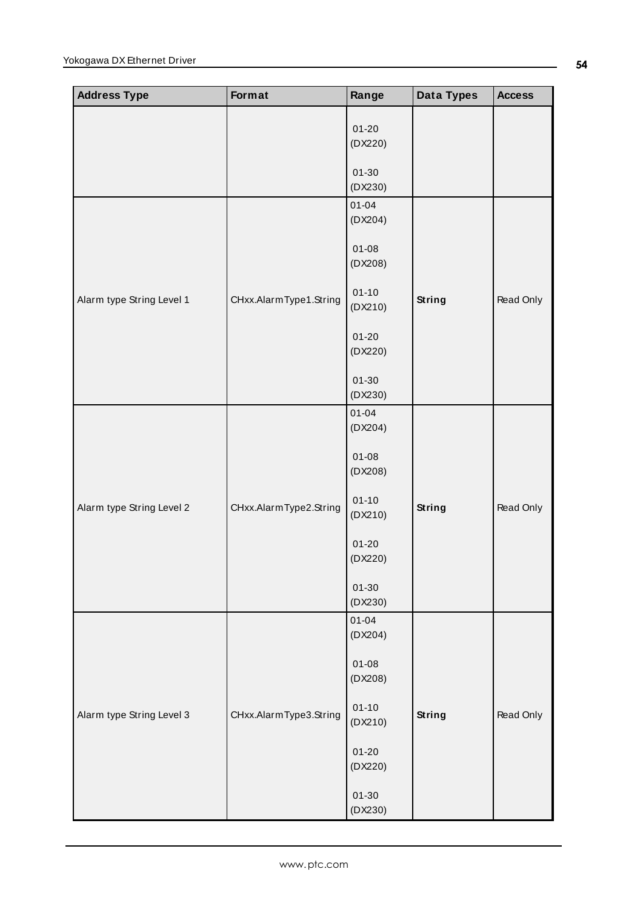| Address Type | Format | Range | Data Types | Access |
|---|---|---|---|---|
| | | 01-20 (DX220)<br><br>01-30 (DX230) | | |
| Alarm type String Level 1 | CHxx.AlarmType1.String | 01-04 (DX204)<br><br>01-08 (DX208)<br><br>01-10 (DX210)<br><br>01-20 (DX220)<br><br>01-30 (DX230) | **String** | Read Only |
| Alarm type String Level 2 | CHxx.AlarmType2.String | 01-04 (DX204)<br><br>01-08 (DX208)<br><br>01-10 (DX210)<br><br>01-20 (DX220)<br><br>01-30 (DX230) | **String** | Read Only |
| Alarm type String Level 3 | CHxx.AlarmType3.String | 01-04 (DX204)<br><br>01-08 (DX208)<br><br>01-10 (DX210)<br><br>01-20 (DX220)<br><br>01-30 (DX230) | **String** | Read Only |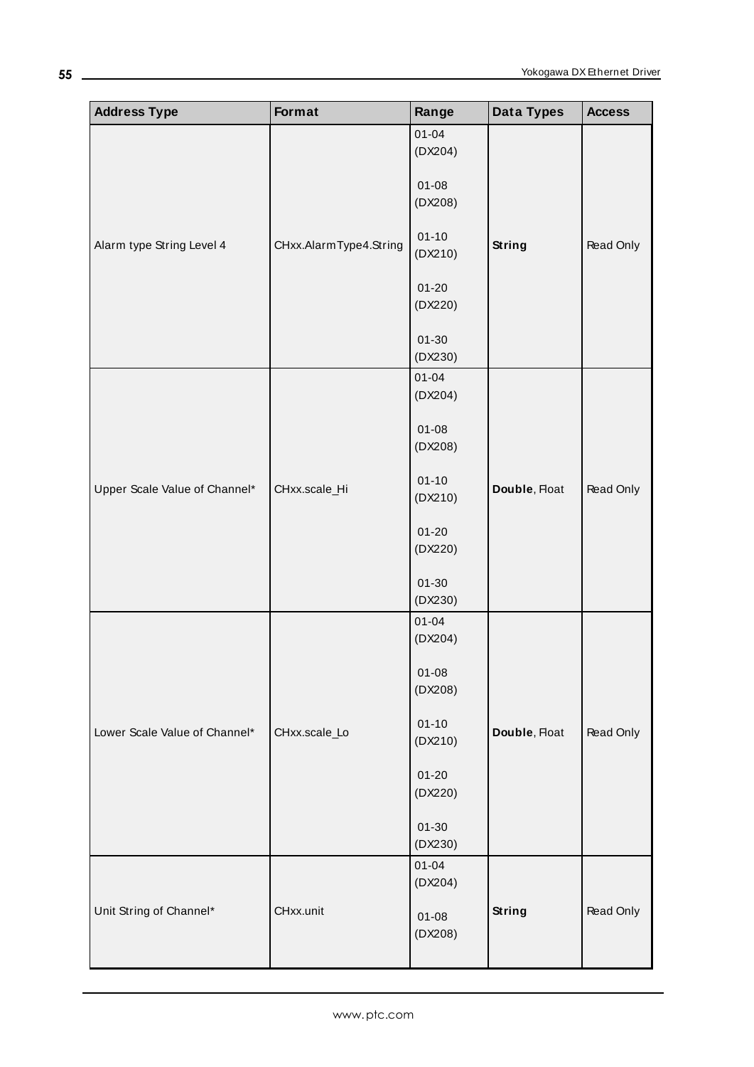| Address Type | Format | Range | Data Types | Access |
|---|---|---|---|---|
| Alarm type String Level 4 | CHxx.AlarmType4.String | 01-04 (DX204)<br><br>01-08 (DX208)<br><br>01-10 (DX210)<br><br>01-20 (DX220)<br><br>01-30 (DX230) | **String** | Read Only |
| Upper Scale Value of Channel* | CHxx.scale_Hi | 01-04 (DX204)<br><br>01-08 (DX208)<br><br>01-10 (DX210)<br><br>01-20 (DX220)<br><br>01-30 (DX230) | **Double**, Float | Read Only |
| Lower Scale Value of Channel* | CHxx.scale_Lo | 01-04 (DX204)<br><br>01-08 (DX208)<br><br>01-10 (DX210)<br><br>01-20 (DX220)<br><br>01-30 (DX230) | **Double**, Float | Read Only |
| Unit String of Channel* | CHxx.unit | 01-04 (DX204)<br><br>01-08 (DX208) | **String** | Read Only |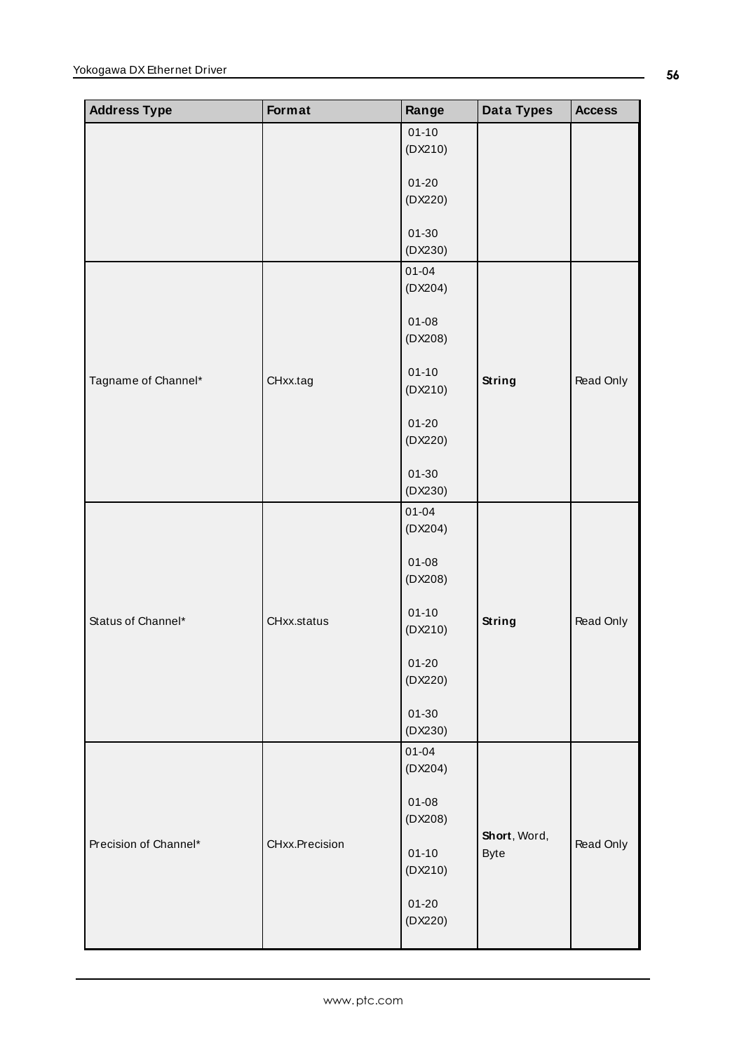| Address Type | Format | Range | Data Types | Access |
|---|---|---|---|---|
| | | 01-10 (DX210)<br><br>01-20 (DX220)<br><br>01-30 (DX230) | | |
| Tagname of Channel* | CHxx.tag | 01-04 (DX204)<br><br>01-08 (DX208)<br><br>01-10 (DX210)<br><br>01-20 (DX220)<br><br>01-30 (DX230) | **String** | Read Only |
| Status of Channel* | CHxx.status | 01-04 (DX204)<br><br>01-08 (DX208)<br><br>01-10 (DX210)<br><br>01-20 (DX220)<br><br>01-30 (DX230) | **String** | Read Only |
| Precision of Channel* | CHxx.Precision | 01-04 (DX204)<br><br>01-08 (DX208)<br><br>01-10 (DX210)<br><br>01-20 (DX220) | **Short**, Word, Byte | Read Only |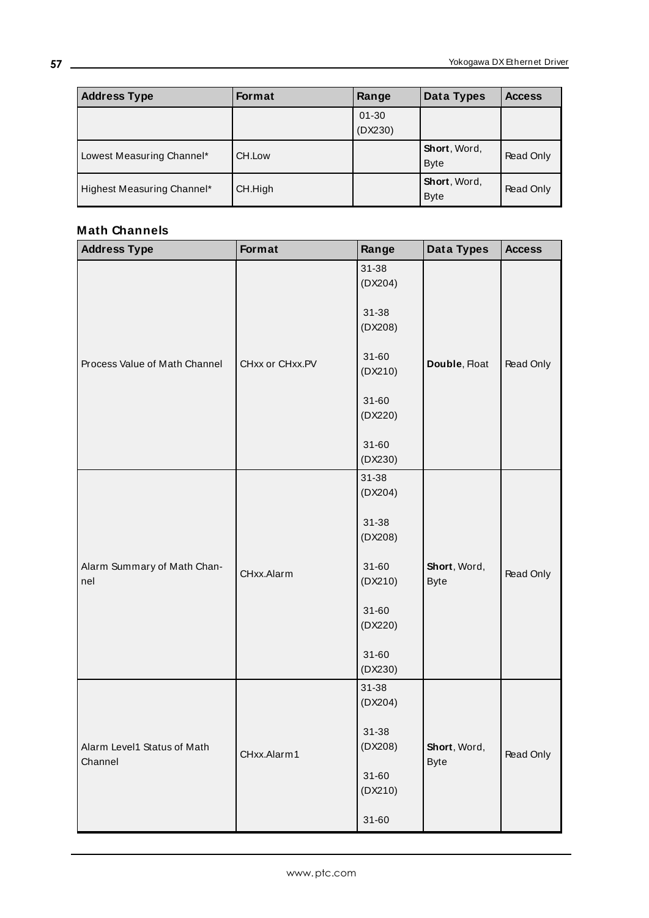| Address Type | Format | Range | Data Types | Access |
|---|---|---|---|---|
| | | 01-30 (DX230) | | |
| Lowest Measuring Channel* | CH.Low | | **Short**, Word, Byte | Read Only |
| Highest Measuring Channel* | CH.High | | **Short**, Word, Byte | Read Only |

### Math Channels

| Address Type | Format | Range | Data Types | Access |
|---|---|---|---|---|
| Process Value of Math Channel | CHxx or CHxx.PV | 31-38 (DX204)<br><br>31-38 (DX208)<br><br>31-60 (DX210)<br><br>31-60 (DX220)<br><br>31-60 (DX230) | **Double**, Float | Read Only |
| Alarm Summary of Math Channel | CHxx.Alarm | 31-38 (DX204)<br><br>31-38 (DX208)<br><br>31-60 (DX210)<br><br>31-60 (DX220)<br><br>31-60 (DX230) | **Short**, Word, Byte | Read Only |
| Alarm Level1 Status of Math Channel | CHxx.Alarm1 | 31-38 (DX204)<br><br>31-38 (DX208)<br><br>31-60 (DX210)<br><br>31-60 | **Short**, Word, Byte | Read Only |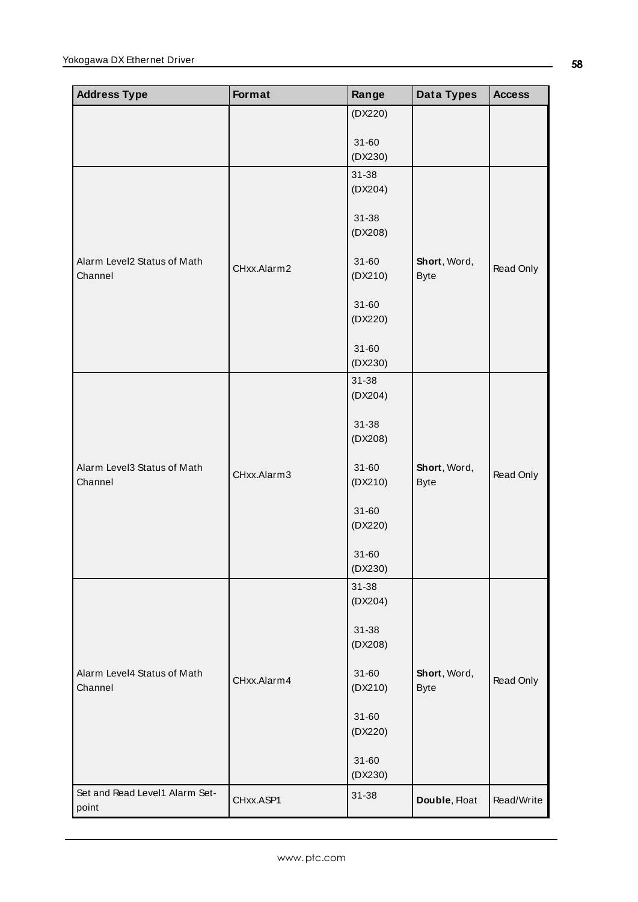| Address Type | Format | Range | Data Types | Access |
|---|---|---|---|---|
| | | (DX220)<br><br>31-60 (DX230) | | |
| Alarm Level2 Status of Math Channel | CHxx.Alarm2 | 31-38 (DX204)<br><br>31-38 (DX208)<br><br>31-60 (DX210)<br><br>31-60 (DX220)<br><br>31-60 (DX230) | **Short**, Word, Byte | Read Only |
| Alarm Level3 Status of Math Channel | CHxx.Alarm3 | 31-38 (DX204)<br><br>31-38 (DX208)<br><br>31-60 (DX210)<br><br>31-60 (DX220)<br><br>31-60 (DX230) | **Short**, Word, Byte | Read Only |
| Alarm Level4 Status of Math Channel | CHxx.Alarm4 | 31-38 (DX204)<br><br>31-38 (DX208)<br><br>31-60 (DX210)<br><br>31-60 (DX220)<br><br>31-60 (DX230) | **Short**, Word, Byte | Read Only |
| Set and Read Level1 Alarm Set-point | CHxx.ASP1 | 31-38 | **Double**, Float | Read/Write |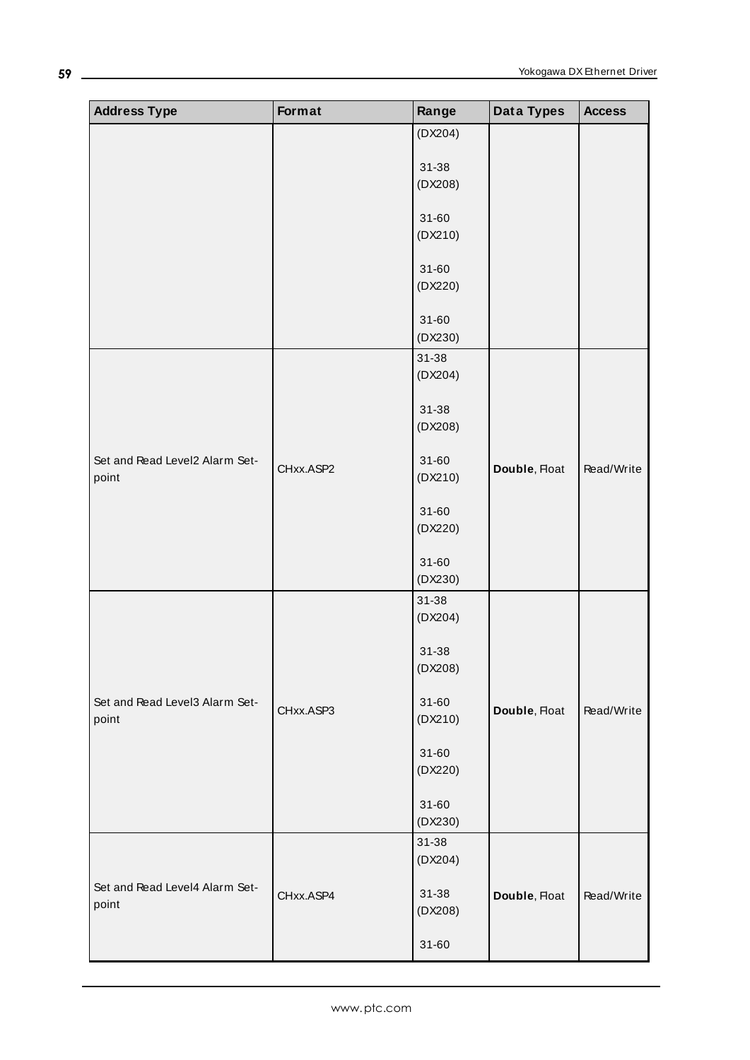| Address Type | Format | Range | Data Types | Access |
|---|---|---|---|---|
| | | (DX204)<br><br>31-38 (DX208)<br><br>31-60 (DX210)<br><br>31-60 (DX220)<br><br>31-60 (DX230) | | |
| Set and Read Level2 Alarm Set-point | CHxx.ASP2 | 31-38 (DX204)<br><br>31-38 (DX208)<br><br>31-60 (DX210)<br><br>31-60 (DX220)<br><br>31-60 (DX230) | **Double**, Float | Read/Write |
| Set and Read Level3 Alarm Set-point | CHxx.ASP3 | 31-38 (DX204)<br><br>31-38 (DX208)<br><br>31-60 (DX210)<br><br>31-60 (DX220)<br><br>31-60 (DX230) | **Double**, Float | Read/Write |
| Set and Read Level4 Alarm Set-point | CHxx.ASP4 | 31-38 (DX204)<br><br>31-38 (DX208)<br><br>31-60 | **Double**, Float | Read/Write |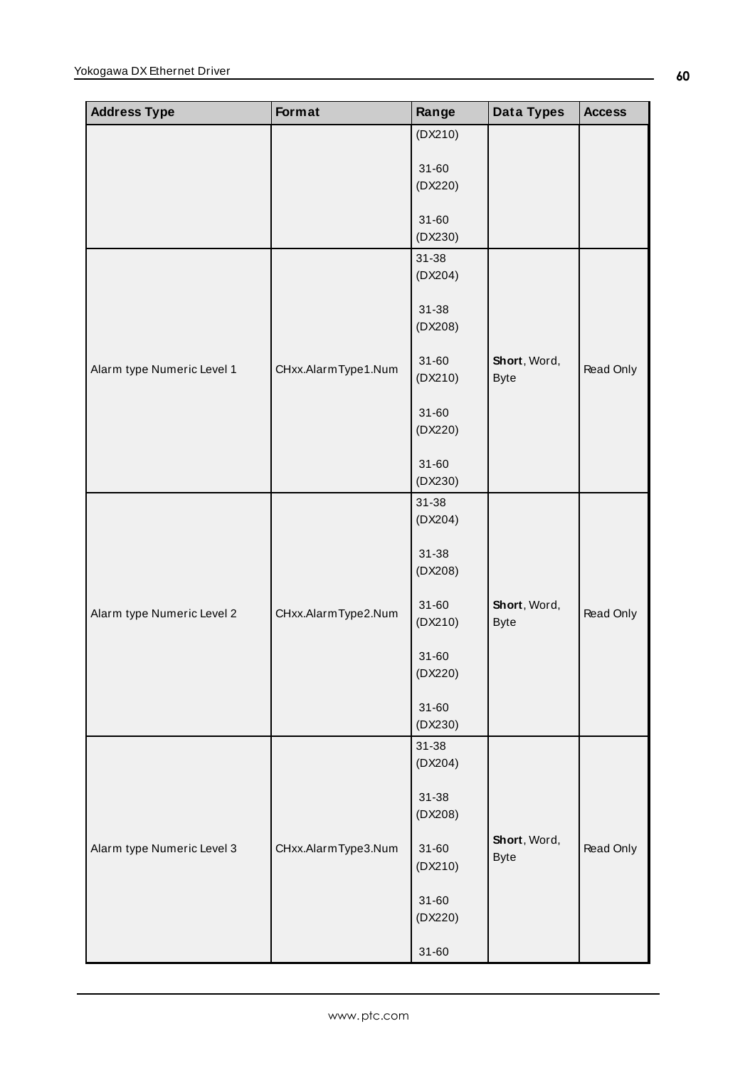| Address Type | Format | Range | Data Types | Access |
|---|---|---|---|---|
| | | (DX210)<br><br>31-60 (DX220)<br><br>31-60 (DX230) | | |
| Alarm type Numeric Level 1 | CHxx.AlarmType1.Num | 31-38 (DX204)<br><br>31-38 (DX208)<br><br>31-60 (DX210)<br><br>31-60 (DX220)<br><br>31-60 (DX230) | **Short**, Word, Byte | Read Only |
| Alarm type Numeric Level 2 | CHxx.AlarmType2.Num | 31-38 (DX204)<br><br>31-38 (DX208)<br><br>31-60 (DX210)<br><br>31-60 (DX220)<br><br>31-60 (DX230) | **Short**, Word, Byte | Read Only |
| Alarm type Numeric Level 3 | CHxx.AlarmType3.Num | 31-38 (DX204)<br><br>31-38 (DX208)<br><br>31-60 (DX210)<br><br>31-60 (DX220)<br><br>31-60 | **Short**, Word, Byte | Read Only |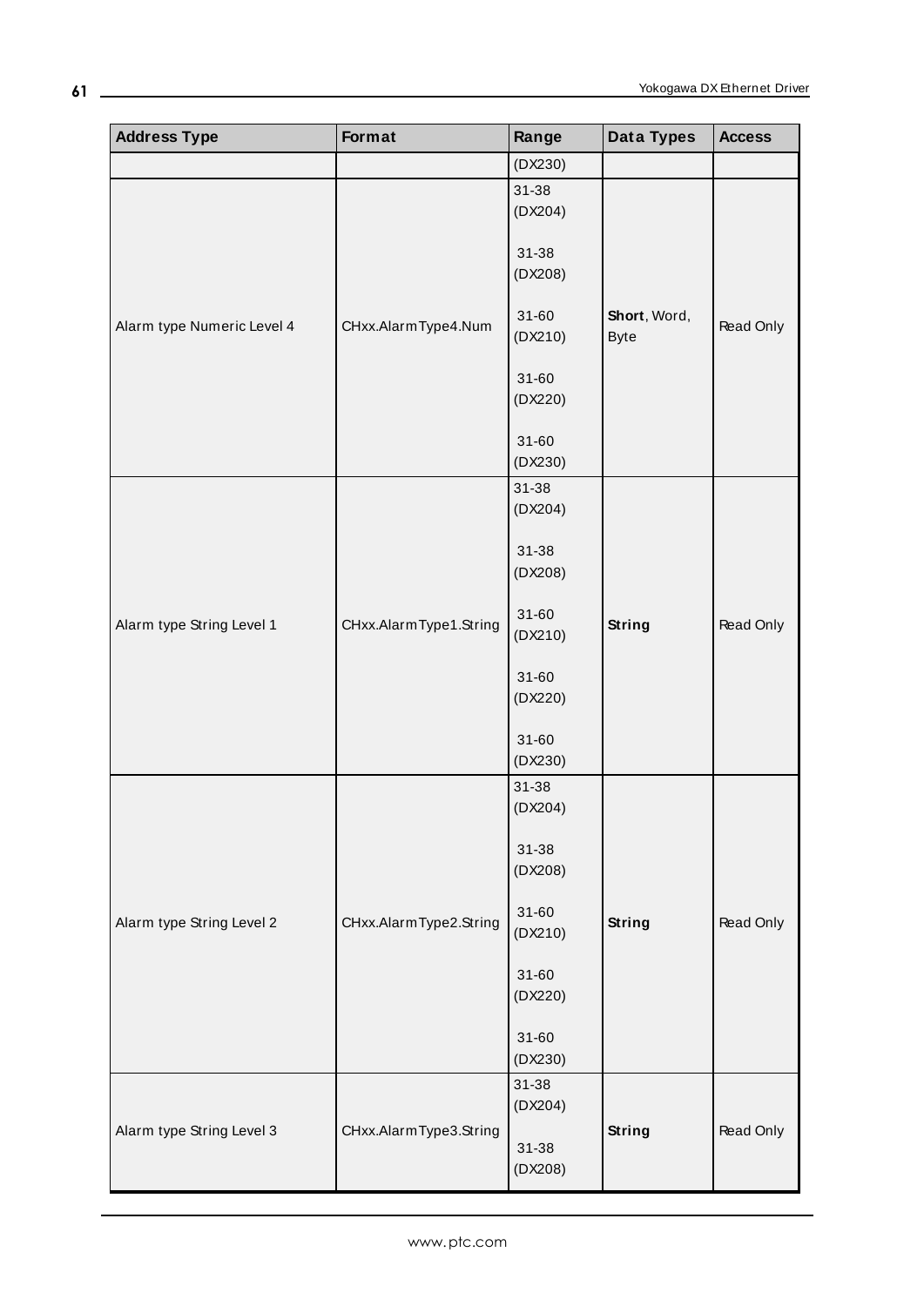| Address Type | Format | Range | Data Types | Access |
|---|---|---|---|---|
| | | (DX230) | | |
| Alarm type Numeric Level 4 | CHxx.AlarmType4.Num | 31-38 (DX204)<br><br>31-38 (DX208)<br><br>31-60 (DX210)<br><br>31-60 (DX220)<br><br>31-60 (DX230) | **Short**, Word, Byte | Read Only |
| Alarm type String Level 1 | CHxx.AlarmType1.String | 31-38 (DX204)<br><br>31-38 (DX208)<br><br>31-60 (DX210)<br><br>31-60 (DX220)<br><br>31-60 (DX230) | **String** | Read Only |
| Alarm type String Level 2 | CHxx.AlarmType2.String | 31-38 (DX204)<br><br>31-38 (DX208)<br><br>31-60 (DX210)<br><br>31-60 (DX220)<br><br>31-60 (DX230) | **String** | Read Only |
| Alarm type String Level 3 | CHxx.AlarmType3.String | 31-38 (DX204)<br><br>31-38 (DX208) | **String** | Read Only |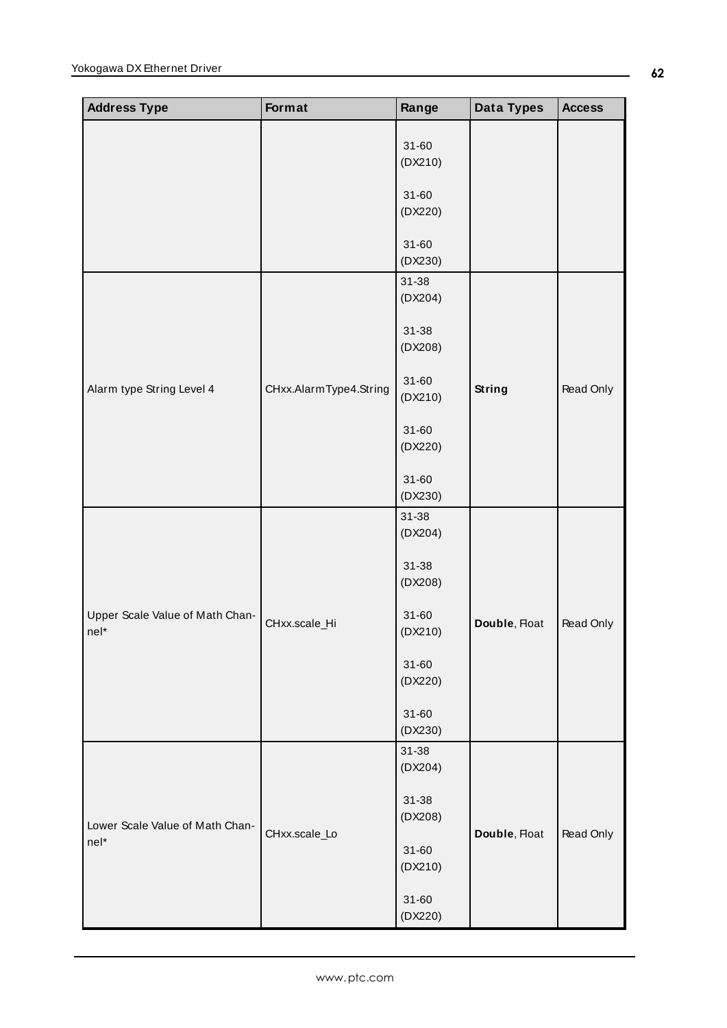| Address Type | Format | Range | Data Types | Access |
|---|---|---|---|---|
| | | 31-60 (DX210)<br><br>31-60 (DX220)<br><br>31-60 (DX230) | | |
| Alarm type String Level 4 | CHxx.AlarmType4.String | 31-38 (DX204)<br><br>31-38 (DX208)<br><br>31-60 (DX210)<br><br>31-60 (DX220)<br><br>31-60 (DX230) | **String** | Read Only |
| Upper Scale Value of Math Channel* | CHxx.scale_Hi | 31-38 (DX204)<br><br>31-38 (DX208)<br><br>31-60 (DX210)<br><br>31-60 (DX220)<br><br>31-60 (DX230) | **Double**, Float | Read Only |
| Lower Scale Value of Math Channel* | CHxx.scale_Lo | 31-38 (DX204)<br><br>31-38 (DX208)<br><br>31-60 (DX210)<br><br>31-60 (DX220) | **Double**, Float | Read Only |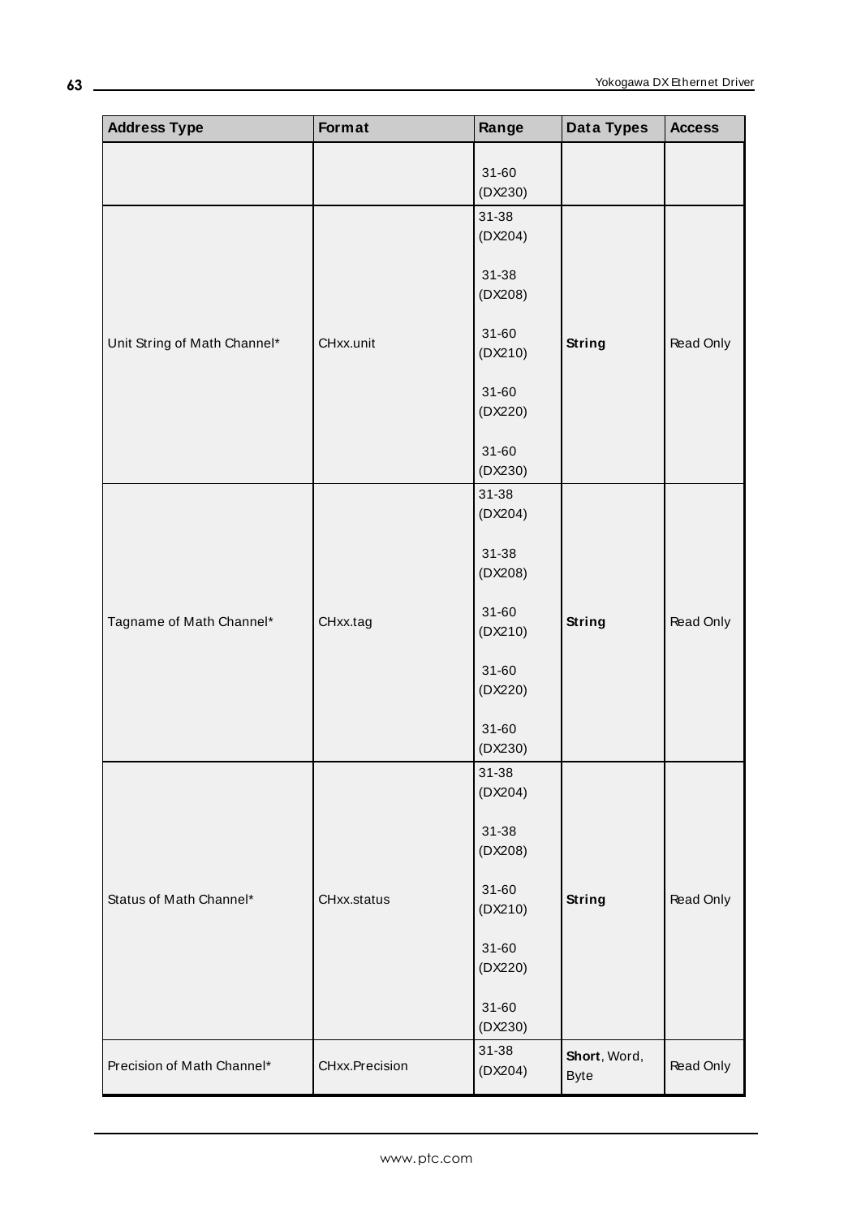| Address Type | Format | Range | Data Types | Access |
|---|---|---|---|---|
| | | 31-60 (DX230) | | |
| Unit String of Math Channel* | CHxx.unit | 31-38 (DX204)<br><br>31-38 (DX208)<br><br>31-60 (DX210)<br><br>31-60 (DX220)<br><br>31-60 (DX230) | **String** | Read Only |
| Tagname of Math Channel* | CHxx.tag | 31-38 (DX204)<br><br>31-38 (DX208)<br><br>31-60 (DX210)<br><br>31-60 (DX220)<br><br>31-60 (DX230) | **String** | Read Only |
| Status of Math Channel* | CHxx.status | 31-38 (DX204)<br><br>31-38 (DX208)<br><br>31-60 (DX210)<br><br>31-60 (DX220)<br><br>31-60 (DX230) | **String** | Read Only |
| Precision of Math Channel* | CHxx.Precision | 31-38 (DX204) | **Short**, Word, Byte | Read Only |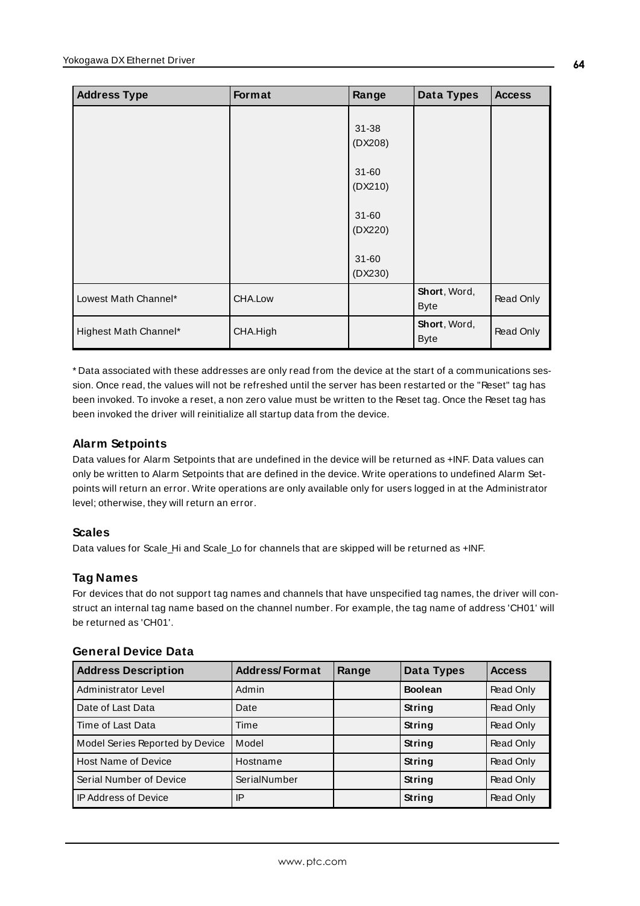| Address Type | Format | Range | Data Types | Access |
|---|---|---|---|---|
| | | 31-38 (DX208)<br><br>31-60 (DX210)<br><br>31-60 (DX220)<br><br>31-60 (DX230) | | |
| Lowest Math Channel* | CHA.Low | | **Short**, Word, Byte | Read Only |
| Highest Math Channel* | CHA.High | | **Short**, Word, Byte | Read Only |

* Data associated with these addresses are only read from the device at the start of a communications session. Once read, the values will not be refreshed until the server has been restarted or the "Reset" tag has been invoked. To invoke a reset, a non zero value must be written to the Reset tag. Once the Reset tag has been invoked the driver will reinitialize all startup data from the device.

### Alarm Setpoints

Data values for Alarm Setpoints that are undefined in the device will be returned as +INF. Data values can only be written to Alarm Setpoints that are defined in the device. Write operations to undefined Alarm Setpoints will return an error. Write operations are only available only for users logged in at the Administrator level; otherwise, they will return an error.

### Scales

Data values for Scale_Hi and Scale_Lo for channels that are skipped will be returned as +INF.

### Tag Names

For devices that do not support tag names and channels that have unspecified tag names, the driver will construct an internal tag name based on the channel number. For example, the tag name of address 'CH01' will be returned as 'CH01'.

### General Device Data

| Address Description | Address/Format | Range | Data Types | Access |
|---|---|---|---|---|
| Administrator Level | Admin | | **Boolean** | Read Only |
| Date of Last Data | Date | | **String** | Read Only |
| Time of Last Data | Time | | **String** | Read Only |
| Model Series Reported by Device | Model | | **String** | Read Only |
| Host Name of Device | Hostname | | **String** | Read Only |
| Serial Number of Device | SerialNumber | | **String** | Read Only |
| IP Address of Device | IP | | **String** | Read Only |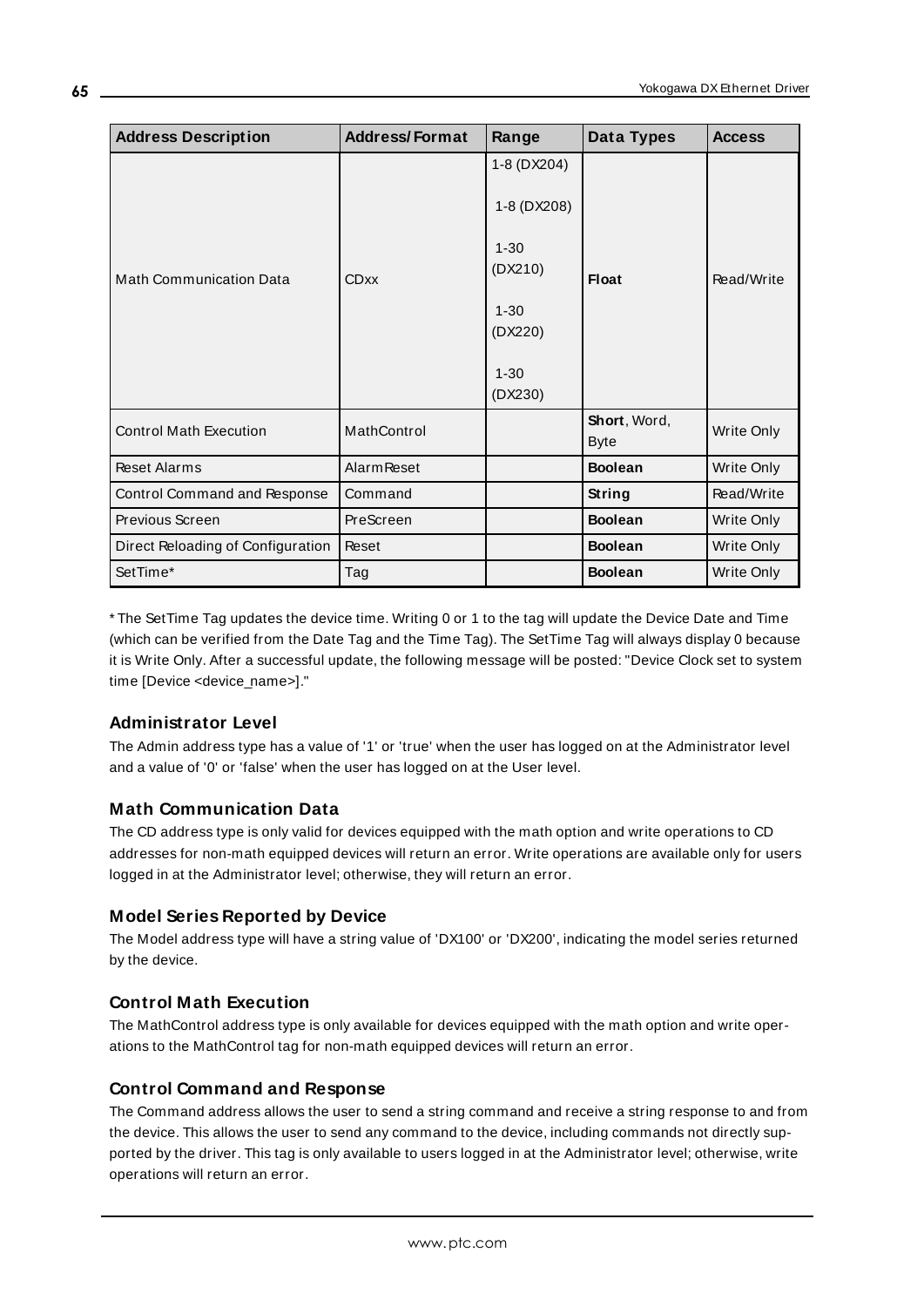| Address Description | Address/Format | Range | Data Types | Access |
|---|---|---|---|---|
| Math Communication Data | CDxx | 1-8 (DX204)<br><br>1-8 (DX208)<br><br>1-30 (DX210)<br><br>1-30 (DX220)<br><br>1-30 (DX230) | **Float** | Read/Write |
| Control Math Execution | MathControl | | **Short**, Word, Byte | Write Only |
| Reset Alarms | AlarmReset | | **Boolean** | Write Only |
| Control Command and Response | Command | | **String** | Read/Write |
| Previous Screen | PreScreen | | **Boolean** | Write Only |
| Direct Reloading of Configuration | Reset | | **Boolean** | Write Only |
| SetTime* | Tag | | **Boolean** | Write Only |

* The SetTime Tag updates the device time. Writing 0 or 1 to the tag will update the Device Date and Time (which can be verified from the Date Tag and the Time Tag). The SetTime Tag will always display 0 because it is Write Only. After a successful update, the following message will be posted: "Device Clock set to system time [Device <device_name>]."

### Administrator Level

The Admin address type has a value of '1' or 'true' when the user has logged on at the Administrator level and a value of '0' or 'false' when the user has logged on at the User level.

### Math Communication Data

The CD address type is only valid for devices equipped with the math option and write operations to CD addresses for non-math equipped devices will return an error. Write operations are available only for users logged in at the Administrator level; otherwise, they will return an error.

### Model Series Reported by Device

The Model address type will have a string value of 'DX100' or 'DX200', indicating the model series returned by the device.

### Control Math Execution

The MathControl address type is only available for devices equipped with the math option and write operations to the MathControl tag for non-math equipped devices will return an error.

### Control Command and Response

The Command address allows the user to send a string command and receive a string response to and from the device. This allows the user to send any command to the device, including commands not directly supported by the driver. This tag is only available to users logged in at the Administrator level; otherwise, write operations will return an error.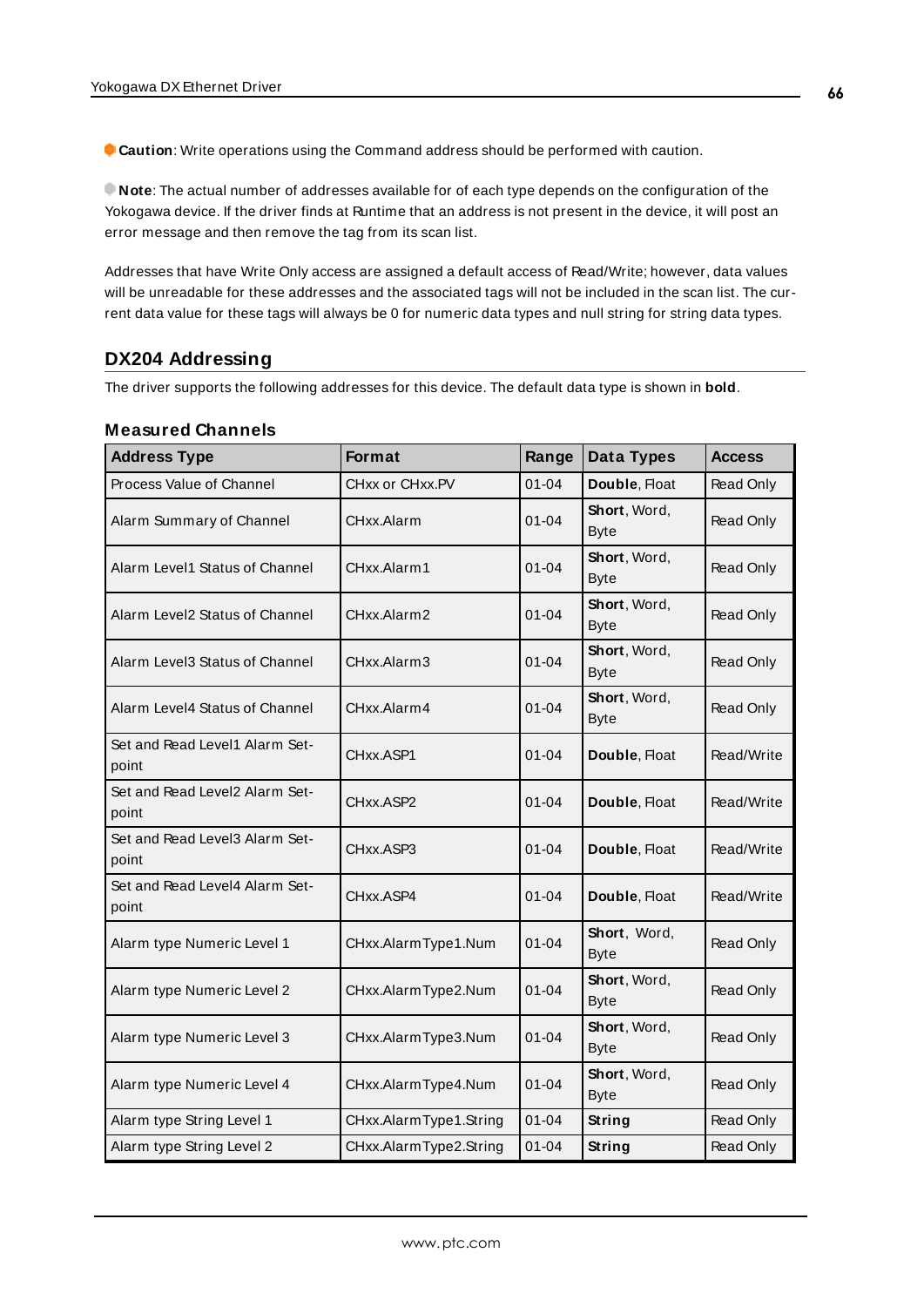**Caution**: Write operations using the Command address should be performed with caution.

**Note**: The actual number of addresses available for of each type depends on the configuration of the Yokogawa device. If the driver finds at Runtime that an address is not present in the device, it will post an error message and then remove the tag from its scan list.

Addresses that have Write Only access are assigned a default access of Read/Write; however, data values will be unreadable for these addresses and the associated tags will not be included in the scan list. The current data value for these tags will always be 0 for numeric data types and null string for string data types.

## DX204 Addressing

The driver supports the following addresses for this device. The default data type is shown in **bold**.

### Measured Channels

| Address Type | Format | Range | Data Types | Access |
|---|---|---|---|---|
| Process Value of Channel | CHxx or CHxx.PV | 01-04 | **Double**, Float | Read Only |
| Alarm Summary of Channel | CHxx.Alarm | 01-04 | **Short**, Word, Byte | Read Only |
| Alarm Level1 Status of Channel | CHxx.Alarm1 | 01-04 | **Short**, Word, Byte | Read Only |
| Alarm Level2 Status of Channel | CHxx.Alarm2 | 01-04 | **Short**, Word, Byte | Read Only |
| Alarm Level3 Status of Channel | CHxx.Alarm3 | 01-04 | **Short**, Word, Byte | Read Only |
| Alarm Level4 Status of Channel | CHxx.Alarm4 | 01-04 | **Short**, Word, Byte | Read Only |
| Set and Read Level1 Alarm Setpoint | CHxx.ASP1 | 01-04 | **Double**, Float | Read/Write |
| Set and Read Level2 Alarm Setpoint | CHxx.ASP2 | 01-04 | **Double**, Float | Read/Write |
| Set and Read Level3 Alarm Setpoint | CHxx.ASP3 | 01-04 | **Double**, Float | Read/Write |
| Set and Read Level4 Alarm Setpoint | CHxx.ASP4 | 01-04 | **Double**, Float | Read/Write |
| Alarm type Numeric Level 1 | CHxx.AlarmType1.Num | 01-04 | **Short**, Word, Byte | Read Only |
| Alarm type Numeric Level 2 | CHxx.AlarmType2.Num | 01-04 | **Short**, Word, Byte | Read Only |
| Alarm type Numeric Level 3 | CHxx.AlarmType3.Num | 01-04 | **Short**, Word, Byte | Read Only |
| Alarm type Numeric Level 4 | CHxx.AlarmType4.Num | 01-04 | **Short**, Word, Byte | Read Only |
| Alarm type String Level 1 | CHxx.AlarmType1.String | 01-04 | **String** | Read Only |
| Alarm type String Level 2 | CHxx.AlarmType2.String | 01-04 | **String** | Read Only |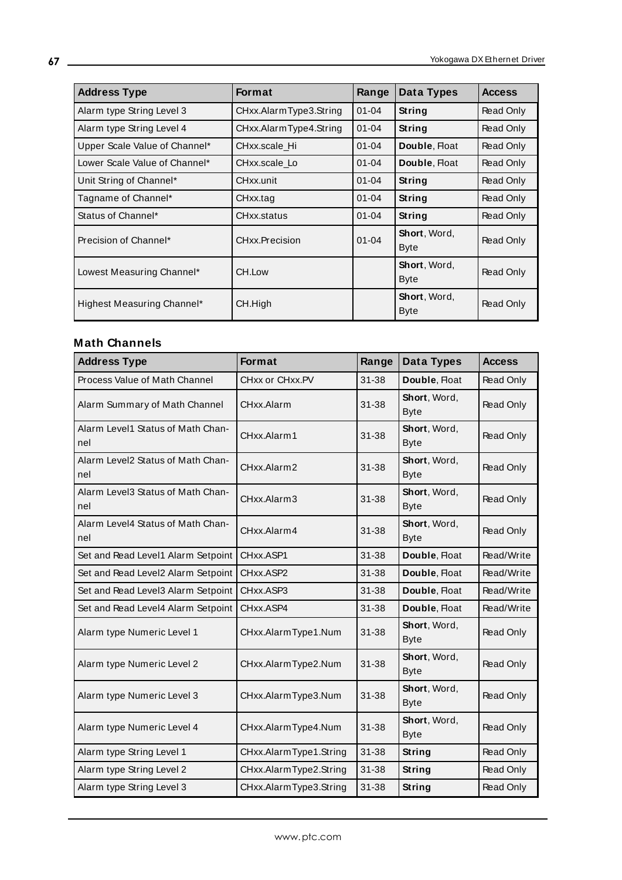| Address Type | Format | Range | Data Types | Access |
|---|---|---|---|---|
| Alarm type String Level 3 | CHxx.AlarmType3.String | 01-04 | **String** | Read Only |
| Alarm type String Level 4 | CHxx.AlarmType4.String | 01-04 | **String** | Read Only |
| Upper Scale Value of Channel* | CHxx.scale_Hi | 01-04 | **Double**, Float | Read Only |
| Lower Scale Value of Channel* | CHxx.scale_Lo | 01-04 | **Double**, Float | Read Only |
| Unit String of Channel* | CHxx.unit | 01-04 | **String** | Read Only |
| Tagname of Channel* | CHxx.tag | 01-04 | **String** | Read Only |
| Status of Channel* | CHxx.status | 01-04 | **String** | Read Only |
| Precision of Channel* | CHxx.Precision | 01-04 | **Short**, Word, Byte | Read Only |
| Lowest Measuring Channel* | CH.Low | | **Short**, Word, Byte | Read Only |
| Highest Measuring Channel* | CH.High | | **Short**, Word, Byte | Read Only |

### Math Channels

| Address Type | Format | Range | Data Types | Access |
|---|---|---|---|---|
| Process Value of Math Channel | CHxx or CHxx.PV | 31-38 | **Double**, Float | Read Only |
| Alarm Summary of Math Channel | CHxx.Alarm | 31-38 | **Short**, Word, Byte | Read Only |
| Alarm Level1 Status of Math Channel | CHxx.Alarm1 | 31-38 | **Short**, Word, Byte | Read Only |
| Alarm Level2 Status of Math Channel | CHxx.Alarm2 | 31-38 | **Short**, Word, Byte | Read Only |
| Alarm Level3 Status of Math Channel | CHxx.Alarm3 | 31-38 | **Short**, Word, Byte | Read Only |
| Alarm Level4 Status of Math Channel | CHxx.Alarm4 | 31-38 | **Short**, Word, Byte | Read Only |
| Set and Read Level1 Alarm Setpoint | CHxx.ASP1 | 31-38 | **Double**, Float | Read/Write |
| Set and Read Level2 Alarm Setpoint | CHxx.ASP2 | 31-38 | **Double**, Float | Read/Write |
| Set and Read Level3 Alarm Setpoint | CHxx.ASP3 | 31-38 | **Double**, Float | Read/Write |
| Set and Read Level4 Alarm Setpoint | CHxx.ASP4 | 31-38 | **Double**, Float | Read/Write |
| Alarm type Numeric Level 1 | CHxx.AlarmType1.Num | 31-38 | **Short**, Word, Byte | Read Only |
| Alarm type Numeric Level 2 | CHxx.AlarmType2.Num | 31-38 | **Short**, Word, Byte | Read Only |
| Alarm type Numeric Level 3 | CHxx.AlarmType3.Num | 31-38 | **Short**, Word, Byte | Read Only |
| Alarm type Numeric Level 4 | CHxx.AlarmType4.Num | 31-38 | **Short**, Word, Byte | Read Only |
| Alarm type String Level 1 | CHxx.AlarmType1.String | 31-38 | **String** | Read Only |
| Alarm type String Level 2 | CHxx.AlarmType2.String | 31-38 | **String** | Read Only |
| Alarm type String Level 3 | CHxx.AlarmType3.String | 31-38 | **String** | Read Only |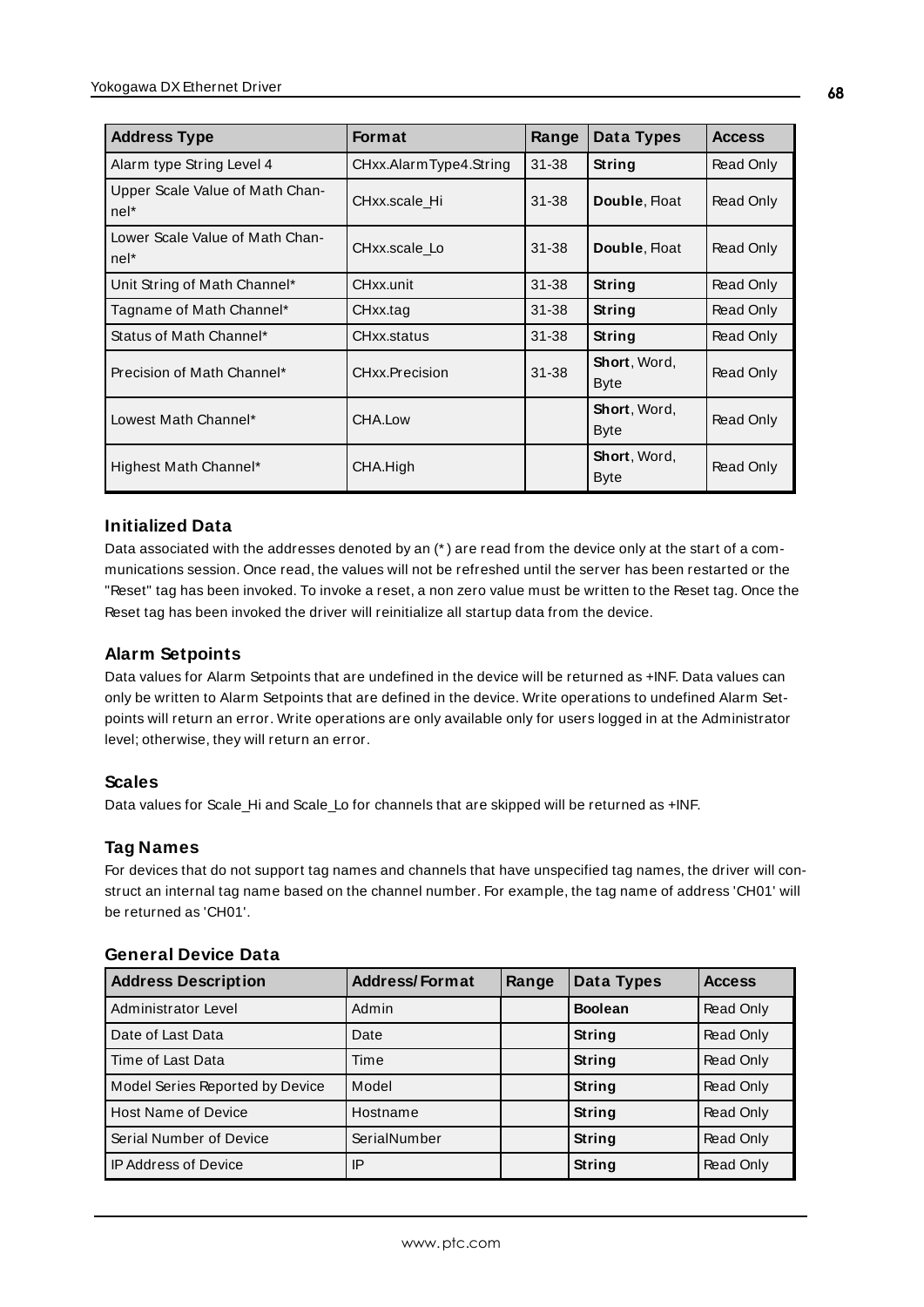| Address Type | Format | Range | Data Types | Access |
|---|---|---|---|---|
| Alarm type String Level 4 | CHxx.AlarmType4.String | 31-38 | **String** | Read Only |
| Upper Scale Value of Math Channel* | CHxx.scale_Hi | 31-38 | **Double**, Float | Read Only |
| Lower Scale Value of Math Channel* | CHxx.scale_Lo | 31-38 | **Double**, Float | Read Only |
| Unit String of Math Channel* | CHxx.unit | 31-38 | **String** | Read Only |
| Tagname of Math Channel* | CHxx.tag | 31-38 | **String** | Read Only |
| Status of Math Channel* | CHxx.status | 31-38 | **String** | Read Only |
| Precision of Math Channel* | CHxx.Precision | 31-38 | **Short**, Word, Byte | Read Only |
| Lowest Math Channel* | CHA.Low | | **Short**, Word, Byte | Read Only |
| Highest Math Channel* | CHA.High | | **Short**, Word, Byte | Read Only |

### Initialized Data

Data associated with the addresses denoted by an (*) are read from the device only at the start of a communications session. Once read, the values will not be refreshed until the server has been restarted or the "Reset" tag has been invoked. To invoke a reset, a non zero value must be written to the Reset tag. Once the Reset tag has been invoked the driver will reinitialize all startup data from the device.

### Alarm Setpoints

Data values for Alarm Setpoints that are undefined in the device will be returned as +INF. Data values can only be written to Alarm Setpoints that are defined in the device. Write operations to undefined Alarm Setpoints will return an error. Write operations are only available only for users logged in at the Administrator level; otherwise, they will return an error.

### Scales

Data values for Scale_Hi and Scale_Lo for channels that are skipped will be returned as +INF.

### Tag Names

For devices that do not support tag names and channels that have unspecified tag names, the driver will construct an internal tag name based on the channel number. For example, the tag name of address 'CH01' will be returned as 'CH01'.

### General Device Data

| Address Description | Address/Format | Range | Data Types | Access |
|---|---|---|---|---|
| Administrator Level | Admin | | **Boolean** | Read Only |
| Date of Last Data | Date | | **String** | Read Only |
| Time of Last Data | Time | | **String** | Read Only |
| Model Series Reported by Device | Model | | **String** | Read Only |
| Host Name of Device | Hostname | | **String** | Read Only |
| Serial Number of Device | SerialNumber | | **String** | Read Only |
| IP Address of Device | IP | | **String** | Read Only |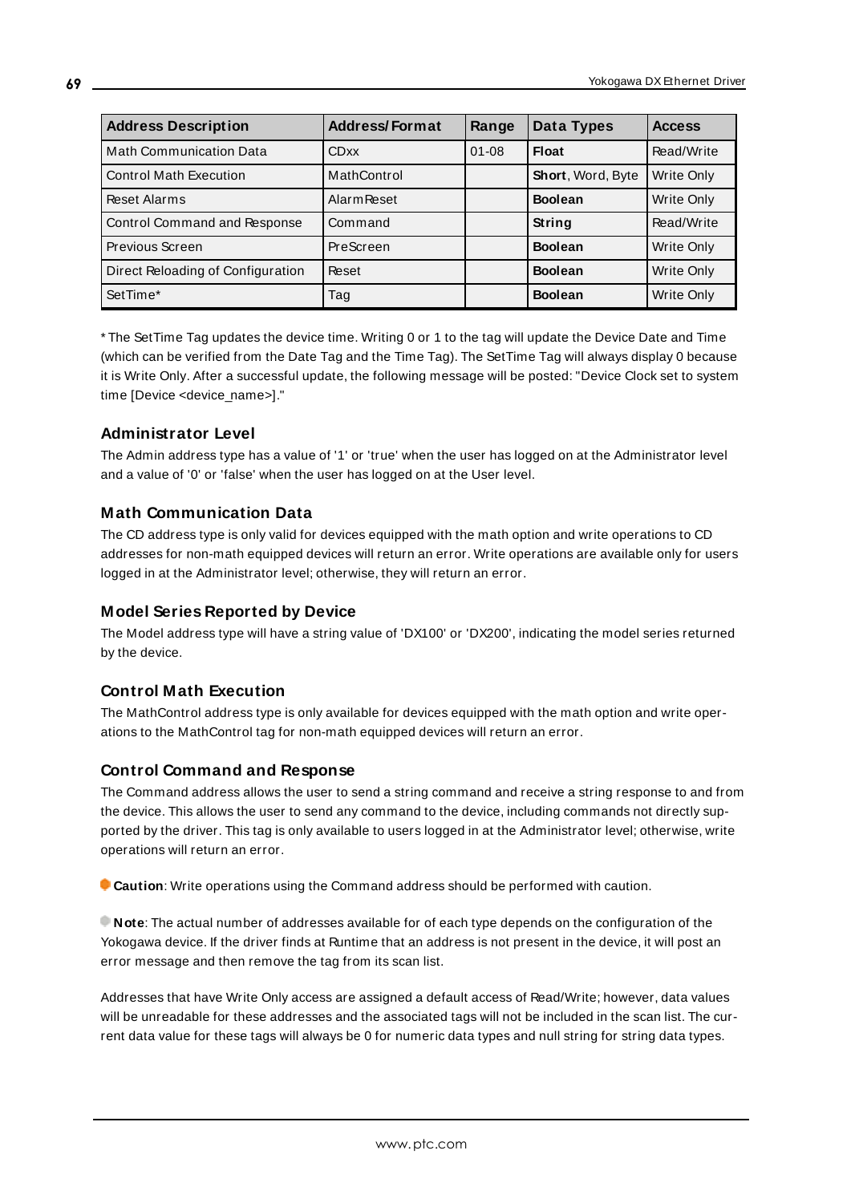| Address Description | Address/Format | Range | Data Types | Access |
|---|---|---|---|---|
| Math Communication Data | CDxx | 01-08 | **Float** | Read/Write |
| Control Math Execution | MathControl | | **Short**, Word, Byte | Write Only |
| Reset Alarms | AlarmReset | | **Boolean** | Write Only |
| Control Command and Response | Command | | **String** | Read/Write |
| Previous Screen | PreScreen | | **Boolean** | Write Only |
| Direct Reloading of Configuration | Reset | | **Boolean** | Write Only |
| SetTime* | Tag | | **Boolean** | Write Only |

* The SetTime Tag updates the device time. Writing 0 or 1 to the tag will update the Device Date and Time (which can be verified from the Date Tag and the Time Tag). The SetTime Tag will always display 0 because it is Write Only. After a successful update, the following message will be posted: "Device Clock set to system time [Device <device_name>]."

### Administrator Level

The Admin address type has a value of '1' or 'true' when the user has logged on at the Administrator level and a value of '0' or 'false' when the user has logged on at the User level.

### Math Communication Data

The CD address type is only valid for devices equipped with the math option and write operations to CD addresses for non-math equipped devices will return an error. Write operations are available only for users logged in at the Administrator level; otherwise, they will return an error.

### Model Series Reported by Device

The Model address type will have a string value of 'DX100' or 'DX200', indicating the model series returned by the device.

### Control Math Execution

The MathControl address type is only available for devices equipped with the math option and write operations to the MathControl tag for non-math equipped devices will return an error.

### Control Command and Response

The Command address allows the user to send a string command and receive a string response to and from the device. This allows the user to send any command to the device, including commands not directly supported by the driver. This tag is only available to users logged in at the Administrator level; otherwise, write operations will return an error.

**Caution**: Write operations using the Command address should be performed with caution.

**Note**: The actual number of addresses available for of each type depends on the configuration of the Yokogawa device. If the driver finds at Runtime that an address is not present in the device, it will post an error message and then remove the tag from its scan list.

Addresses that have Write Only access are assigned a default access of Read/Write; however, data values will be unreadable for these addresses and the associated tags will not be included in the scan list. The current data value for these tags will always be 0 for numeric data types and null string for string data types.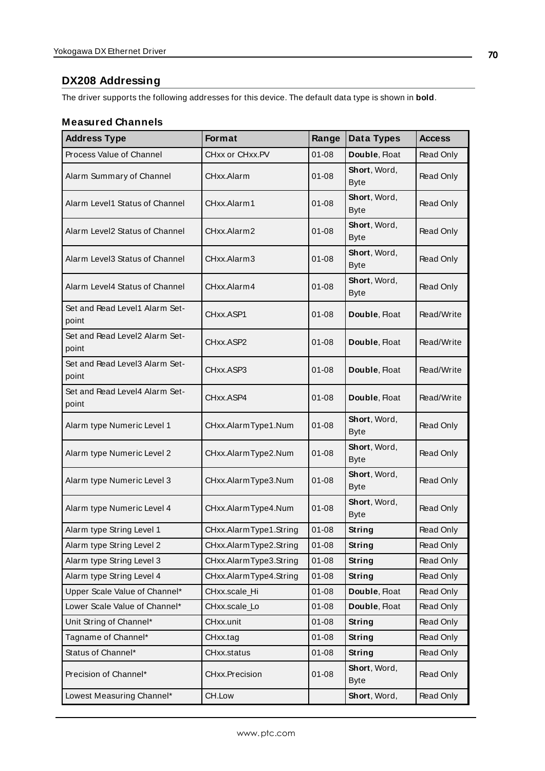## DX208 Addressing

The driver supports the following addresses for this device. The default data type is shown in **bold**.

### Measured Channels

| Address Type | Format | Range | Data Types | Access |
|---|---|---|---|---|
| Process Value of Channel | CHxx or CHxx.PV | 01-08 | **Double**, Float | Read Only |
| Alarm Summary of Channel | CHxx.Alarm | 01-08 | **Short**, Word, Byte | Read Only |
| Alarm Level1 Status of Channel | CHxx.Alarm1 | 01-08 | **Short**, Word, Byte | Read Only |
| Alarm Level2 Status of Channel | CHxx.Alarm2 | 01-08 | **Short**, Word, Byte | Read Only |
| Alarm Level3 Status of Channel | CHxx.Alarm3 | 01-08 | **Short**, Word, Byte | Read Only |
| Alarm Level4 Status of Channel | CHxx.Alarm4 | 01-08 | **Short**, Word, Byte | Read Only |
| Set and Read Level1 Alarm Set-point | CHxx.ASP1 | 01-08 | **Double**, Float | Read/Write |
| Set and Read Level2 Alarm Set-point | CHxx.ASP2 | 01-08 | **Double**, Float | Read/Write |
| Set and Read Level3 Alarm Set-point | CHxx.ASP3 | 01-08 | **Double**, Float | Read/Write |
| Set and Read Level4 Alarm Set-point | CHxx.ASP4 | 01-08 | **Double**, Float | Read/Write |
| Alarm type Numeric Level 1 | CHxx.AlarmType1.Num | 01-08 | **Short**, Word, Byte | Read Only |
| Alarm type Numeric Level 2 | CHxx.AlarmType2.Num | 01-08 | **Short**, Word, Byte | Read Only |
| Alarm type Numeric Level 3 | CHxx.AlarmType3.Num | 01-08 | **Short**, Word, Byte | Read Only |
| Alarm type Numeric Level 4 | CHxx.AlarmType4.Num | 01-08 | **Short**, Word, Byte | Read Only |
| Alarm type String Level 1 | CHxx.AlarmType1.String | 01-08 | **String** | Read Only |
| Alarm type String Level 2 | CHxx.AlarmType2.String | 01-08 | **String** | Read Only |
| Alarm type String Level 3 | CHxx.AlarmType3.String | 01-08 | **String** | Read Only |
| Alarm type String Level 4 | CHxx.AlarmType4.String | 01-08 | **String** | Read Only |
| Upper Scale Value of Channel* | CHxx.scale_Hi | 01-08 | **Double**, Float | Read Only |
| Lower Scale Value of Channel* | CHxx.scale_Lo | 01-08 | **Double**, Float | Read Only |
| Unit String of Channel* | CHxx.unit | 01-08 | **String** | Read Only |
| Tagname of Channel* | CHxx.tag | 01-08 | **String** | Read Only |
| Status of Channel* | CHxx.status | 01-08 | **String** | Read Only |
| Precision of Channel* | CHxx.Precision | 01-08 | **Short**, Word, Byte | Read Only |
| Lowest Measuring Channel* | CH.Low | | **Short**, Word, | Read Only |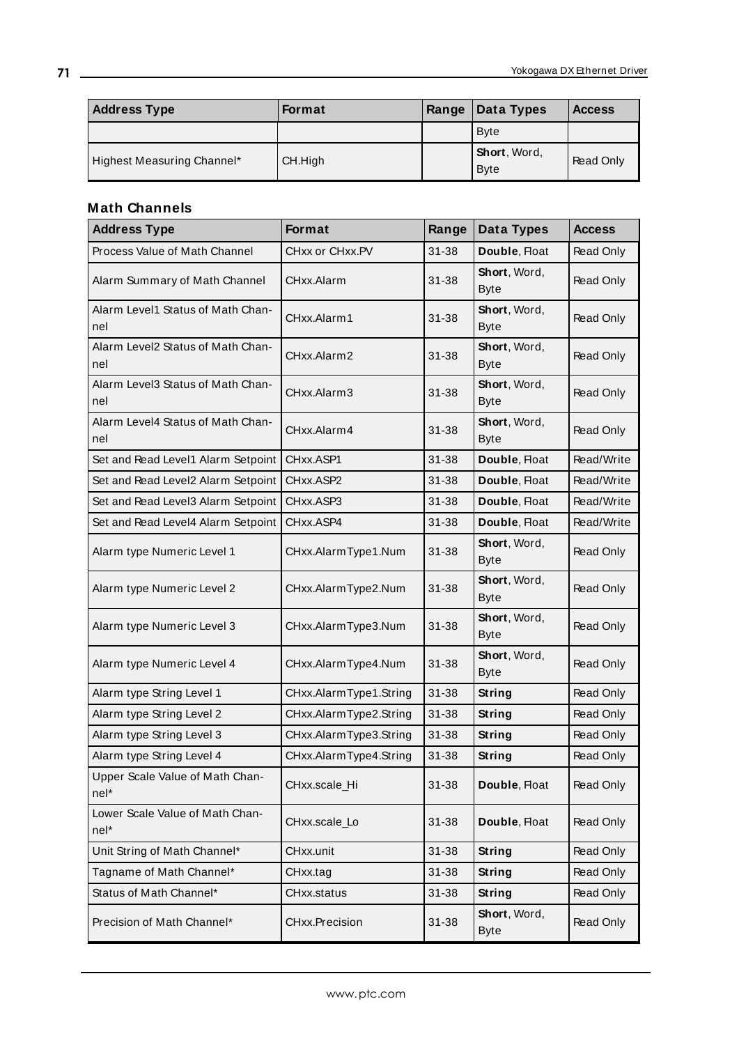| Address Type | Format | Range | Data Types | Access |
|---|---|---|---|---|
| | | | Byte | |
| Highest Measuring Channel* | CH.High | | **Short**, Word, Byte | Read Only |

### Math Channels

| Address Type | Format | Range | Data Types | Access |
|---|---|---|---|---|
| Process Value of Math Channel | CHxx or CHxx.PV | 31-38 | **Double**, Float | Read Only |
| Alarm Summary of Math Channel | CHxx.Alarm | 31-38 | **Short**, Word, Byte | Read Only |
| Alarm Level1 Status of Math Channel | CHxx.Alarm1 | 31-38 | **Short**, Word, Byte | Read Only |
| Alarm Level2 Status of Math Channel | CHxx.Alarm2 | 31-38 | **Short**, Word, Byte | Read Only |
| Alarm Level3 Status of Math Channel | CHxx.Alarm3 | 31-38 | **Short**, Word, Byte | Read Only |
| Alarm Level4 Status of Math Channel | CHxx.Alarm4 | 31-38 | **Short**, Word, Byte | Read Only |
| Set and Read Level1 Alarm Setpoint | CHxx.ASP1 | 31-38 | **Double**, Float | Read/Write |
| Set and Read Level2 Alarm Setpoint | CHxx.ASP2 | 31-38 | **Double**, Float | Read/Write |
| Set and Read Level3 Alarm Setpoint | CHxx.ASP3 | 31-38 | **Double**, Float | Read/Write |
| Set and Read Level4 Alarm Setpoint | CHxx.ASP4 | 31-38 | **Double**, Float | Read/Write |
| Alarm type Numeric Level 1 | CHxx.AlarmType1.Num | 31-38 | **Short**, Word, Byte | Read Only |
| Alarm type Numeric Level 2 | CHxx.AlarmType2.Num | 31-38 | **Short**, Word, Byte | Read Only |
| Alarm type Numeric Level 3 | CHxx.AlarmType3.Num | 31-38 | **Short**, Word, Byte | Read Only |
| Alarm type Numeric Level 4 | CHxx.AlarmType4.Num | 31-38 | **Short**, Word, Byte | Read Only |
| Alarm type String Level 1 | CHxx.AlarmType1.String | 31-38 | **String** | Read Only |
| Alarm type String Level 2 | CHxx.AlarmType2.String | 31-38 | **String** | Read Only |
| Alarm type String Level 3 | CHxx.AlarmType3.String | 31-38 | **String** | Read Only |
| Alarm type String Level 4 | CHxx.AlarmType4.String | 31-38 | **String** | Read Only |
| Upper Scale Value of Math Channel* | CHxx.scale_Hi | 31-38 | **Double**, Float | Read Only |
| Lower Scale Value of Math Channel* | CHxx.scale_Lo | 31-38 | **Double**, Float | Read Only |
| Unit String of Math Channel* | CHxx.unit | 31-38 | **String** | Read Only |
| Tagname of Math Channel* | CHxx.tag | 31-38 | **String** | Read Only |
| Status of Math Channel* | CHxx.status | 31-38 | **String** | Read Only |
| Precision of Math Channel* | CHxx.Precision | 31-38 | **Short**, Word, Byte | Read Only |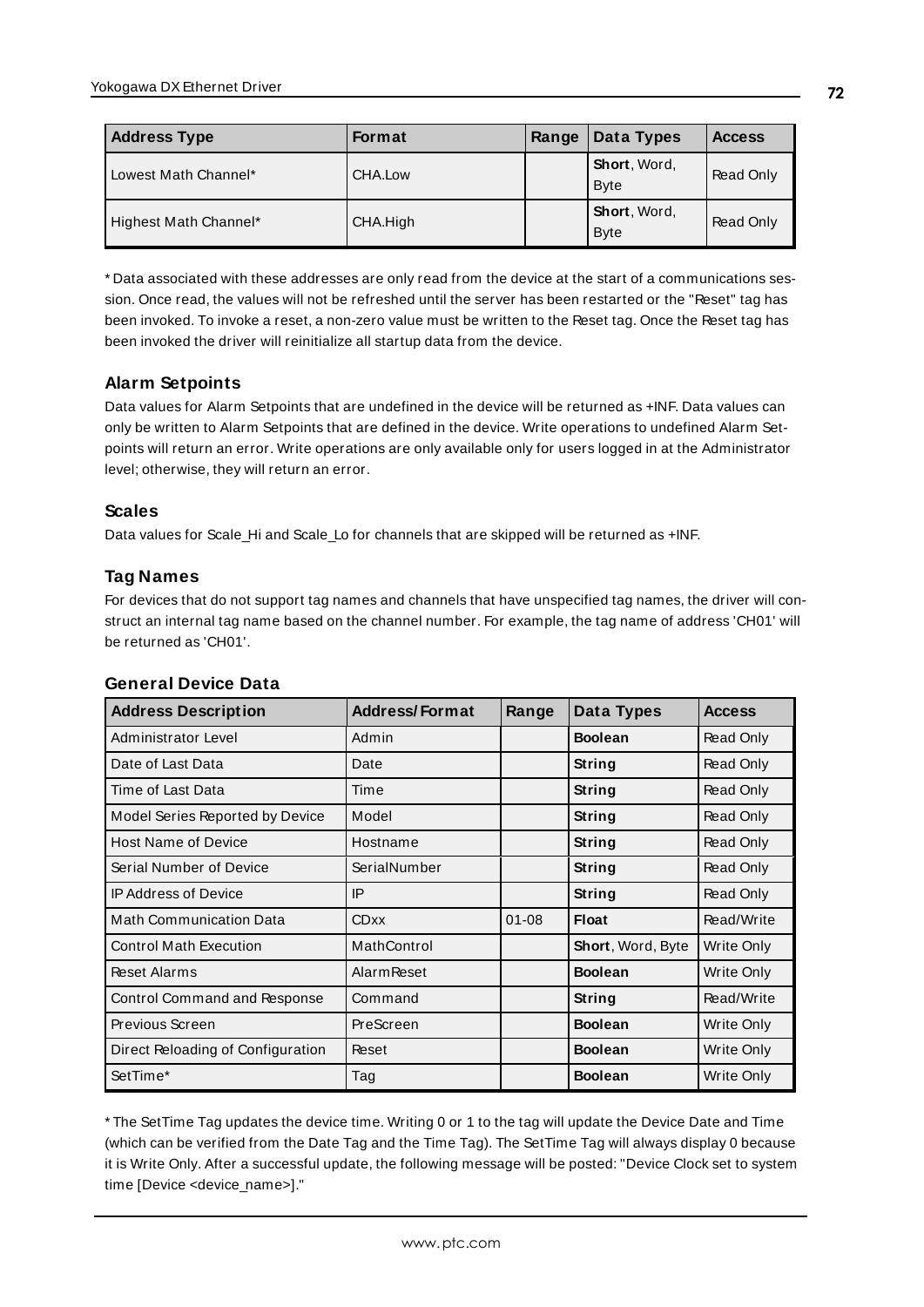| Address Type | Format | Range | Data Types | Access |
|---|---|---|---|---|
| Lowest Math Channel* | CHA.Low | | **Short**, Word, Byte | Read Only |
| Highest Math Channel* | CHA.High | | **Short**, Word, Byte | Read Only |

* Data associated with these addresses are only read from the device at the start of a communications session. Once read, the values will not be refreshed until the server has been restarted or the "Reset" tag has been invoked. To invoke a reset, a non-zero value must be written to the Reset tag. Once the Reset tag has been invoked the driver will reinitialize all startup data from the device.

### Alarm Setpoints

Data values for Alarm Setpoints that are undefined in the device will be returned as +INF. Data values can only be written to Alarm Setpoints that are defined in the device. Write operations to undefined Alarm Setpoints will return an error. Write operations are only available only for users logged in at the Administrator level; otherwise, they will return an error.

### Scales

Data values for Scale_Hi and Scale_Lo for channels that are skipped will be returned as +INF.

### Tag Names

For devices that do not support tag names and channels that have unspecified tag names, the driver will construct an internal tag name based on the channel number. For example, the tag name of address 'CH01' will be returned as 'CH01'.

### General Device Data

| Address Description | Address/Format | Range | Data Types | Access |
|---|---|---|---|---|
| Administrator Level | Admin | | **Boolean** | Read Only |
| Date of Last Data | Date | | **String** | Read Only |
| Time of Last Data | Time | | **String** | Read Only |
| Model Series Reported by Device | Model | | **String** | Read Only |
| Host Name of Device | Hostname | | **String** | Read Only |
| Serial Number of Device | SerialNumber | | **String** | Read Only |
| IP Address of Device | IP | | **String** | Read Only |
| Math Communication Data | CDxx | 01-08 | **Float** | Read/Write |
| Control Math Execution | MathControl | | **Short**, Word, Byte | Write Only |
| Reset Alarms | AlarmReset | | **Boolean** | Write Only |
| Control Command and Response | Command | | **String** | Read/Write |
| Previous Screen | PreScreen | | **Boolean** | Write Only |
| Direct Reloading of Configuration | Reset | | **Boolean** | Write Only |
| SetTime* | Tag | | **Boolean** | Write Only |

* The SetTime Tag updates the device time. Writing 0 or 1 to the tag will update the Device Date and Time (which can be verified from the Date Tag and the Time Tag). The SetTime Tag will always display 0 because it is Write Only. After a successful update, the following message will be posted: "Device Clock set to system time [Device <device_name>]."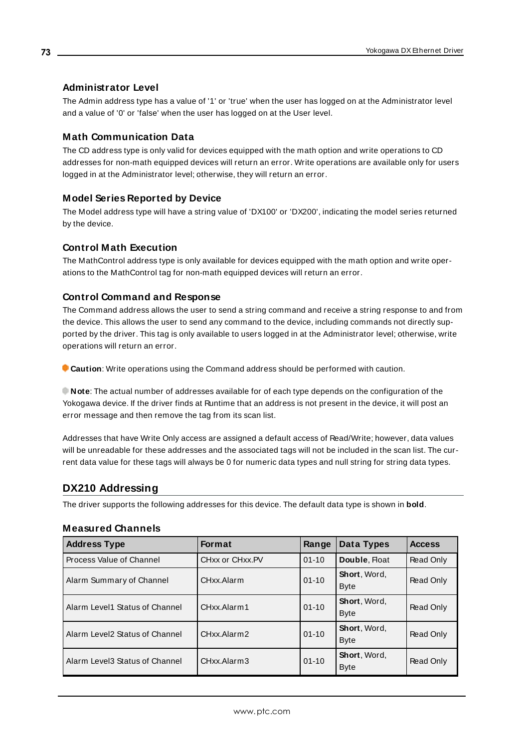### Administrator Level

The Admin address type has a value of '1' or 'true' when the user has logged on at the Administrator level and a value of '0' or 'false' when the user has logged on at the User level.

### Math Communication Data

The CD address type is only valid for devices equipped with the math option and write operations to CD addresses for non-math equipped devices will return an error. Write operations are available only for users logged in at the Administrator level; otherwise, they will return an error.

### Model Series Reported by Device

The Model address type will have a string value of 'DX100' or 'DX200', indicating the model series returned by the device.

### Control Math Execution

The MathControl address type is only available for devices equipped with the math option and write operations to the MathControl tag for non-math equipped devices will return an error.

### Control Command and Response

The Command address allows the user to send a string command and receive a string response to and from the device. This allows the user to send any command to the device, including commands not directly supported by the driver. This tag is only available to users logged in at the Administrator level; otherwise, write operations will return an error.

**Caution**: Write operations using the Command address should be performed with caution.

**Note**: The actual number of addresses available for of each type depends on the configuration of the Yokogawa device. If the driver finds at Runtime that an address is not present in the device, it will post an error message and then remove the tag from its scan list.

Addresses that have Write Only access are assigned a default access of Read/Write; however, data values will be unreadable for these addresses and the associated tags will not be included in the scan list. The current data value for these tags will always be 0 for numeric data types and null string for string data types.

## DX210 Addressing

The driver supports the following addresses for this device. The default data type is shown in **bold**.

### Measured Channels

| Address Type | Format | Range | Data Types | Access |
|---|---|---|---|---|
| Process Value of Channel | CHxx or CHxx.PV | 01-10 | **Double**, Float | Read Only |
| Alarm Summary of Channel | CHxx.Alarm | 01-10 | **Short**, Word, Byte | Read Only |
| Alarm Level1 Status of Channel | CHxx.Alarm1 | 01-10 | **Short**, Word, Byte | Read Only |
| Alarm Level2 Status of Channel | CHxx.Alarm2 | 01-10 | **Short**, Word, Byte | Read Only |
| Alarm Level3 Status of Channel | CHxx.Alarm3 | 01-10 | **Short**, Word, Byte | Read Only |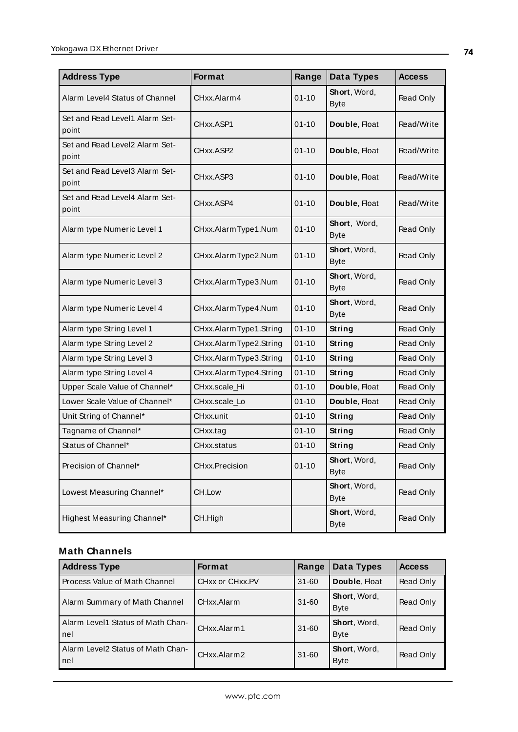| Address Type | Format | Range | Data Types | Access |
|---|---|---|---|---|
| Alarm Level4 Status of Channel | CHxx.Alarm4 | 01-10 | **Short**, Word, Byte | Read Only |
| Set and Read Level1 Alarm Set-point | CHxx.ASP1 | 01-10 | **Double**, Float | Read/Write |
| Set and Read Level2 Alarm Set-point | CHxx.ASP2 | 01-10 | **Double**, Float | Read/Write |
| Set and Read Level3 Alarm Set-point | CHxx.ASP3 | 01-10 | **Double**, Float | Read/Write |
| Set and Read Level4 Alarm Set-point | CHxx.ASP4 | 01-10 | **Double**, Float | Read/Write |
| Alarm type Numeric Level 1 | CHxx.AlarmType1.Num | 01-10 | **Short**, Word, Byte | Read Only |
| Alarm type Numeric Level 2 | CHxx.AlarmType2.Num | 01-10 | **Short**, Word, Byte | Read Only |
| Alarm type Numeric Level 3 | CHxx.AlarmType3.Num | 01-10 | **Short**, Word, Byte | Read Only |
| Alarm type Numeric Level 4 | CHxx.AlarmType4.Num | 01-10 | **Short**, Word, Byte | Read Only |
| Alarm type String Level 1 | CHxx.AlarmType1.String | 01-10 | **String** | Read Only |
| Alarm type String Level 2 | CHxx.AlarmType2.String | 01-10 | **String** | Read Only |
| Alarm type String Level 3 | CHxx.AlarmType3.String | 01-10 | **String** | Read Only |
| Alarm type String Level 4 | CHxx.AlarmType4.String | 01-10 | **String** | Read Only |
| Upper Scale Value of Channel* | CHxx.scale_Hi | 01-10 | **Double**, Float | Read Only |
| Lower Scale Value of Channel* | CHxx.scale_Lo | 01-10 | **Double**, Float | Read Only |
| Unit String of Channel* | CHxx.unit | 01-10 | **String** | Read Only |
| Tagname of Channel* | CHxx.tag | 01-10 | **String** | Read Only |
| Status of Channel* | CHxx.status | 01-10 | **String** | Read Only |
| Precision of Channel* | CHxx.Precision | 01-10 | **Short**, Word, Byte | Read Only |
| Lowest Measuring Channel* | CH.Low | | **Short**, Word, Byte | Read Only |
| Highest Measuring Channel* | CH.High | | **Short**, Word, Byte | Read Only |

### Math Channels

| Address Type | Format | Range | Data Types | Access |
|---|---|---|---|---|
| Process Value of Math Channel | CHxx or CHxx.PV | 31-60 | **Double**, Float | Read Only |
| Alarm Summary of Math Channel | CHxx.Alarm | 31-60 | **Short**, Word, Byte | Read Only |
| Alarm Level1 Status of Math Channel | CHxx.Alarm1 | 31-60 | **Short**, Word, Byte | Read Only |
| Alarm Level2 Status of Math Channel | CHxx.Alarm2 | 31-60 | **Short**, Word, Byte | Read Only |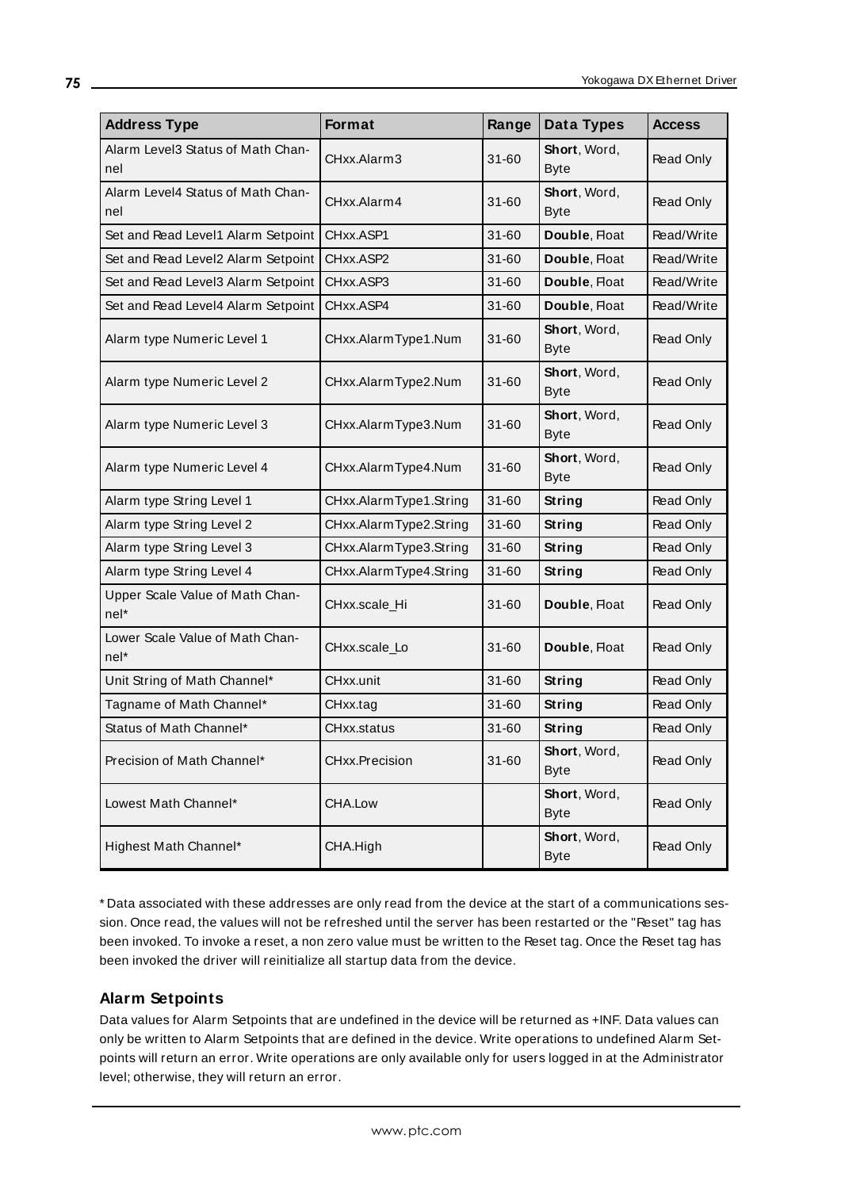| Address Type | Format | Range | Data Types | Access |
|---|---|---|---|---|
| Alarm Level3 Status of Math Channel | CHxx.Alarm3 | 31-60 | **Short**, Word, Byte | Read Only |
| Alarm Level4 Status of Math Channel | CHxx.Alarm4 | 31-60 | **Short**, Word, Byte | Read Only |
| Set and Read Level1 Alarm Setpoint | CHxx.ASP1 | 31-60 | **Double**, Float | Read/Write |
| Set and Read Level2 Alarm Setpoint | CHxx.ASP2 | 31-60 | **Double**, Float | Read/Write |
| Set and Read Level3 Alarm Setpoint | CHxx.ASP3 | 31-60 | **Double**, Float | Read/Write |
| Set and Read Level4 Alarm Setpoint | CHxx.ASP4 | 31-60 | **Double**, Float | Read/Write |
| Alarm type Numeric Level 1 | CHxx.AlarmType1.Num | 31-60 | **Short**, Word, Byte | Read Only |
| Alarm type Numeric Level 2 | CHxx.AlarmType2.Num | 31-60 | **Short**, Word, Byte | Read Only |
| Alarm type Numeric Level 3 | CHxx.AlarmType3.Num | 31-60 | **Short**, Word, Byte | Read Only |
| Alarm type Numeric Level 4 | CHxx.AlarmType4.Num | 31-60 | **Short**, Word, Byte | Read Only |
| Alarm type String Level 1 | CHxx.AlarmType1.String | 31-60 | **String** | Read Only |
| Alarm type String Level 2 | CHxx.AlarmType2.String | 31-60 | **String** | Read Only |
| Alarm type String Level 3 | CHxx.AlarmType3.String | 31-60 | **String** | Read Only |
| Alarm type String Level 4 | CHxx.AlarmType4.String | 31-60 | **String** | Read Only |
| Upper Scale Value of Math Channel* | CHxx.scale_Hi | 31-60 | **Double**, Float | Read Only |
| Lower Scale Value of Math Channel* | CHxx.scale_Lo | 31-60 | **Double**, Float | Read Only |
| Unit String of Math Channel* | CHxx.unit | 31-60 | **String** | Read Only |
| Tagname of Math Channel* | CHxx.tag | 31-60 | **String** | Read Only |
| Status of Math Channel* | CHxx.status | 31-60 | **String** | Read Only |
| Precision of Math Channel* | CHxx.Precision | 31-60 | **Short**, Word, Byte | Read Only |
| Lowest Math Channel* | CHA.Low | | **Short**, Word, Byte | Read Only |
| Highest Math Channel* | CHA.High | | **Short**, Word, Byte | Read Only |

* Data associated with these addresses are only read from the device at the start of a communications session. Once read, the values will not be refreshed until the server has been restarted or the "Reset" tag has been invoked. To invoke a reset, a non zero value must be written to the Reset tag. Once the Reset tag has been invoked the driver will reinitialize all startup data from the device.

### Alarm Setpoints

Data values for Alarm Setpoints that are undefined in the device will be returned as +INF. Data values can only be written to Alarm Setpoints that are defined in the device. Write operations to undefined Alarm Setpoints will return an error. Write operations are only available only for users logged in at the Administrator level; otherwise, they will return an error.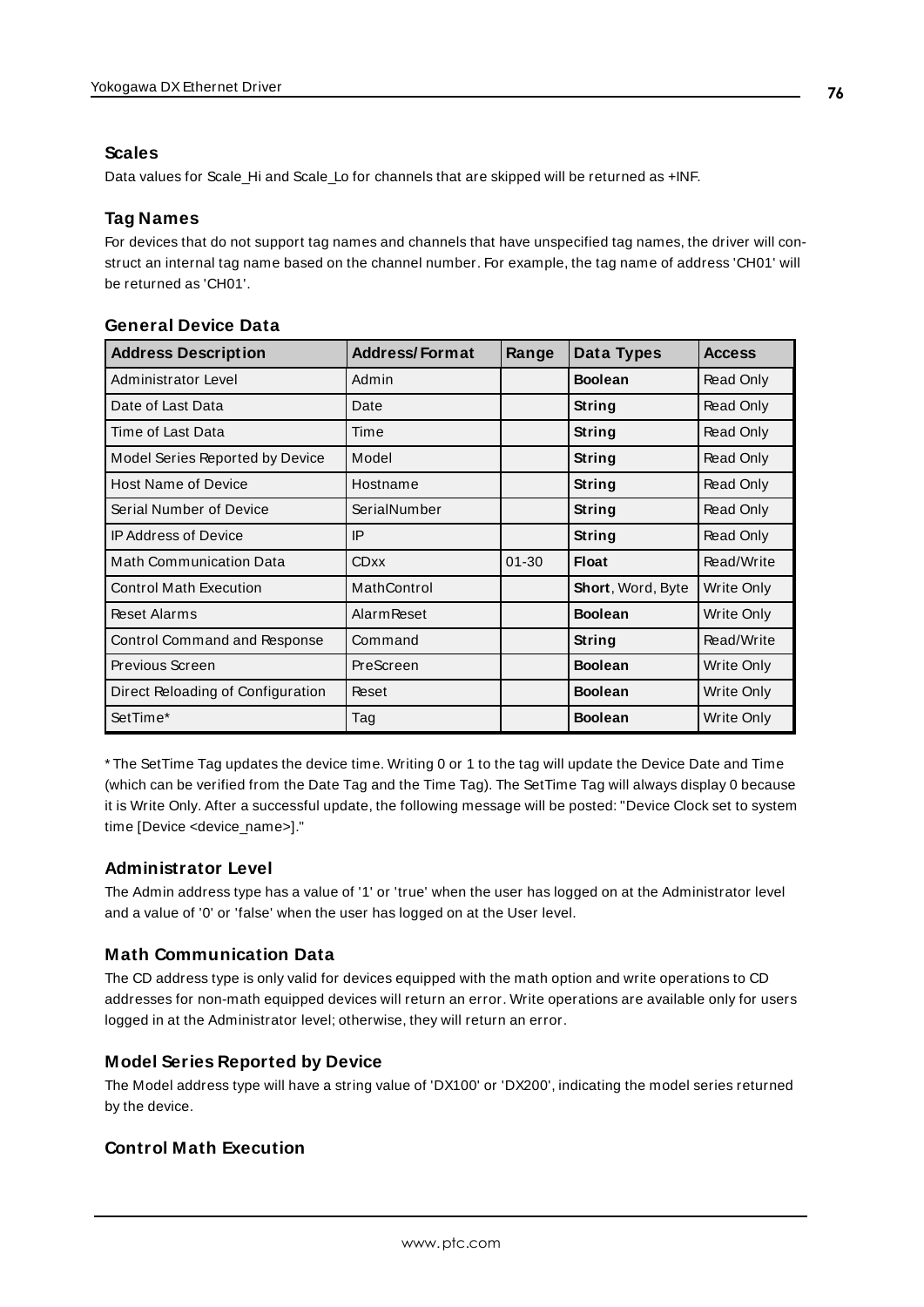### Scales

Data values for Scale_Hi and Scale_Lo for channels that are skipped will be returned as +INF.

### Tag Names

For devices that do not support tag names and channels that have unspecified tag names, the driver will construct an internal tag name based on the channel number. For example, the tag name of address 'CH01' will be returned as 'CH01'.

### General Device Data

| Address Description | Address/Format | Range | Data Types | Access |
|---|---|---|---|---|
| Administrator Level | Admin | | **Boolean** | Read Only |
| Date of Last Data | Date | | **String** | Read Only |
| Time of Last Data | Time | | **String** | Read Only |
| Model Series Reported by Device | Model | | **String** | Read Only |
| Host Name of Device | Hostname | | **String** | Read Only |
| Serial Number of Device | SerialNumber | | **String** | Read Only |
| IP Address of Device | IP | | **String** | Read Only |
| Math Communication Data | CDxx | 01-30 | **Float** | Read/Write |
| Control Math Execution | MathControl | | **Short**, Word, Byte | Write Only |
| Reset Alarms | AlarmReset | | **Boolean** | Write Only |
| Control Command and Response | Command | | **String** | Read/Write |
| Previous Screen | PreScreen | | **Boolean** | Write Only |
| Direct Reloading of Configuration | Reset | | **Boolean** | Write Only |
| SetTime* | Tag | | **Boolean** | Write Only |

* The SetTime Tag updates the device time. Writing 0 or 1 to the tag will update the Device Date and Time (which can be verified from the Date Tag and the Time Tag). The SetTime Tag will always display 0 because it is Write Only. After a successful update, the following message will be posted: "Device Clock set to system time [Device <device_name>]."

### Administrator Level

The Admin address type has a value of '1' or 'true' when the user has logged on at the Administrator level and a value of '0' or 'false' when the user has logged on at the User level.

### Math Communication Data

The CD address type is only valid for devices equipped with the math option and write operations to CD addresses for non-math equipped devices will return an error. Write operations are available only for users logged in at the Administrator level; otherwise, they will return an error.

### Model Series Reported by Device

The Model address type will have a string value of 'DX100' or 'DX200', indicating the model series returned by the device.

### Control Math Execution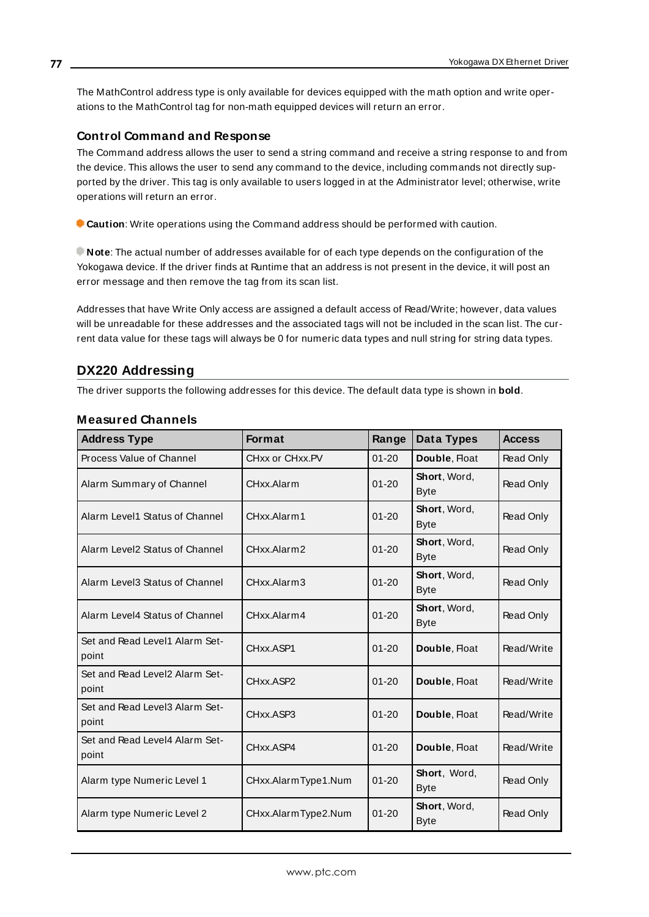The MathControl address type is only available for devices equipped with the math option and write operations to the MathControl tag for non-math equipped devices will return an error.

### Control Command and Response

The Command address allows the user to send a string command and receive a string response to and from the device. This allows the user to send any command to the device, including commands not directly supported by the driver. This tag is only available to users logged in at the Administrator level; otherwise, write operations will return an error.

**Caution**: Write operations using the Command address should be performed with caution.

**Note**: The actual number of addresses available for of each type depends on the configuration of the Yokogawa device. If the driver finds at Runtime that an address is not present in the device, it will post an error message and then remove the tag from its scan list.

Addresses that have Write Only access are assigned a default access of Read/Write; however, data values will be unreadable for these addresses and the associated tags will not be included in the scan list. The current data value for these tags will always be 0 for numeric data types and null string for string data types.

## DX220 Addressing

The driver supports the following addresses for this device. The default data type is shown in **bold**.

### Measured Channels

| Address Type | Format | Range | Data Types | Access |
|---|---|---|---|---|
| Process Value of Channel | CHxx or CHxx.PV | 01-20 | **Double**, Float | Read Only |
| Alarm Summary of Channel | CHxx.Alarm | 01-20 | **Short**, Word, Byte | Read Only |
| Alarm Level1 Status of Channel | CHxx.Alarm1 | 01-20 | **Short**, Word, Byte | Read Only |
| Alarm Level2 Status of Channel | CHxx.Alarm2 | 01-20 | **Short**, Word, Byte | Read Only |
| Alarm Level3 Status of Channel | CHxx.Alarm3 | 01-20 | **Short**, Word, Byte | Read Only |
| Alarm Level4 Status of Channel | CHxx.Alarm4 | 01-20 | **Short**, Word, Byte | Read Only |
| Set and Read Level1 Alarm Setpoint | CHxx.ASP1 | 01-20 | **Double**, Float | Read/Write |
| Set and Read Level2 Alarm Setpoint | CHxx.ASP2 | 01-20 | **Double**, Float | Read/Write |
| Set and Read Level3 Alarm Setpoint | CHxx.ASP3 | 01-20 | **Double**, Float | Read/Write |
| Set and Read Level4 Alarm Setpoint | CHxx.ASP4 | 01-20 | **Double**, Float | Read/Write |
| Alarm type Numeric Level 1 | CHxx.AlarmType1.Num | 01-20 | **Short**, Word, Byte | Read Only |
| Alarm type Numeric Level 2 | CHxx.AlarmType2.Num | 01-20 | **Short**, Word, Byte | Read Only |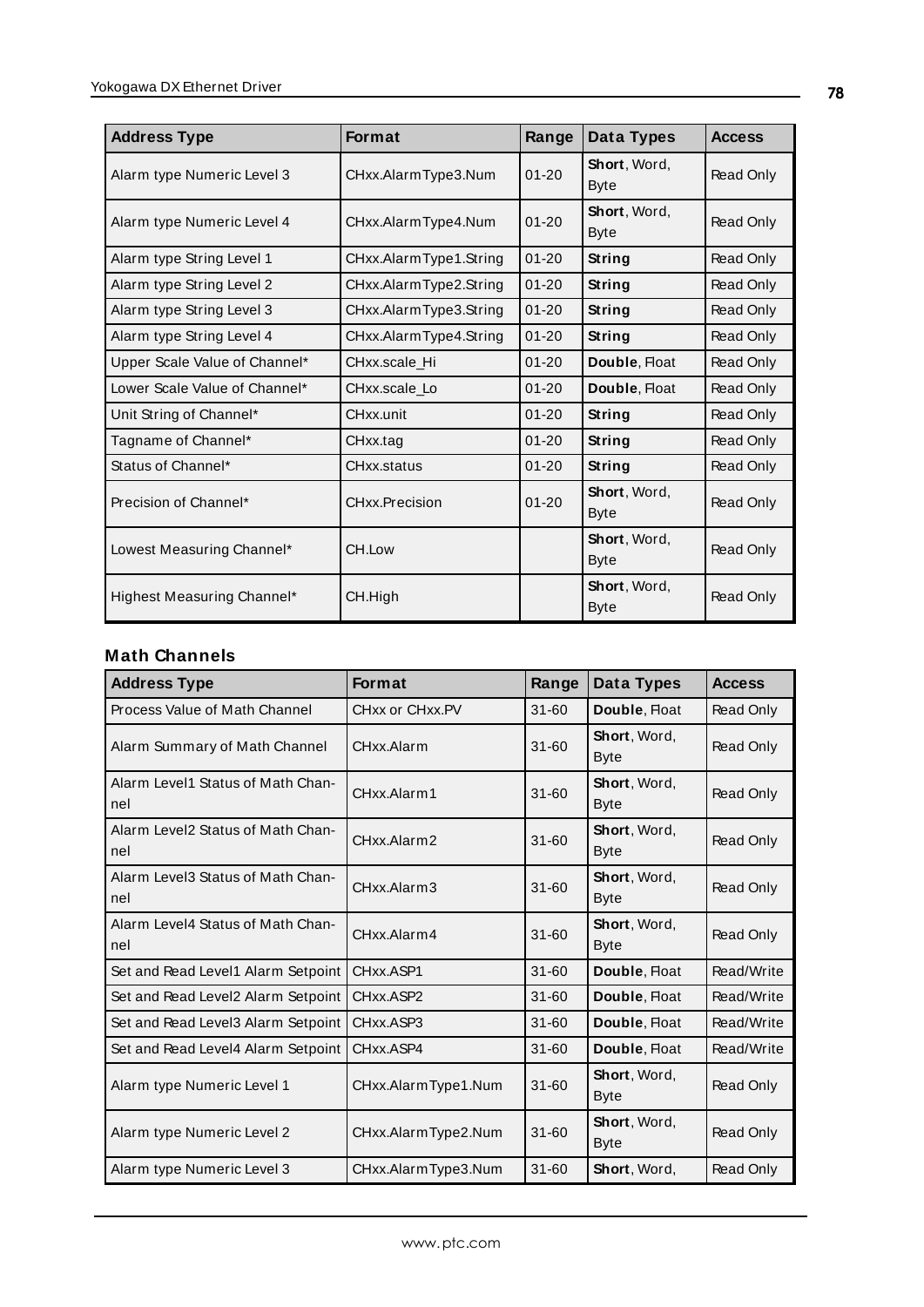| Address Type | Format | Range | Data Types | Access |
|---|---|---|---|---|
| Alarm type Numeric Level 3 | CHxx.AlarmType3.Num | 01-20 | **Short**, Word, Byte | Read Only |
| Alarm type Numeric Level 4 | CHxx.AlarmType4.Num | 01-20 | **Short**, Word, Byte | Read Only |
| Alarm type String Level 1 | CHxx.AlarmType1.String | 01-20 | **String** | Read Only |
| Alarm type String Level 2 | CHxx.AlarmType2.String | 01-20 | **String** | Read Only |
| Alarm type String Level 3 | CHxx.AlarmType3.String | 01-20 | **String** | Read Only |
| Alarm type String Level 4 | CHxx.AlarmType4.String | 01-20 | **String** | Read Only |
| Upper Scale Value of Channel* | CHxx.scale_Hi | 01-20 | **Double**, Float | Read Only |
| Lower Scale Value of Channel* | CHxx.scale_Lo | 01-20 | **Double**, Float | Read Only |
| Unit String of Channel* | CHxx.unit | 01-20 | **String** | Read Only |
| Tagname of Channel* | CHxx.tag | 01-20 | **String** | Read Only |
| Status of Channel* | CHxx.status | 01-20 | **String** | Read Only |
| Precision of Channel* | CHxx.Precision | 01-20 | **Short**, Word, Byte | Read Only |
| Lowest Measuring Channel* | CH.Low | | **Short**, Word, Byte | Read Only |
| Highest Measuring Channel* | CH.High | | **Short**, Word, Byte | Read Only |

### Math Channels

| Address Type | Format | Range | Data Types | Access |
|---|---|---|---|---|
| Process Value of Math Channel | CHxx or CHxx.PV | 31-60 | **Double**, Float | Read Only |
| Alarm Summary of Math Channel | CHxx.Alarm | 31-60 | **Short**, Word, Byte | Read Only |
| Alarm Level1 Status of Math Channel | CHxx.Alarm1 | 31-60 | **Short**, Word, Byte | Read Only |
| Alarm Level2 Status of Math Channel | CHxx.Alarm2 | 31-60 | **Short**, Word, Byte | Read Only |
| Alarm Level3 Status of Math Channel | CHxx.Alarm3 | 31-60 | **Short**, Word, Byte | Read Only |
| Alarm Level4 Status of Math Channel | CHxx.Alarm4 | 31-60 | **Short**, Word, Byte | Read Only |
| Set and Read Level1 Alarm Setpoint | CHxx.ASP1 | 31-60 | **Double**, Float | Read/Write |
| Set and Read Level2 Alarm Setpoint | CHxx.ASP2 | 31-60 | **Double**, Float | Read/Write |
| Set and Read Level3 Alarm Setpoint | CHxx.ASP3 | 31-60 | **Double**, Float | Read/Write |
| Set and Read Level4 Alarm Setpoint | CHxx.ASP4 | 31-60 | **Double**, Float | Read/Write |
| Alarm type Numeric Level 1 | CHxx.AlarmType1.Num | 31-60 | **Short**, Word, Byte | Read Only |
| Alarm type Numeric Level 2 | CHxx.AlarmType2.Num | 31-60 | **Short**, Word, Byte | Read Only |
| Alarm type Numeric Level 3 | CHxx.AlarmType3.Num | 31-60 | **Short**, Word, | Read Only |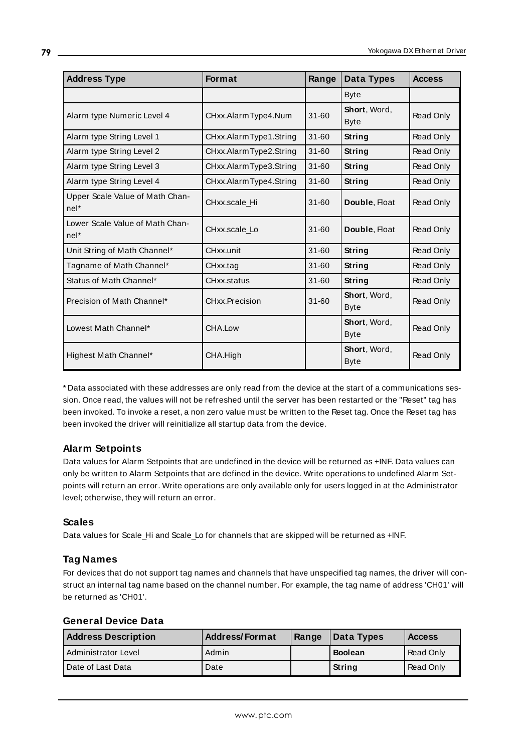| Address Type | Format | Range | Data Types | Access |
|---|---|---|---|---|
| | | | Byte | |
| Alarm type Numeric Level 4 | CHxx.AlarmType4.Num | 31-60 | **Short**, Word, Byte | Read Only |
| Alarm type String Level 1 | CHxx.AlarmType1.String | 31-60 | **String** | Read Only |
| Alarm type String Level 2 | CHxx.AlarmType2.String | 31-60 | **String** | Read Only |
| Alarm type String Level 3 | CHxx.AlarmType3.String | 31-60 | **String** | Read Only |
| Alarm type String Level 4 | CHxx.AlarmType4.String | 31-60 | **String** | Read Only |
| Upper Scale Value of Math Channel* | CHxx.scale_Hi | 31-60 | **Double**, Float | Read Only |
| Lower Scale Value of Math Channel* | CHxx.scale_Lo | 31-60 | **Double**, Float | Read Only |
| Unit String of Math Channel* | CHxx.unit | 31-60 | **String** | Read Only |
| Tagname of Math Channel* | CHxx.tag | 31-60 | **String** | Read Only |
| Status of Math Channel* | CHxx.status | 31-60 | **String** | Read Only |
| Precision of Math Channel* | CHxx.Precision | 31-60 | **Short**, Word, Byte | Read Only |
| Lowest Math Channel* | CHA.Low | | **Short**, Word, Byte | Read Only |
| Highest Math Channel* | CHA.High | | **Short**, Word, Byte | Read Only |

* Data associated with these addresses are only read from the device at the start of a communications session. Once read, the values will not be refreshed until the server has been restarted or the "Reset" tag has been invoked. To invoke a reset, a non zero value must be written to the Reset tag. Once the Reset tag has been invoked the driver will reinitialize all startup data from the device.

### Alarm Setpoints

Data values for Alarm Setpoints that are undefined in the device will be returned as +INF. Data values can only be written to Alarm Setpoints that are defined in the device. Write operations to undefined Alarm Setpoints will return an error. Write operations are only available only for users logged in at the Administrator level; otherwise, they will return an error.

### Scales

Data values for Scale_Hi and Scale_Lo for channels that are skipped will be returned as +INF.

### Tag Names

For devices that do not support tag names and channels that have unspecified tag names, the driver will construct an internal tag name based on the channel number. For example, the tag name of address 'CH01' will be returned as 'CH01'.

### General Device Data

| Address Description | Address/Format | Range | Data Types | Access |
|---|---|---|---|---|
| Administrator Level | Admin | | **Boolean** | Read Only |
| Date of Last Data | Date | | **String** | Read Only |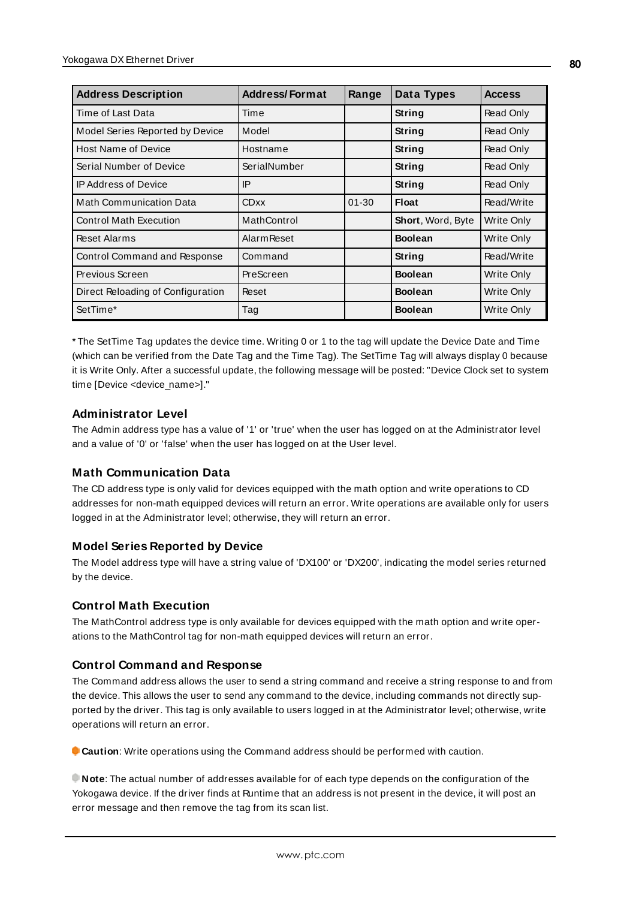| Address Description | Address/Format | Range | Data Types | Access |
|---|---|---|---|---|
| Time of Last Data | Time | | **String** | Read Only |
| Model Series Reported by Device | Model | | **String** | Read Only |
| Host Name of Device | Hostname | | **String** | Read Only |
| Serial Number of Device | SerialNumber | | **String** | Read Only |
| IP Address of Device | IP | | **String** | Read Only |
| Math Communication Data | CDxx | 01-30 | **Float** | Read/Write |
| Control Math Execution | MathControl | | **Short**, Word, Byte | Write Only |
| Reset Alarms | AlarmReset | | **Boolean** | Write Only |
| Control Command and Response | Command | | **String** | Read/Write |
| Previous Screen | PreScreen | | **Boolean** | Write Only |
| Direct Reloading of Configuration | Reset | | **Boolean** | Write Only |
| SetTime* | Tag | | **Boolean** | Write Only |

* The SetTime Tag updates the device time. Writing 0 or 1 to the tag will update the Device Date and Time (which can be verified from the Date Tag and the Time Tag). The SetTime Tag will always display 0 because it is Write Only. After a successful update, the following message will be posted: "Device Clock set to system time [Device <device_name>]."

### Administrator Level

The Admin address type has a value of '1' or 'true' when the user has logged on at the Administrator level and a value of '0' or 'false' when the user has logged on at the User level.

### Math Communication Data

The CD address type is only valid for devices equipped with the math option and write operations to CD addresses for non-math equipped devices will return an error. Write operations are available only for users logged in at the Administrator level; otherwise, they will return an error.

### Model Series Reported by Device

The Model address type will have a string value of 'DX100' or 'DX200', indicating the model series returned by the device.

### Control Math Execution

The MathControl address type is only available for devices equipped with the math option and write operations to the MathControl tag for non-math equipped devices will return an error.

### Control Command and Response

The Command address allows the user to send a string command and receive a string response to and from the device. This allows the user to send any command to the device, including commands not directly supported by the driver. This tag is only available to users logged in at the Administrator level; otherwise, write operations will return an error.

**Caution**: Write operations using the Command address should be performed with caution.

**Note**: The actual number of addresses available for of each type depends on the configuration of the Yokogawa device. If the driver finds at Runtime that an address is not present in the device, it will post an error message and then remove the tag from its scan list.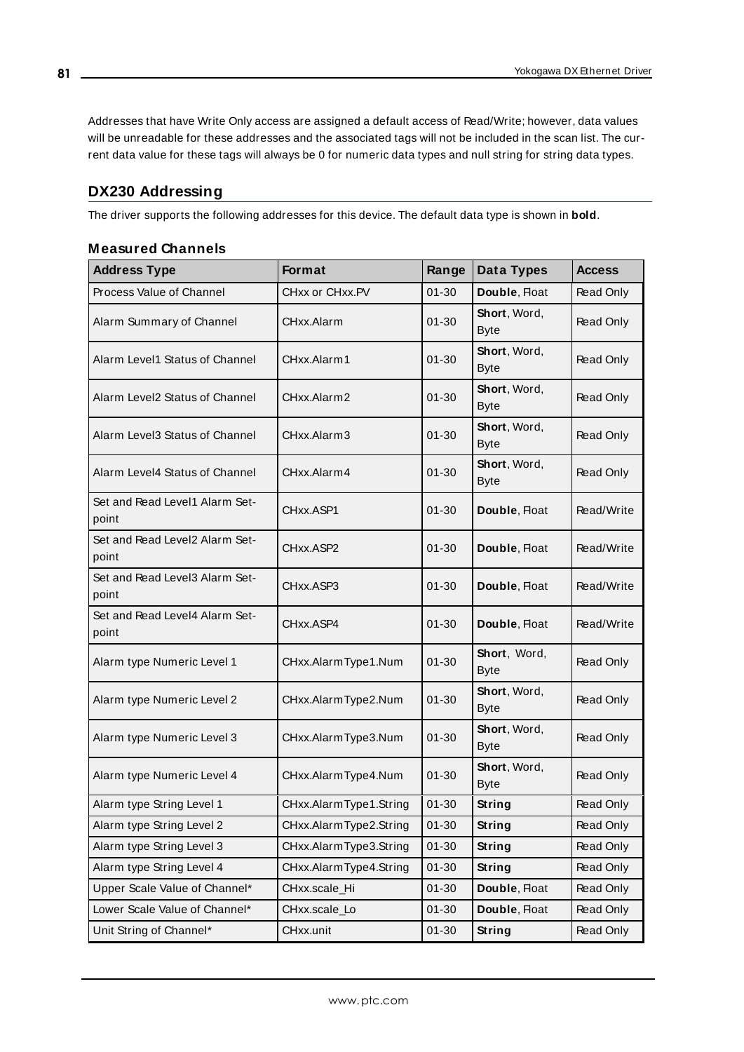Addresses that have Write Only access are assigned a default access of Read/Write; however, data values will be unreadable for these addresses and the associated tags will not be included in the scan list. The current data value for these tags will always be 0 for numeric data types and null string for string data types.

## DX230 Addressing

The driver supports the following addresses for this device. The default data type is shown in **bold**.

### Measured Channels

| Address Type | Format | Range | Data Types | Access |
|---|---|---|---|---|
| Process Value of Channel | CHxx or CHxx.PV | 01-30 | **Double**, Float | Read Only |
| Alarm Summary of Channel | CHxx.Alarm | 01-30 | **Short**, Word, Byte | Read Only |
| Alarm Level1 Status of Channel | CHxx.Alarm1 | 01-30 | **Short**, Word, Byte | Read Only |
| Alarm Level2 Status of Channel | CHxx.Alarm2 | 01-30 | **Short**, Word, Byte | Read Only |
| Alarm Level3 Status of Channel | CHxx.Alarm3 | 01-30 | **Short**, Word, Byte | Read Only |
| Alarm Level4 Status of Channel | CHxx.Alarm4 | 01-30 | **Short**, Word, Byte | Read Only |
| Set and Read Level1 Alarm Setpoint | CHxx.ASP1 | 01-30 | **Double**, Float | Read/Write |
| Set and Read Level2 Alarm Setpoint | CHxx.ASP2 | 01-30 | **Double**, Float | Read/Write |
| Set and Read Level3 Alarm Setpoint | CHxx.ASP3 | 01-30 | **Double**, Float | Read/Write |
| Set and Read Level4 Alarm Setpoint | CHxx.ASP4 | 01-30 | **Double**, Float | Read/Write |
| Alarm type Numeric Level 1 | CHxx.AlarmType1.Num | 01-30 | **Short**, Word, Byte | Read Only |
| Alarm type Numeric Level 2 | CHxx.AlarmType2.Num | 01-30 | **Short**, Word, Byte | Read Only |
| Alarm type Numeric Level 3 | CHxx.AlarmType3.Num | 01-30 | **Short**, Word, Byte | Read Only |
| Alarm type Numeric Level 4 | CHxx.AlarmType4.Num | 01-30 | **Short**, Word, Byte | Read Only |
| Alarm type String Level 1 | CHxx.AlarmType1.String | 01-30 | **String** | Read Only |
| Alarm type String Level 2 | CHxx.AlarmType2.String | 01-30 | **String** | Read Only |
| Alarm type String Level 3 | CHxx.AlarmType3.String | 01-30 | **String** | Read Only |
| Alarm type String Level 4 | CHxx.AlarmType4.String | 01-30 | **String** | Read Only |
| Upper Scale Value of Channel* | CHxx.scale_Hi | 01-30 | **Double**, Float | Read Only |
| Lower Scale Value of Channel* | CHxx.scale_Lo | 01-30 | **Double**, Float | Read Only |
| Unit String of Channel* | CHxx.unit | 01-30 | **String** | Read Only |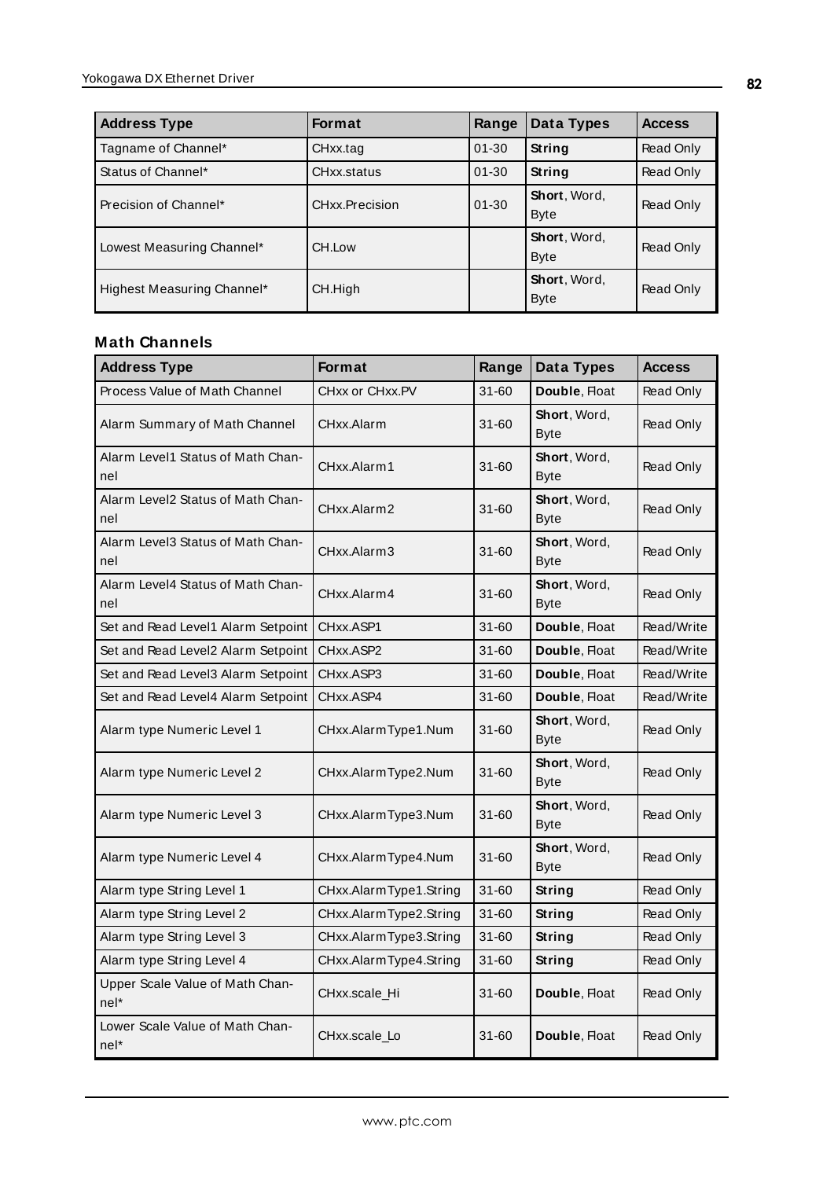| Address Type | Format | Range | Data Types | Access |
|---|---|---|---|---|
| Tagname of Channel* | CHxx.tag | 01-30 | **String** | Read Only |
| Status of Channel* | CHxx.status | 01-30 | **String** | Read Only |
| Precision of Channel* | CHxx.Precision | 01-30 | **Short**, Word, Byte | Read Only |
| Lowest Measuring Channel* | CH.Low | | **Short**, Word, Byte | Read Only |
| Highest Measuring Channel* | CH.High | | **Short**, Word, Byte | Read Only |

### Math Channels

| Address Type | Format | Range | Data Types | Access |
|---|---|---|---|---|
| Process Value of Math Channel | CHxx or CHxx.PV | 31-60 | **Double**, Float | Read Only |
| Alarm Summary of Math Channel | CHxx.Alarm | 31-60 | **Short**, Word, Byte | Read Only |
| Alarm Level1 Status of Math Channel | CHxx.Alarm1 | 31-60 | **Short**, Word, Byte | Read Only |
| Alarm Level2 Status of Math Channel | CHxx.Alarm2 | 31-60 | **Short**, Word, Byte | Read Only |
| Alarm Level3 Status of Math Channel | CHxx.Alarm3 | 31-60 | **Short**, Word, Byte | Read Only |
| Alarm Level4 Status of Math Channel | CHxx.Alarm4 | 31-60 | **Short**, Word, Byte | Read Only |
| Set and Read Level1 Alarm Setpoint | CHxx.ASP1 | 31-60 | **Double**, Float | Read/Write |
| Set and Read Level2 Alarm Setpoint | CHxx.ASP2 | 31-60 | **Double**, Float | Read/Write |
| Set and Read Level3 Alarm Setpoint | CHxx.ASP3 | 31-60 | **Double**, Float | Read/Write |
| Set and Read Level4 Alarm Setpoint | CHxx.ASP4 | 31-60 | **Double**, Float | Read/Write |
| Alarm type Numeric Level 1 | CHxx.AlarmType1.Num | 31-60 | **Short**, Word, Byte | Read Only |
| Alarm type Numeric Level 2 | CHxx.AlarmType2.Num | 31-60 | **Short**, Word, Byte | Read Only |
| Alarm type Numeric Level 3 | CHxx.AlarmType3.Num | 31-60 | **Short**, Word, Byte | Read Only |
| Alarm type Numeric Level 4 | CHxx.AlarmType4.Num | 31-60 | **Short**, Word, Byte | Read Only |
| Alarm type String Level 1 | CHxx.AlarmType1.String | 31-60 | **String** | Read Only |
| Alarm type String Level 2 | CHxx.AlarmType2.String | 31-60 | **String** | Read Only |
| Alarm type String Level 3 | CHxx.AlarmType3.String | 31-60 | **String** | Read Only |
| Alarm type String Level 4 | CHxx.AlarmType4.String | 31-60 | **String** | Read Only |
| Upper Scale Value of Math Channel* | CHxx.scale_Hi | 31-60 | **Double**, Float | Read Only |
| Lower Scale Value of Math Channel* | CHxx.scale_Lo | 31-60 | **Double**, Float | Read Only |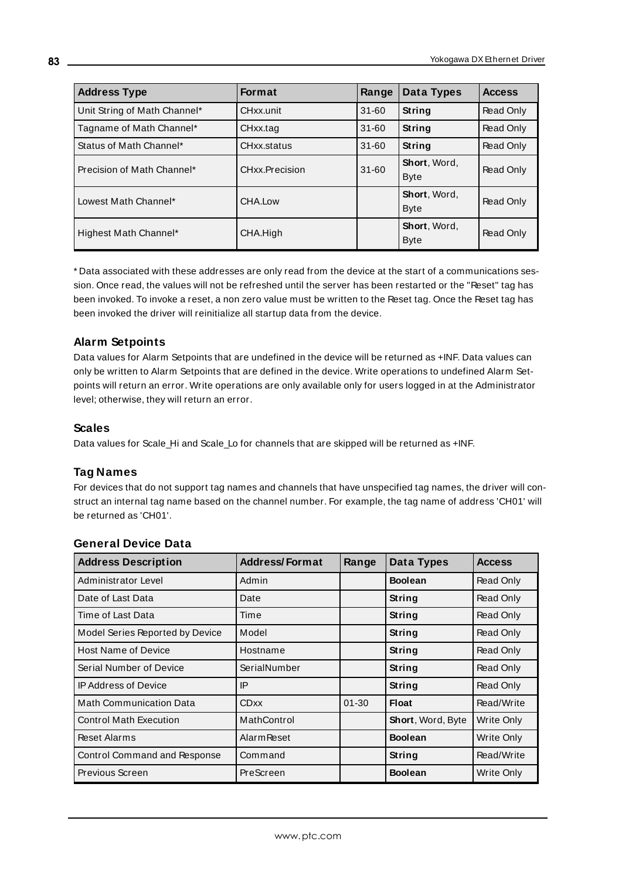| Address Type | Format | Range | Data Types | Access |
| --- | --- | --- | --- | --- |
| Unit String of Math Channel* | CHxx.unit | 31-60 | **String** | Read Only |
| Tagname of Math Channel* | CHxx.tag | 31-60 | **String** | Read Only |
| Status of Math Channel* | CHxx.status | 31-60 | **String** | Read Only |
| Precision of Math Channel* | CHxx.Precision | 31-60 | **Short**, Word, Byte | Read Only |
| Lowest Math Channel* | CHA.Low | | **Short**, Word, Byte | Read Only |
| Highest Math Channel* | CHA.High | | **Short**, Word, Byte | Read Only |

* Data associated with these addresses are only read from the device at the start of a communications session. Once read, the values will not be refreshed until the server has been restarted or the "Reset" tag has been invoked. To invoke a reset, a non zero value must be written to the Reset tag. Once the Reset tag has been invoked the driver will reinitialize all startup data from the device.

### Alarm Setpoints

Data values for Alarm Setpoints that are undefined in the device will be returned as +INF. Data values can only be written to Alarm Setpoints that are defined in the device. Write operations to undefined Alarm Setpoints will return an error. Write operations are only available only for users logged in at the Administrator level; otherwise, they will return an error.

### Scales

Data values for Scale_Hi and Scale_Lo for channels that are skipped will be returned as +INF.

### Tag Names

For devices that do not support tag names and channels that have unspecified tag names, the driver will construct an internal tag name based on the channel number. For example, the tag name of address 'CH01' will be returned as 'CH01'.

### General Device Data

| Address Description | Address/Format | Range | Data Types | Access |
| --- | --- | --- | --- | --- |
| Administrator Level | Admin | | **Boolean** | Read Only |
| Date of Last Data | Date | | **String** | Read Only |
| Time of Last Data | Time | | **String** | Read Only |
| Model Series Reported by Device | Model | | **String** | Read Only |
| Host Name of Device | Hostname | | **String** | Read Only |
| Serial Number of Device | SerialNumber | | **String** | Read Only |
| IP Address of Device | IP | | **String** | Read Only |
| Math Communication Data | CDxx | 01-30 | **Float** | Read/Write |
| Control Math Execution | MathControl | | **Short**, Word, Byte | Write Only |
| Reset Alarms | AlarmReset | | **Boolean** | Write Only |
| Control Command and Response | Command | | **String** | Read/Write |
| Previous Screen | PreScreen | | **Boolean** | Write Only |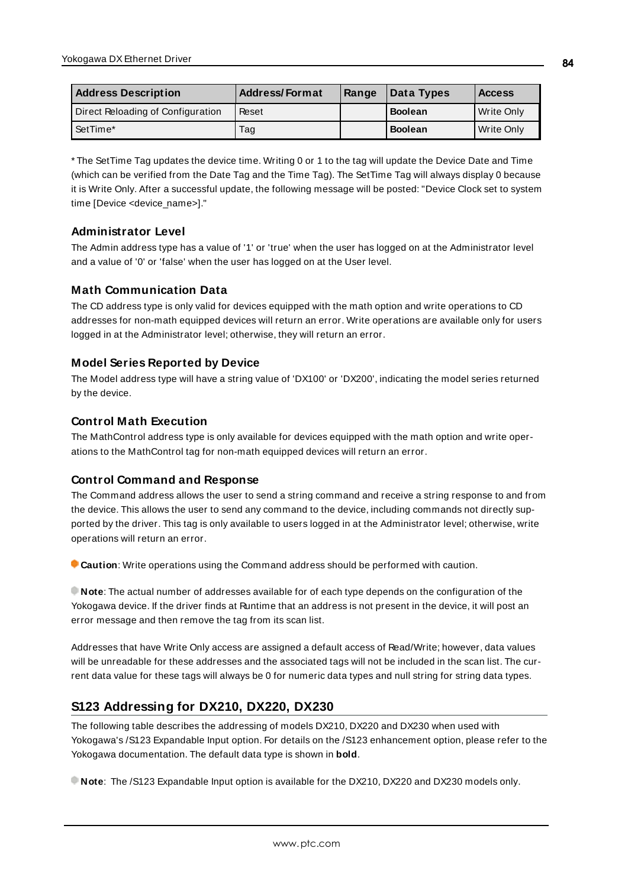| Address Description | Address/Format | Range | Data Types | Access |
|---|---|---|---|---|
| Direct Reloading of Configuration | Reset | | **Boolean** | Write Only |
| SetTime* | Tag | | **Boolean** | Write Only |

* The SetTime Tag updates the device time. Writing 0 or 1 to the tag will update the Device Date and Time (which can be verified from the Date Tag and the Time Tag). The SetTime Tag will always display 0 because it is Write Only. After a successful update, the following message will be posted: "Device Clock set to system time [Device <device_name>]."

### Administrator Level

The Admin address type has a value of '1' or 'true' when the user has logged on at the Administrator level and a value of '0' or 'false' when the user has logged on at the User level.

### Math Communication Data

The CD address type is only valid for devices equipped with the math option and write operations to CD addresses for non-math equipped devices will return an error. Write operations are available only for users logged in at the Administrator level; otherwise, they will return an error.

### Model Series Reported by Device

The Model address type will have a string value of 'DX100' or 'DX200', indicating the model series returned by the device.

### Control Math Execution

The MathControl address type is only available for devices equipped with the math option and write operations to the MathControl tag for non-math equipped devices will return an error.

### Control Command and Response

The Command address allows the user to send a string command and receive a string response to and from the device. This allows the user to send any command to the device, including commands not directly supported by the driver. This tag is only available to users logged in at the Administrator level; otherwise, write operations will return an error.

**Caution**: Write operations using the Command address should be performed with caution.

**Note**: The actual number of addresses available for of each type depends on the configuration of the Yokogawa device. If the driver finds at Runtime that an address is not present in the device, it will post an error message and then remove the tag from its scan list.

Addresses that have Write Only access are assigned a default access of Read/Write; however, data values will be unreadable for these addresses and the associated tags will not be included in the scan list. The current data value for these tags will always be 0 for numeric data types and null string for string data types.

## S123 Addressing for DX210, DX220, DX230

The following table describes the addressing of models DX210, DX220 and DX230 when used with Yokogawa's /S123 Expandable Input option. For details on the /S123 enhancement option, please refer to the Yokogawa documentation. The default data type is shown in **bold**.

**Note**: The /S123 Expandable Input option is available for the DX210, DX220 and DX230 models only.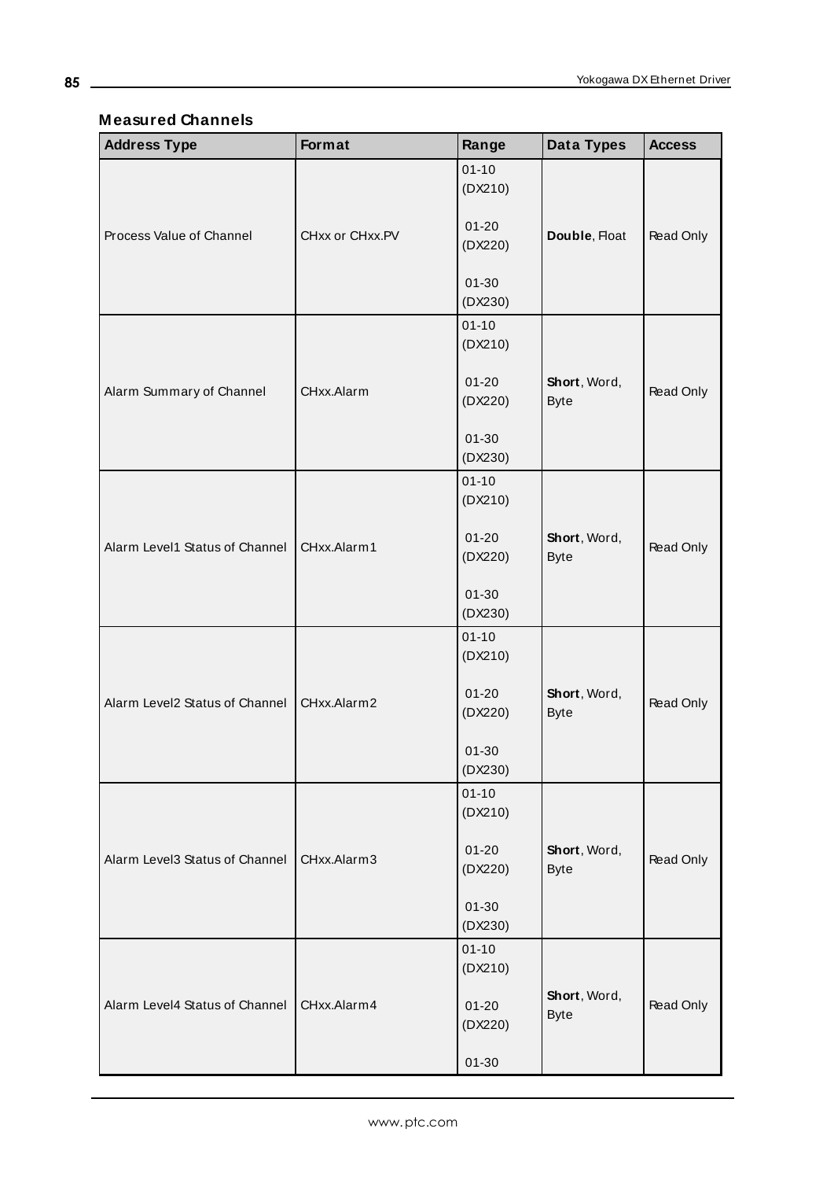### Measured Channels

| Address Type | Format | Range | Data Types | Access |
|---|---|---|---|---|
| Process Value of Channel | CHxx or CHxx.PV | 01-10 (DX210)<br><br>01-20 (DX220)<br><br>01-30 (DX230) | **Double**, Float | Read Only |
| Alarm Summary of Channel | CHxx.Alarm | 01-10 (DX210)<br><br>01-20 (DX220)<br><br>01-30 (DX230) | **Short**, Word, Byte | Read Only |
| Alarm Level1 Status of Channel | CHxx.Alarm1 | 01-10 (DX210)<br><br>01-20 (DX220)<br><br>01-30 (DX230) | **Short**, Word, Byte | Read Only |
| Alarm Level2 Status of Channel | CHxx.Alarm2 | 01-10 (DX210)<br><br>01-20 (DX220)<br><br>01-30 (DX230) | **Short**, Word, Byte | Read Only |
| Alarm Level3 Status of Channel | CHxx.Alarm3 | 01-10 (DX210)<br><br>01-20 (DX220)<br><br>01-30 (DX230) | **Short**, Word, Byte | Read Only |
| Alarm Level4 Status of Channel | CHxx.Alarm4 | 01-10 (DX210)<br><br>01-20 (DX220)<br><br>01-30 | **Short**, Word, Byte | Read Only |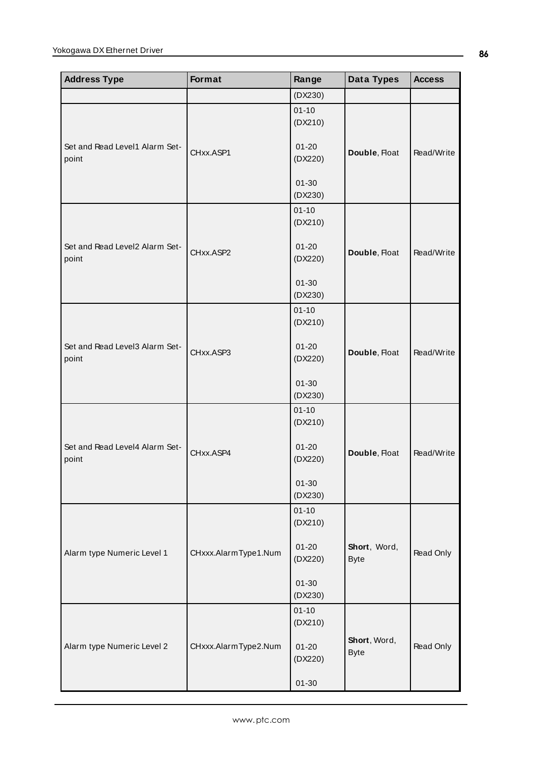| Address Type | Format | Range | Data Types | Access |
|---|---|---|---|---|
| | | (DX230) | | |
| Set and Read Level1 Alarm Set-point | CHxx.ASP1 | 01-10 (DX210)<br><br>01-20 (DX220)<br><br>01-30 (DX230) | **Double**, Float | Read/Write |
| Set and Read Level2 Alarm Set-point | CHxx.ASP2 | 01-10 (DX210)<br><br>01-20 (DX220)<br><br>01-30 (DX230) | **Double**, Float | Read/Write |
| Set and Read Level3 Alarm Set-point | CHxx.ASP3 | 01-10 (DX210)<br><br>01-20 (DX220)<br><br>01-30 (DX230) | **Double**, Float | Read/Write |
| Set and Read Level4 Alarm Set-point | CHxx.ASP4 | 01-10 (DX210)<br><br>01-20 (DX220)<br><br>01-30 (DX230) | **Double**, Float | Read/Write |
| Alarm type Numeric Level 1 | CHxxx.AlarmType1.Num | 01-10 (DX210)<br><br>01-20 (DX220)<br><br>01-30 (DX230) | **Short**, Word, Byte | Read Only |
| Alarm type Numeric Level 2 | CHxxx.AlarmType2.Num | 01-10 (DX210)<br><br>01-20 (DX220)<br><br>01-30 | **Short**, Word, Byte | Read Only |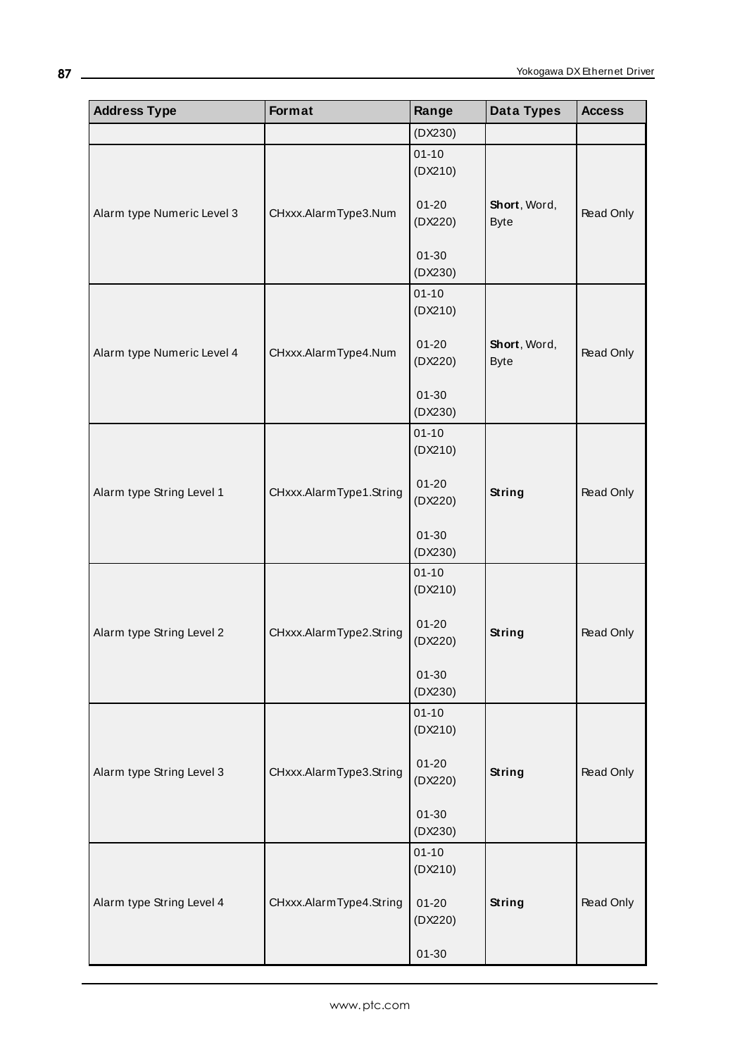| Address Type | Format | Range | Data Types | Access |
|---|---|---|---|---|
| | | (DX230) | | |
| Alarm type Numeric Level 3 | CHxxx.AlarmType3.Num | 01-10 (DX210)<br><br>01-20 (DX220)<br><br>01-30 (DX230) | **Short**, Word, Byte | Read Only |
| Alarm type Numeric Level 4 | CHxxx.AlarmType4.Num | 01-10 (DX210)<br><br>01-20 (DX220)<br><br>01-30 (DX230) | **Short**, Word, Byte | Read Only |
| Alarm type String Level 1 | CHxxx.AlarmType1.String | 01-10 (DX210)<br><br>01-20 (DX220)<br><br>01-30 (DX230) | **String** | Read Only |
| Alarm type String Level 2 | CHxxx.AlarmType2.String | 01-10 (DX210)<br><br>01-20 (DX220)<br><br>01-30 (DX230) | **String** | Read Only |
| Alarm type String Level 3 | CHxxx.AlarmType3.String | 01-10 (DX210)<br><br>01-20 (DX220)<br><br>01-30 (DX230) | **String** | Read Only |
| Alarm type String Level 4 | CHxxx.AlarmType4.String | 01-10 (DX210)<br><br>01-20 (DX220)<br><br>01-30 | **String** | Read Only |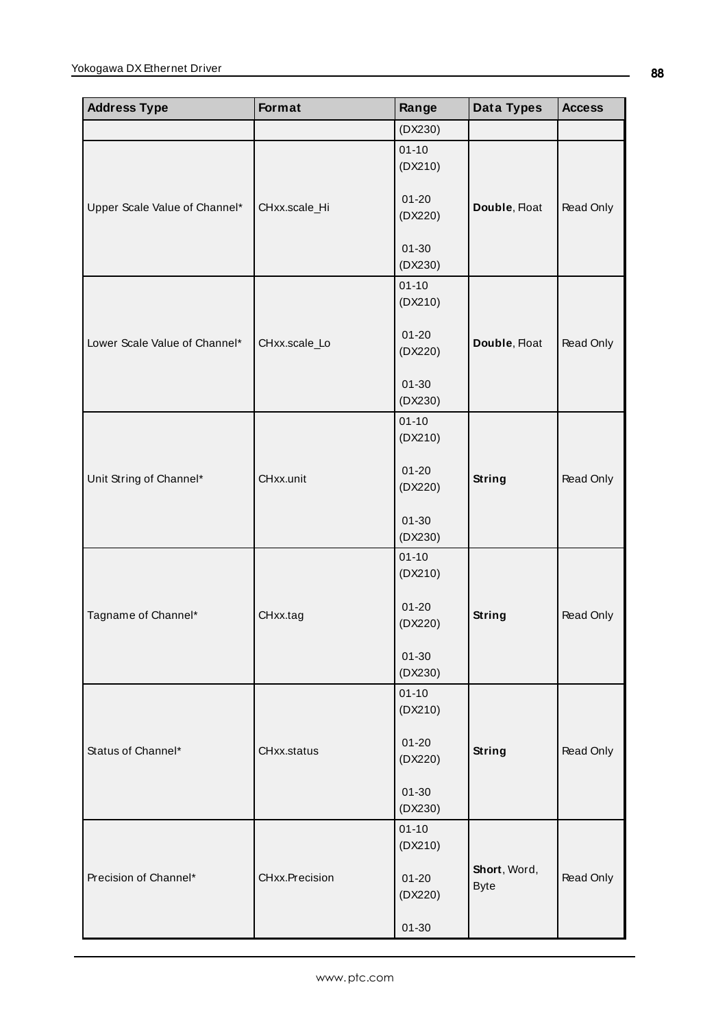| Address Type | Format | Range | Data Types | Access |
|---|---|---|---|---|
| | | (DX230) | | |
| Upper Scale Value of Channel* | CHxx.scale_Hi | 01-10 (DX210)<br><br>01-20 (DX220)<br><br>01-30 (DX230) | **Double**, Float | Read Only |
| Lower Scale Value of Channel* | CHxx.scale_Lo | 01-10 (DX210)<br><br>01-20 (DX220)<br><br>01-30 (DX230) | **Double**, Float | Read Only |
| Unit String of Channel* | CHxx.unit | 01-10 (DX210)<br><br>01-20 (DX220)<br><br>01-30 (DX230) | **String** | Read Only |
| Tagname of Channel* | CHxx.tag | 01-10 (DX210)<br><br>01-20 (DX220)<br><br>01-30 (DX230) | **String** | Read Only |
| Status of Channel* | CHxx.status | 01-10 (DX210)<br><br>01-20 (DX220)<br><br>01-30 (DX230) | **String** | Read Only |
| Precision of Channel* | CHxx.Precision | 01-10 (DX210)<br><br>01-20 (DX220)<br><br>01-30 | **Short**, Word, Byte | Read Only |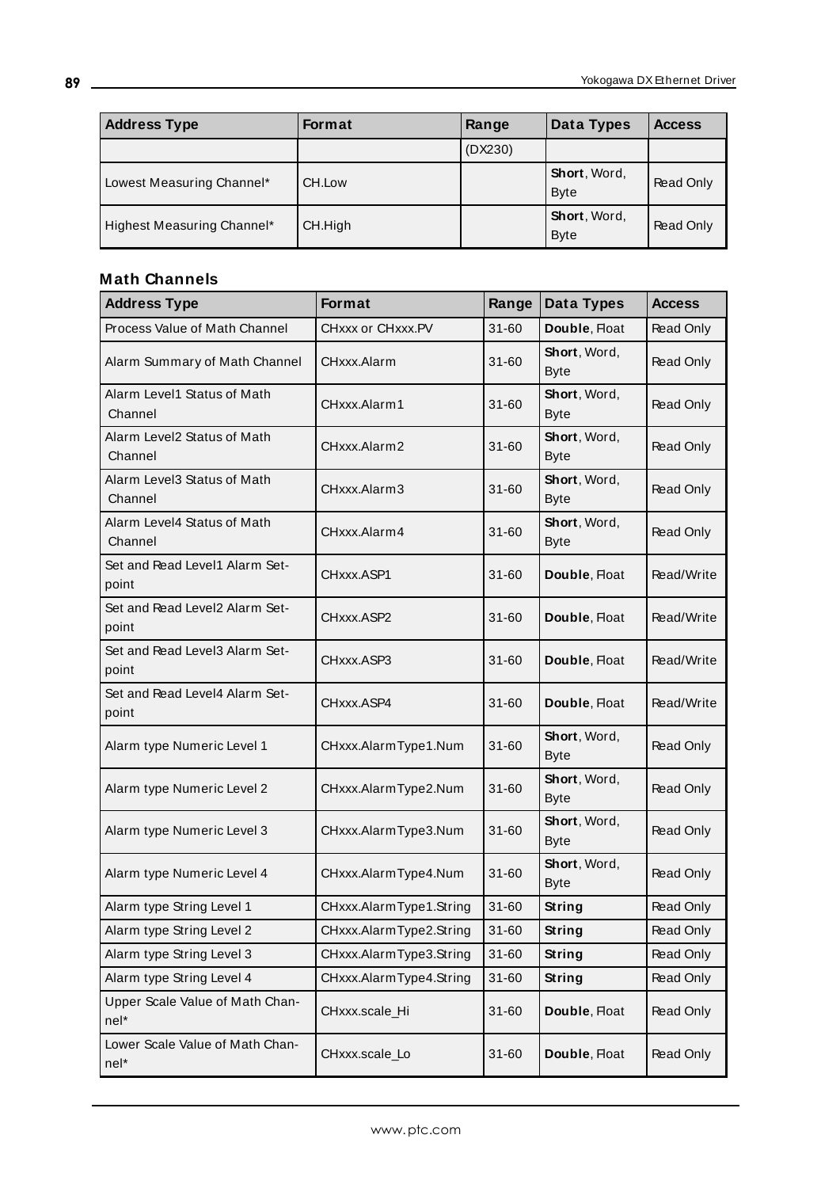| Address Type | Format | Range | Data Types | Access |
|---|---|---|---|---|
| | | (DX230) | | |
| Lowest Measuring Channel* | CH.Low | | **Short**, Word, Byte | Read Only |
| Highest Measuring Channel* | CH.High | | **Short**, Word, Byte | Read Only |

### Math Channels

| Address Type | Format | Range | Data Types | Access |
|---|---|---|---|---|
| Process Value of Math Channel | CHxxx or CHxxx.PV | 31-60 | **Double**, Float | Read Only |
| Alarm Summary of Math Channel | CHxxx.Alarm | 31-60 | **Short**, Word, Byte | Read Only |
| Alarm Level1 Status of Math Channel | CHxxx.Alarm1 | 31-60 | **Short**, Word, Byte | Read Only |
| Alarm Level2 Status of Math Channel | CHxxx.Alarm2 | 31-60 | **Short**, Word, Byte | Read Only |
| Alarm Level3 Status of Math Channel | CHxxx.Alarm3 | 31-60 | **Short**, Word, Byte | Read Only |
| Alarm Level4 Status of Math Channel | CHxxx.Alarm4 | 31-60 | **Short**, Word, Byte | Read Only |
| Set and Read Level1 Alarm Set-point | CHxxx.ASP1 | 31-60 | **Double**, Float | Read/Write |
| Set and Read Level2 Alarm Set-point | CHxxx.ASP2 | 31-60 | **Double**, Float | Read/Write |
| Set and Read Level3 Alarm Set-point | CHxxx.ASP3 | 31-60 | **Double**, Float | Read/Write |
| Set and Read Level4 Alarm Set-point | CHxxx.ASP4 | 31-60 | **Double**, Float | Read/Write |
| Alarm type Numeric Level 1 | CHxxx.AlarmType1.Num | 31-60 | **Short**, Word, Byte | Read Only |
| Alarm type Numeric Level 2 | CHxxx.AlarmType2.Num | 31-60 | **Short**, Word, Byte | Read Only |
| Alarm type Numeric Level 3 | CHxxx.AlarmType3.Num | 31-60 | **Short**, Word, Byte | Read Only |
| Alarm type Numeric Level 4 | CHxxx.AlarmType4.Num | 31-60 | **Short**, Word, Byte | Read Only |
| Alarm type String Level 1 | CHxxx.AlarmType1.String | 31-60 | **String** | Read Only |
| Alarm type String Level 2 | CHxxx.AlarmType2.String | 31-60 | **String** | Read Only |
| Alarm type String Level 3 | CHxxx.AlarmType3.String | 31-60 | **String** | Read Only |
| Alarm type String Level 4 | CHxxx.AlarmType4.String | 31-60 | **String** | Read Only |
| Upper Scale Value of Math Channel* | CHxxx.scale_Hi | 31-60 | **Double**, Float | Read Only |
| Lower Scale Value of Math Channel* | CHxxx.scale_Lo | 31-60 | **Double**, Float | Read Only |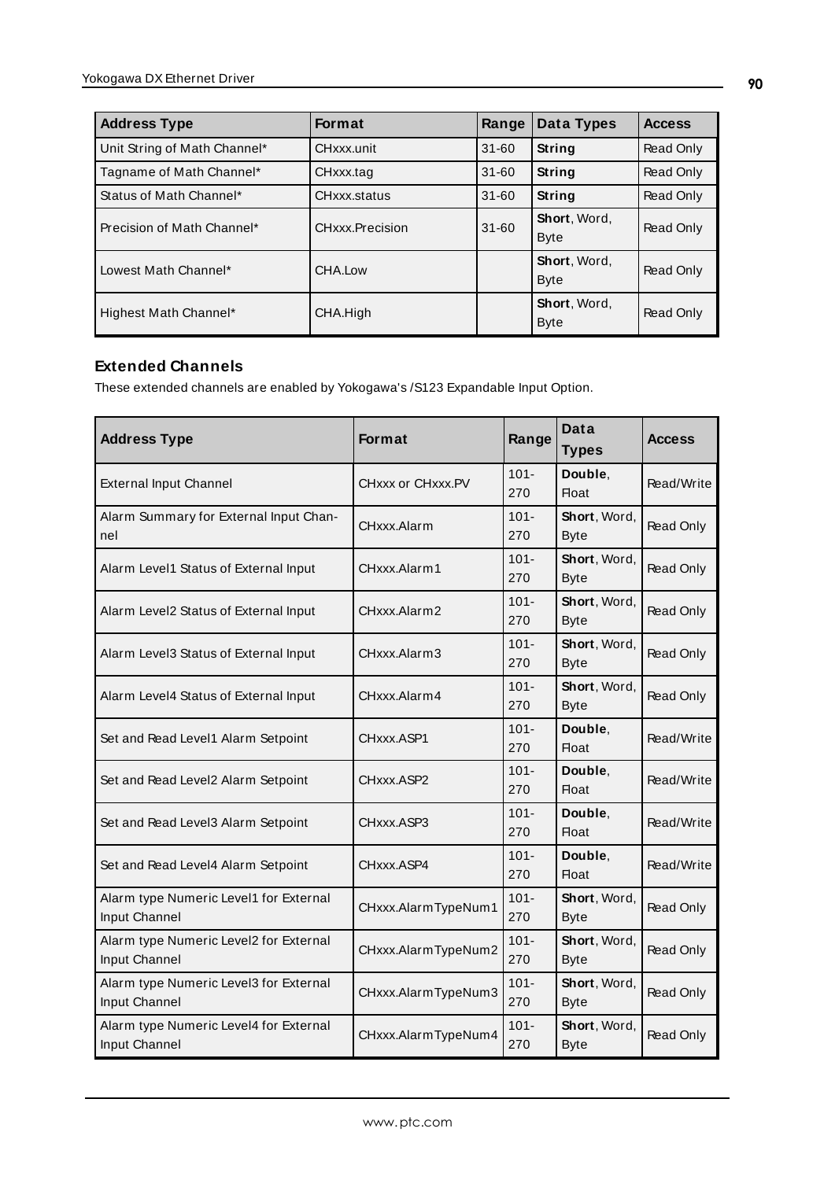| Address Type | Format | Range | Data Types | Access |
|---|---|---|---|---|
| Unit String of Math Channel* | CHxxx.unit | 31-60 | **String** | Read Only |
| Tagname of Math Channel* | CHxxx.tag | 31-60 | **String** | Read Only |
| Status of Math Channel* | CHxxx.status | 31-60 | **String** | Read Only |
| Precision of Math Channel* | CHxxx.Precision | 31-60 | **Short**, Word, Byte | Read Only |
| Lowest Math Channel* | CHA.Low | | **Short**, Word, Byte | Read Only |
| Highest Math Channel* | CHA.High | | **Short**, Word, Byte | Read Only |

### Extended Channels

These extended channels are enabled by Yokogawa's /S123 Expandable Input Option.

| Address Type | Format | Range | Data Types | Access |
|---|---|---|---|---|
| External Input Channel | CHxxx or CHxxx.PV | 101-270 | **Double**, Float | Read/Write |
| Alarm Summary for External Input Channel | CHxxx.Alarm | 101-270 | **Short**, Word, Byte | Read Only |
| Alarm Level1 Status of External Input | CHxxx.Alarm1 | 101-270 | **Short**, Word, Byte | Read Only |
| Alarm Level2 Status of External Input | CHxxx.Alarm2 | 101-270 | **Short**, Word, Byte | Read Only |
| Alarm Level3 Status of External Input | CHxxx.Alarm3 | 101-270 | **Short**, Word, Byte | Read Only |
| Alarm Level4 Status of External Input | CHxxx.Alarm4 | 101-270 | **Short**, Word, Byte | Read Only |
| Set and Read Level1 Alarm Setpoint | CHxxx.ASP1 | 101-270 | **Double**, Float | Read/Write |
| Set and Read Level2 Alarm Setpoint | CHxxx.ASP2 | 101-270 | **Double**, Float | Read/Write |
| Set and Read Level3 Alarm Setpoint | CHxxx.ASP3 | 101-270 | **Double**, Float | Read/Write |
| Set and Read Level4 Alarm Setpoint | CHxxx.ASP4 | 101-270 | **Double**, Float | Read/Write |
| Alarm type Numeric Level1 for External Input Channel | CHxxx.AlarmTypeNum1 | 101-270 | **Short**, Word, Byte | Read Only |
| Alarm type Numeric Level2 for External Input Channel | CHxxx.AlarmTypeNum2 | 101-270 | **Short**, Word, Byte | Read Only |
| Alarm type Numeric Level3 for External Input Channel | CHxxx.AlarmTypeNum3 | 101-270 | **Short**, Word, Byte | Read Only |
| Alarm type Numeric Level4 for External Input Channel | CHxxx.AlarmTypeNum4 | 101-270 | **Short**, Word, Byte | Read Only |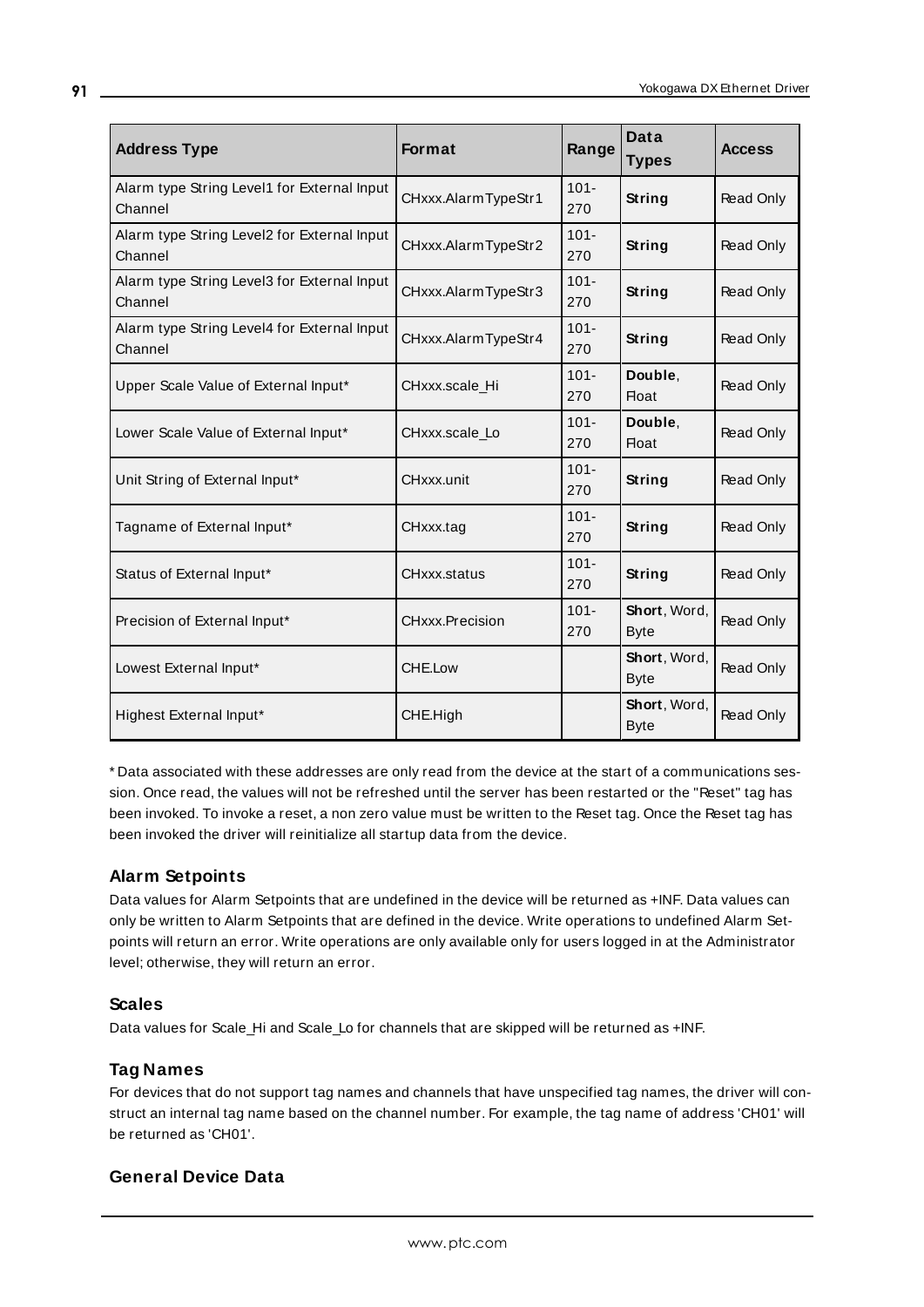| Address Type | Format | Range | Data Types | Access |
|---|---|---|---|---|
| Alarm type String Level1 for External Input Channel | CHxxx.AlarmTypeStr1 | 101-270 | **String** | Read Only |
| Alarm type String Level2 for External Input Channel | CHxxx.AlarmTypeStr2 | 101-270 | **String** | Read Only |
| Alarm type String Level3 for External Input Channel | CHxxx.AlarmTypeStr3 | 101-270 | **String** | Read Only |
| Alarm type String Level4 for External Input Channel | CHxxx.AlarmTypeStr4 | 101-270 | **String** | Read Only |
| Upper Scale Value of External Input* | CHxxx.scale_Hi | 101-270 | **Double**, Float | Read Only |
| Lower Scale Value of External Input* | CHxxx.scale_Lo | 101-270 | **Double**, Float | Read Only |
| Unit String of External Input* | CHxxx.unit | 101-270 | **String** | Read Only |
| Tagname of External Input* | CHxxx.tag | 101-270 | **String** | Read Only |
| Status of External Input* | CHxxx.status | 101-270 | **String** | Read Only |
| Precision of External Input* | CHxxx.Precision | 101-270 | **Short**, Word, Byte | Read Only |
| Lowest External Input* | CHE.Low | | **Short**, Word, Byte | Read Only |
| Highest External Input* | CHE.High | | **Short**, Word, Byte | Read Only |

* Data associated with these addresses are only read from the device at the start of a communications session. Once read, the values will not be refreshed until the server has been restarted or the "Reset" tag has been invoked. To invoke a reset, a non zero value must be written to the Reset tag. Once the Reset tag has been invoked the driver will reinitialize all startup data from the device.

### Alarm Setpoints

Data values for Alarm Setpoints that are undefined in the device will be returned as +INF. Data values can only be written to Alarm Setpoints that are defined in the device. Write operations to undefined Alarm Setpoints will return an error. Write operations are only available only for users logged in at the Administrator level; otherwise, they will return an error.

### Scales

Data values for Scale_Hi and Scale_Lo for channels that are skipped will be returned as +INF.

### Tag Names

For devices that do not support tag names and channels that have unspecified tag names, the driver will construct an internal tag name based on the channel number. For example, the tag name of address 'CH01' will be returned as 'CH01'.

### General Device Data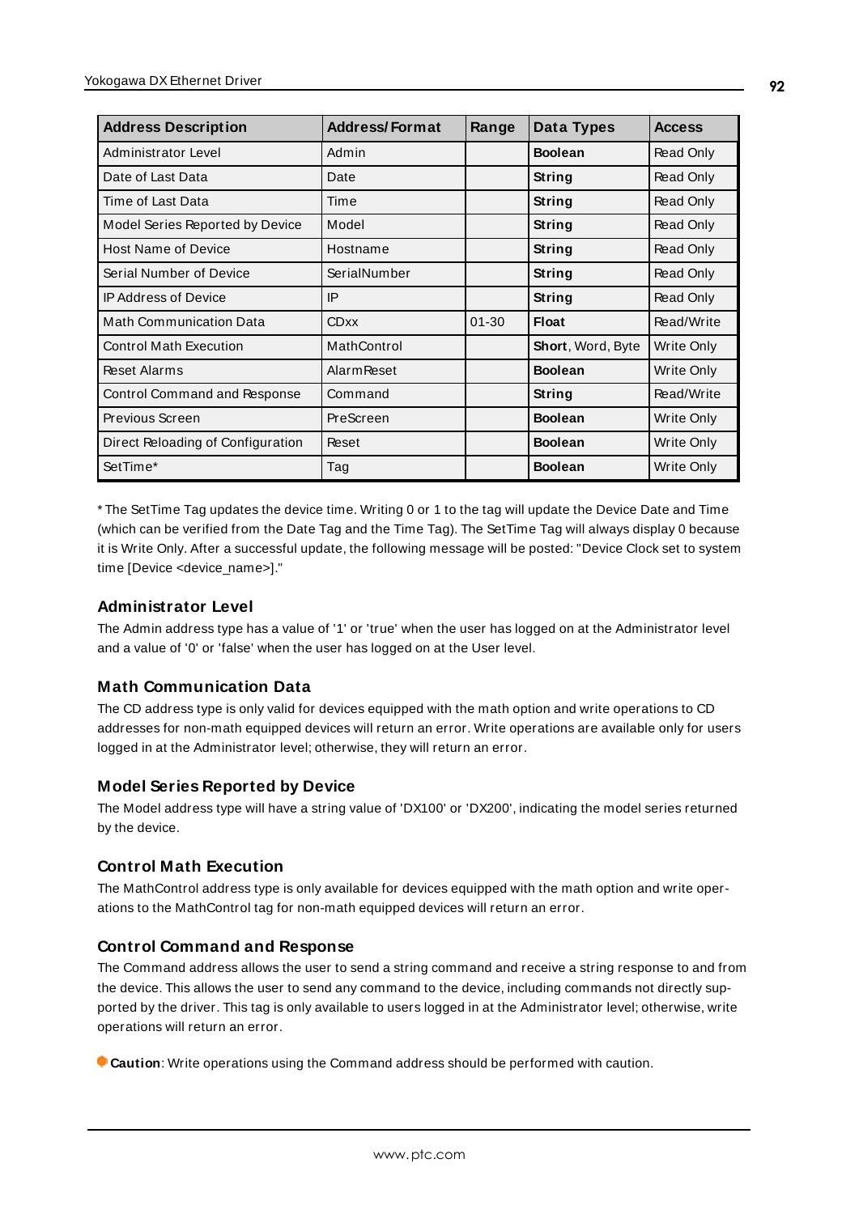| Address Description | Address/Format | Range | Data Types | Access |
|---|---|---|---|---|
| Administrator Level | Admin | | **Boolean** | Read Only |
| Date of Last Data | Date | | **String** | Read Only |
| Time of Last Data | Time | | **String** | Read Only |
| Model Series Reported by Device | Model | | **String** | Read Only |
| Host Name of Device | Hostname | | **String** | Read Only |
| Serial Number of Device | SerialNumber | | **String** | Read Only |
| IP Address of Device | IP | | **String** | Read Only |
| Math Communication Data | CDxx | 01-30 | **Float** | Read/Write |
| Control Math Execution | MathControl | | **Short**, Word, Byte | Write Only |
| Reset Alarms | AlarmReset | | **Boolean** | Write Only |
| Control Command and Response | Command | | **String** | Read/Write |
| Previous Screen | PreScreen | | **Boolean** | Write Only |
| Direct Reloading of Configuration | Reset | | **Boolean** | Write Only |
| SetTime* | Tag | | **Boolean** | Write Only |

* The SetTime Tag updates the device time. Writing 0 or 1 to the tag will update the Device Date and Time (which can be verified from the Date Tag and the Time Tag). The SetTime Tag will always display 0 because it is Write Only. After a successful update, the following message will be posted: "Device Clock set to system time [Device <device_name>]."

### Administrator Level

The Admin address type has a value of '1' or 'true' when the user has logged on at the Administrator level and a value of '0' or 'false' when the user has logged on at the User level.

### Math Communication Data

The CD address type is only valid for devices equipped with the math option and write operations to CD addresses for non-math equipped devices will return an error. Write operations are available only for users logged in at the Administrator level; otherwise, they will return an error.

### Model Series Reported by Device

The Model address type will have a string value of 'DX100' or 'DX200', indicating the model series returned by the device.

### Control Math Execution

The MathControl address type is only available for devices equipped with the math option and write operations to the MathControl tag for non-math equipped devices will return an error.

### Control Command and Response

The Command address allows the user to send a string command and receive a string response to and from the device. This allows the user to send any command to the device, including commands not directly supported by the driver. This tag is only available to users logged in at the Administrator level; otherwise, write operations will return an error.

**Caution**: Write operations using the Command address should be performed with caution.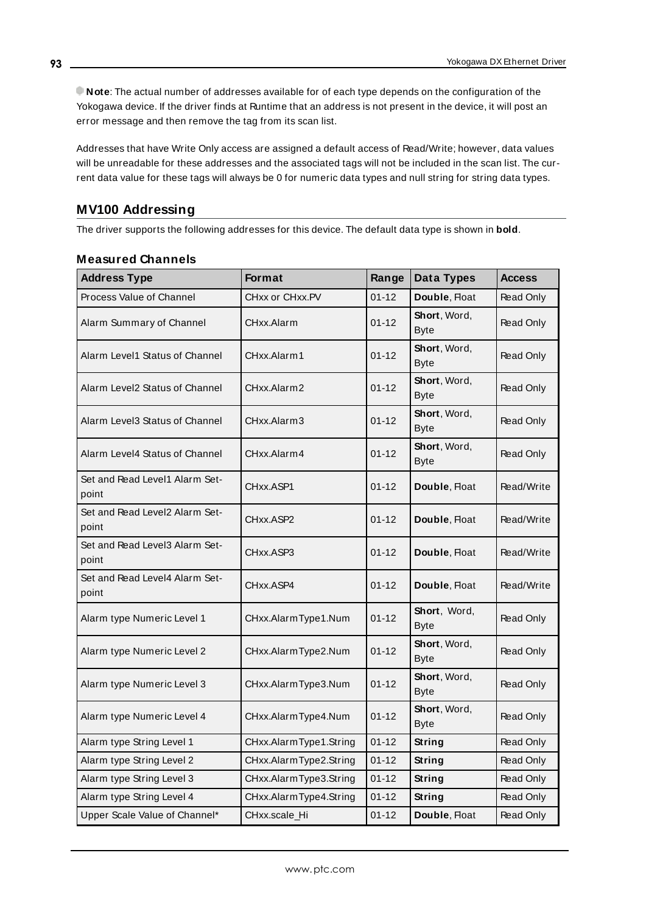**Note**: The actual number of addresses available for of each type depends on the configuration of the Yokogawa device. If the driver finds at Runtime that an address is not present in the device, it will post an error message and then remove the tag from its scan list.

Addresses that have Write Only access are assigned a default access of Read/Write; however, data values will be unreadable for these addresses and the associated tags will not be included in the scan list. The current data value for these tags will always be 0 for numeric data types and null string for string data types.

## MV100 Addressing

The driver supports the following addresses for this device. The default data type is shown in **bold**.

### Measured Channels

| Address Type | Format | Range | Data Types | Access |
|---|---|---|---|---|
| Process Value of Channel | CHxx or CHxx.PV | 01-12 | **Double**, Float | Read Only |
| Alarm Summary of Channel | CHxx.Alarm | 01-12 | **Short**, Word, Byte | Read Only |
| Alarm Level1 Status of Channel | CHxx.Alarm1 | 01-12 | **Short**, Word, Byte | Read Only |
| Alarm Level2 Status of Channel | CHxx.Alarm2 | 01-12 | **Short**, Word, Byte | Read Only |
| Alarm Level3 Status of Channel | CHxx.Alarm3 | 01-12 | **Short**, Word, Byte | Read Only |
| Alarm Level4 Status of Channel | CHxx.Alarm4 | 01-12 | **Short**, Word, Byte | Read Only |
| Set and Read Level1 Alarm Setpoint | CHxx.ASP1 | 01-12 | **Double**, Float | Read/Write |
| Set and Read Level2 Alarm Setpoint | CHxx.ASP2 | 01-12 | **Double**, Float | Read/Write |
| Set and Read Level3 Alarm Setpoint | CHxx.ASP3 | 01-12 | **Double**, Float | Read/Write |
| Set and Read Level4 Alarm Setpoint | CHxx.ASP4 | 01-12 | **Double**, Float | Read/Write |
| Alarm type Numeric Level 1 | CHxx.AlarmType1.Num | 01-12 | **Short**, Word, Byte | Read Only |
| Alarm type Numeric Level 2 | CHxx.AlarmType2.Num | 01-12 | **Short**, Word, Byte | Read Only |
| Alarm type Numeric Level 3 | CHxx.AlarmType3.Num | 01-12 | **Short**, Word, Byte | Read Only |
| Alarm type Numeric Level 4 | CHxx.AlarmType4.Num | 01-12 | **Short**, Word, Byte | Read Only |
| Alarm type String Level 1 | CHxx.AlarmType1.String | 01-12 | **String** | Read Only |
| Alarm type String Level 2 | CHxx.AlarmType2.String | 01-12 | **String** | Read Only |
| Alarm type String Level 3 | CHxx.AlarmType3.String | 01-12 | **String** | Read Only |
| Alarm type String Level 4 | CHxx.AlarmType4.String | 01-12 | **String** | Read Only |
| Upper Scale Value of Channel* | CHxx.scale_Hi | 01-12 | **Double**, Float | Read Only |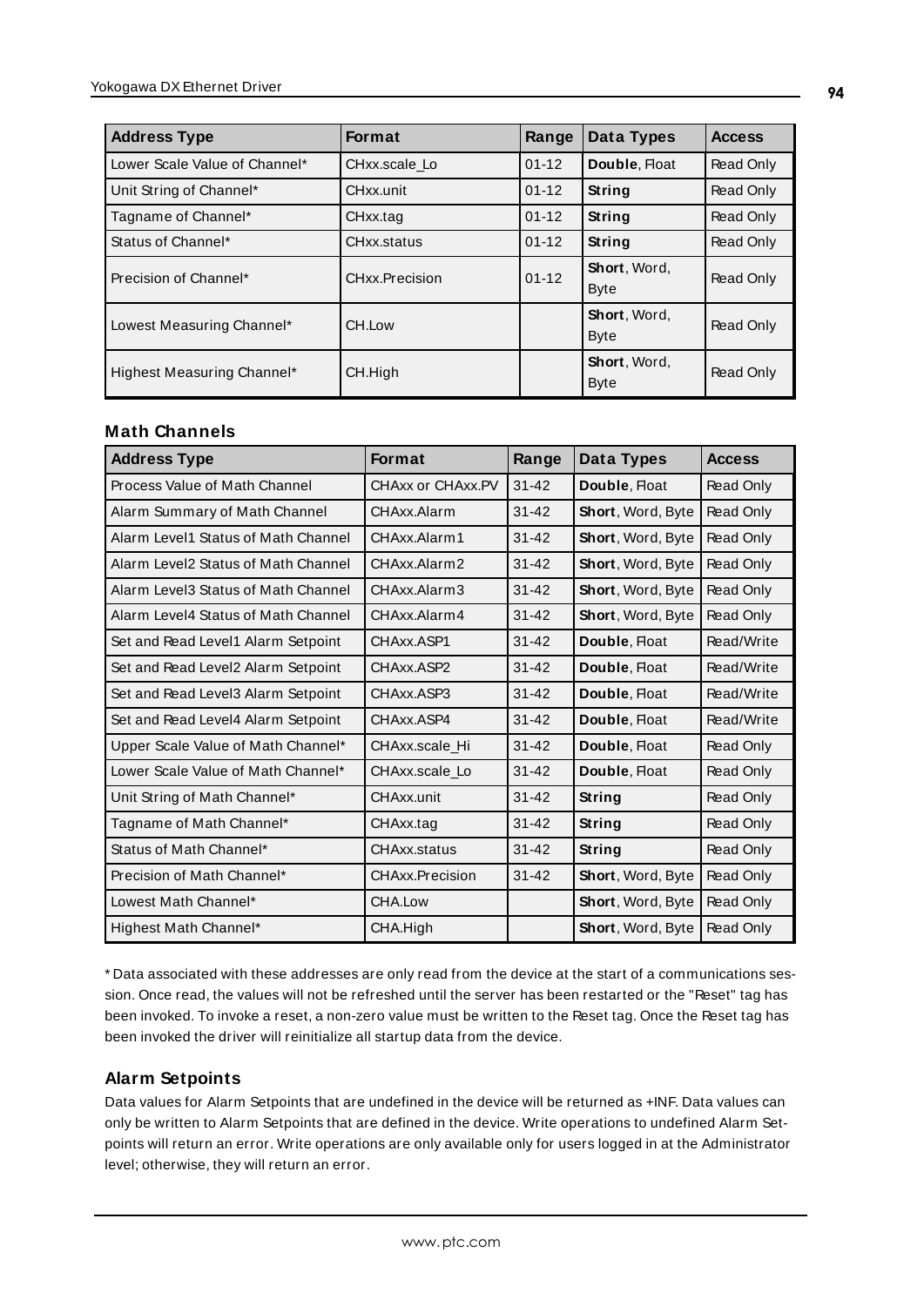| Address Type | Format | Range | Data Types | Access |
| --- | --- | --- | --- | --- |
| Lower Scale Value of Channel* | CHxx.scale_Lo | 01-12 | **Double**, Float | Read Only |
| Unit String of Channel* | CHxx.unit | 01-12 | **String** | Read Only |
| Tagname of Channel* | CHxx.tag | 01-12 | **String** | Read Only |
| Status of Channel* | CHxx.status | 01-12 | **String** | Read Only |
| Precision of Channel* | CHxx.Precision | 01-12 | **Short**, Word, Byte | Read Only |
| Lowest Measuring Channel* | CH.Low | | **Short**, Word, Byte | Read Only |
| Highest Measuring Channel* | CH.High | | **Short**, Word, Byte | Read Only |

### Math Channels

| Address Type | Format | Range | Data Types | Access |
| --- | --- | --- | --- | --- |
| Process Value of Math Channel | CHAxx or CHAxx.PV | 31-42 | **Double**, Float | Read Only |
| Alarm Summary of Math Channel | CHAxx.Alarm | 31-42 | **Short**, Word, Byte | Read Only |
| Alarm Level1 Status of Math Channel | CHAxx.Alarm1 | 31-42 | **Short**, Word, Byte | Read Only |
| Alarm Level2 Status of Math Channel | CHAxx.Alarm2 | 31-42 | **Short**, Word, Byte | Read Only |
| Alarm Level3 Status of Math Channel | CHAxx.Alarm3 | 31-42 | **Short**, Word, Byte | Read Only |
| Alarm Level4 Status of Math Channel | CHAxx.Alarm4 | 31-42 | **Short**, Word, Byte | Read Only |
| Set and Read Level1 Alarm Setpoint | CHAxx.ASP1 | 31-42 | **Double**, Float | Read/Write |
| Set and Read Level2 Alarm Setpoint | CHAxx.ASP2 | 31-42 | **Double**, Float | Read/Write |
| Set and Read Level3 Alarm Setpoint | CHAxx.ASP3 | 31-42 | **Double**, Float | Read/Write |
| Set and Read Level4 Alarm Setpoint | CHAxx.ASP4 | 31-42 | **Double**, Float | Read/Write |
| Upper Scale Value of Math Channel* | CHAxx.scale_Hi | 31-42 | **Double**, Float | Read Only |
| Lower Scale Value of Math Channel* | CHAxx.scale_Lo | 31-42 | **Double**, Float | Read Only |
| Unit String of Math Channel* | CHAxx.unit | 31-42 | **String** | Read Only |
| Tagname of Math Channel* | CHAxx.tag | 31-42 | **String** | Read Only |
| Status of Math Channel* | CHAxx.status | 31-42 | **String** | Read Only |
| Precision of Math Channel* | CHAxx.Precision | 31-42 | **Short**, Word, Byte | Read Only |
| Lowest Math Channel* | CHA.Low | | **Short**, Word, Byte | Read Only |
| Highest Math Channel* | CHA.High | | **Short**, Word, Byte | Read Only |

* Data associated with these addresses are only read from the device at the start of a communications session. Once read, the values will not be refreshed until the server has been restarted or the "Reset" tag has been invoked. To invoke a reset, a non-zero value must be written to the Reset tag. Once the Reset tag has been invoked the driver will reinitialize all startup data from the device.

### Alarm Setpoints

Data values for Alarm Setpoints that are undefined in the device will be returned as +INF. Data values can only be written to Alarm Setpoints that are defined in the device. Write operations to undefined Alarm Setpoints will return an error. Write operations are only available only for users logged in at the Administrator level; otherwise, they will return an error.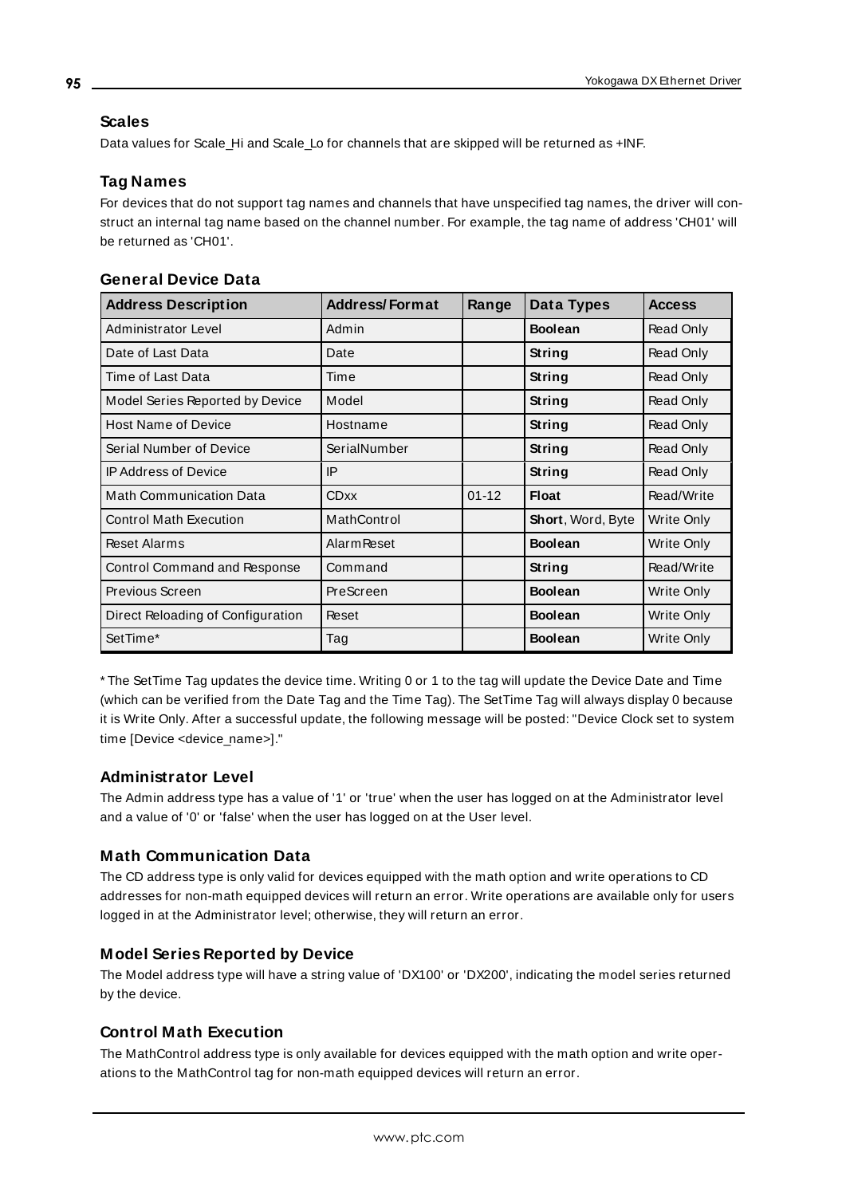### Scales

Data values for Scale_Hi and Scale_Lo for channels that are skipped will be returned as +INF.

### Tag Names

For devices that do not support tag names and channels that have unspecified tag names, the driver will construct an internal tag name based on the channel number. For example, the tag name of address 'CH01' will be returned as 'CH01'.

### General Device Data

| Address Description | Address/Format | Range | Data Types | Access |
|---|---|---|---|---|
| Administrator Level | Admin | | **Boolean** | Read Only |
| Date of Last Data | Date | | **String** | Read Only |
| Time of Last Data | Time | | **String** | Read Only |
| Model Series Reported by Device | Model | | **String** | Read Only |
| Host Name of Device | Hostname | | **String** | Read Only |
| Serial Number of Device | SerialNumber | | **String** | Read Only |
| IP Address of Device | IP | | **String** | Read Only |
| Math Communication Data | CDxx | 01-12 | **Float** | Read/Write |
| Control Math Execution | MathControl | | **Short**, Word, Byte | Write Only |
| Reset Alarms | AlarmReset | | **Boolean** | Write Only |
| Control Command and Response | Command | | **String** | Read/Write |
| Previous Screen | PreScreen | | **Boolean** | Write Only |
| Direct Reloading of Configuration | Reset | | **Boolean** | Write Only |
| SetTime* | Tag | | **Boolean** | Write Only |

* The SetTime Tag updates the device time. Writing 0 or 1 to the tag will update the Device Date and Time (which can be verified from the Date Tag and the Time Tag). The SetTime Tag will always display 0 because it is Write Only. After a successful update, the following message will be posted: "Device Clock set to system time [Device <device_name>]."

### Administrator Level

The Admin address type has a value of '1' or 'true' when the user has logged on at the Administrator level and a value of '0' or 'false' when the user has logged on at the User level.

### Math Communication Data

The CD address type is only valid for devices equipped with the math option and write operations to CD addresses for non-math equipped devices will return an error. Write operations are available only for users logged in at the Administrator level; otherwise, they will return an error.

### Model Series Reported by Device

The Model address type will have a string value of 'DX100' or 'DX200', indicating the model series returned by the device.

### Control Math Execution

The MathControl address type is only available for devices equipped with the math option and write operations to the MathControl tag for non-math equipped devices will return an error.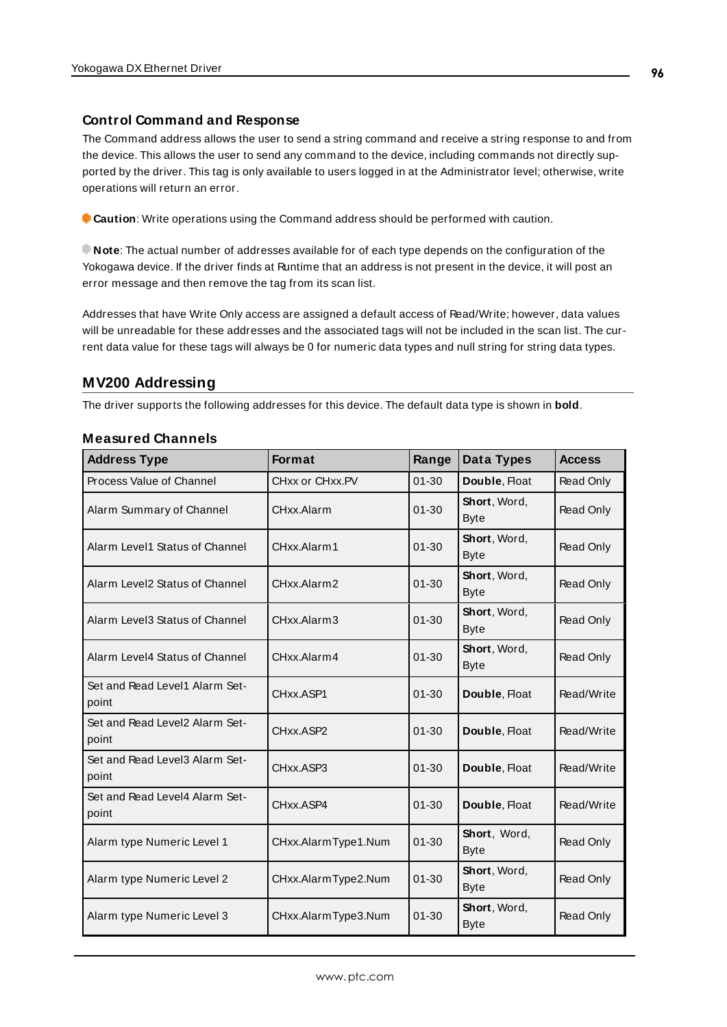### Control Command and Response

The Command address allows the user to send a string command and receive a string response to and from the device. This allows the user to send any command to the device, including commands not directly supported by the driver. This tag is only available to users logged in at the Administrator level; otherwise, write operations will return an error.

**Caution**: Write operations using the Command address should be performed with caution.

**Note**: The actual number of addresses available for of each type depends on the configuration of the Yokogawa device. If the driver finds at Runtime that an address is not present in the device, it will post an error message and then remove the tag from its scan list.

Addresses that have Write Only access are assigned a default access of Read/Write; however, data values will be unreadable for these addresses and the associated tags will not be included in the scan list. The current data value for these tags will always be 0 for numeric data types and null string for string data types.

## MV200 Addressing

The driver supports the following addresses for this device. The default data type is shown in **bold**.

### Measured Channels

| Address Type | Format | Range | Data Types | Access |
|---|---|---|---|---|
| Process Value of Channel | CHxx or CHxx.PV | 01-30 | **Double**, Float | Read Only |
| Alarm Summary of Channel | CHxx.Alarm | 01-30 | **Short**, Word, Byte | Read Only |
| Alarm Level1 Status of Channel | CHxx.Alarm1 | 01-30 | **Short**, Word, Byte | Read Only |
| Alarm Level2 Status of Channel | CHxx.Alarm2 | 01-30 | **Short**, Word, Byte | Read Only |
| Alarm Level3 Status of Channel | CHxx.Alarm3 | 01-30 | **Short**, Word, Byte | Read Only |
| Alarm Level4 Status of Channel | CHxx.Alarm4 | 01-30 | **Short**, Word, Byte | Read Only |
| Set and Read Level1 Alarm Setpoint | CHxx.ASP1 | 01-30 | **Double**, Float | Read/Write |
| Set and Read Level2 Alarm Setpoint | CHxx.ASP2 | 01-30 | **Double**, Float | Read/Write |
| Set and Read Level3 Alarm Setpoint | CHxx.ASP3 | 01-30 | **Double**, Float | Read/Write |
| Set and Read Level4 Alarm Setpoint | CHxx.ASP4 | 01-30 | **Double**, Float | Read/Write |
| Alarm type Numeric Level 1 | CHxx.AlarmType1.Num | 01-30 | **Short**, Word, Byte | Read Only |
| Alarm type Numeric Level 2 | CHxx.AlarmType2.Num | 01-30 | **Short**, Word, Byte | Read Only |
| Alarm type Numeric Level 3 | CHxx.AlarmType3.Num | 01-30 | **Short**, Word, Byte | Read Only |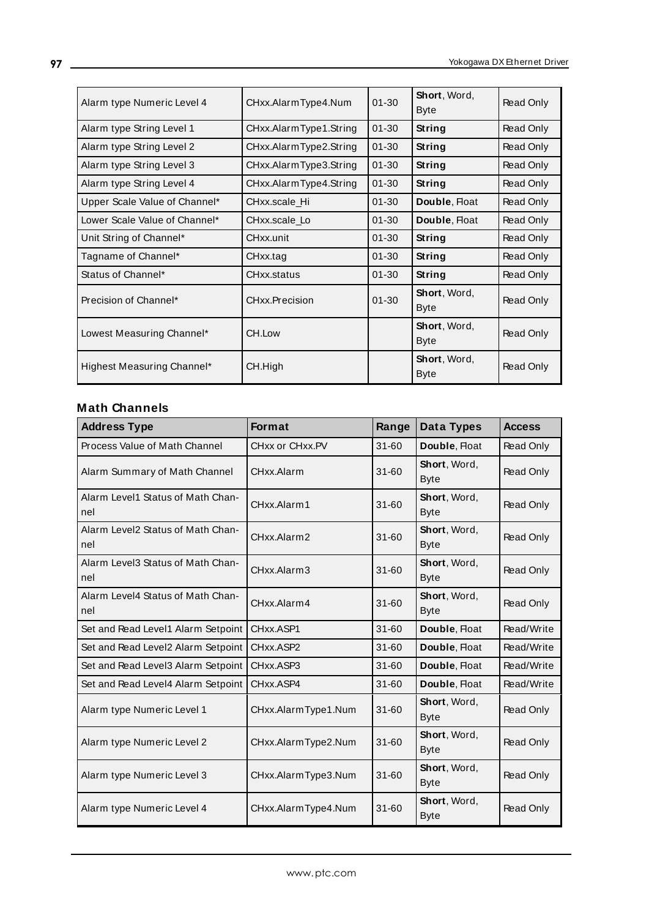| Alarm type Numeric Level 4 | CHxx.AlarmType4.Num | 01-30 | **Short**, Word, Byte | Read Only |
|---|---|---|---|---|
| Alarm type String Level 1 | CHxx.AlarmType1.String | 01-30 | **String** | Read Only |
| Alarm type String Level 2 | CHxx.AlarmType2.String | 01-30 | **String** | Read Only |
| Alarm type String Level 3 | CHxx.AlarmType3.String | 01-30 | **String** | Read Only |
| Alarm type String Level 4 | CHxx.AlarmType4.String | 01-30 | **String** | Read Only |
| Upper Scale Value of Channel* | CHxx.scale_Hi | 01-30 | **Double**, Float | Read Only |
| Lower Scale Value of Channel* | CHxx.scale_Lo | 01-30 | **Double**, Float | Read Only |
| Unit String of Channel* | CHxx.unit | 01-30 | **String** | Read Only |
| Tagname of Channel* | CHxx.tag | 01-30 | **String** | Read Only |
| Status of Channel* | CHxx.status | 01-30 | **String** | Read Only |
| Precision of Channel* | CHxx.Precision | 01-30 | **Short**, Word, Byte | Read Only |
| Lowest Measuring Channel* | CH.Low | | **Short**, Word, Byte | Read Only |
| Highest Measuring Channel* | CH.High | | **Short**, Word, Byte | Read Only |

### Math Channels

| Address Type | Format | Range | Data Types | Access |
|---|---|---|---|---|
| Process Value of Math Channel | CHxx or CHxx.PV | 31-60 | **Double**, Float | Read Only |
| Alarm Summary of Math Channel | CHxx.Alarm | 31-60 | **Short**, Word, Byte | Read Only |
| Alarm Level1 Status of Math Channel | CHxx.Alarm1 | 31-60 | **Short**, Word, Byte | Read Only |
| Alarm Level2 Status of Math Channel | CHxx.Alarm2 | 31-60 | **Short**, Word, Byte | Read Only |
| Alarm Level3 Status of Math Channel | CHxx.Alarm3 | 31-60 | **Short**, Word, Byte | Read Only |
| Alarm Level4 Status of Math Channel | CHxx.Alarm4 | 31-60 | **Short**, Word, Byte | Read Only |
| Set and Read Level1 Alarm Setpoint | CHxx.ASP1 | 31-60 | **Double**, Float | Read/Write |
| Set and Read Level2 Alarm Setpoint | CHxx.ASP2 | 31-60 | **Double**, Float | Read/Write |
| Set and Read Level3 Alarm Setpoint | CHxx.ASP3 | 31-60 | **Double**, Float | Read/Write |
| Set and Read Level4 Alarm Setpoint | CHxx.ASP4 | 31-60 | **Double**, Float | Read/Write |
| Alarm type Numeric Level 1 | CHxx.AlarmType1.Num | 31-60 | **Short**, Word, Byte | Read Only |
| Alarm type Numeric Level 2 | CHxx.AlarmType2.Num | 31-60 | **Short**, Word, Byte | Read Only |
| Alarm type Numeric Level 3 | CHxx.AlarmType3.Num | 31-60 | **Short**, Word, Byte | Read Only |
| Alarm type Numeric Level 4 | CHxx.AlarmType4.Num | 31-60 | **Short**, Word, Byte | Read Only |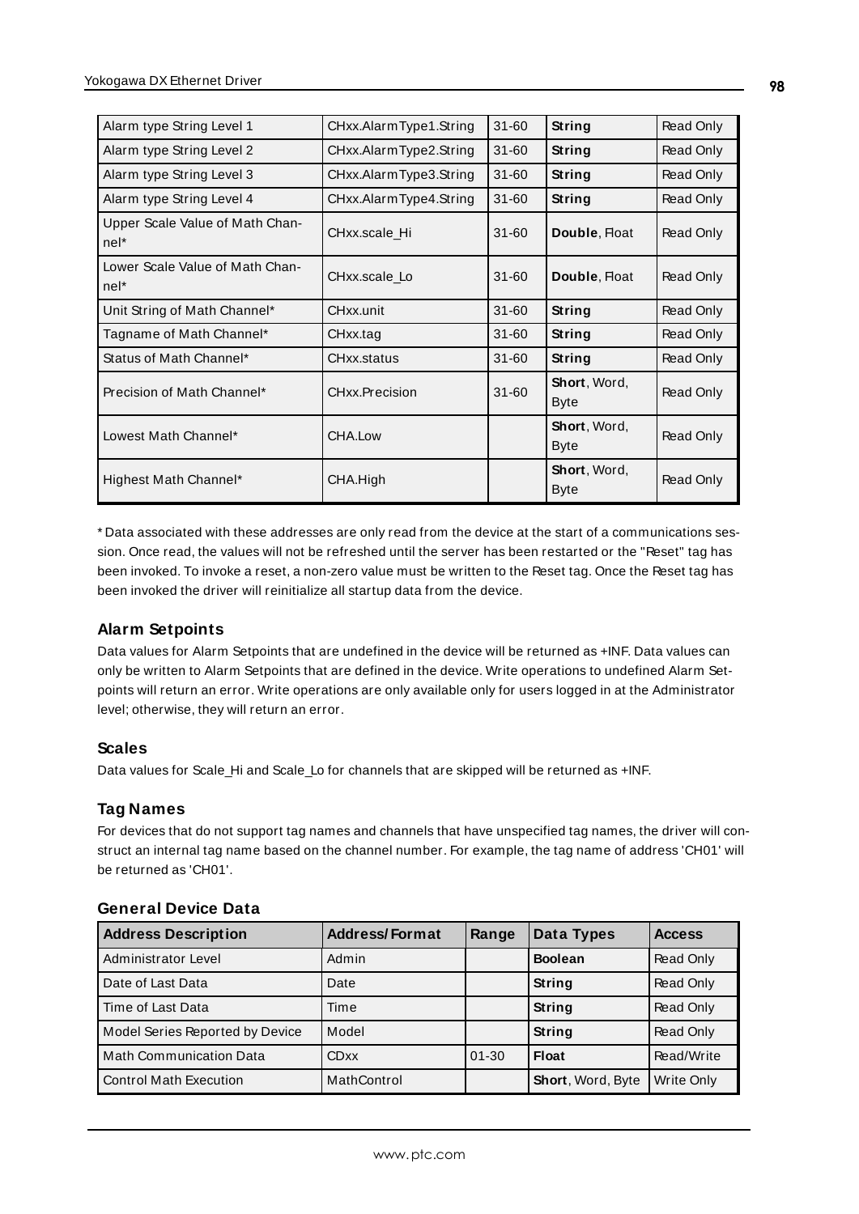| | | | | |
|---|---|---|---|---|
| Alarm type String Level 1 | CHxx.AlarmType1.String | 31-60 | **String** | Read Only |
| Alarm type String Level 2 | CHxx.AlarmType2.String | 31-60 | **String** | Read Only |
| Alarm type String Level 3 | CHxx.AlarmType3.String | 31-60 | **String** | Read Only |
| Alarm type String Level 4 | CHxx.AlarmType4.String | 31-60 | **String** | Read Only |
| Upper Scale Value of Math Channel* | CHxx.scale_Hi | 31-60 | **Double**, Float | Read Only |
| Lower Scale Value of Math Channel* | CHxx.scale_Lo | 31-60 | **Double**, Float | Read Only |
| Unit String of Math Channel* | CHxx.unit | 31-60 | **String** | Read Only |
| Tagname of Math Channel* | CHxx.tag | 31-60 | **String** | Read Only |
| Status of Math Channel* | CHxx.status | 31-60 | **String** | Read Only |
| Precision of Math Channel* | CHxx.Precision | 31-60 | **Short**, Word, Byte | Read Only |
| Lowest Math Channel* | CHA.Low | | **Short**, Word, Byte | Read Only |
| Highest Math Channel* | CHA.High | | **Short**, Word, Byte | Read Only |

* Data associated with these addresses are only read from the device at the start of a communications session. Once read, the values will not be refreshed until the server has been restarted or the "Reset" tag has been invoked. To invoke a reset, a non-zero value must be written to the Reset tag. Once the Reset tag has been invoked the driver will reinitialize all startup data from the device.

### Alarm Setpoints

Data values for Alarm Setpoints that are undefined in the device will be returned as +INF. Data values can only be written to Alarm Setpoints that are defined in the device. Write operations to undefined Alarm Setpoints will return an error. Write operations are only available only for users logged in at the Administrator level; otherwise, they will return an error.

### Scales

Data values for Scale_Hi and Scale_Lo for channels that are skipped will be returned as +INF.

### Tag Names

For devices that do not support tag names and channels that have unspecified tag names, the driver will construct an internal tag name based on the channel number. For example, the tag name of address 'CH01' will be returned as 'CH01'.

### General Device Data

| Address Description | Address/Format | Range | Data Types | Access |
|---|---|---|---|---|
| Administrator Level | Admin | | **Boolean** | Read Only |
| Date of Last Data | Date | | **String** | Read Only |
| Time of Last Data | Time | | **String** | Read Only |
| Model Series Reported by Device | Model | | **String** | Read Only |
| Math Communication Data | CDxx | 01-30 | **Float** | Read/Write |
| Control Math Execution | MathControl | | **Short**, Word, Byte | Write Only |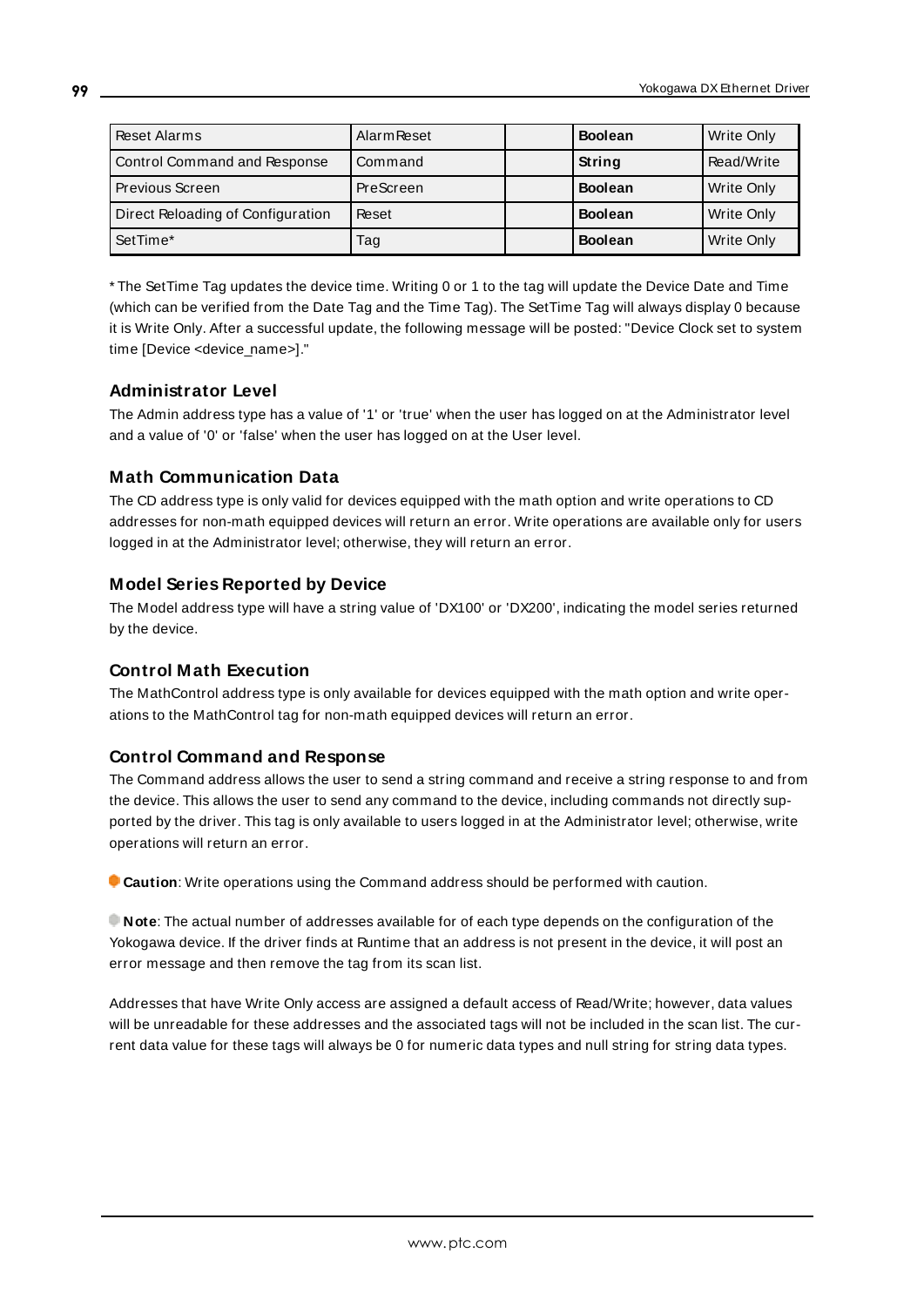| Reset Alarms | AlarmReset | | **Boolean** | Write Only |
|---|---|---|---|---|
| Control Command and Response | Command | | **String** | Read/Write |
| Previous Screen | PreScreen | | **Boolean** | Write Only |
| Direct Reloading of Configuration | Reset | | **Boolean** | Write Only |
| SetTime* | Tag | | **Boolean** | Write Only |

* The SetTime Tag updates the device time. Writing 0 or 1 to the tag will update the Device Date and Time (which can be verified from the Date Tag and the Time Tag). The SetTime Tag will always display 0 because it is Write Only. After a successful update, the following message will be posted: "Device Clock set to system time [Device <device_name>]."

### Administrator Level

The Admin address type has a value of '1' or 'true' when the user has logged on at the Administrator level and a value of '0' or 'false' when the user has logged on at the User level.

### Math Communication Data

The CD address type is only valid for devices equipped with the math option and write operations to CD addresses for non-math equipped devices will return an error. Write operations are available only for users logged in at the Administrator level; otherwise, they will return an error.

### Model Series Reported by Device

The Model address type will have a string value of 'DX100' or 'DX200', indicating the model series returned by the device.

### Control Math Execution

The MathControl address type is only available for devices equipped with the math option and write operations to the MathControl tag for non-math equipped devices will return an error.

### Control Command and Response

The Command address allows the user to send a string command and receive a string response to and from the device. This allows the user to send any command to the device, including commands not directly supported by the driver. This tag is only available to users logged in at the Administrator level; otherwise, write operations will return an error.

**Caution**: Write operations using the Command address should be performed with caution.

**Note**: The actual number of addresses available for of each type depends on the configuration of the Yokogawa device. If the driver finds at Runtime that an address is not present in the device, it will post an error message and then remove the tag from its scan list.

Addresses that have Write Only access are assigned a default access of Read/Write; however, data values will be unreadable for these addresses and the associated tags will not be included in the scan list. The current data value for these tags will always be 0 for numeric data types and null string for string data types.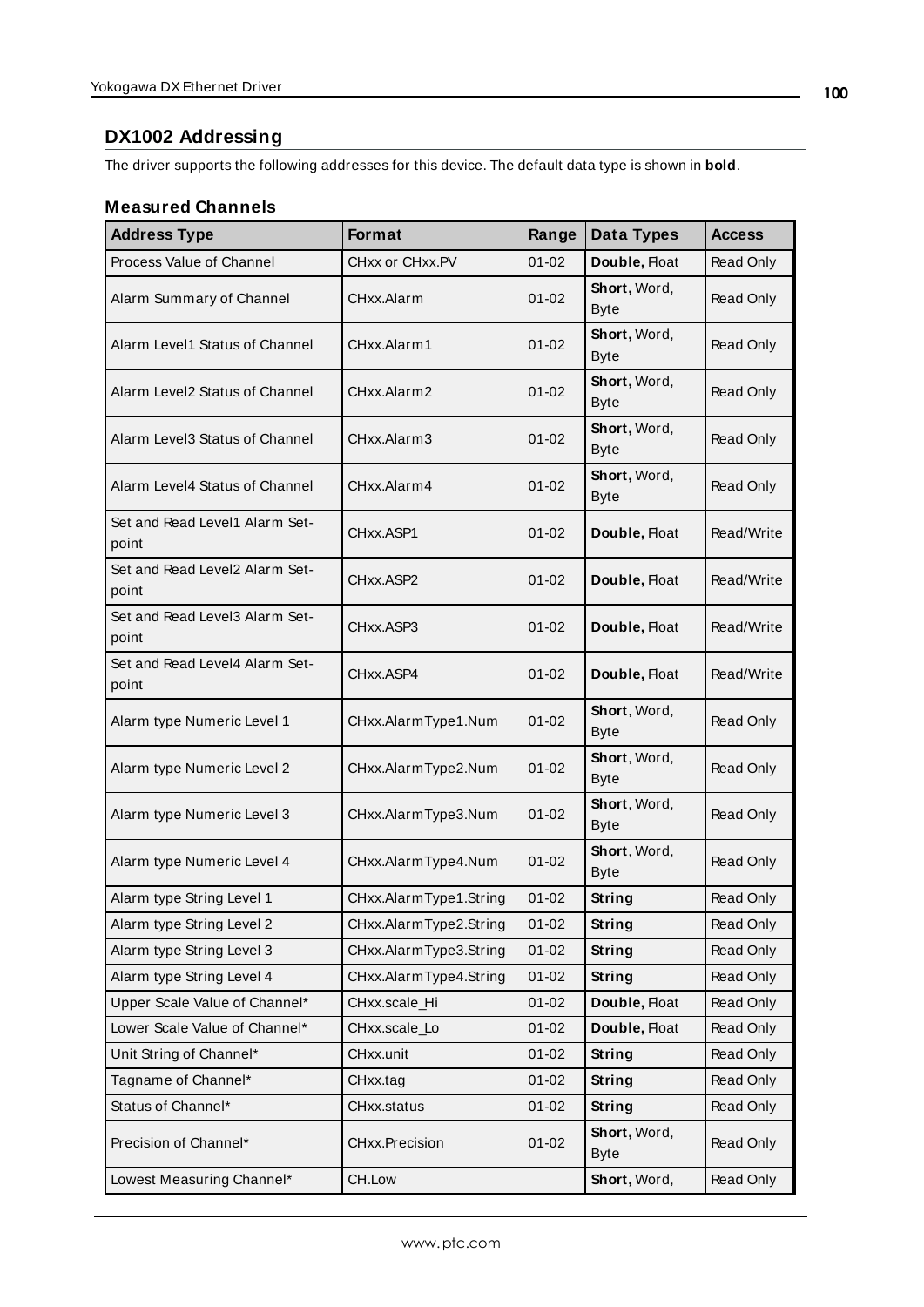## DX1002 Addressing

The driver supports the following addresses for this device. The default data type is shown in **bold**.

### Measured Channels

| Address Type | Format | Range | Data Types | Access |
|---|---|---|---|---|
| Process Value of Channel | CHxx or CHxx.PV | 01-02 | **Double,** Float | Read Only |
| Alarm Summary of Channel | CHxx.Alarm | 01-02 | **Short,** Word, Byte | Read Only |
| Alarm Level1 Status of Channel | CHxx.Alarm1 | 01-02 | **Short,** Word, Byte | Read Only |
| Alarm Level2 Status of Channel | CHxx.Alarm2 | 01-02 | **Short,** Word, Byte | Read Only |
| Alarm Level3 Status of Channel | CHxx.Alarm3 | 01-02 | **Short,** Word, Byte | Read Only |
| Alarm Level4 Status of Channel | CHxx.Alarm4 | 01-02 | **Short,** Word, Byte | Read Only |
| Set and Read Level1 Alarm Set-point | CHxx.ASP1 | 01-02 | **Double,** Float | Read/Write |
| Set and Read Level2 Alarm Set-point | CHxx.ASP2 | 01-02 | **Double,** Float | Read/Write |
| Set and Read Level3 Alarm Set-point | CHxx.ASP3 | 01-02 | **Double,** Float | Read/Write |
| Set and Read Level4 Alarm Set-point | CHxx.ASP4 | 01-02 | **Double,** Float | Read/Write |
| Alarm type Numeric Level 1 | CHxx.AlarmType1.Num | 01-02 | **Short**, Word, Byte | Read Only |
| Alarm type Numeric Level 2 | CHxx.AlarmType2.Num | 01-02 | **Short**, Word, Byte | Read Only |
| Alarm type Numeric Level 3 | CHxx.AlarmType3.Num | 01-02 | **Short**, Word, Byte | Read Only |
| Alarm type Numeric Level 4 | CHxx.AlarmType4.Num | 01-02 | **Short**, Word, Byte | Read Only |
| Alarm type String Level 1 | CHxx.AlarmType1.String | 01-02 | **String** | Read Only |
| Alarm type String Level 2 | CHxx.AlarmType2.String | 01-02 | **String** | Read Only |
| Alarm type String Level 3 | CHxx.AlarmType3.String | 01-02 | **String** | Read Only |
| Alarm type String Level 4 | CHxx.AlarmType4.String | 01-02 | **String** | Read Only |
| Upper Scale Value of Channel* | CHxx.scale_Hi | 01-02 | **Double,** Float | Read Only |
| Lower Scale Value of Channel* | CHxx.scale_Lo | 01-02 | **Double,** Float | Read Only |
| Unit String of Channel* | CHxx.unit | 01-02 | **String** | Read Only |
| Tagname of Channel* | CHxx.tag | 01-02 | **String** | Read Only |
| Status of Channel* | CHxx.status | 01-02 | **String** | Read Only |
| Precision of Channel* | CHxx.Precision | 01-02 | **Short,** Word, Byte | Read Only |
| Lowest Measuring Channel* | CH.Low | | **Short,** Word, | Read Only |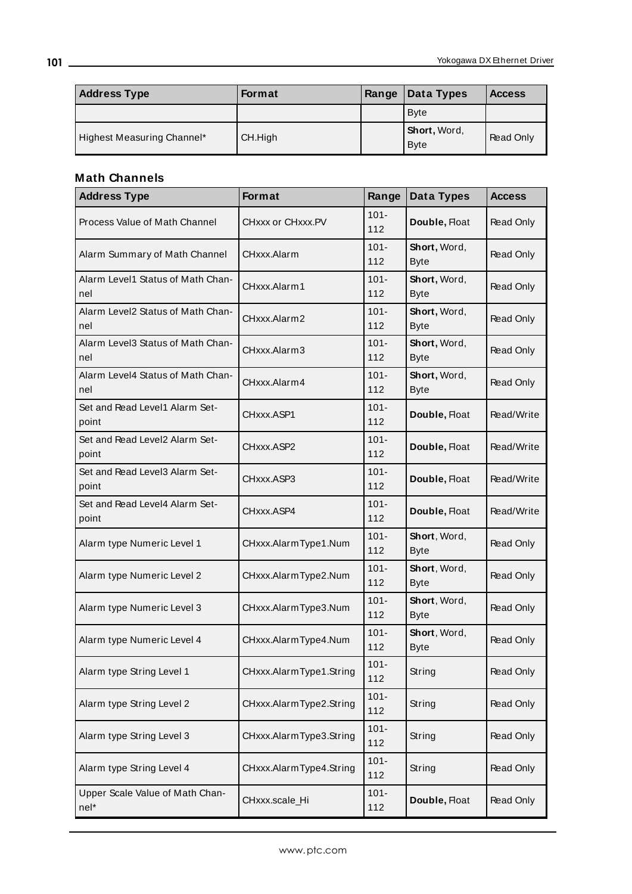| Address Type | Format | Range | Data Types | Access |
|---|---|---|---|---|
| | | | Byte | |
| Highest Measuring Channel* | CH.High | | **Short,** Word, Byte | Read Only |

### Math Channels

| Address Type | Format | Range | Data Types | Access |
|---|---|---|---|---|
| Process Value of Math Channel | CHxxx or CHxxx.PV | 101-112 | **Double,** Float | Read Only |
| Alarm Summary of Math Channel | CHxxx.Alarm | 101-112 | **Short,** Word, Byte | Read Only |
| Alarm Level1 Status of Math Channel | CHxxx.Alarm1 | 101-112 | **Short,** Word, Byte | Read Only |
| Alarm Level2 Status of Math Channel | CHxxx.Alarm2 | 101-112 | **Short,** Word, Byte | Read Only |
| Alarm Level3 Status of Math Channel | CHxxx.Alarm3 | 101-112 | **Short,** Word, Byte | Read Only |
| Alarm Level4 Status of Math Channel | CHxxx.Alarm4 | 101-112 | **Short,** Word, Byte | Read Only |
| Set and Read Level1 Alarm Setpoint | CHxxx.ASP1 | 101-112 | **Double,** Float | Read/Write |
| Set and Read Level2 Alarm Setpoint | CHxxx.ASP2 | 101-112 | **Double,** Float | Read/Write |
| Set and Read Level3 Alarm Setpoint | CHxxx.ASP3 | 101-112 | **Double,** Float | Read/Write |
| Set and Read Level4 Alarm Setpoint | CHxxx.ASP4 | 101-112 | **Double,** Float | Read/Write |
| Alarm type Numeric Level 1 | CHxxx.AlarmType1.Num | 101-112 | **Short**, Word, Byte | Read Only |
| Alarm type Numeric Level 2 | CHxxx.AlarmType2.Num | 101-112 | **Short**, Word, Byte | Read Only |
| Alarm type Numeric Level 3 | CHxxx.AlarmType3.Num | 101-112 | **Short**, Word, Byte | Read Only |
| Alarm type Numeric Level 4 | CHxxx.AlarmType4.Num | 101-112 | **Short**, Word, Byte | Read Only |
| Alarm type String Level 1 | CHxxx.AlarmType1.String | 101-112 | String | Read Only |
| Alarm type String Level 2 | CHxxx.AlarmType2.String | 101-112 | String | Read Only |
| Alarm type String Level 3 | CHxxx.AlarmType3.String | 101-112 | String | Read Only |
| Alarm type String Level 4 | CHxxx.AlarmType4.String | 101-112 | String | Read Only |
| Upper Scale Value of Math Channel* | CHxxx.scale_Hi | 101-112 | **Double,** Float | Read Only |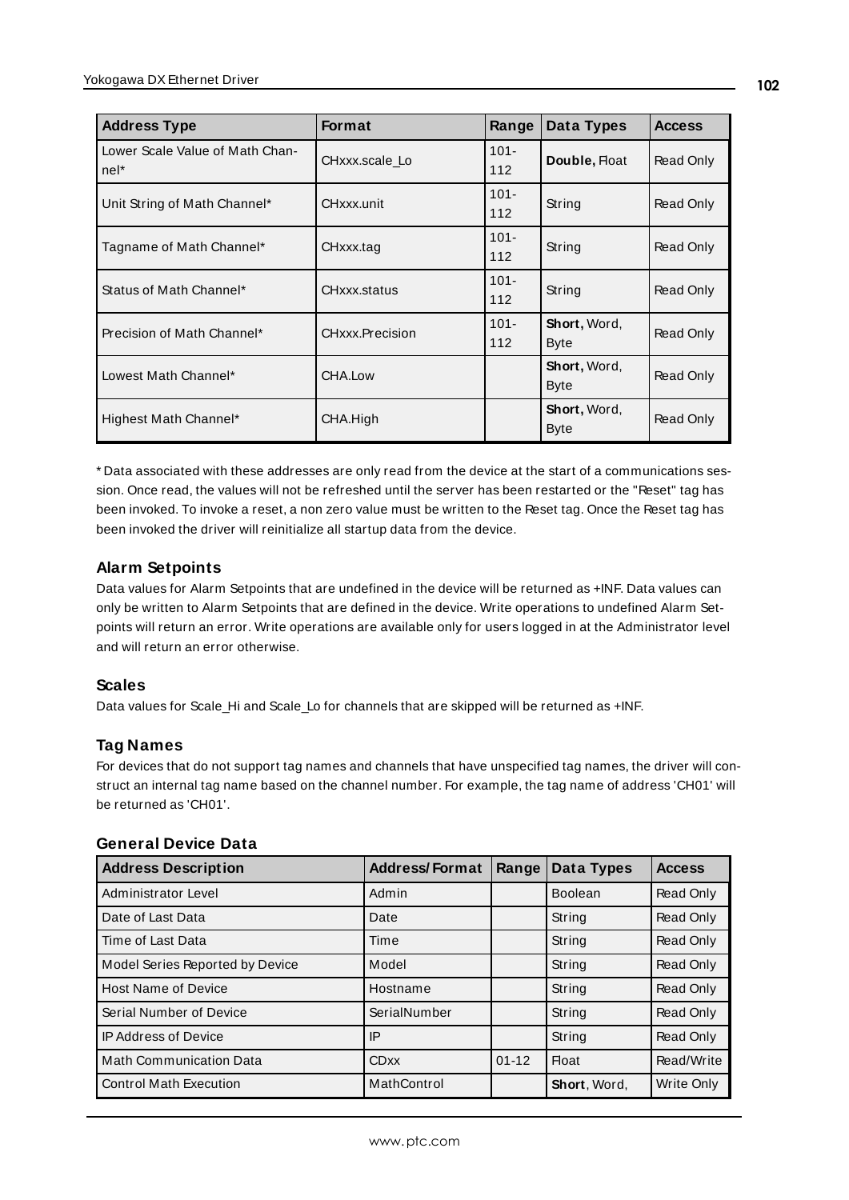| Address Type | Format | Range | Data Types | Access |
|---|---|---|---|---|
| Lower Scale Value of Math Channel* | CHxxx.scale_Lo | 101-112 | **Double,** Float | Read Only |
| Unit String of Math Channel* | CHxxx.unit | 101-112 | String | Read Only |
| Tagname of Math Channel* | CHxxx.tag | 101-112 | String | Read Only |
| Status of Math Channel* | CHxxx.status | 101-112 | String | Read Only |
| Precision of Math Channel* | CHxxx.Precision | 101-112 | **Short,** Word, Byte | Read Only |
| Lowest Math Channel* | CHA.Low | | **Short,** Word, Byte | Read Only |
| Highest Math Channel* | CHA.High | | **Short,** Word, Byte | Read Only |

* Data associated with these addresses are only read from the device at the start of a communications session. Once read, the values will not be refreshed until the server has been restarted or the "Reset" tag has been invoked. To invoke a reset, a non zero value must be written to the Reset tag. Once the Reset tag has been invoked the driver will reinitialize all startup data from the device.

### Alarm Setpoints

Data values for Alarm Setpoints that are undefined in the device will be returned as +INF. Data values can only be written to Alarm Setpoints that are defined in the device. Write operations to undefined Alarm Setpoints will return an error. Write operations are available only for users logged in at the Administrator level and will return an error otherwise.

### Scales

Data values for Scale_Hi and Scale_Lo for channels that are skipped will be returned as +INF.

### Tag Names

For devices that do not support tag names and channels that have unspecified tag names, the driver will construct an internal tag name based on the channel number. For example, the tag name of address 'CH01' will be returned as 'CH01'.

### General Device Data

| Address Description | Address/Format | Range | Data Types | Access |
|---|---|---|---|---|
| Administrator Level | Admin | | Boolean | Read Only |
| Date of Last Data | Date | | String | Read Only |
| Time of Last Data | Time | | String | Read Only |
| Model Series Reported by Device | Model | | String | Read Only |
| Host Name of Device | Hostname | | String | Read Only |
| Serial Number of Device | SerialNumber | | String | Read Only |
| IP Address of Device | IP | | String | Read Only |
| Math Communication Data | CDxx | 01-12 | Float | Read/Write |
| Control Math Execution | MathControl | | **Short**, Word, | Write Only |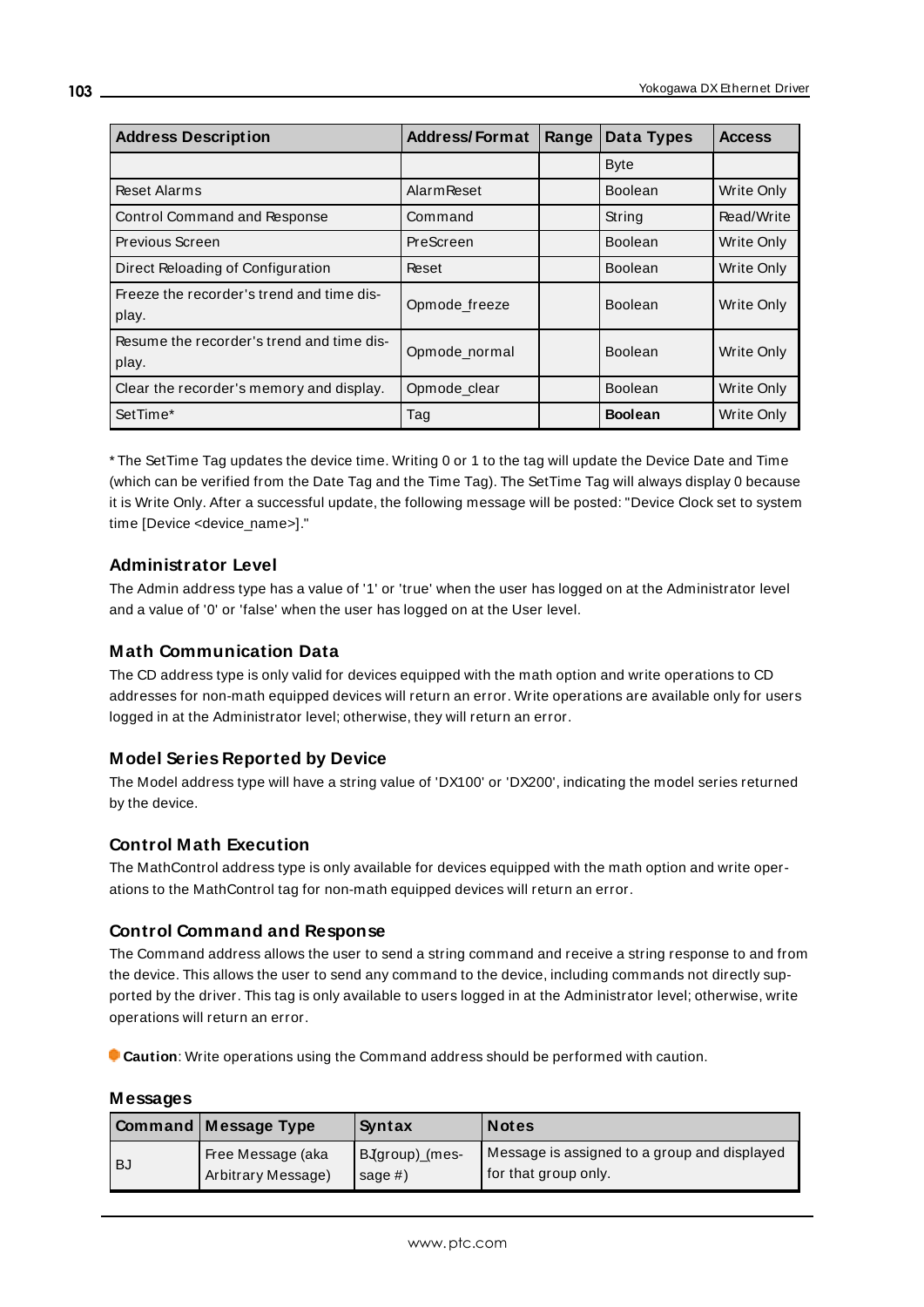| Address Description | Address/Format | Range | Data Types | Access |
|---|---|---|---|---|
| | | | Byte | |
| Reset Alarms | AlarmReset | | Boolean | Write Only |
| Control Command and Response | Command | | String | Read/Write |
| Previous Screen | PreScreen | | Boolean | Write Only |
| Direct Reloading of Configuration | Reset | | Boolean | Write Only |
| Freeze the recorder's trend and time display. | Opmode_freeze | | Boolean | Write Only |
| Resume the recorder's trend and time display. | Opmode_normal | | Boolean | Write Only |
| Clear the recorder's memory and display. | Opmode_clear | | Boolean | Write Only |
| SetTime* | Tag | | **Boolean** | Write Only |

* The SetTime Tag updates the device time. Writing 0 or 1 to the tag will update the Device Date and Time (which can be verified from the Date Tag and the Time Tag). The SetTime Tag will always display 0 because it is Write Only. After a successful update, the following message will be posted: "Device Clock set to system time [Device <device_name>]."

### Administrator Level

The Admin address type has a value of '1' or 'true' when the user has logged on at the Administrator level and a value of '0' or 'false' when the user has logged on at the User level.

### Math Communication Data

The CD address type is only valid for devices equipped with the math option and write operations to CD addresses for non-math equipped devices will return an error. Write operations are available only for users logged in at the Administrator level; otherwise, they will return an error.

### Model Series Reported by Device

The Model address type will have a string value of 'DX100' or 'DX200', indicating the model series returned by the device.

### Control Math Execution

The MathControl address type is only available for devices equipped with the math option and write operations to the MathControl tag for non-math equipped devices will return an error.

### Control Command and Response

The Command address allows the user to send a string command and receive a string response to and from the device. This allows the user to send any command to the device, including commands not directly supported by the driver. This tag is only available to users logged in at the Administrator level; otherwise, write operations will return an error.

**Caution**: Write operations using the Command address should be performed with caution.

### Messages

| Command | Message Type | Syntax | Notes |
|---|---|---|---|
| BJ | Free Message (aka Arbitrary Message) | BJ(group)_(message #) | Message is assigned to a group and displayed for that group only. |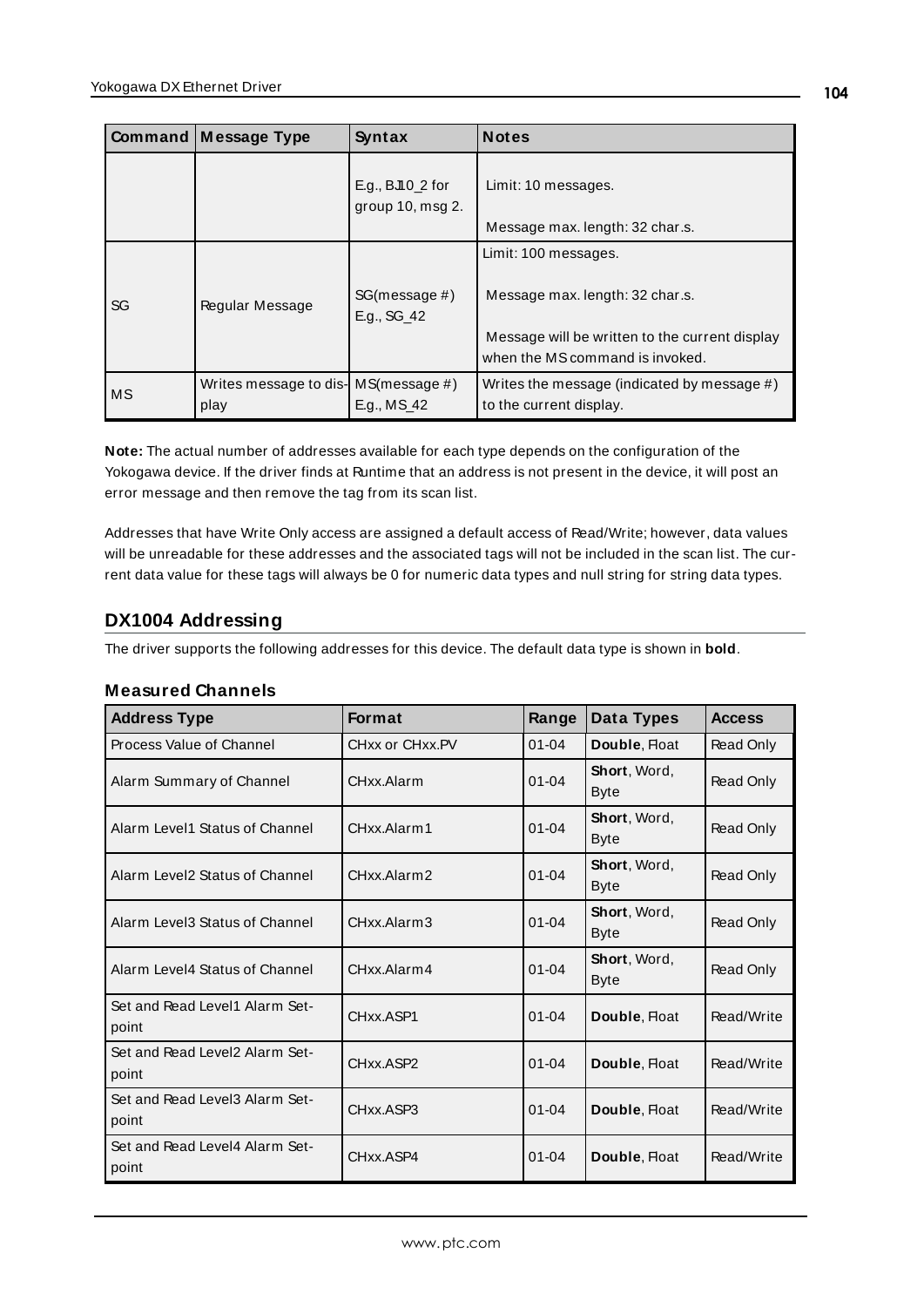| Command | Message Type | Syntax | Notes |
|---|---|---|---|
| | | E.g., BJ10_2 for group 10, msg 2. | Limit: 10 messages.<br><br>Message max. length: 32 char.s. |
| SG | Regular Message | SG(message #)<br>E.g., SG_42 | Limit: 100 messages.<br><br>Message max. length: 32 char.s.<br><br>Message will be written to the current display when the MS command is invoked. |
| MS | Writes message to display | MS(message #)<br>E.g., MS_42 | Writes the message (indicated by message #) to the current display. |

**Note:** The actual number of addresses available for each type depends on the configuration of the Yokogawa device. If the driver finds at Runtime that an address is not present in the device, it will post an error message and then remove the tag from its scan list.

Addresses that have Write Only access are assigned a default access of Read/Write; however, data values will be unreadable for these addresses and the associated tags will not be included in the scan list. The current data value for these tags will always be 0 for numeric data types and null string for string data types.

## DX1004 Addressing

The driver supports the following addresses for this device. The default data type is shown in **bold**.

### Measured Channels

| Address Type | Format | Range | Data Types | Access |
|---|---|---|---|---|
| Process Value of Channel | CHxx or CHxx.PV | 01-04 | **Double**, Float | Read Only |
| Alarm Summary of Channel | CHxx.Alarm | 01-04 | **Short**, Word, Byte | Read Only |
| Alarm Level1 Status of Channel | CHxx.Alarm1 | 01-04 | **Short**, Word, Byte | Read Only |
| Alarm Level2 Status of Channel | CHxx.Alarm2 | 01-04 | **Short**, Word, Byte | Read Only |
| Alarm Level3 Status of Channel | CHxx.Alarm3 | 01-04 | **Short**, Word, Byte | Read Only |
| Alarm Level4 Status of Channel | CHxx.Alarm4 | 01-04 | **Short**, Word, Byte | Read Only |
| Set and Read Level1 Alarm Setpoint | CHxx.ASP1 | 01-04 | **Double**, Float | Read/Write |
| Set and Read Level2 Alarm Setpoint | CHxx.ASP2 | 01-04 | **Double**, Float | Read/Write |
| Set and Read Level3 Alarm Setpoint | CHxx.ASP3 | 01-04 | **Double**, Float | Read/Write |
| Set and Read Level4 Alarm Setpoint | CHxx.ASP4 | 01-04 | **Double**, Float | Read/Write |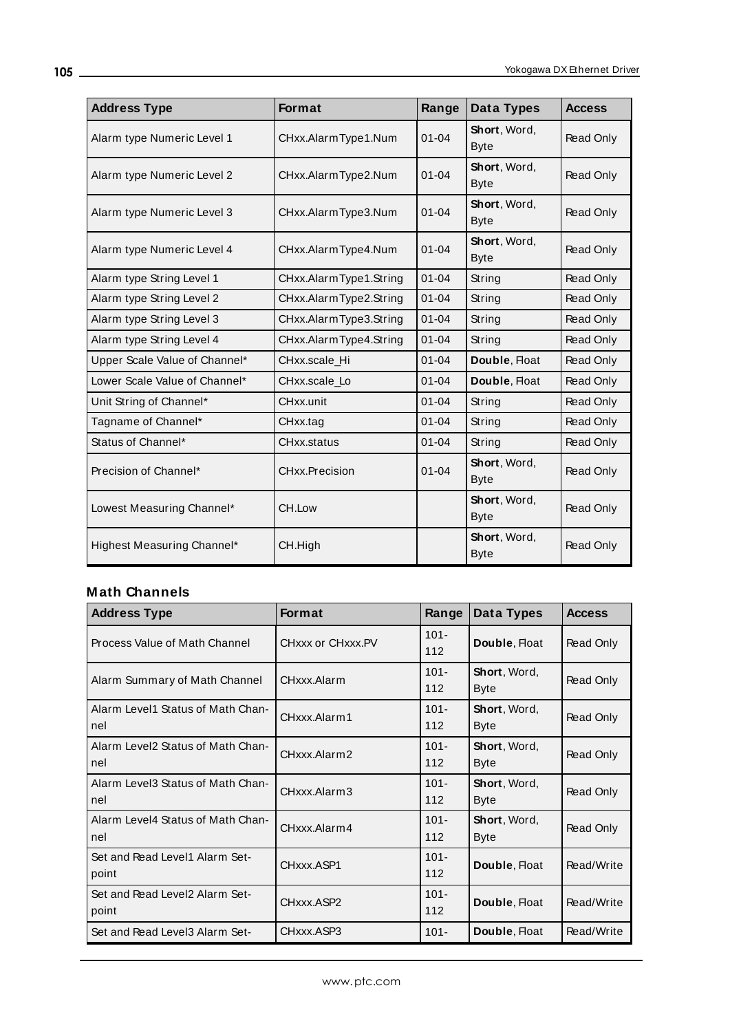| Address Type | Format | Range | Data Types | Access |
|---|---|---|---|---|
| Alarm type Numeric Level 1 | CHxx.AlarmType1.Num | 01-04 | **Short**, Word, Byte | Read Only |
| Alarm type Numeric Level 2 | CHxx.AlarmType2.Num | 01-04 | **Short**, Word, Byte | Read Only |
| Alarm type Numeric Level 3 | CHxx.AlarmType3.Num | 01-04 | **Short**, Word, Byte | Read Only |
| Alarm type Numeric Level 4 | CHxx.AlarmType4.Num | 01-04 | **Short**, Word, Byte | Read Only |
| Alarm type String Level 1 | CHxx.AlarmType1.String | 01-04 | String | Read Only |
| Alarm type String Level 2 | CHxx.AlarmType2.String | 01-04 | String | Read Only |
| Alarm type String Level 3 | CHxx.AlarmType3.String | 01-04 | String | Read Only |
| Alarm type String Level 4 | CHxx.AlarmType4.String | 01-04 | String | Read Only |
| Upper Scale Value of Channel* | CHxx.scale_Hi | 01-04 | **Double**, Float | Read Only |
| Lower Scale Value of Channel* | CHxx.scale_Lo | 01-04 | **Double**, Float | Read Only |
| Unit String of Channel* | CHxx.unit | 01-04 | String | Read Only |
| Tagname of Channel* | CHxx.tag | 01-04 | String | Read Only |
| Status of Channel* | CHxx.status | 01-04 | String | Read Only |
| Precision of Channel* | CHxx.Precision | 01-04 | **Short**, Word, Byte | Read Only |
| Lowest Measuring Channel* | CH.Low | | **Short**, Word, Byte | Read Only |
| Highest Measuring Channel* | CH.High | | **Short**, Word, Byte | Read Only |

### Math Channels

| Address Type | Format | Range | Data Types | Access |
|---|---|---|---|---|
| Process Value of Math Channel | CHxxx or CHxxx.PV | 101-112 | **Double**, Float | Read Only |
| Alarm Summary of Math Channel | CHxxx.Alarm | 101-112 | **Short**, Word, Byte | Read Only |
| Alarm Level1 Status of Math Channel | CHxxx.Alarm1 | 101-112 | **Short**, Word, Byte | Read Only |
| Alarm Level2 Status of Math Channel | CHxxx.Alarm2 | 101-112 | **Short**, Word, Byte | Read Only |
| Alarm Level3 Status of Math Channel | CHxxx.Alarm3 | 101-112 | **Short**, Word, Byte | Read Only |
| Alarm Level4 Status of Math Channel | CHxxx.Alarm4 | 101-112 | **Short**, Word, Byte | Read Only |
| Set and Read Level1 Alarm Setpoint | CHxxx.ASP1 | 101-112 | **Double**, Float | Read/Write |
| Set and Read Level2 Alarm Setpoint | CHxxx.ASP2 | 101-112 | **Double**, Float | Read/Write |
| Set and Read Level3 Alarm Set- | CHxxx.ASP3 | 101- | **Double**, Float | Read/Write |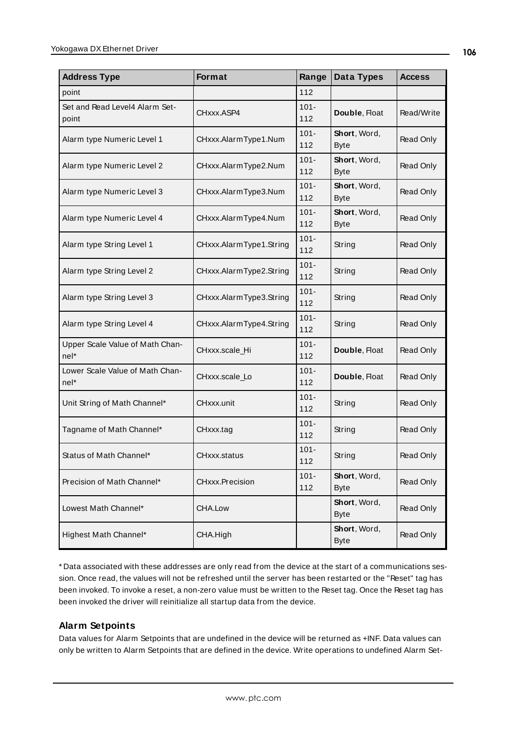| Address Type | Format | Range | Data Types | Access |
|---|---|---|---|---|
| point | | 112 | | |
| Set and Read Level4 Alarm Set-point | CHxxx.ASP4 | 101-112 | **Double**, Float | Read/Write |
| Alarm type Numeric Level 1 | CHxxx.AlarmType1.Num | 101-112 | **Short**, Word, Byte | Read Only |
| Alarm type Numeric Level 2 | CHxxx.AlarmType2.Num | 101-112 | **Short**, Word, Byte | Read Only |
| Alarm type Numeric Level 3 | CHxxx.AlarmType3.Num | 101-112 | **Short**, Word, Byte | Read Only |
| Alarm type Numeric Level 4 | CHxxx.AlarmType4.Num | 101-112 | **Short**, Word, Byte | Read Only |
| Alarm type String Level 1 | CHxxx.AlarmType1.String | 101-112 | String | Read Only |
| Alarm type String Level 2 | CHxxx.AlarmType2.String | 101-112 | String | Read Only |
| Alarm type String Level 3 | CHxxx.AlarmType3.String | 101-112 | String | Read Only |
| Alarm type String Level 4 | CHxxx.AlarmType4.String | 101-112 | String | Read Only |
| Upper Scale Value of Math Channel* | CHxxx.scale_Hi | 101-112 | **Double**, Float | Read Only |
| Lower Scale Value of Math Channel* | CHxxx.scale_Lo | 101-112 | **Double**, Float | Read Only |
| Unit String of Math Channel* | CHxxx.unit | 101-112 | String | Read Only |
| Tagname of Math Channel* | CHxxx.tag | 101-112 | String | Read Only |
| Status of Math Channel* | CHxxx.status | 101-112 | String | Read Only |
| Precision of Math Channel* | CHxxx.Precision | 101-112 | **Short**, Word, Byte | Read Only |
| Lowest Math Channel* | CHA.Low | | **Short**, Word, Byte | Read Only |
| Highest Math Channel* | CHA.High | | **Short**, Word, Byte | Read Only |

* Data associated with these addresses are only read from the device at the start of a communications session. Once read, the values will not be refreshed until the server has been restarted or the "Reset" tag has been invoked. To invoke a reset, a non-zero value must be written to the Reset tag. Once the Reset tag has been invoked the driver will reinitialize all startup data from the device.

### Alarm Setpoints

Data values for Alarm Setpoints that are undefined in the device will be returned as +INF. Data values can only be written to Alarm Setpoints that are defined in the device. Write operations to undefined Alarm Set-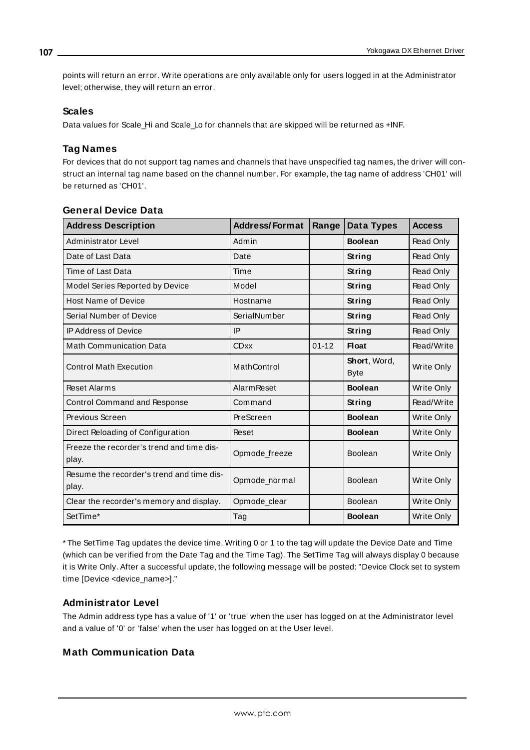points will return an error. Write operations are only available only for users logged in at the Administrator level; otherwise, they will return an error.

### Scales

Data values for Scale_Hi and Scale_Lo for channels that are skipped will be returned as +INF.

### Tag Names

For devices that do not support tag names and channels that have unspecified tag names, the driver will construct an internal tag name based on the channel number. For example, the tag name of address 'CH01' will be returned as 'CH01'.

### General Device Data

| Address Description | Address/Format | Range | Data Types | Access |
|---|---|---|---|---|
| Administrator Level | Admin | | **Boolean** | Read Only |
| Date of Last Data | Date | | **String** | Read Only |
| Time of Last Data | Time | | **String** | Read Only |
| Model Series Reported by Device | Model | | **String** | Read Only |
| Host Name of Device | Hostname | | **String** | Read Only |
| Serial Number of Device | SerialNumber | | **String** | Read Only |
| IP Address of Device | IP | | **String** | Read Only |
| Math Communication Data | CDxx | 01-12 | **Float** | Read/Write |
| Control Math Execution | MathControl | | **Short**, Word, Byte | Write Only |
| Reset Alarms | AlarmReset | | **Boolean** | Write Only |
| Control Command and Response | Command | | **String** | Read/Write |
| Previous Screen | PreScreen | | **Boolean** | Write Only |
| Direct Reloading of Configuration | Reset | | **Boolean** | Write Only |
| Freeze the recorder's trend and time display. | Opmode_freeze | | Boolean | Write Only |
| Resume the recorder's trend and time display. | Opmode_normal | | Boolean | Write Only |
| Clear the recorder's memory and display. | Opmode_clear | | Boolean | Write Only |
| SetTime* | Tag | | **Boolean** | Write Only |

* The SetTime Tag updates the device time. Writing 0 or 1 to the tag will update the Device Date and Time (which can be verified from the Date Tag and the Time Tag). The SetTime Tag will always display 0 because it is Write Only. After a successful update, the following message will be posted: "Device Clock set to system time [Device <device_name>]."

### Administrator Level

The Admin address type has a value of '1' or 'true' when the user has logged on at the Administrator level and a value of '0' or 'false' when the user has logged on at the User level.

### Math Communication Data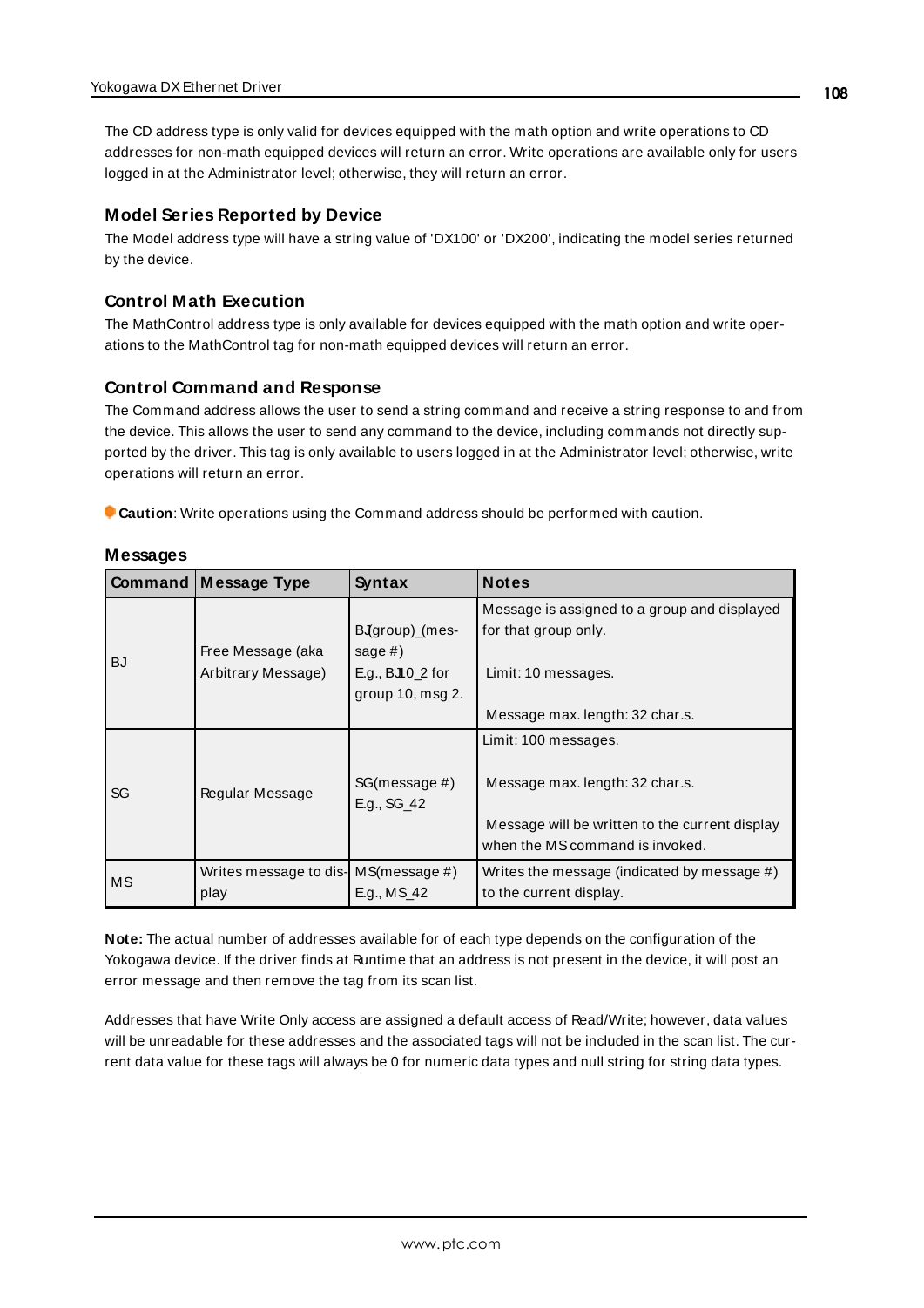The CD address type is only valid for devices equipped with the math option and write operations to CD addresses for non-math equipped devices will return an error. Write operations are available only for users logged in at the Administrator level; otherwise, they will return an error.

### Model Series Reported by Device

The Model address type will have a string value of 'DX100' or 'DX200', indicating the model series returned by the device.

### Control Math Execution

The MathControl address type is only available for devices equipped with the math option and write operations to the MathControl tag for non-math equipped devices will return an error.

### Control Command and Response

The Command address allows the user to send a string command and receive a string response to and from the device. This allows the user to send any command to the device, including commands not directly supported by the driver. This tag is only available to users logged in at the Administrator level; otherwise, write operations will return an error.

**Caution**: Write operations using the Command address should be performed with caution.

### Messages

| Command | Message Type | Syntax | Notes |
|---|---|---|---|
| BJ | Free Message (aka Arbitrary Message) | BJ(group)_(message #) E.g., BJ10_2 for group 10, msg 2. | Message is assigned to a group and displayed for that group only. Limit: 10 messages. Message max. length: 32 char.s. |
| SG | Regular Message | SG(message #) E.g., SG_42 | Limit: 100 messages. Message max. length: 32 char.s. Message will be written to the current display when the MS command is invoked. |
| MS | Writes message to display | MS(message #) E.g., MS_42 | Writes the message (indicated by message #) to the current display. |

**Note:** The actual number of addresses available for of each type depends on the configuration of the Yokogawa device. If the driver finds at Runtime that an address is not present in the device, it will post an error message and then remove the tag from its scan list.

Addresses that have Write Only access are assigned a default access of Read/Write; however, data values will be unreadable for these addresses and the associated tags will not be included in the scan list. The current data value for these tags will always be 0 for numeric data types and null string for string data types.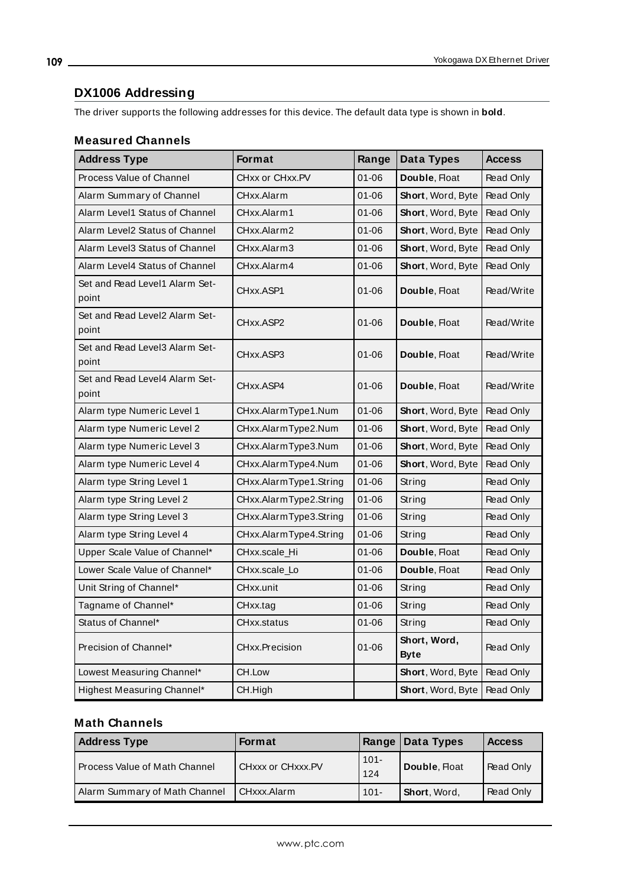## DX1006 Addressing

The driver supports the following addresses for this device. The default data type is shown in **bold**.

### Measured Channels

| Address Type | Format | Range | Data Types | Access |
|---|---|---|---|---|
| Process Value of Channel | CHxx or CHxx.PV | 01-06 | **Double**, Float | Read Only |
| Alarm Summary of Channel | CHxx.Alarm | 01-06 | **Short**, Word, Byte | Read Only |
| Alarm Level1 Status of Channel | CHxx.Alarm1 | 01-06 | **Short**, Word, Byte | Read Only |
| Alarm Level2 Status of Channel | CHxx.Alarm2 | 01-06 | **Short**, Word, Byte | Read Only |
| Alarm Level3 Status of Channel | CHxx.Alarm3 | 01-06 | **Short**, Word, Byte | Read Only |
| Alarm Level4 Status of Channel | CHxx.Alarm4 | 01-06 | **Short**, Word, Byte | Read Only |
| Set and Read Level1 Alarm Set-point | CHxx.ASP1 | 01-06 | **Double**, Float | Read/Write |
| Set and Read Level2 Alarm Set-point | CHxx.ASP2 | 01-06 | **Double**, Float | Read/Write |
| Set and Read Level3 Alarm Set-point | CHxx.ASP3 | 01-06 | **Double**, Float | Read/Write |
| Set and Read Level4 Alarm Set-point | CHxx.ASP4 | 01-06 | **Double**, Float | Read/Write |
| Alarm type Numeric Level 1 | CHxx.AlarmType1.Num | 01-06 | **Short**, Word, Byte | Read Only |
| Alarm type Numeric Level 2 | CHxx.AlarmType2.Num | 01-06 | **Short**, Word, Byte | Read Only |
| Alarm type Numeric Level 3 | CHxx.AlarmType3.Num | 01-06 | **Short**, Word, Byte | Read Only |
| Alarm type Numeric Level 4 | CHxx.AlarmType4.Num | 01-06 | **Short**, Word, Byte | Read Only |
| Alarm type String Level 1 | CHxx.AlarmType1.String | 01-06 | String | Read Only |
| Alarm type String Level 2 | CHxx.AlarmType2.String | 01-06 | String | Read Only |
| Alarm type String Level 3 | CHxx.AlarmType3.String | 01-06 | String | Read Only |
| Alarm type String Level 4 | CHxx.AlarmType4.String | 01-06 | String | Read Only |
| Upper Scale Value of Channel* | CHxx.scale_Hi | 01-06 | **Double**, Float | Read Only |
| Lower Scale Value of Channel* | CHxx.scale_Lo | 01-06 | **Double**, Float | Read Only |
| Unit String of Channel* | CHxx.unit | 01-06 | String | Read Only |
| Tagname of Channel* | CHxx.tag | 01-06 | String | Read Only |
| Status of Channel* | CHxx.status | 01-06 | String | Read Only |
| Precision of Channel* | CHxx.Precision | 01-06 | **Short, Word, Byte** | Read Only |
| Lowest Measuring Channel* | CH.Low | | **Short**, Word, Byte | Read Only |
| Highest Measuring Channel* | CH.High | | **Short**, Word, Byte | Read Only |

### Math Channels

| Address Type | Format | Range | Data Types | Access |
|---|---|---|---|---|
| Process Value of Math Channel | CHxxx or CHxxx.PV | 101-124 | **Double**, Float | Read Only |
| Alarm Summary of Math Channel | CHxxx.Alarm | 101- | **Short**, Word, | Read Only |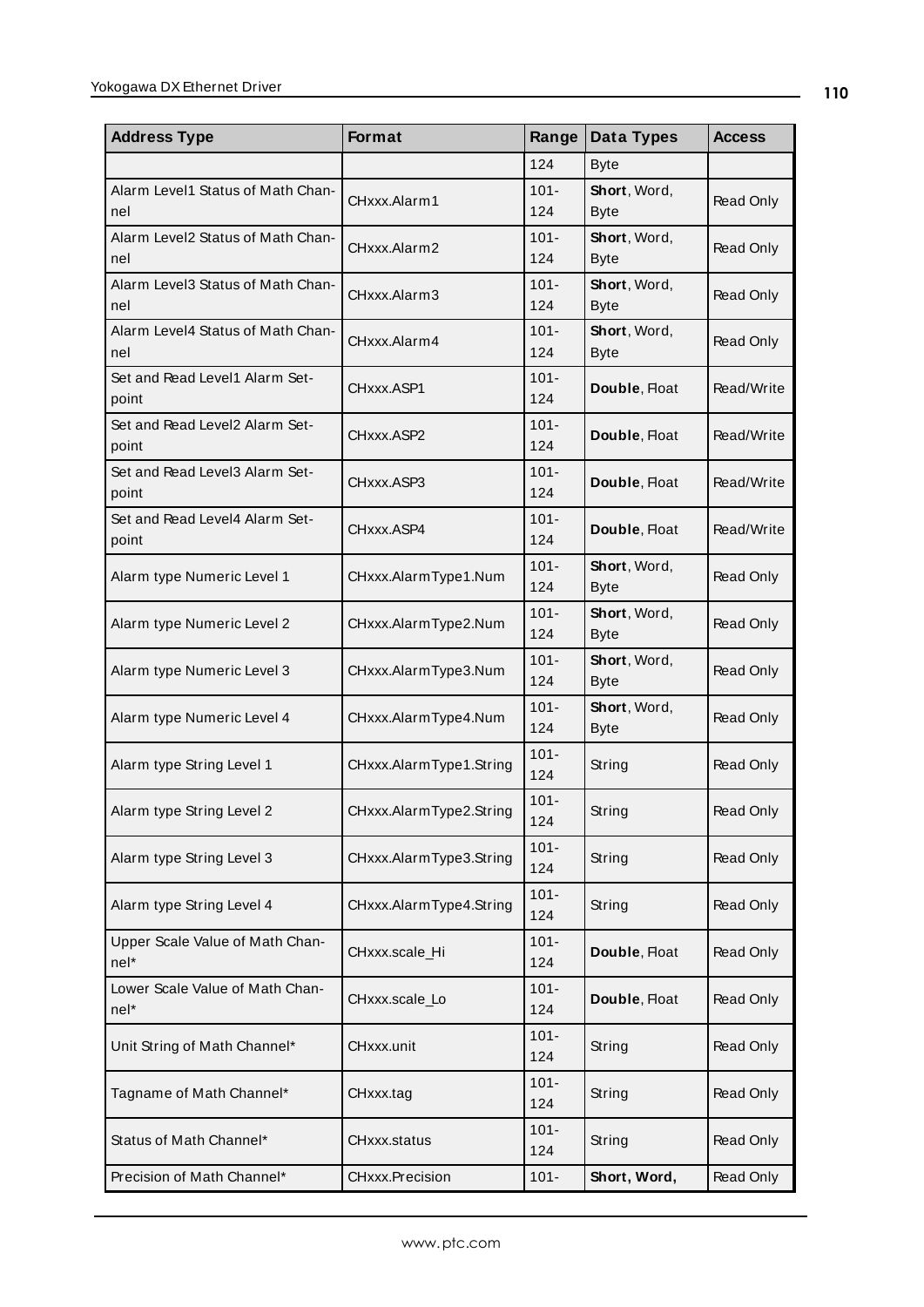| Address Type | Format | Range | Data Types | Access |
|---|---|---|---|---|
| | | 124 | Byte | |
| Alarm Level1 Status of Math Channel | CHxxx.Alarm1 | 101-124 | **Short**, Word, Byte | Read Only |
| Alarm Level2 Status of Math Channel | CHxxx.Alarm2 | 101-124 | **Short**, Word, Byte | Read Only |
| Alarm Level3 Status of Math Channel | CHxxx.Alarm3 | 101-124 | **Short**, Word, Byte | Read Only |
| Alarm Level4 Status of Math Channel | CHxxx.Alarm4 | 101-124 | **Short**, Word, Byte | Read Only |
| Set and Read Level1 Alarm Setpoint | CHxxx.ASP1 | 101-124 | **Double**, Float | Read/Write |
| Set and Read Level2 Alarm Setpoint | CHxxx.ASP2 | 101-124 | **Double**, Float | Read/Write |
| Set and Read Level3 Alarm Setpoint | CHxxx.ASP3 | 101-124 | **Double**, Float | Read/Write |
| Set and Read Level4 Alarm Setpoint | CHxxx.ASP4 | 101-124 | **Double**, Float | Read/Write |
| Alarm type Numeric Level 1 | CHxxx.AlarmType1.Num | 101-124 | **Short**, Word, Byte | Read Only |
| Alarm type Numeric Level 2 | CHxxx.AlarmType2.Num | 101-124 | **Short**, Word, Byte | Read Only |
| Alarm type Numeric Level 3 | CHxxx.AlarmType3.Num | 101-124 | **Short**, Word, Byte | Read Only |
| Alarm type Numeric Level 4 | CHxxx.AlarmType4.Num | 101-124 | **Short**, Word, Byte | Read Only |
| Alarm type String Level 1 | CHxxx.AlarmType1.String | 101-124 | String | Read Only |
| Alarm type String Level 2 | CHxxx.AlarmType2.String | 101-124 | String | Read Only |
| Alarm type String Level 3 | CHxxx.AlarmType3.String | 101-124 | String | Read Only |
| Alarm type String Level 4 | CHxxx.AlarmType4.String | 101-124 | String | Read Only |
| Upper Scale Value of Math Channel* | CHxxx.scale_Hi | 101-124 | **Double**, Float | Read Only |
| Lower Scale Value of Math Channel* | CHxxx.scale_Lo | 101-124 | **Double**, Float | Read Only |
| Unit String of Math Channel* | CHxxx.unit | 101-124 | String | Read Only |
| Tagname of Math Channel* | CHxxx.tag | 101-124 | String | Read Only |
| Status of Math Channel* | CHxxx.status | 101-124 | String | Read Only |
| Precision of Math Channel* | CHxxx.Precision | 101- | **Short, Word,** | Read Only |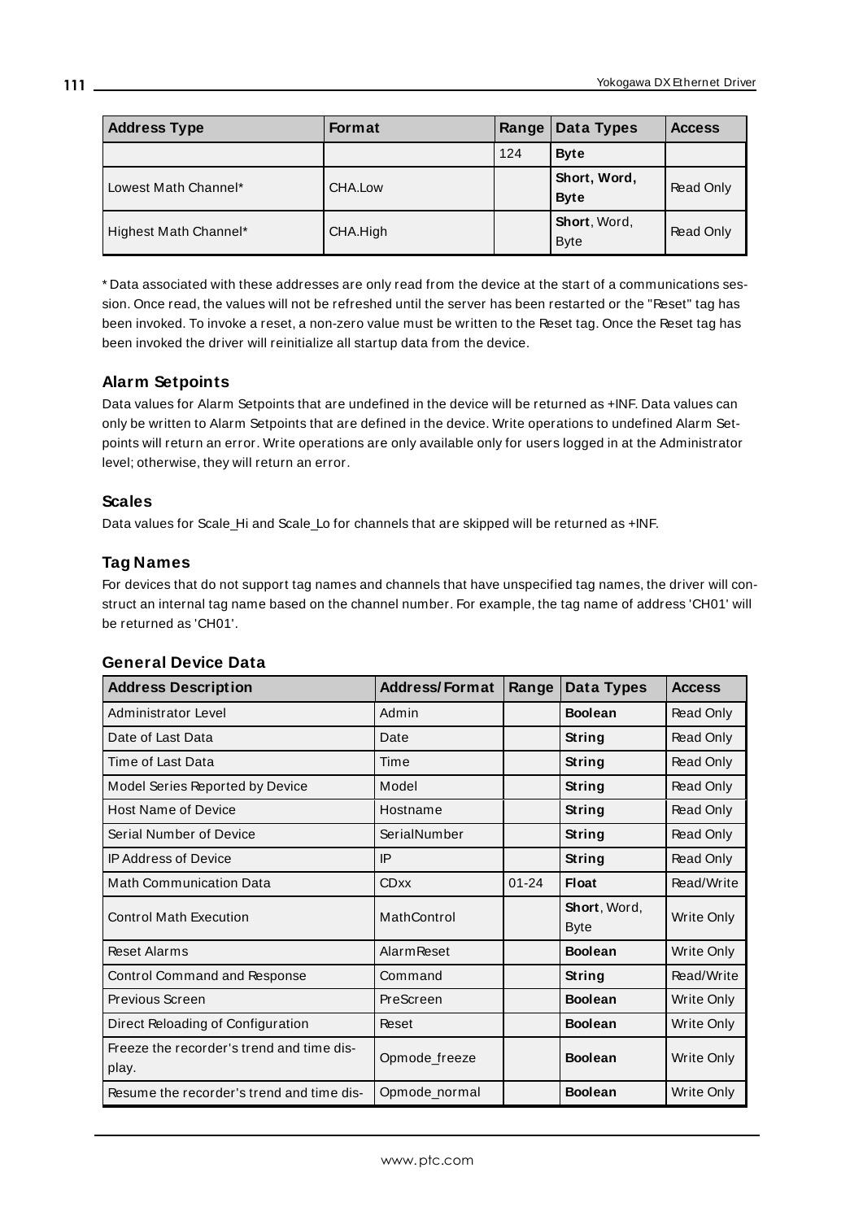| Address Type | Format | Range | Data Types | Access |
|---|---|---|---|---|
| | | 124 | **Byte** | |
| Lowest Math Channel* | CHA.Low | | **Short, Word, Byte** | Read Only |
| Highest Math Channel* | CHA.High | | **Short**, Word, Byte | Read Only |

* Data associated with these addresses are only read from the device at the start of a communications session. Once read, the values will not be refreshed until the server has been restarted or the "Reset" tag has been invoked. To invoke a reset, a non-zero value must be written to the Reset tag. Once the Reset tag has been invoked the driver will reinitialize all startup data from the device.

### Alarm Setpoints

Data values for Alarm Setpoints that are undefined in the device will be returned as +INF. Data values can only be written to Alarm Setpoints that are defined in the device. Write operations to undefined Alarm Setpoints will return an error. Write operations are only available only for users logged in at the Administrator level; otherwise, they will return an error.

### Scales

Data values for Scale_Hi and Scale_Lo for channels that are skipped will be returned as +INF.

### Tag Names

For devices that do not support tag names and channels that have unspecified tag names, the driver will construct an internal tag name based on the channel number. For example, the tag name of address 'CH01' will be returned as 'CH01'.

### General Device Data

| Address Description | Address/Format | Range | Data Types | Access |
|---|---|---|---|---|
| Administrator Level | Admin | | **Boolean** | Read Only |
| Date of Last Data | Date | | **String** | Read Only |
| Time of Last Data | Time | | **String** | Read Only |
| Model Series Reported by Device | Model | | **String** | Read Only |
| Host Name of Device | Hostname | | **String** | Read Only |
| Serial Number of Device | SerialNumber | | **String** | Read Only |
| IP Address of Device | IP | | **String** | Read Only |
| Math Communication Data | CDxx | 01-24 | **Float** | Read/Write |
| Control Math Execution | MathControl | | **Short**, Word, Byte | Write Only |
| Reset Alarms | AlarmReset | | **Boolean** | Write Only |
| Control Command and Response | Command | | **String** | Read/Write |
| Previous Screen | PreScreen | | **Boolean** | Write Only |
| Direct Reloading of Configuration | Reset | | **Boolean** | Write Only |
| Freeze the recorder's trend and time display. | Opmode_freeze | | **Boolean** | Write Only |
| Resume the recorder's trend and time dis- | Opmode_normal | | **Boolean** | Write Only |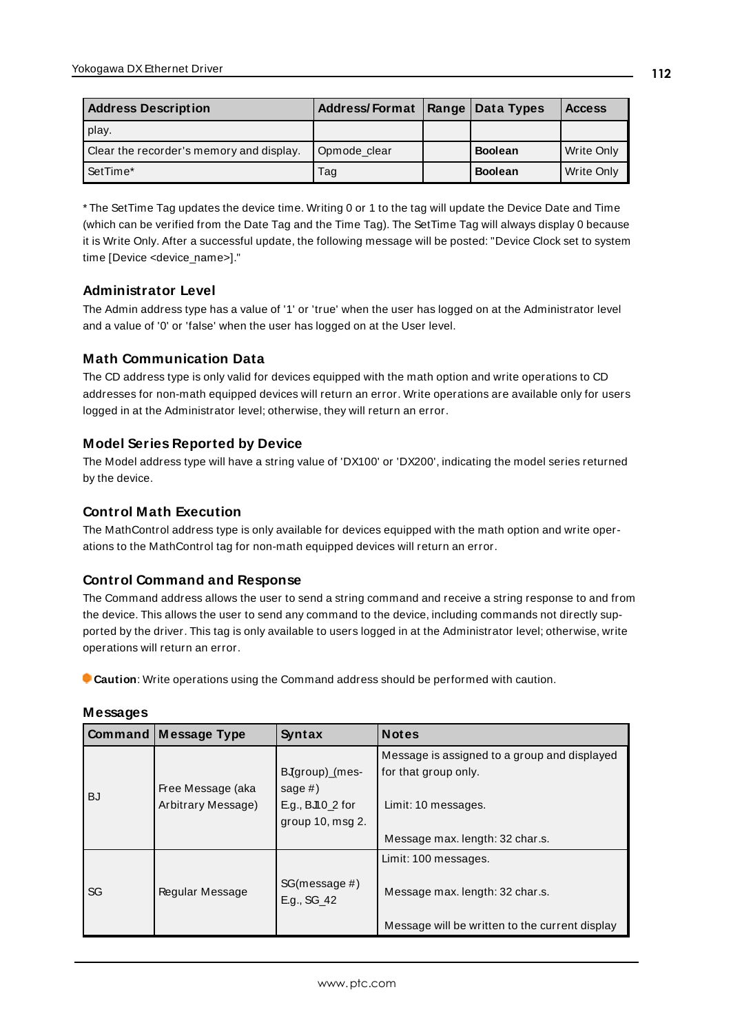| Address Description | Address/Format | Range | Data Types | Access |
|---|---|---|---|---|
| play. | | | | |
| Clear the recorder's memory and display. | Opmode_clear | | **Boolean** | Write Only |
| SetTime* | Tag | | **Boolean** | Write Only |

* The SetTime Tag updates the device time. Writing 0 or 1 to the tag will update the Device Date and Time (which can be verified from the Date Tag and the Time Tag). The SetTime Tag will always display 0 because it is Write Only. After a successful update, the following message will be posted: "Device Clock set to system time [Device <device_name>]."

### Administrator Level

The Admin address type has a value of '1' or 'true' when the user has logged on at the Administrator level and a value of '0' or 'false' when the user has logged on at the User level.

### Math Communication Data

The CD address type is only valid for devices equipped with the math option and write operations to CD addresses for non-math equipped devices will return an error. Write operations are available only for users logged in at the Administrator level; otherwise, they will return an error.

### Model Series Reported by Device

The Model address type will have a string value of 'DX100' or 'DX200', indicating the model series returned by the device.

### Control Math Execution

The MathControl address type is only available for devices equipped with the math option and write operations to the MathControl tag for non-math equipped devices will return an error.

### Control Command and Response

The Command address allows the user to send a string command and receive a string response to and from the device. This allows the user to send any command to the device, including commands not directly supported by the driver. This tag is only available to users logged in at the Administrator level; otherwise, write operations will return an error.

**Caution**: Write operations using the Command address should be performed with caution.

### Messages

| Command | Message Type | Syntax | Notes |
|---|---|---|---|
| BJ | Free Message (aka Arbitrary Message) | BJ(group)_(message #) E.g., BJ10_2 for group 10, msg 2. | Message is assigned to a group and displayed for that group only.<br><br>Limit: 10 messages.<br><br>Message max. length: 32 char.s. |
| SG | Regular Message | SG(message #) E.g., SG_42 | Limit: 100 messages.<br><br>Message max. length: 32 char.s.<br><br>Message will be written to the current display |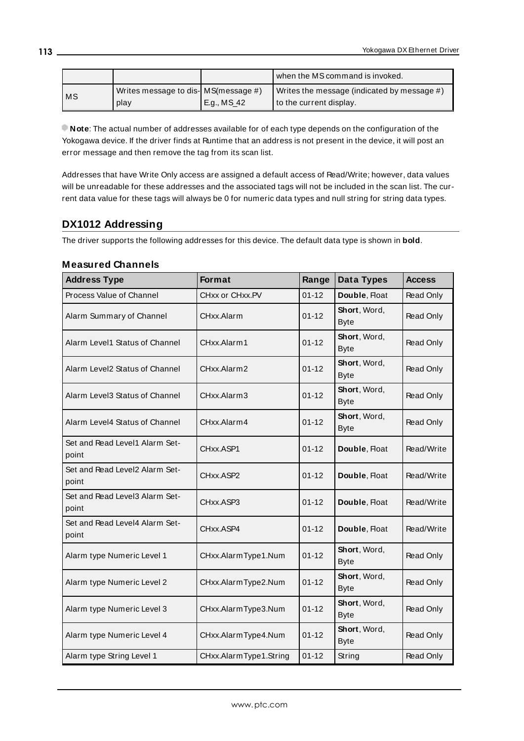| | | | when the MS command is invoked. |
|---|---|---|---|
| MS | Writes message to display | MS(message #) E.g., MS_42 | Writes the message (indicated by message #) to the current display. |

**Note**: The actual number of addresses available for of each type depends on the configuration of the Yokogawa device. If the driver finds at Runtime that an address is not present in the device, it will post an error message and then remove the tag from its scan list.

Addresses that have Write Only access are assigned a default access of Read/Write; however, data values will be unreadable for these addresses and the associated tags will not be included in the scan list. The current data value for these tags will always be 0 for numeric data types and null string for string data types.

## DX1012 Addressing

The driver supports the following addresses for this device. The default data type is shown in **bold**.

### Measured Channels

| Address Type | Format | Range | Data Types | Access |
|---|---|---|---|---|
| Process Value of Channel | CHxx or CHxx.PV | 01-12 | **Double**, Float | Read Only |
| Alarm Summary of Channel | CHxx.Alarm | 01-12 | **Short**, Word, Byte | Read Only |
| Alarm Level1 Status of Channel | CHxx.Alarm1 | 01-12 | **Short**, Word, Byte | Read Only |
| Alarm Level2 Status of Channel | CHxx.Alarm2 | 01-12 | **Short**, Word, Byte | Read Only |
| Alarm Level3 Status of Channel | CHxx.Alarm3 | 01-12 | **Short**, Word, Byte | Read Only |
| Alarm Level4 Status of Channel | CHxx.Alarm4 | 01-12 | **Short**, Word, Byte | Read Only |
| Set and Read Level1 Alarm Setpoint | CHxx.ASP1 | 01-12 | **Double**, Float | Read/Write |
| Set and Read Level2 Alarm Setpoint | CHxx.ASP2 | 01-12 | **Double**, Float | Read/Write |
| Set and Read Level3 Alarm Setpoint | CHxx.ASP3 | 01-12 | **Double**, Float | Read/Write |
| Set and Read Level4 Alarm Setpoint | CHxx.ASP4 | 01-12 | **Double**, Float | Read/Write |
| Alarm type Numeric Level 1 | CHxx.AlarmType1.Num | 01-12 | **Short**, Word, Byte | Read Only |
| Alarm type Numeric Level 2 | CHxx.AlarmType2.Num | 01-12 | **Short**, Word, Byte | Read Only |
| Alarm type Numeric Level 3 | CHxx.AlarmType3.Num | 01-12 | **Short**, Word, Byte | Read Only |
| Alarm type Numeric Level 4 | CHxx.AlarmType4.Num | 01-12 | **Short**, Word, Byte | Read Only |
| Alarm type String Level 1 | CHxx.AlarmType1.String | 01-12 | String | Read Only |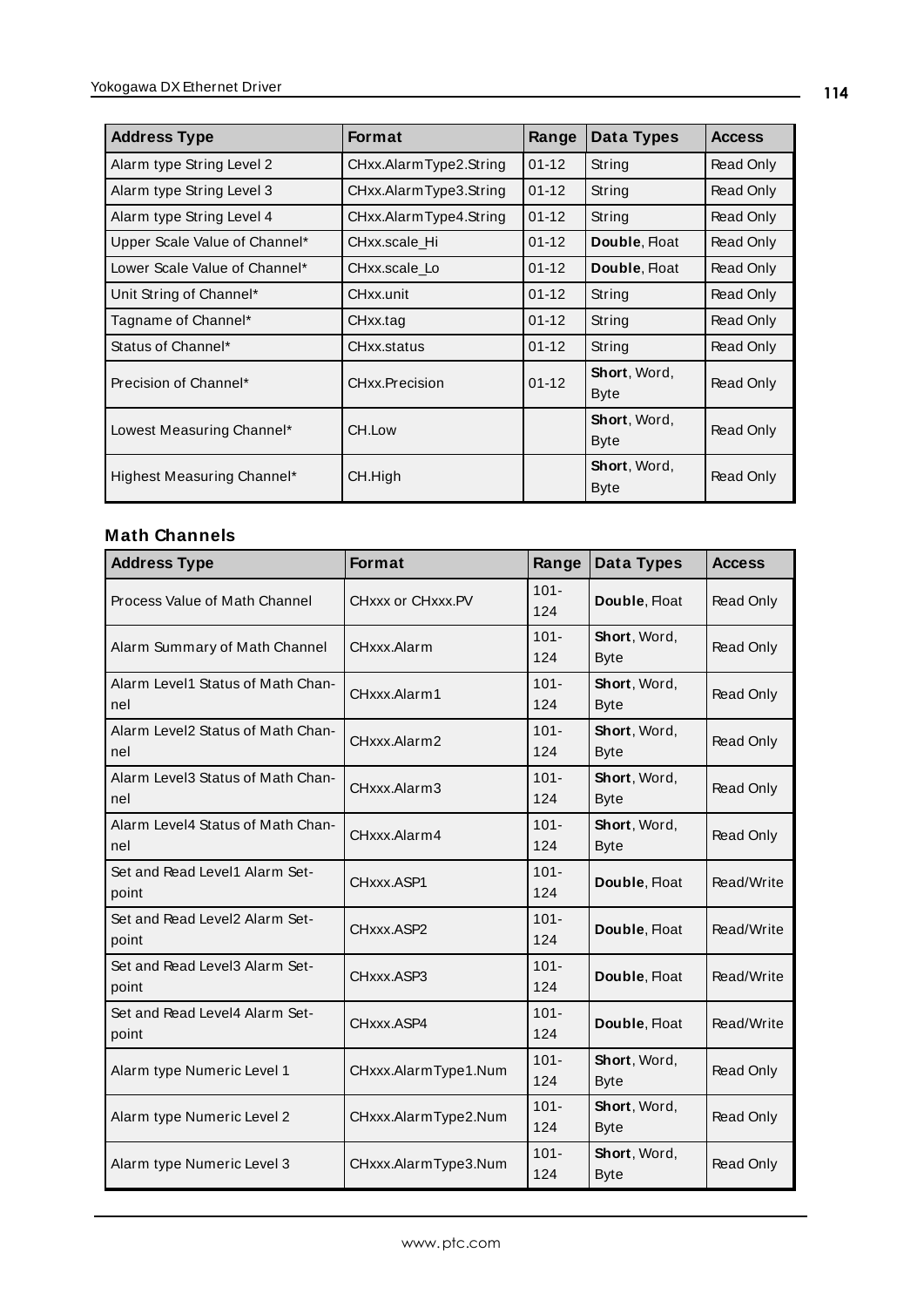| Address Type | Format | Range | Data Types | Access |
|---|---|---|---|---|
| Alarm type String Level 2 | CHxx.AlarmType2.String | 01-12 | String | Read Only |
| Alarm type String Level 3 | CHxx.AlarmType3.String | 01-12 | String | Read Only |
| Alarm type String Level 4 | CHxx.AlarmType4.String | 01-12 | String | Read Only |
| Upper Scale Value of Channel* | CHxx.scale_Hi | 01-12 | **Double**, Float | Read Only |
| Lower Scale Value of Channel* | CHxx.scale_Lo | 01-12 | **Double**, Float | Read Only |
| Unit String of Channel* | CHxx.unit | 01-12 | String | Read Only |
| Tagname of Channel* | CHxx.tag | 01-12 | String | Read Only |
| Status of Channel* | CHxx.status | 01-12 | String | Read Only |
| Precision of Channel* | CHxx.Precision | 01-12 | **Short**, Word, Byte | Read Only |
| Lowest Measuring Channel* | CH.Low | | **Short**, Word, Byte | Read Only |
| Highest Measuring Channel* | CH.High | | **Short**, Word, Byte | Read Only |

### Math Channels

| Address Type | Format | Range | Data Types | Access |
|---|---|---|---|---|
| Process Value of Math Channel | CHxxx or CHxxx.PV | 101-124 | **Double**, Float | Read Only |
| Alarm Summary of Math Channel | CHxxx.Alarm | 101-124 | **Short**, Word, Byte | Read Only |
| Alarm Level1 Status of Math Channel | CHxxx.Alarm1 | 101-124 | **Short**, Word, Byte | Read Only |
| Alarm Level2 Status of Math Channel | CHxxx.Alarm2 | 101-124 | **Short**, Word, Byte | Read Only |
| Alarm Level3 Status of Math Channel | CHxxx.Alarm3 | 101-124 | **Short**, Word, Byte | Read Only |
| Alarm Level4 Status of Math Channel | CHxxx.Alarm4 | 101-124 | **Short**, Word, Byte | Read Only |
| Set and Read Level1 Alarm Setpoint | CHxxx.ASP1 | 101-124 | **Double**, Float | Read/Write |
| Set and Read Level2 Alarm Setpoint | CHxxx.ASP2 | 101-124 | **Double**, Float | Read/Write |
| Set and Read Level3 Alarm Setpoint | CHxxx.ASP3 | 101-124 | **Double**, Float | Read/Write |
| Set and Read Level4 Alarm Setpoint | CHxxx.ASP4 | 101-124 | **Double**, Float | Read/Write |
| Alarm type Numeric Level 1 | CHxxx.AlarmType1.Num | 101-124 | **Short**, Word, Byte | Read Only |
| Alarm type Numeric Level 2 | CHxxx.AlarmType2.Num | 101-124 | **Short**, Word, Byte | Read Only |
| Alarm type Numeric Level 3 | CHxxx.AlarmType3.Num | 101-124 | **Short**, Word, Byte | Read Only |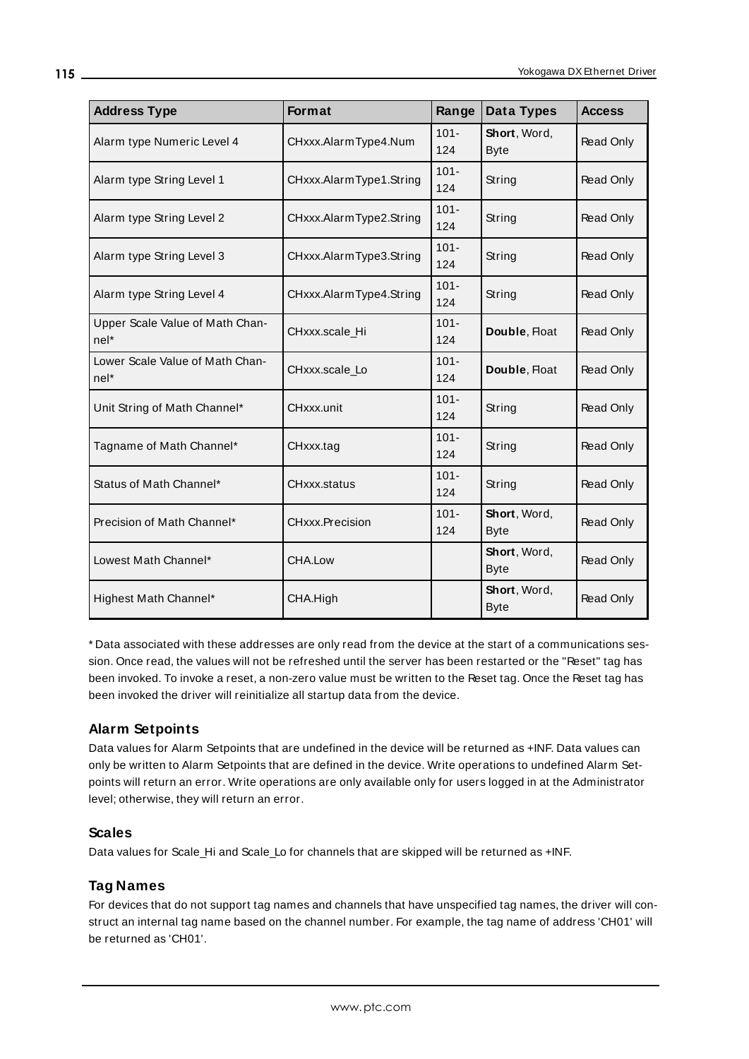| Address Type | Format | Range | Data Types | Access |
|---|---|---|---|---|
| Alarm type Numeric Level 4 | CHxxx.AlarmType4.Num | 101-124 | **Short**, Word, Byte | Read Only |
| Alarm type String Level 1 | CHxxx.AlarmType1.String | 101-124 | String | Read Only |
| Alarm type String Level 2 | CHxxx.AlarmType2.String | 101-124 | String | Read Only |
| Alarm type String Level 3 | CHxxx.AlarmType3.String | 101-124 | String | Read Only |
| Alarm type String Level 4 | CHxxx.AlarmType4.String | 101-124 | String | Read Only |
| Upper Scale Value of Math Channel* | CHxxx.scale_Hi | 101-124 | **Double**, Float | Read Only |
| Lower Scale Value of Math Channel* | CHxxx.scale_Lo | 101-124 | **Double**, Float | Read Only |
| Unit String of Math Channel* | CHxxx.unit | 101-124 | String | Read Only |
| Tagname of Math Channel* | CHxxx.tag | 101-124 | String | Read Only |
| Status of Math Channel* | CHxxx.status | 101-124 | String | Read Only |
| Precision of Math Channel* | CHxxx.Precision | 101-124 | **Short**, Word, Byte | Read Only |
| Lowest Math Channel* | CHA.Low | | **Short**, Word, Byte | Read Only |
| Highest Math Channel* | CHA.High | | **Short**, Word, Byte | Read Only |

* Data associated with these addresses are only read from the device at the start of a communications session. Once read, the values will not be refreshed until the server has been restarted or the "Reset" tag has been invoked. To invoke a reset, a non-zero value must be written to the Reset tag. Once the Reset tag has been invoked the driver will reinitialize all startup data from the device.

### Alarm Setpoints

Data values for Alarm Setpoints that are undefined in the device will be returned as +INF. Data values can only be written to Alarm Setpoints that are defined in the device. Write operations to undefined Alarm Setpoints will return an error. Write operations are only available only for users logged in at the Administrator level; otherwise, they will return an error.

### Scales

Data values for Scale_Hi and Scale_Lo for channels that are skipped will be returned as +INF.

### Tag Names

For devices that do not support tag names and channels that have unspecified tag names, the driver will construct an internal tag name based on the channel number. For example, the tag name of address 'CH01' will be returned as 'CH01'.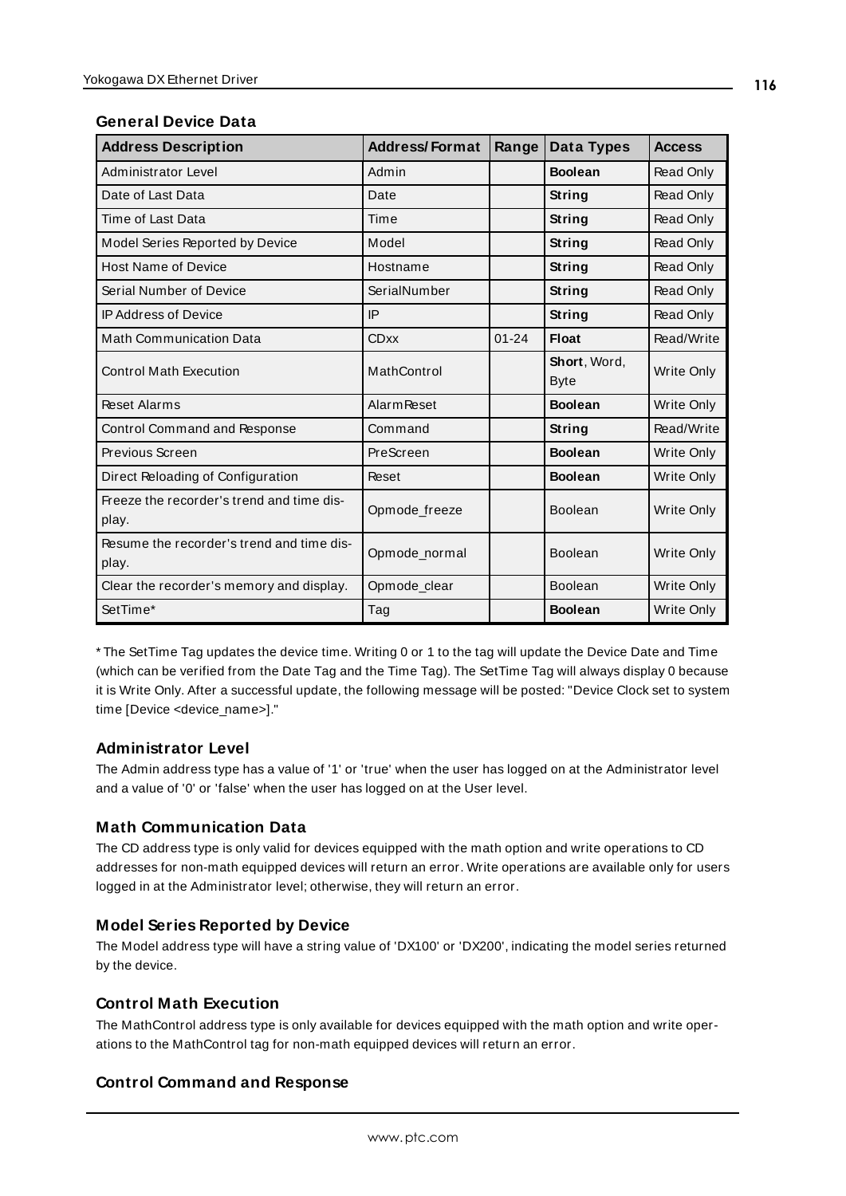### General Device Data

| Address Description | Address/Format | Range | Data Types | Access |
|---|---|---|---|---|
| Administrator Level | Admin | | **Boolean** | Read Only |
| Date of Last Data | Date | | **String** | Read Only |
| Time of Last Data | Time | | **String** | Read Only |
| Model Series Reported by Device | Model | | **String** | Read Only |
| Host Name of Device | Hostname | | **String** | Read Only |
| Serial Number of Device | SerialNumber | | **String** | Read Only |
| IP Address of Device | IP | | **String** | Read Only |
| Math Communication Data | CDxx | 01-24 | **Float** | Read/Write |
| Control Math Execution | MathControl | | **Short**, Word, Byte | Write Only |
| Reset Alarms | AlarmReset | | **Boolean** | Write Only |
| Control Command and Response | Command | | **String** | Read/Write |
| Previous Screen | PreScreen | | **Boolean** | Write Only |
| Direct Reloading of Configuration | Reset | | **Boolean** | Write Only |
| Freeze the recorder's trend and time display. | Opmode_freeze | | Boolean | Write Only |
| Resume the recorder's trend and time display. | Opmode_normal | | Boolean | Write Only |
| Clear the recorder's memory and display. | Opmode_clear | | Boolean | Write Only |
| SetTime* | Tag | | **Boolean** | Write Only |

* The SetTime Tag updates the device time. Writing 0 or 1 to the tag will update the Device Date and Time (which can be verified from the Date Tag and the Time Tag). The SetTime Tag will always display 0 because it is Write Only. After a successful update, the following message will be posted: "Device Clock set to system time [Device <device_name>]."

### Administrator Level

The Admin address type has a value of '1' or 'true' when the user has logged on at the Administrator level and a value of '0' or 'false' when the user has logged on at the User level.

### Math Communication Data

The CD address type is only valid for devices equipped with the math option and write operations to CD addresses for non-math equipped devices will return an error. Write operations are available only for users logged in at the Administrator level; otherwise, they will return an error.

### Model Series Reported by Device

The Model address type will have a string value of 'DX100' or 'DX200', indicating the model series returned by the device.

### Control Math Execution

The MathControl address type is only available for devices equipped with the math option and write operations to the MathControl tag for non-math equipped devices will return an error.

### Control Command and Response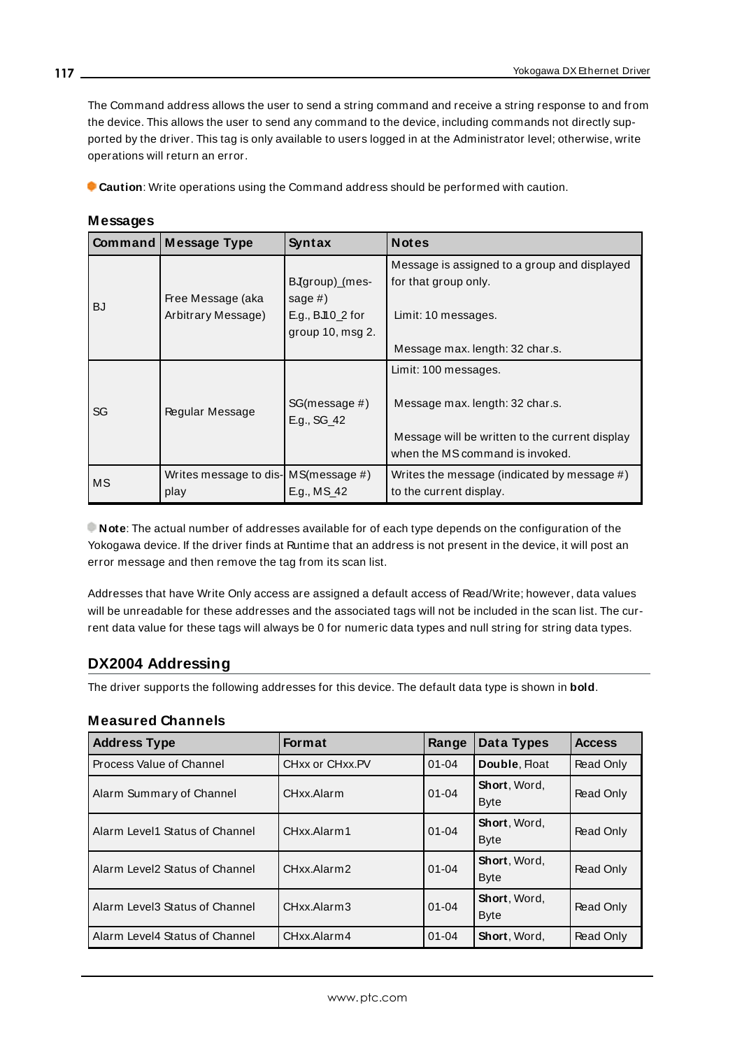The Command address allows the user to send a string command and receive a string response to and from the device. This allows the user to send any command to the device, including commands not directly supported by the driver. This tag is only available to users logged in at the Administrator level; otherwise, write operations will return an error.

**Caution**: Write operations using the Command address should be performed with caution.

### Messages

| Command | Message Type | Syntax | Notes |
|---|---|---|---|
| BJ | Free Message (aka Arbitrary Message) | BJ(group)_(message #)<br>E.g., BJ10_2 for group 10, msg 2. | Message is assigned to a group and displayed for that group only.<br><br>Limit: 10 messages.<br><br>Message max. length: 32 char.s. |
| SG | Regular Message | SG(message #)<br>E.g., SG_42 | Limit: 100 messages.<br><br>Message max. length: 32 char.s.<br><br>Message will be written to the current display when the MS command is invoked. |
| MS | Writes message to display | MS(message #)<br>E.g., MS_42 | Writes the message (indicated by message #) to the current display. |

**Note**: The actual number of addresses available for of each type depends on the configuration of the Yokogawa device. If the driver finds at Runtime that an address is not present in the device, it will post an error message and then remove the tag from its scan list.

Addresses that have Write Only access are assigned a default access of Read/Write; however, data values will be unreadable for these addresses and the associated tags will not be included in the scan list. The current data value for these tags will always be 0 for numeric data types and null string for string data types.

## DX2004 Addressing

The driver supports the following addresses for this device. The default data type is shown in **bold**.

### Measured Channels

| Address Type | Format | Range | Data Types | Access |
|---|---|---|---|---|
| Process Value of Channel | CHxx or CHxx.PV | 01-04 | **Double**, Float | Read Only |
| Alarm Summary of Channel | CHxx.Alarm | 01-04 | **Short**, Word, Byte | Read Only |
| Alarm Level1 Status of Channel | CHxx.Alarm1 | 01-04 | **Short**, Word, Byte | Read Only |
| Alarm Level2 Status of Channel | CHxx.Alarm2 | 01-04 | **Short**, Word, Byte | Read Only |
| Alarm Level3 Status of Channel | CHxx.Alarm3 | 01-04 | **Short**, Word, Byte | Read Only |
| Alarm Level4 Status of Channel | CHxx.Alarm4 | 01-04 | **Short**, Word, | Read Only |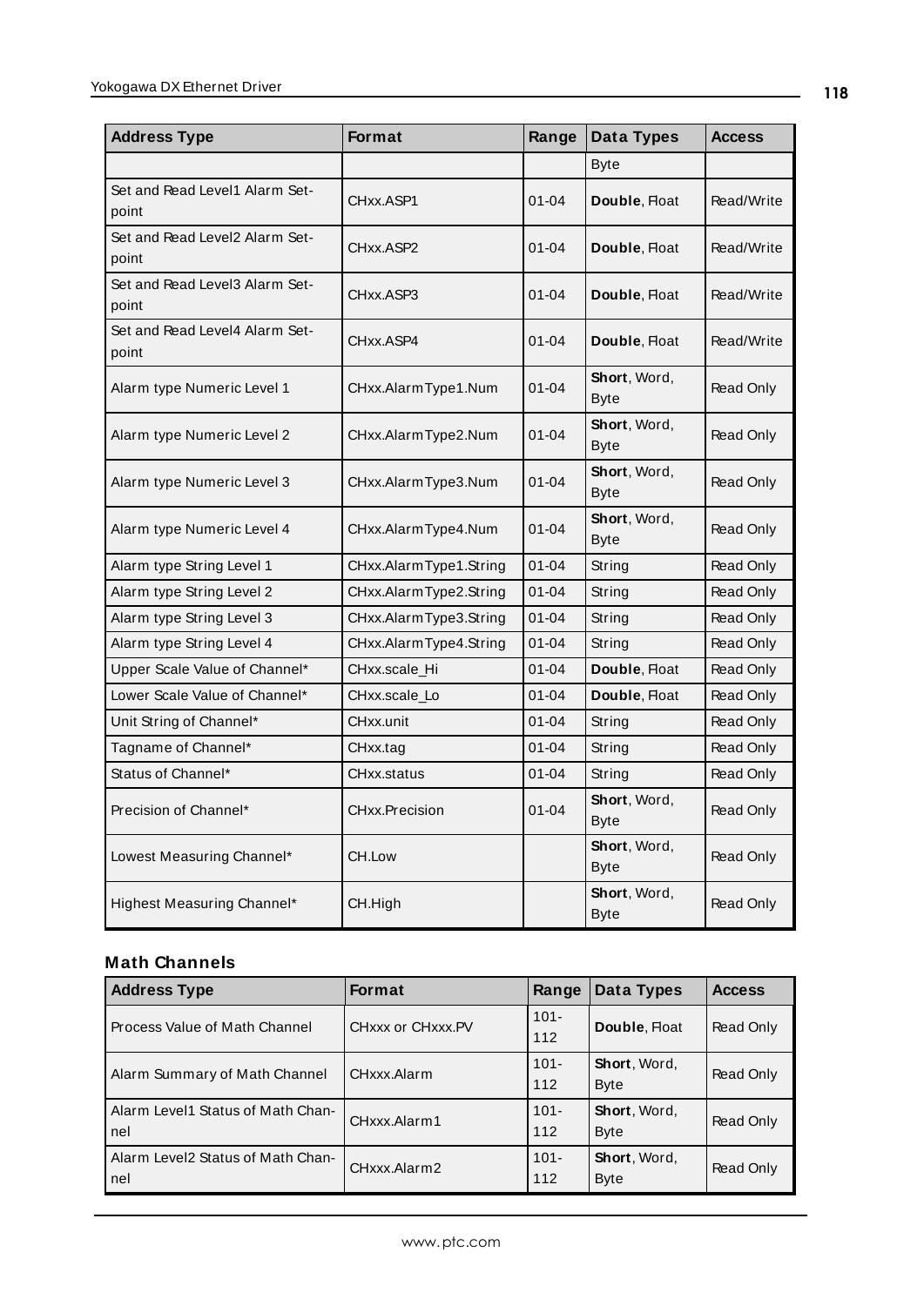| Address Type | Format | Range | Data Types | Access |
|---|---|---|---|---|
| | | | Byte | |
| Set and Read Level1 Alarm Set-point | CHxx.ASP1 | 01-04 | **Double**, Float | Read/Write |
| Set and Read Level2 Alarm Set-point | CHxx.ASP2 | 01-04 | **Double**, Float | Read/Write |
| Set and Read Level3 Alarm Set-point | CHxx.ASP3 | 01-04 | **Double**, Float | Read/Write |
| Set and Read Level4 Alarm Set-point | CHxx.ASP4 | 01-04 | **Double**, Float | Read/Write |
| Alarm type Numeric Level 1 | CHxx.AlarmType1.Num | 01-04 | **Short**, Word, Byte | Read Only |
| Alarm type Numeric Level 2 | CHxx.AlarmType2.Num | 01-04 | **Short**, Word, Byte | Read Only |
| Alarm type Numeric Level 3 | CHxx.AlarmType3.Num | 01-04 | **Short**, Word, Byte | Read Only |
| Alarm type Numeric Level 4 | CHxx.AlarmType4.Num | 01-04 | **Short**, Word, Byte | Read Only |
| Alarm type String Level 1 | CHxx.AlarmType1.String | 01-04 | String | Read Only |
| Alarm type String Level 2 | CHxx.AlarmType2.String | 01-04 | String | Read Only |
| Alarm type String Level 3 | CHxx.AlarmType3.String | 01-04 | String | Read Only |
| Alarm type String Level 4 | CHxx.AlarmType4.String | 01-04 | String | Read Only |
| Upper Scale Value of Channel* | CHxx.scale_Hi | 01-04 | **Double**, Float | Read Only |
| Lower Scale Value of Channel* | CHxx.scale_Lo | 01-04 | **Double**, Float | Read Only |
| Unit String of Channel* | CHxx.unit | 01-04 | String | Read Only |
| Tagname of Channel* | CHxx.tag | 01-04 | String | Read Only |
| Status of Channel* | CHxx.status | 01-04 | String | Read Only |
| Precision of Channel* | CHxx.Precision | 01-04 | **Short**, Word, Byte | Read Only |
| Lowest Measuring Channel* | CH.Low | | **Short**, Word, Byte | Read Only |
| Highest Measuring Channel* | CH.High | | **Short**, Word, Byte | Read Only |

### Math Channels

| Address Type | Format | Range | Data Types | Access |
|---|---|---|---|---|
| Process Value of Math Channel | CHxxx or CHxxx.PV | 101-112 | **Double**, Float | Read Only |
| Alarm Summary of Math Channel | CHxxx.Alarm | 101-112 | **Short**, Word, Byte | Read Only |
| Alarm Level1 Status of Math Channel | CHxxx.Alarm1 | 101-112 | **Short**, Word, Byte | Read Only |
| Alarm Level2 Status of Math Channel | CHxxx.Alarm2 | 101-112 | **Short**, Word, Byte | Read Only |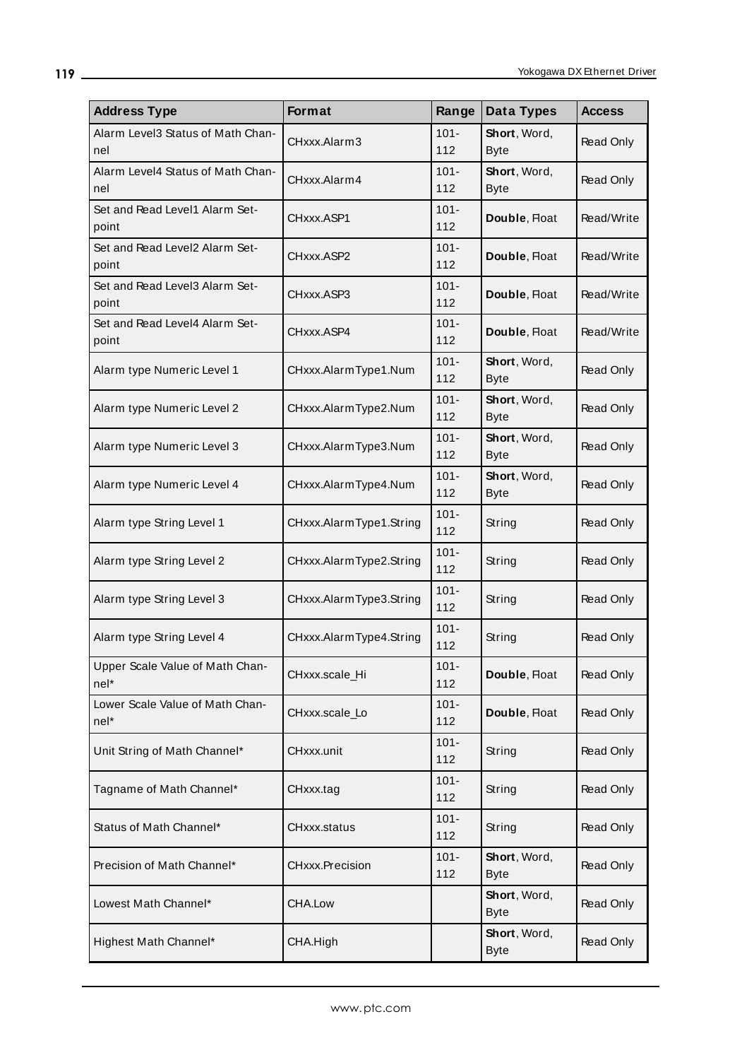| Address Type | Format | Range | Data Types | Access |
|---|---|---|---|---|
| Alarm Level3 Status of Math Channel | CHxxx.Alarm3 | 101-112 | **Short**, Word, Byte | Read Only |
| Alarm Level4 Status of Math Channel | CHxxx.Alarm4 | 101-112 | **Short**, Word, Byte | Read Only |
| Set and Read Level1 Alarm Setpoint | CHxxx.ASP1 | 101-112 | **Double**, Float | Read/Write |
| Set and Read Level2 Alarm Setpoint | CHxxx.ASP2 | 101-112 | **Double**, Float | Read/Write |
| Set and Read Level3 Alarm Setpoint | CHxxx.ASP3 | 101-112 | **Double**, Float | Read/Write |
| Set and Read Level4 Alarm Setpoint | CHxxx.ASP4 | 101-112 | **Double**, Float | Read/Write |
| Alarm type Numeric Level 1 | CHxxx.AlarmType1.Num | 101-112 | **Short**, Word, Byte | Read Only |
| Alarm type Numeric Level 2 | CHxxx.AlarmType2.Num | 101-112 | **Short**, Word, Byte | Read Only |
| Alarm type Numeric Level 3 | CHxxx.AlarmType3.Num | 101-112 | **Short**, Word, Byte | Read Only |
| Alarm type Numeric Level 4 | CHxxx.AlarmType4.Num | 101-112 | **Short**, Word, Byte | Read Only |
| Alarm type String Level 1 | CHxxx.AlarmType1.String | 101-112 | String | Read Only |
| Alarm type String Level 2 | CHxxx.AlarmType2.String | 101-112 | String | Read Only |
| Alarm type String Level 3 | CHxxx.AlarmType3.String | 101-112 | String | Read Only |
| Alarm type String Level 4 | CHxxx.AlarmType4.String | 101-112 | String | Read Only |
| Upper Scale Value of Math Channel* | CHxxx.scale_Hi | 101-112 | **Double**, Float | Read Only |
| Lower Scale Value of Math Channel* | CHxxx.scale_Lo | 101-112 | **Double**, Float | Read Only |
| Unit String of Math Channel* | CHxxx.unit | 101-112 | String | Read Only |
| Tagname of Math Channel* | CHxxx.tag | 101-112 | String | Read Only |
| Status of Math Channel* | CHxxx.status | 101-112 | String | Read Only |
| Precision of Math Channel* | CHxxx.Precision | 101-112 | **Short**, Word, Byte | Read Only |
| Lowest Math Channel* | CHA.Low | | **Short**, Word, Byte | Read Only |
| Highest Math Channel* | CHA.High | | **Short**, Word, Byte | Read Only |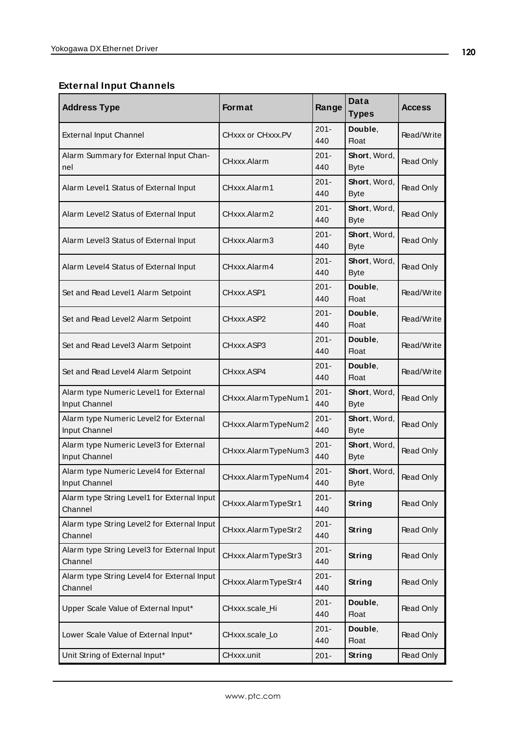### External Input Channels

| Address Type | Format | Range | Data Types | Access |
|---|---|---|---|---|
| External Input Channel | CHxxx or CHxxx.PV | 201-440 | **Double**, Float | Read/Write |
| Alarm Summary for External Input Channel | CHxxx.Alarm | 201-440 | **Short**, Word, Byte | Read Only |
| Alarm Level1 Status of External Input | CHxxx.Alarm1 | 201-440 | **Short**, Word, Byte | Read Only |
| Alarm Level2 Status of External Input | CHxxx.Alarm2 | 201-440 | **Short**, Word, Byte | Read Only |
| Alarm Level3 Status of External Input | CHxxx.Alarm3 | 201-440 | **Short**, Word, Byte | Read Only |
| Alarm Level4 Status of External Input | CHxxx.Alarm4 | 201-440 | **Short**, Word, Byte | Read Only |
| Set and Read Level1 Alarm Setpoint | CHxxx.ASP1 | 201-440 | **Double**, Float | Read/Write |
| Set and Read Level2 Alarm Setpoint | CHxxx.ASP2 | 201-440 | **Double**, Float | Read/Write |
| Set and Read Level3 Alarm Setpoint | CHxxx.ASP3 | 201-440 | **Double**, Float | Read/Write |
| Set and Read Level4 Alarm Setpoint | CHxxx.ASP4 | 201-440 | **Double**, Float | Read/Write |
| Alarm type Numeric Level1 for External Input Channel | CHxxx.AlarmTypeNum1 | 201-440 | **Short**, Word, Byte | Read Only |
| Alarm type Numeric Level2 for External Input Channel | CHxxx.AlarmTypeNum2 | 201-440 | **Short**, Word, Byte | Read Only |
| Alarm type Numeric Level3 for External Input Channel | CHxxx.AlarmTypeNum3 | 201-440 | **Short**, Word, Byte | Read Only |
| Alarm type Numeric Level4 for External Input Channel | CHxxx.AlarmTypeNum4 | 201-440 | **Short**, Word, Byte | Read Only |
| Alarm type String Level1 for External Input Channel | CHxxx.AlarmTypeStr1 | 201-440 | **String** | Read Only |
| Alarm type String Level2 for External Input Channel | CHxxx.AlarmTypeStr2 | 201-440 | **String** | Read Only |
| Alarm type String Level3 for External Input Channel | CHxxx.AlarmTypeStr3 | 201-440 | **String** | Read Only |
| Alarm type String Level4 for External Input Channel | CHxxx.AlarmTypeStr4 | 201-440 | **String** | Read Only |
| Upper Scale Value of External Input* | CHxxx.scale_Hi | 201-440 | **Double**, Float | Read Only |
| Lower Scale Value of External Input* | CHxxx.scale_Lo | 201-440 | **Double**, Float | Read Only |
| Unit String of External Input* | CHxxx.unit | 201- | **String** | Read Only |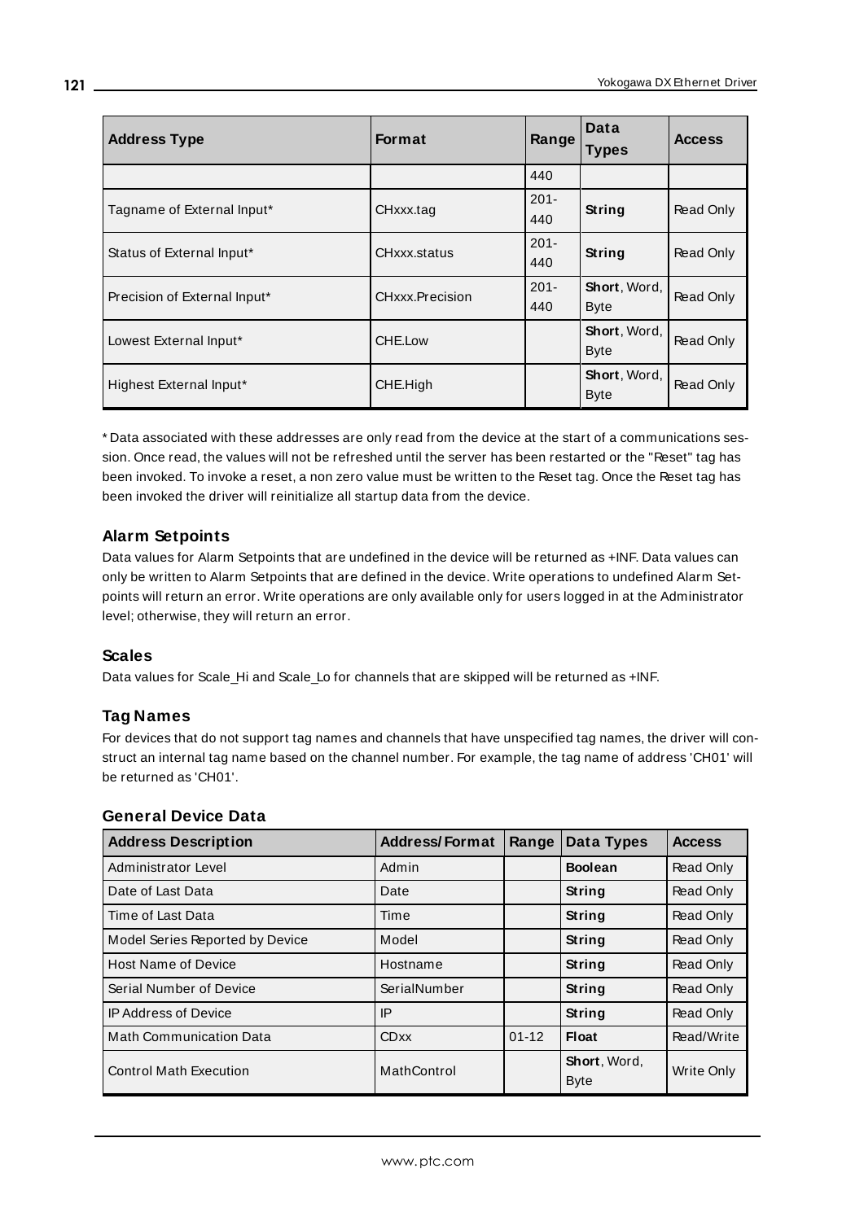| Address Type | Format | Range | Data Types | Access |
|---|---|---|---|---|
| | | 440 | | |
| Tagname of External Input* | CHxxx.tag | 201-440 | **String** | Read Only |
| Status of External Input* | CHxxx.status | 201-440 | **String** | Read Only |
| Precision of External Input* | CHxxx.Precision | 201-440 | **Short**, Word, Byte | Read Only |
| Lowest External Input* | CHE.Low | | **Short**, Word, Byte | Read Only |
| Highest External Input* | CHE.High | | **Short**, Word, Byte | Read Only |

* Data associated with these addresses are only read from the device at the start of a communications session. Once read, the values will not be refreshed until the server has been restarted or the "Reset" tag has been invoked. To invoke a reset, a non zero value must be written to the Reset tag. Once the Reset tag has been invoked the driver will reinitialize all startup data from the device.

### Alarm Setpoints

Data values for Alarm Setpoints that are undefined in the device will be returned as +INF. Data values can only be written to Alarm Setpoints that are defined in the device. Write operations to undefined Alarm Setpoints will return an error. Write operations are only available only for users logged in at the Administrator level; otherwise, they will return an error.

### Scales

Data values for Scale_Hi and Scale_Lo for channels that are skipped will be returned as +INF.

### Tag Names

For devices that do not support tag names and channels that have unspecified tag names, the driver will construct an internal tag name based on the channel number. For example, the tag name of address 'CH01' will be returned as 'CH01'.

### General Device Data

| Address Description | Address/Format | Range | Data Types | Access |
|---|---|---|---|---|
| Administrator Level | Admin | | **Boolean** | Read Only |
| Date of Last Data | Date | | **String** | Read Only |
| Time of Last Data | Time | | **String** | Read Only |
| Model Series Reported by Device | Model | | **String** | Read Only |
| Host Name of Device | Hostname | | **String** | Read Only |
| Serial Number of Device | SerialNumber | | **String** | Read Only |
| IP Address of Device | IP | | **String** | Read Only |
| Math Communication Data | CDxx | 01-12 | **Float** | Read/Write |
| Control Math Execution | MathControl | | **Short**, Word, Byte | Write Only |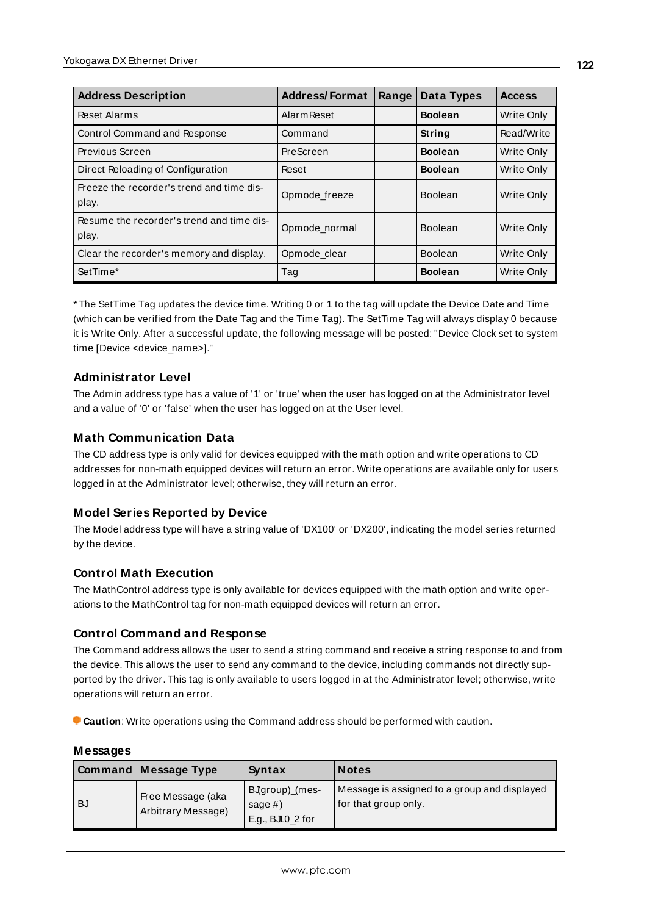| Address Description | Address/Format | Range | Data Types | Access |
|---|---|---|---|---|
| Reset Alarms | AlarmReset | | **Boolean** | Write Only |
| Control Command and Response | Command | | **String** | Read/Write |
| Previous Screen | PreScreen | | **Boolean** | Write Only |
| Direct Reloading of Configuration | Reset | | **Boolean** | Write Only |
| Freeze the recorder's trend and time display. | Opmode_freeze | | Boolean | Write Only |
| Resume the recorder's trend and time display. | Opmode_normal | | Boolean | Write Only |
| Clear the recorder's memory and display. | Opmode_clear | | Boolean | Write Only |
| SetTime* | Tag | | **Boolean** | Write Only |

* The SetTime Tag updates the device time. Writing 0 or 1 to the tag will update the Device Date and Time (which can be verified from the Date Tag and the Time Tag). The SetTime Tag will always display 0 because it is Write Only. After a successful update, the following message will be posted: "Device Clock set to system time [Device <device_name>]."

### Administrator Level

The Admin address type has a value of '1' or 'true' when the user has logged on at the Administrator level and a value of '0' or 'false' when the user has logged on at the User level.

### Math Communication Data

The CD address type is only valid for devices equipped with the math option and write operations to CD addresses for non-math equipped devices will return an error. Write operations are available only for users logged in at the Administrator level; otherwise, they will return an error.

### Model Series Reported by Device

The Model address type will have a string value of 'DX100' or 'DX200', indicating the model series returned by the device.

### Control Math Execution

The MathControl address type is only available for devices equipped with the math option and write operations to the MathControl tag for non-math equipped devices will return an error.

### Control Command and Response

The Command address allows the user to send a string command and receive a string response to and from the device. This allows the user to send any command to the device, including commands not directly supported by the driver. This tag is only available to users logged in at the Administrator level; otherwise, write operations will return an error.

**Caution**: Write operations using the Command address should be performed with caution.

#### Messages

| Command | Message Type | Syntax | Notes |
|---|---|---|---|
| BJ | Free Message (aka Arbitrary Message) | BJ(group)_(message #) E.g., BJ10_2 for | Message is assigned to a group and displayed for that group only. |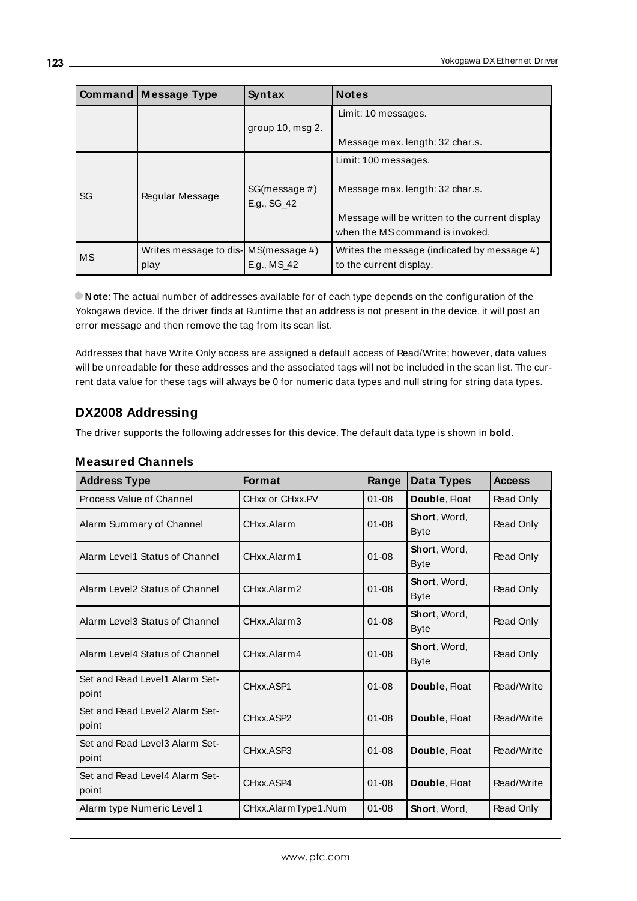| Command | Message Type | Syntax | Notes |
|---|---|---|---|
| | | group 10, msg 2. | Limit: 10 messages.<br><br>Message max. length: 32 char.s. |
| SG | Regular Message | SG(message #)<br>E.g., SG_42 | Limit: 100 messages.<br><br>Message max. length: 32 char.s.<br><br>Message will be written to the current display when the MS command is invoked. |
| MS | Writes message to display | MS(message #)<br>E.g., MS_42 | Writes the message (indicated by message #) to the current display. |

**Note**: The actual number of addresses available for of each type depends on the configuration of the Yokogawa device. If the driver finds at Runtime that an address is not present in the device, it will post an error message and then remove the tag from its scan list.

Addresses that have Write Only access are assigned a default access of Read/Write; however, data values will be unreadable for these addresses and the associated tags will not be included in the scan list. The current data value for these tags will always be 0 for numeric data types and null string for string data types.

## DX2008 Addressing

The driver supports the following addresses for this device. The default data type is shown in **bold**.

### Measured Channels

| Address Type | Format | Range | Data Types | Access |
|---|---|---|---|---|
| Process Value of Channel | CHxx or CHxx.PV | 01-08 | **Double**, Float | Read Only |
| Alarm Summary of Channel | CHxx.Alarm | 01-08 | **Short**, Word, Byte | Read Only |
| Alarm Level1 Status of Channel | CHxx.Alarm1 | 01-08 | **Short**, Word, Byte | Read Only |
| Alarm Level2 Status of Channel | CHxx.Alarm2 | 01-08 | **Short**, Word, Byte | Read Only |
| Alarm Level3 Status of Channel | CHxx.Alarm3 | 01-08 | **Short**, Word, Byte | Read Only |
| Alarm Level4 Status of Channel | CHxx.Alarm4 | 01-08 | **Short**, Word, Byte | Read Only |
| Set and Read Level1 Alarm Setpoint | CHxx.ASP1 | 01-08 | **Double**, Float | Read/Write |
| Set and Read Level2 Alarm Setpoint | CHxx.ASP2 | 01-08 | **Double**, Float | Read/Write |
| Set and Read Level3 Alarm Setpoint | CHxx.ASP3 | 01-08 | **Double**, Float | Read/Write |
| Set and Read Level4 Alarm Setpoint | CHxx.ASP4 | 01-08 | **Double**, Float | Read/Write |
| Alarm type Numeric Level 1 | CHxx.AlarmType1.Num | 01-08 | **Short**, Word, | Read Only |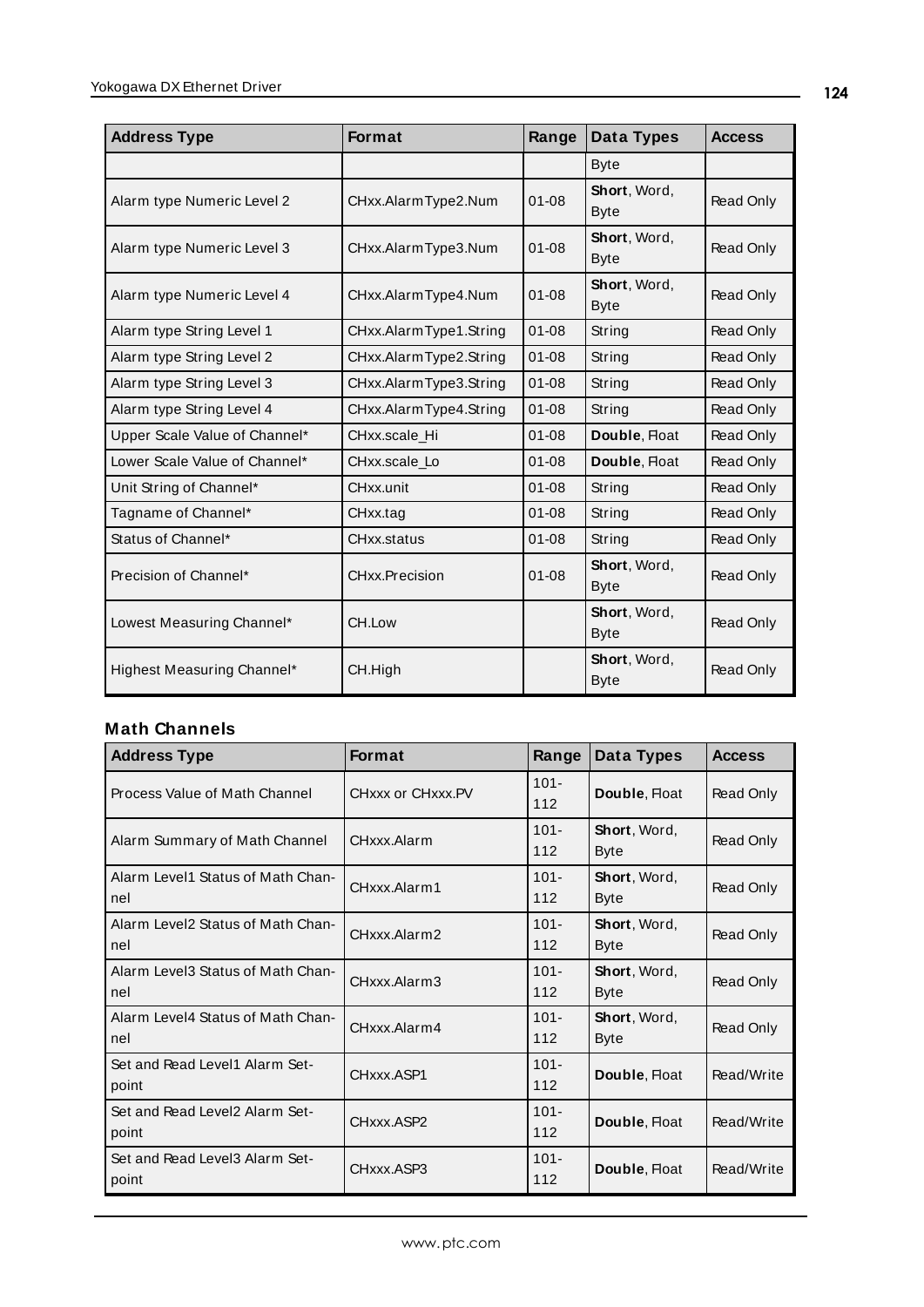| Address Type | Format | Range | Data Types | Access |
|---|---|---|---|---|
| | | | Byte | |
| Alarm type Numeric Level 2 | CHxx.AlarmType2.Num | 01-08 | **Short**, Word, Byte | Read Only |
| Alarm type Numeric Level 3 | CHxx.AlarmType3.Num | 01-08 | **Short**, Word, Byte | Read Only |
| Alarm type Numeric Level 4 | CHxx.AlarmType4.Num | 01-08 | **Short**, Word, Byte | Read Only |
| Alarm type String Level 1 | CHxx.AlarmType1.String | 01-08 | String | Read Only |
| Alarm type String Level 2 | CHxx.AlarmType2.String | 01-08 | String | Read Only |
| Alarm type String Level 3 | CHxx.AlarmType3.String | 01-08 | String | Read Only |
| Alarm type String Level 4 | CHxx.AlarmType4.String | 01-08 | String | Read Only |
| Upper Scale Value of Channel* | CHxx.scale_Hi | 01-08 | **Double**, Float | Read Only |
| Lower Scale Value of Channel* | CHxx.scale_Lo | 01-08 | **Double**, Float | Read Only |
| Unit String of Channel* | CHxx.unit | 01-08 | String | Read Only |
| Tagname of Channel* | CHxx.tag | 01-08 | String | Read Only |
| Status of Channel* | CHxx.status | 01-08 | String | Read Only |
| Precision of Channel* | CHxx.Precision | 01-08 | **Short**, Word, Byte | Read Only |
| Lowest Measuring Channel* | CH.Low | | **Short**, Word, Byte | Read Only |
| Highest Measuring Channel* | CH.High | | **Short**, Word, Byte | Read Only |

### Math Channels

| Address Type | Format | Range | Data Types | Access |
|---|---|---|---|---|
| Process Value of Math Channel | CHxxx or CHxxx.PV | 101-112 | **Double**, Float | Read Only |
| Alarm Summary of Math Channel | CHxxx.Alarm | 101-112 | **Short**, Word, Byte | Read Only |
| Alarm Level1 Status of Math Channel | CHxxx.Alarm1 | 101-112 | **Short**, Word, Byte | Read Only |
| Alarm Level2 Status of Math Channel | CHxxx.Alarm2 | 101-112 | **Short**, Word, Byte | Read Only |
| Alarm Level3 Status of Math Channel | CHxxx.Alarm3 | 101-112 | **Short**, Word, Byte | Read Only |
| Alarm Level4 Status of Math Channel | CHxxx.Alarm4 | 101-112 | **Short**, Word, Byte | Read Only |
| Set and Read Level1 Alarm Setpoint | CHxxx.ASP1 | 101-112 | **Double**, Float | Read/Write |
| Set and Read Level2 Alarm Setpoint | CHxxx.ASP2 | 101-112 | **Double**, Float | Read/Write |
| Set and Read Level3 Alarm Setpoint | CHxxx.ASP3 | 101-112 | **Double**, Float | Read/Write |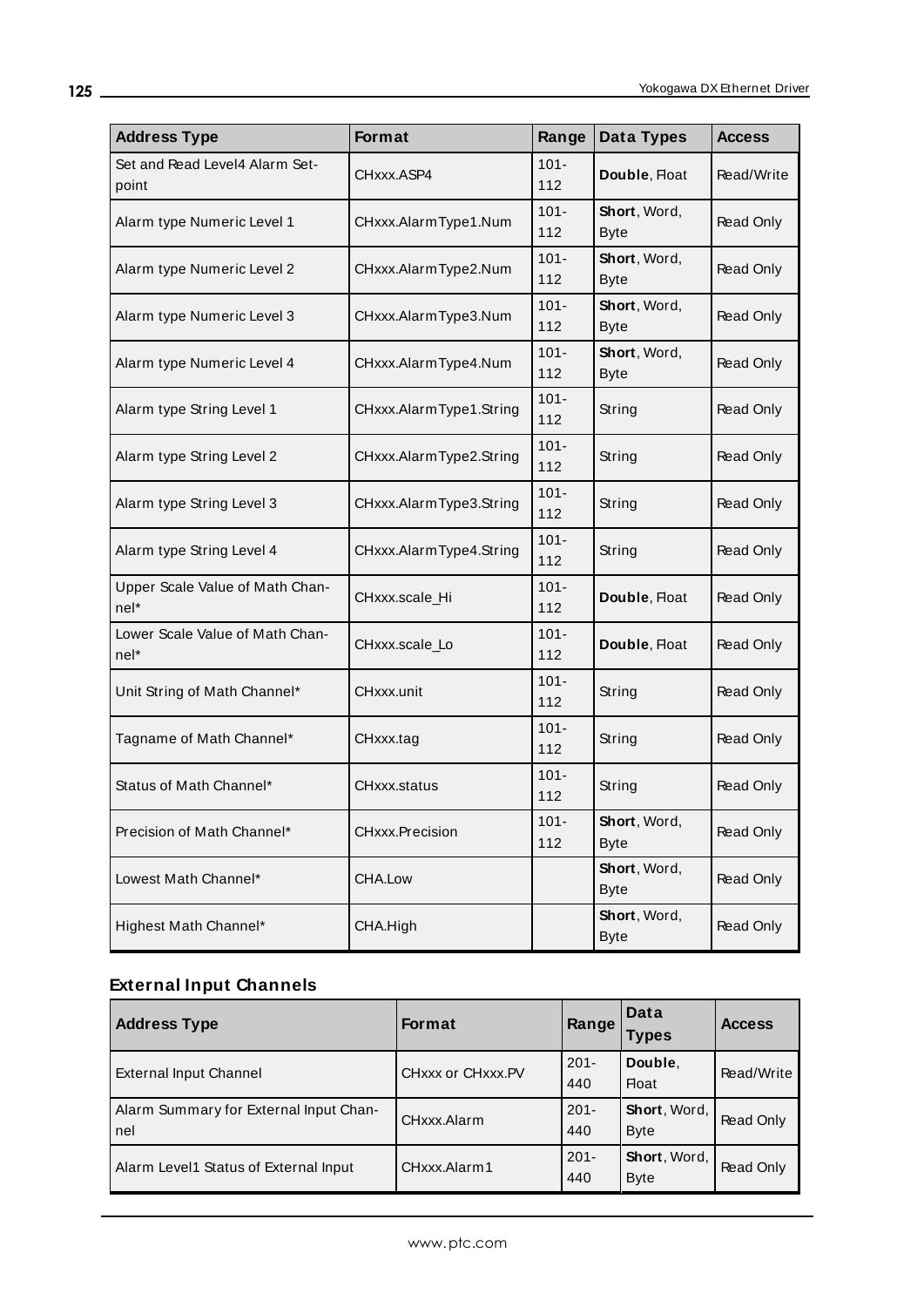| Address Type | Format | Range | Data Types | Access |
|---|---|---|---|---|
| Set and Read Level4 Alarm Set-point | CHxxx.ASP4 | 101-112 | **Double**, Float | Read/Write |
| Alarm type Numeric Level 1 | CHxxx.AlarmType1.Num | 101-112 | **Short**, Word, Byte | Read Only |
| Alarm type Numeric Level 2 | CHxxx.AlarmType2.Num | 101-112 | **Short**, Word, Byte | Read Only |
| Alarm type Numeric Level 3 | CHxxx.AlarmType3.Num | 101-112 | **Short**, Word, Byte | Read Only |
| Alarm type Numeric Level 4 | CHxxx.AlarmType4.Num | 101-112 | **Short**, Word, Byte | Read Only |
| Alarm type String Level 1 | CHxxx.AlarmType1.String | 101-112 | String | Read Only |
| Alarm type String Level 2 | CHxxx.AlarmType2.String | 101-112 | String | Read Only |
| Alarm type String Level 3 | CHxxx.AlarmType3.String | 101-112 | String | Read Only |
| Alarm type String Level 4 | CHxxx.AlarmType4.String | 101-112 | String | Read Only |
| Upper Scale Value of Math Channel* | CHxxx.scale_Hi | 101-112 | **Double**, Float | Read Only |
| Lower Scale Value of Math Channel* | CHxxx.scale_Lo | 101-112 | **Double**, Float | Read Only |
| Unit String of Math Channel* | CHxxx.unit | 101-112 | String | Read Only |
| Tagname of Math Channel* | CHxxx.tag | 101-112 | String | Read Only |
| Status of Math Channel* | CHxxx.status | 101-112 | String | Read Only |
| Precision of Math Channel* | CHxxx.Precision | 101-112 | **Short**, Word, Byte | Read Only |
| Lowest Math Channel* | CHA.Low | | **Short**, Word, Byte | Read Only |
| Highest Math Channel* | CHA.High | | **Short**, Word, Byte | Read Only |

### External Input Channels

| Address Type | Format | Range | Data Types | Access |
|---|---|---|---|---|
| External Input Channel | CHxxx or CHxxx.PV | 201-440 | **Double**, Float | Read/Write |
| Alarm Summary for External Input Channel | CHxxx.Alarm | 201-440 | **Short**, Word, Byte | Read Only |
| Alarm Level1 Status of External Input | CHxxx.Alarm1 | 201-440 | **Short**, Word, Byte | Read Only |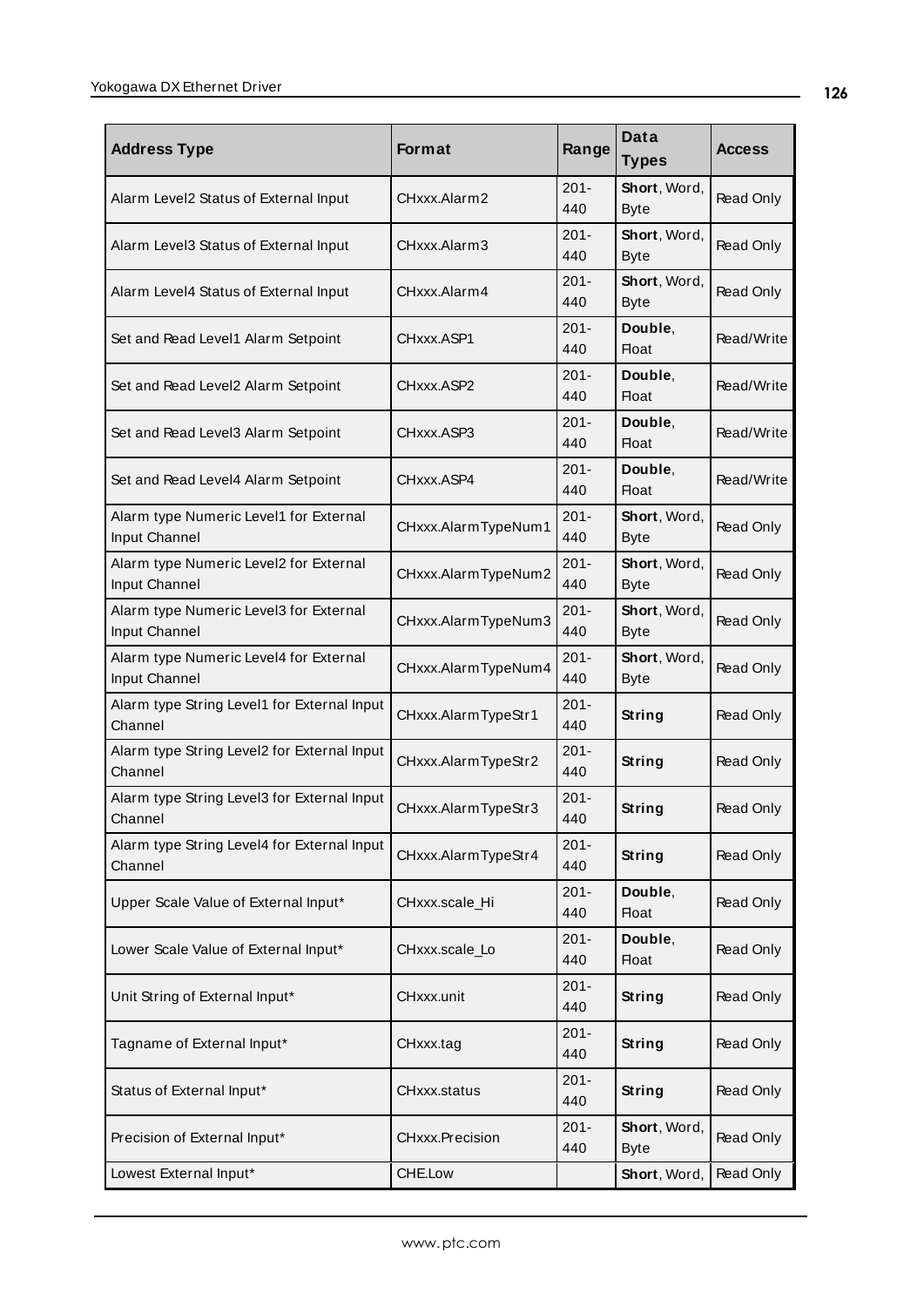| Address Type | Format | Range | Data Types | Access |
|---|---|---|---|---|
| Alarm Level2 Status of External Input | CHxxx.Alarm2 | 201-440 | **Short**, Word, Byte | Read Only |
| Alarm Level3 Status of External Input | CHxxx.Alarm3 | 201-440 | **Short**, Word, Byte | Read Only |
| Alarm Level4 Status of External Input | CHxxx.Alarm4 | 201-440 | **Short**, Word, Byte | Read Only |
| Set and Read Level1 Alarm Setpoint | CHxxx.ASP1 | 201-440 | **Double**, Float | Read/Write |
| Set and Read Level2 Alarm Setpoint | CHxxx.ASP2 | 201-440 | **Double**, Float | Read/Write |
| Set and Read Level3 Alarm Setpoint | CHxxx.ASP3 | 201-440 | **Double**, Float | Read/Write |
| Set and Read Level4 Alarm Setpoint | CHxxx.ASP4 | 201-440 | **Double**, Float | Read/Write |
| Alarm type Numeric Level1 for External Input Channel | CHxxx.AlarmTypeNum1 | 201-440 | **Short**, Word, Byte | Read Only |
| Alarm type Numeric Level2 for External Input Channel | CHxxx.AlarmTypeNum2 | 201-440 | **Short**, Word, Byte | Read Only |
| Alarm type Numeric Level3 for External Input Channel | CHxxx.AlarmTypeNum3 | 201-440 | **Short**, Word, Byte | Read Only |
| Alarm type Numeric Level4 for External Input Channel | CHxxx.AlarmTypeNum4 | 201-440 | **Short**, Word, Byte | Read Only |
| Alarm type String Level1 for External Input Channel | CHxxx.AlarmTypeStr1 | 201-440 | **String** | Read Only |
| Alarm type String Level2 for External Input Channel | CHxxx.AlarmTypeStr2 | 201-440 | **String** | Read Only |
| Alarm type String Level3 for External Input Channel | CHxxx.AlarmTypeStr3 | 201-440 | **String** | Read Only |
| Alarm type String Level4 for External Input Channel | CHxxx.AlarmTypeStr4 | 201-440 | **String** | Read Only |
| Upper Scale Value of External Input* | CHxxx.scale_Hi | 201-440 | **Double**, Float | Read Only |
| Lower Scale Value of External Input* | CHxxx.scale_Lo | 201-440 | **Double**, Float | Read Only |
| Unit String of External Input* | CHxxx.unit | 201-440 | **String** | Read Only |
| Tagname of External Input* | CHxxx.tag | 201-440 | **String** | Read Only |
| Status of External Input* | CHxxx.status | 201-440 | **String** | Read Only |
| Precision of External Input* | CHxxx.Precision | 201-440 | **Short**, Word, Byte | Read Only |
| Lowest External Input* | CHE.Low | | **Short**, Word, | Read Only |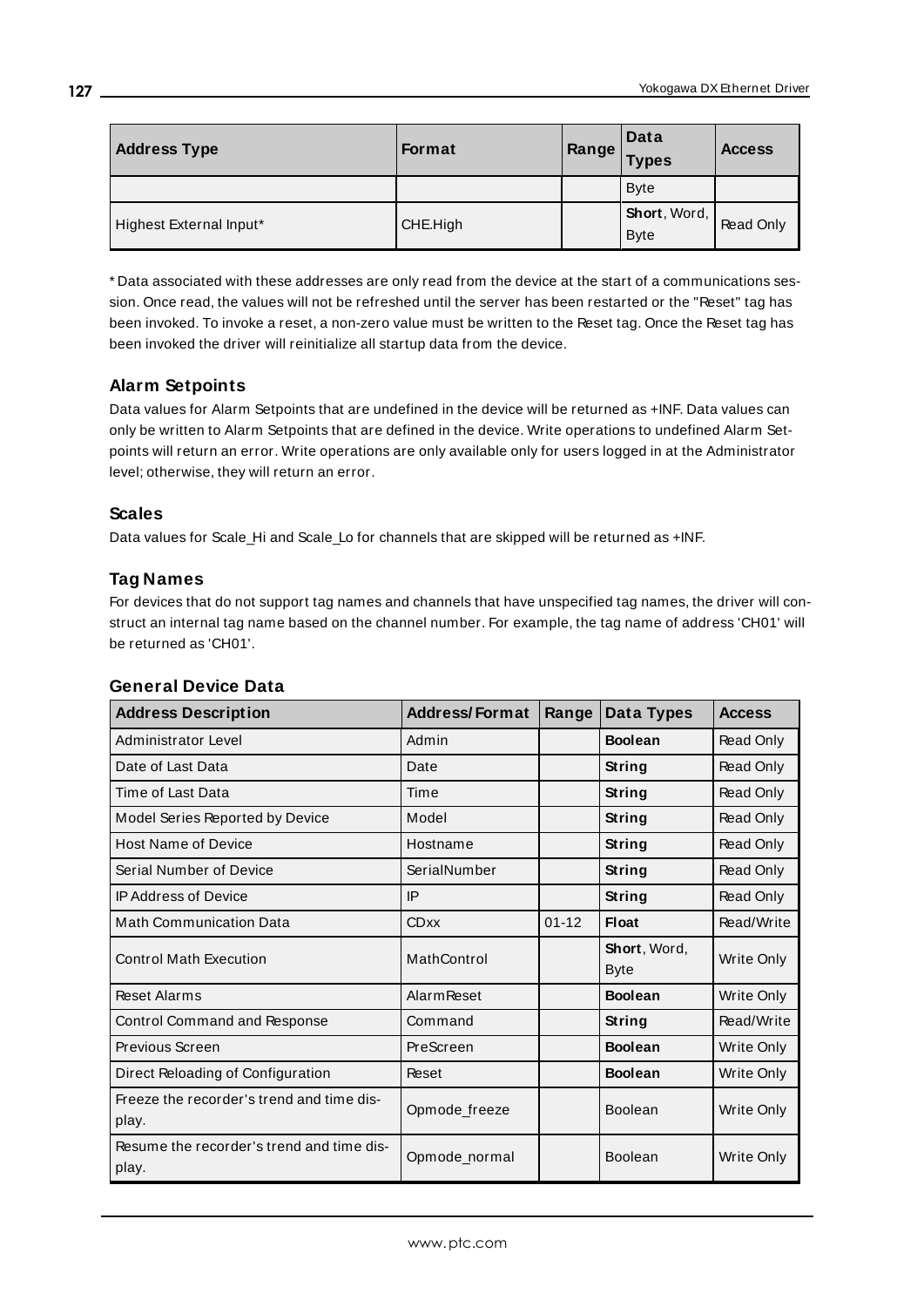| Address Type | Format | Range | Data Types | Access |
|---|---|---|---|---|
| | | | Byte | |
| Highest External Input* | CHE.High | | **Short**, Word, Byte | Read Only |

* Data associated with these addresses are only read from the device at the start of a communications session. Once read, the values will not be refreshed until the server has been restarted or the "Reset" tag has been invoked. To invoke a reset, a non-zero value must be written to the Reset tag. Once the Reset tag has been invoked the driver will reinitialize all startup data from the device.

### Alarm Setpoints

Data values for Alarm Setpoints that are undefined in the device will be returned as +INF. Data values can only be written to Alarm Setpoints that are defined in the device. Write operations to undefined Alarm Setpoints will return an error. Write operations are only available only for users logged in at the Administrator level; otherwise, they will return an error.

### Scales

Data values for Scale_Hi and Scale_Lo for channels that are skipped will be returned as +INF.

### Tag Names

For devices that do not support tag names and channels that have unspecified tag names, the driver will construct an internal tag name based on the channel number. For example, the tag name of address 'CH01' will be returned as 'CH01'.

### General Device Data

| Address Description | Address/Format | Range | Data Types | Access |
|---|---|---|---|---|
| Administrator Level | Admin | | **Boolean** | Read Only |
| Date of Last Data | Date | | **String** | Read Only |
| Time of Last Data | Time | | **String** | Read Only |
| Model Series Reported by Device | Model | | **String** | Read Only |
| Host Name of Device | Hostname | | **String** | Read Only |
| Serial Number of Device | SerialNumber | | **String** | Read Only |
| IP Address of Device | IP | | **String** | Read Only |
| Math Communication Data | CDxx | 01-12 | **Float** | Read/Write |
| Control Math Execution | MathControl | | **Short**, Word, Byte | Write Only |
| Reset Alarms | AlarmReset | | **Boolean** | Write Only |
| Control Command and Response | Command | | **String** | Read/Write |
| Previous Screen | PreScreen | | **Boolean** | Write Only |
| Direct Reloading of Configuration | Reset | | **Boolean** | Write Only |
| Freeze the recorder's trend and time display. | Opmode_freeze | | Boolean | Write Only |
| Resume the recorder's trend and time display. | Opmode_normal | | Boolean | Write Only |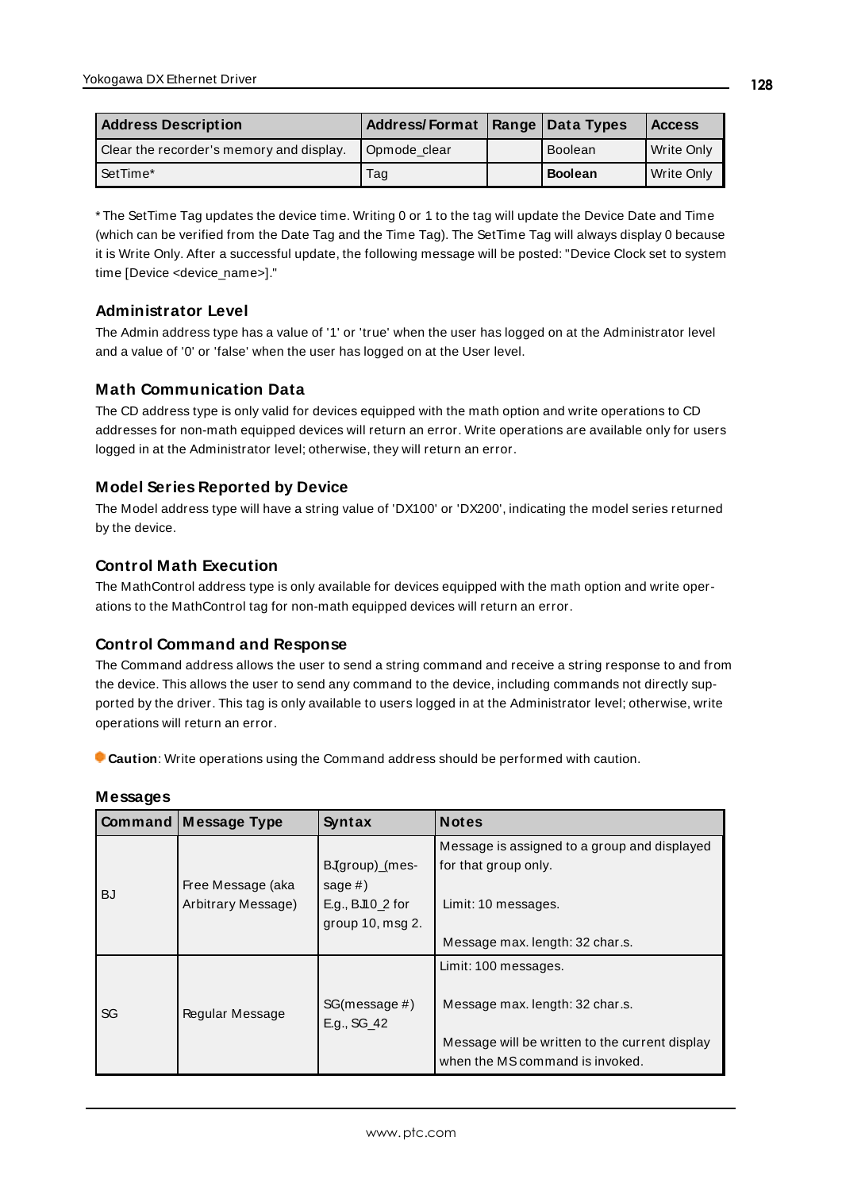| Address Description | Address/Format | Range | Data Types | Access |
|---|---|---|---|---|
| Clear the recorder's memory and display. | Opmode_clear | | Boolean | Write Only |
| SetTime* | Tag | | **Boolean** | Write Only |

* The SetTime Tag updates the device time. Writing 0 or 1 to the tag will update the Device Date and Time (which can be verified from the Date Tag and the Time Tag). The SetTime Tag will always display 0 because it is Write Only. After a successful update, the following message will be posted: "Device Clock set to system time [Device <device_name>]."

### Administrator Level

The Admin address type has a value of '1' or 'true' when the user has logged on at the Administrator level and a value of '0' or 'false' when the user has logged on at the User level.

### Math Communication Data

The CD address type is only valid for devices equipped with the math option and write operations to CD addresses for non-math equipped devices will return an error. Write operations are available only for users logged in at the Administrator level; otherwise, they will return an error.

### Model Series Reported by Device

The Model address type will have a string value of 'DX100' or 'DX200', indicating the model series returned by the device.

### Control Math Execution

The MathControl address type is only available for devices equipped with the math option and write operations to the MathControl tag for non-math equipped devices will return an error.

### Control Command and Response

The Command address allows the user to send a string command and receive a string response to and from the device. This allows the user to send any command to the device, including commands not directly supported by the driver. This tag is only available to users logged in at the Administrator level; otherwise, write operations will return an error.

**Caution**: Write operations using the Command address should be performed with caution.

### Messages

| Command | Message Type | Syntax | Notes |
|---|---|---|---|
| BJ | Free Message (aka Arbitrary Message) | BJ(group)_(message #) E.g., BJ10_2 for group 10, msg 2. | Message is assigned to a group and displayed for that group only. Limit: 10 messages. Message max. length: 32 char.s. |
| SG | Regular Message | SG(message #) E.g., SG_42 | Limit: 100 messages. Message max. length: 32 char.s. Message will be written to the current display when the MS command is invoked. |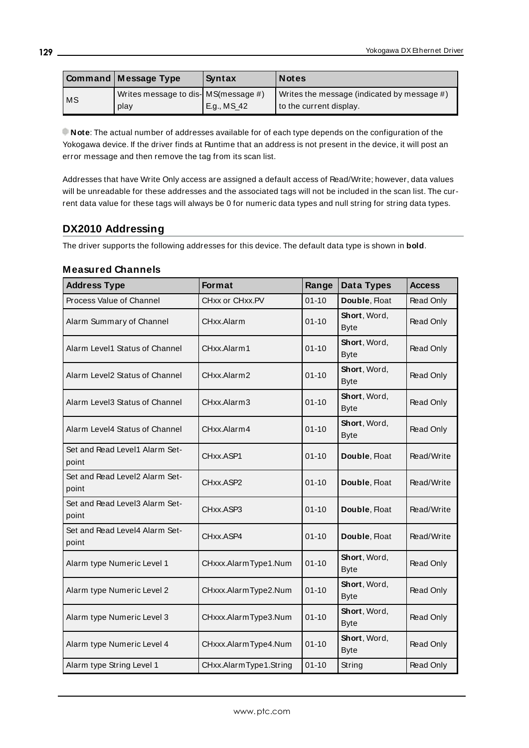| Command | Message Type | Syntax | Notes |
|---|---|---|---|
| MS | Writes message to display | MS(message #) E.g., MS_42 | Writes the message (indicated by message #) to the current display. |

**Note**: The actual number of addresses available for of each type depends on the configuration of the Yokogawa device. If the driver finds at Runtime that an address is not present in the device, it will post an error message and then remove the tag from its scan list.

Addresses that have Write Only access are assigned a default access of Read/Write; however, data values will be unreadable for these addresses and the associated tags will not be included in the scan list. The current data value for these tags will always be 0 for numeric data types and null string for string data types.

## DX2010 Addressing

The driver supports the following addresses for this device. The default data type is shown in **bold**.

### Measured Channels

| Address Type | Format | Range | Data Types | Access |
|---|---|---|---|---|
| Process Value of Channel | CHxx or CHxx.PV | 01-10 | **Double**, Float | Read Only |
| Alarm Summary of Channel | CHxx.Alarm | 01-10 | **Short**, Word, Byte | Read Only |
| Alarm Level1 Status of Channel | CHxx.Alarm1 | 01-10 | **Short**, Word, Byte | Read Only |
| Alarm Level2 Status of Channel | CHxx.Alarm2 | 01-10 | **Short**, Word, Byte | Read Only |
| Alarm Level3 Status of Channel | CHxx.Alarm3 | 01-10 | **Short**, Word, Byte | Read Only |
| Alarm Level4 Status of Channel | CHxx.Alarm4 | 01-10 | **Short**, Word, Byte | Read Only |
| Set and Read Level1 Alarm Setpoint | CHxx.ASP1 | 01-10 | **Double**, Float | Read/Write |
| Set and Read Level2 Alarm Setpoint | CHxx.ASP2 | 01-10 | **Double**, Float | Read/Write |
| Set and Read Level3 Alarm Setpoint | CHxx.ASP3 | 01-10 | **Double**, Float | Read/Write |
| Set and Read Level4 Alarm Setpoint | CHxx.ASP4 | 01-10 | **Double**, Float | Read/Write |
| Alarm type Numeric Level 1 | CHxxx.AlarmType1.Num | 01-10 | **Short**, Word, Byte | Read Only |
| Alarm type Numeric Level 2 | CHxxx.AlarmType2.Num | 01-10 | **Short**, Word, Byte | Read Only |
| Alarm type Numeric Level 3 | CHxxx.AlarmType3.Num | 01-10 | **Short**, Word, Byte | Read Only |
| Alarm type Numeric Level 4 | CHxxx.AlarmType4.Num | 01-10 | **Short**, Word, Byte | Read Only |
| Alarm type String Level 1 | CHxx.AlarmType1.String | 01-10 | String | Read Only |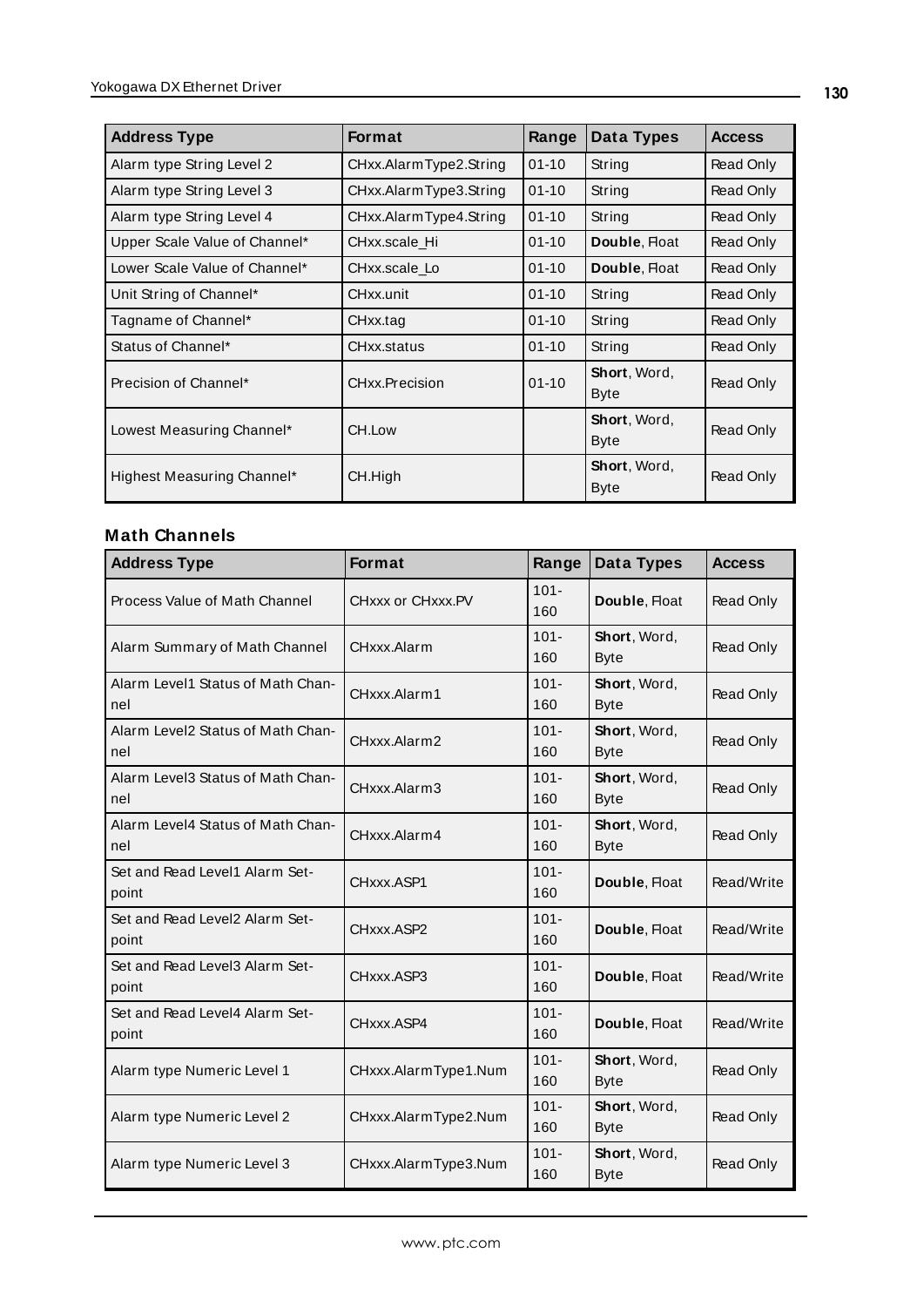| Address Type | Format | Range | Data Types | Access |
|---|---|---|---|---|
| Alarm type String Level 2 | CHxx.AlarmType2.String | 01-10 | String | Read Only |
| Alarm type String Level 3 | CHxx.AlarmType3.String | 01-10 | String | Read Only |
| Alarm type String Level 4 | CHxx.AlarmType4.String | 01-10 | String | Read Only |
| Upper Scale Value of Channel* | CHxx.scale_Hi | 01-10 | **Double**, Float | Read Only |
| Lower Scale Value of Channel* | CHxx.scale_Lo | 01-10 | **Double**, Float | Read Only |
| Unit String of Channel* | CHxx.unit | 01-10 | String | Read Only |
| Tagname of Channel* | CHxx.tag | 01-10 | String | Read Only |
| Status of Channel* | CHxx.status | 01-10 | String | Read Only |
| Precision of Channel* | CHxx.Precision | 01-10 | **Short**, Word, Byte | Read Only |
| Lowest Measuring Channel* | CH.Low | | **Short**, Word, Byte | Read Only |
| Highest Measuring Channel* | CH.High | | **Short**, Word, Byte | Read Only |

### Math Channels

| Address Type | Format | Range | Data Types | Access |
|---|---|---|---|---|
| Process Value of Math Channel | CHxxx or CHxxx.PV | 101-160 | **Double**, Float | Read Only |
| Alarm Summary of Math Channel | CHxxx.Alarm | 101-160 | **Short**, Word, Byte | Read Only |
| Alarm Level1 Status of Math Channel | CHxxx.Alarm1 | 101-160 | **Short**, Word, Byte | Read Only |
| Alarm Level2 Status of Math Channel | CHxxx.Alarm2 | 101-160 | **Short**, Word, Byte | Read Only |
| Alarm Level3 Status of Math Channel | CHxxx.Alarm3 | 101-160 | **Short**, Word, Byte | Read Only |
| Alarm Level4 Status of Math Channel | CHxxx.Alarm4 | 101-160 | **Short**, Word, Byte | Read Only |
| Set and Read Level1 Alarm Setpoint | CHxxx.ASP1 | 101-160 | **Double**, Float | Read/Write |
| Set and Read Level2 Alarm Setpoint | CHxxx.ASP2 | 101-160 | **Double**, Float | Read/Write |
| Set and Read Level3 Alarm Setpoint | CHxxx.ASP3 | 101-160 | **Double**, Float | Read/Write |
| Set and Read Level4 Alarm Setpoint | CHxxx.ASP4 | 101-160 | **Double**, Float | Read/Write |
| Alarm type Numeric Level 1 | CHxxx.AlarmType1.Num | 101-160 | **Short**, Word, Byte | Read Only |
| Alarm type Numeric Level 2 | CHxxx.AlarmType2.Num | 101-160 | **Short**, Word, Byte | Read Only |
| Alarm type Numeric Level 3 | CHxxx.AlarmType3.Num | 101-160 | **Short**, Word, Byte | Read Only |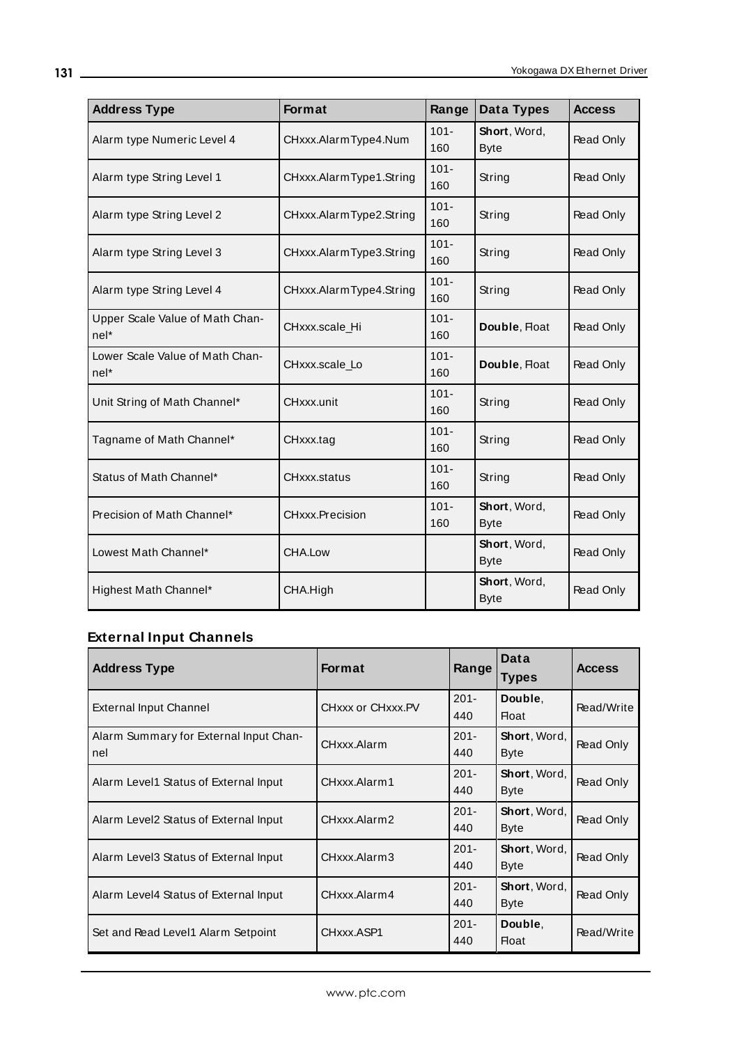| Address Type | Format | Range | Data Types | Access |
|---|---|---|---|---|
| Alarm type Numeric Level 4 | CHxxx.AlarmType4.Num | 101-160 | **Short**, Word, Byte | Read Only |
| Alarm type String Level 1 | CHxxx.AlarmType1.String | 101-160 | String | Read Only |
| Alarm type String Level 2 | CHxxx.AlarmType2.String | 101-160 | String | Read Only |
| Alarm type String Level 3 | CHxxx.AlarmType3.String | 101-160 | String | Read Only |
| Alarm type String Level 4 | CHxxx.AlarmType4.String | 101-160 | String | Read Only |
| Upper Scale Value of Math Channel* | CHxxx.scale_Hi | 101-160 | **Double**, Float | Read Only |
| Lower Scale Value of Math Channel* | CHxxx.scale_Lo | 101-160 | **Double**, Float | Read Only |
| Unit String of Math Channel* | CHxxx.unit | 101-160 | String | Read Only |
| Tagname of Math Channel* | CHxxx.tag | 101-160 | String | Read Only |
| Status of Math Channel* | CHxxx.status | 101-160 | String | Read Only |
| Precision of Math Channel* | CHxxx.Precision | 101-160 | **Short**, Word, Byte | Read Only |
| Lowest Math Channel* | CHA.Low | | **Short**, Word, Byte | Read Only |
| Highest Math Channel* | CHA.High | | **Short**, Word, Byte | Read Only |

### External Input Channels

| Address Type | Format | Range | Data Types | Access |
|---|---|---|---|---|
| External Input Channel | CHxxx or CHxxx.PV | 201-440 | **Double**, Float | Read/Write |
| Alarm Summary for External Input Channel | CHxxx.Alarm | 201-440 | **Short**, Word, Byte | Read Only |
| Alarm Level1 Status of External Input | CHxxx.Alarm1 | 201-440 | **Short**, Word, Byte | Read Only |
| Alarm Level2 Status of External Input | CHxxx.Alarm2 | 201-440 | **Short**, Word, Byte | Read Only |
| Alarm Level3 Status of External Input | CHxxx.Alarm3 | 201-440 | **Short**, Word, Byte | Read Only |
| Alarm Level4 Status of External Input | CHxxx.Alarm4 | 201-440 | **Short**, Word, Byte | Read Only |
| Set and Read Level1 Alarm Setpoint | CHxxx.ASP1 | 201-440 | **Double**, Float | Read/Write |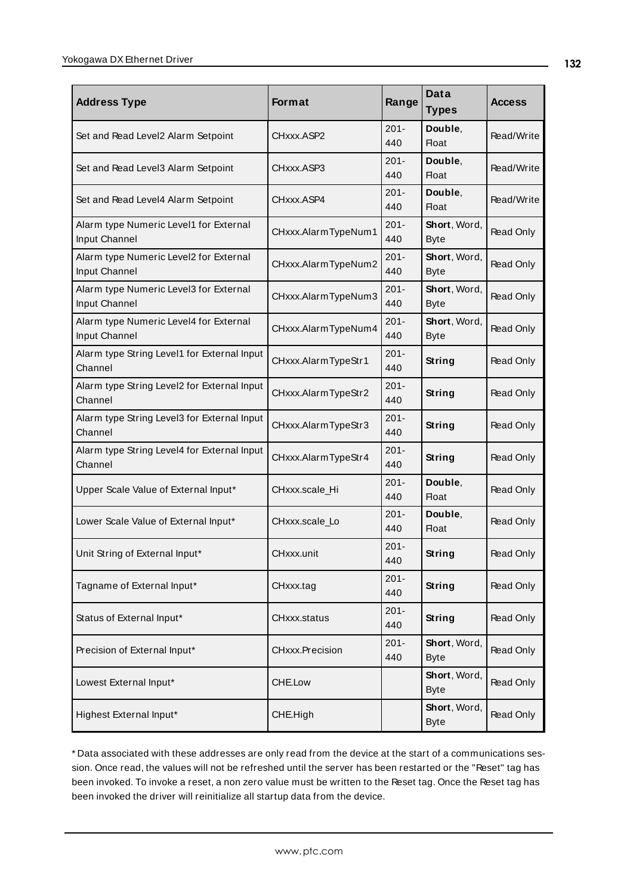| Address Type | Format | Range | Data Types | Access |
|---|---|---|---|---|
| Set and Read Level2 Alarm Setpoint | CHxxx.ASP2 | 201-440 | **Double**, Float | Read/Write |
| Set and Read Level3 Alarm Setpoint | CHxxx.ASP3 | 201-440 | **Double**, Float | Read/Write |
| Set and Read Level4 Alarm Setpoint | CHxxx.ASP4 | 201-440 | **Double**, Float | Read/Write |
| Alarm type Numeric Level1 for External Input Channel | CHxxx.AlarmTypeNum1 | 201-440 | **Short**, Word, Byte | Read Only |
| Alarm type Numeric Level2 for External Input Channel | CHxxx.AlarmTypeNum2 | 201-440 | **Short**, Word, Byte | Read Only |
| Alarm type Numeric Level3 for External Input Channel | CHxxx.AlarmTypeNum3 | 201-440 | **Short**, Word, Byte | Read Only |
| Alarm type Numeric Level4 for External Input Channel | CHxxx.AlarmTypeNum4 | 201-440 | **Short**, Word, Byte | Read Only |
| Alarm type String Level1 for External Input Channel | CHxxx.AlarmTypeStr1 | 201-440 | **String** | Read Only |
| Alarm type String Level2 for External Input Channel | CHxxx.AlarmTypeStr2 | 201-440 | **String** | Read Only |
| Alarm type String Level3 for External Input Channel | CHxxx.AlarmTypeStr3 | 201-440 | **String** | Read Only |
| Alarm type String Level4 for External Input Channel | CHxxx.AlarmTypeStr4 | 201-440 | **String** | Read Only |
| Upper Scale Value of External Input* | CHxxx.scale_Hi | 201-440 | **Double**, Float | Read Only |
| Lower Scale Value of External Input* | CHxxx.scale_Lo | 201-440 | **Double**, Float | Read Only |
| Unit String of External Input* | CHxxx.unit | 201-440 | **String** | Read Only |
| Tagname of External Input* | CHxxx.tag | 201-440 | **String** | Read Only |
| Status of External Input* | CHxxx.status | 201-440 | **String** | Read Only |
| Precision of External Input* | CHxxx.Precision | 201-440 | **Short**, Word, Byte | Read Only |
| Lowest External Input* | CHE.Low | | **Short**, Word, Byte | Read Only |
| Highest External Input* | CHE.High | | **Short**, Word, Byte | Read Only |

* Data associated with these addresses are only read from the device at the start of a communications session. Once read, the values will not be refreshed until the server has been restarted or the "Reset" tag has been invoked. To invoke a reset, a non zero value must be written to the Reset tag. Once the Reset tag has been invoked the driver will reinitialize all startup data from the device.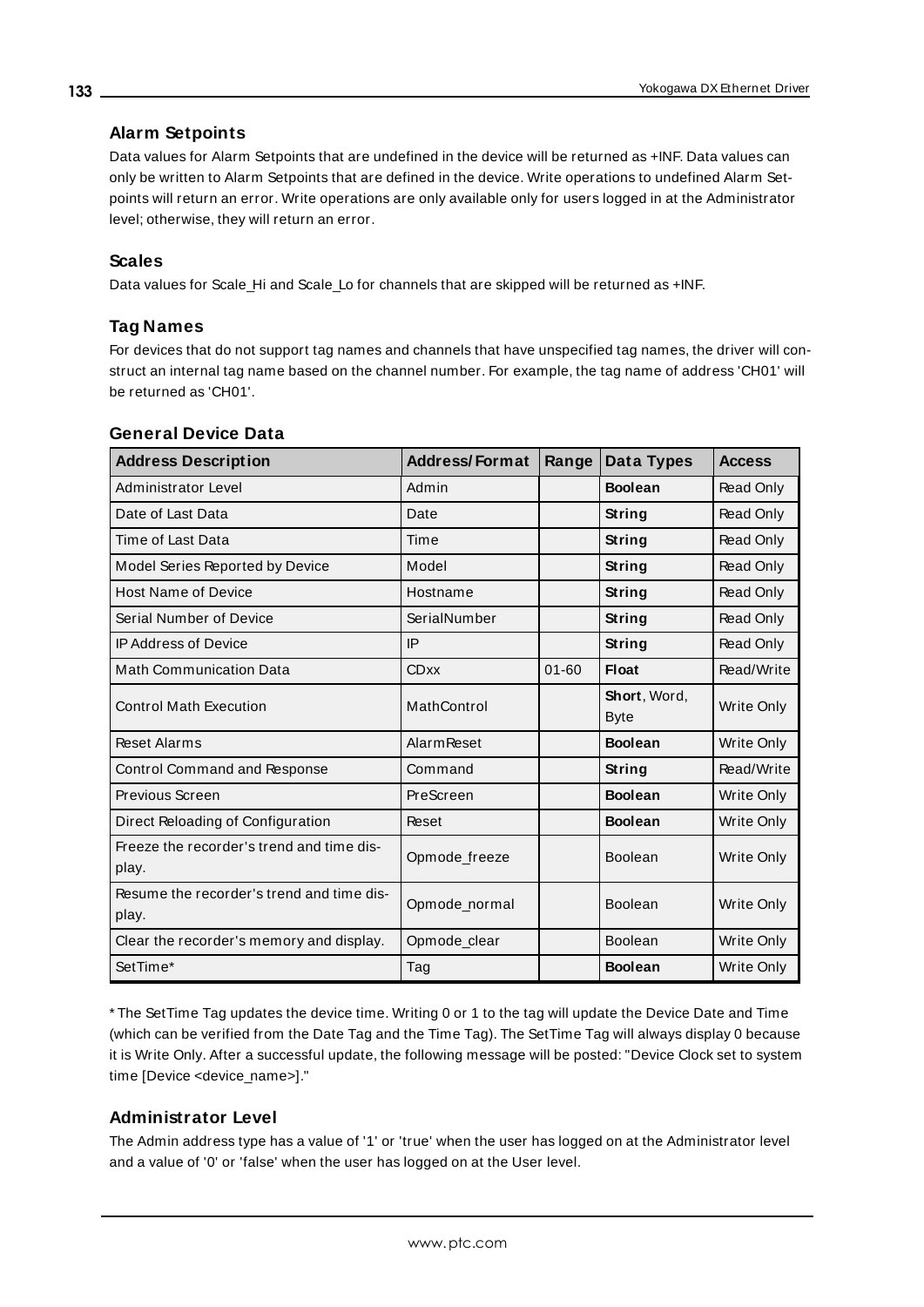### Alarm Setpoints

Data values for Alarm Setpoints that are undefined in the device will be returned as +INF. Data values can only be written to Alarm Setpoints that are defined in the device. Write operations to undefined Alarm Setpoints will return an error. Write operations are only available only for users logged in at the Administrator level; otherwise, they will return an error.

### Scales

Data values for Scale_Hi and Scale_Lo for channels that are skipped will be returned as +INF.

### Tag Names

For devices that do not support tag names and channels that have unspecified tag names, the driver will construct an internal tag name based on the channel number. For example, the tag name of address 'CH01' will be returned as 'CH01'.

### General Device Data

| Address Description | Address/Format | Range | Data Types | Access |
|---|---|---|---|---|
| Administrator Level | Admin | | **Boolean** | Read Only |
| Date of Last Data | Date | | **String** | Read Only |
| Time of Last Data | Time | | **String** | Read Only |
| Model Series Reported by Device | Model | | **String** | Read Only |
| Host Name of Device | Hostname | | **String** | Read Only |
| Serial Number of Device | SerialNumber | | **String** | Read Only |
| IP Address of Device | IP | | **String** | Read Only |
| Math Communication Data | CDxx | 01-60 | **Float** | Read/Write |
| Control Math Execution | MathControl | | **Short**, Word, Byte | Write Only |
| Reset Alarms | AlarmReset | | **Boolean** | Write Only |
| Control Command and Response | Command | | **String** | Read/Write |
| Previous Screen | PreScreen | | **Boolean** | Write Only |
| Direct Reloading of Configuration | Reset | | **Boolean** | Write Only |
| Freeze the recorder's trend and time display. | Opmode_freeze | | Boolean | Write Only |
| Resume the recorder's trend and time display. | Opmode_normal | | Boolean | Write Only |
| Clear the recorder's memory and display. | Opmode_clear | | Boolean | Write Only |
| SetTime* | Tag | | **Boolean** | Write Only |

* The SetTime Tag updates the device time. Writing 0 or 1 to the tag will update the Device Date and Time (which can be verified from the Date Tag and the Time Tag). The SetTime Tag will always display 0 because it is Write Only. After a successful update, the following message will be posted: "Device Clock set to system time [Device <device_name>]."

### Administrator Level

The Admin address type has a value of '1' or 'true' when the user has logged on at the Administrator level and a value of '0' or 'false' when the user has logged on at the User level.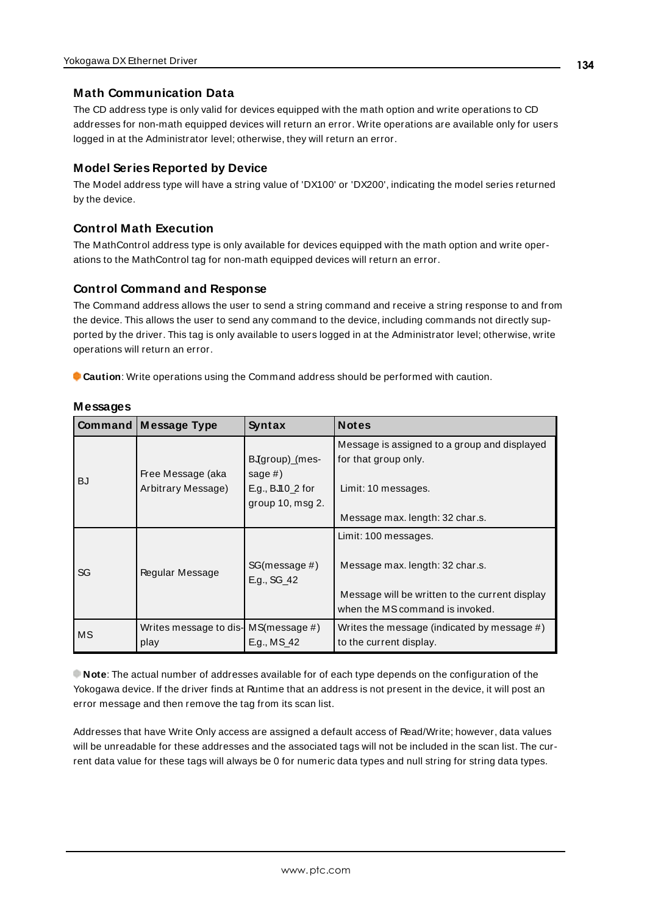### Math Communication Data

The CD address type is only valid for devices equipped with the math option and write operations to CD addresses for non-math equipped devices will return an error. Write operations are available only for users logged in at the Administrator level; otherwise, they will return an error.

### Model Series Reported by Device

The Model address type will have a string value of 'DX100' or 'DX200', indicating the model series returned by the device.

### Control Math Execution

The MathControl address type is only available for devices equipped with the math option and write operations to the MathControl tag for non-math equipped devices will return an error.

### Control Command and Response

The Command address allows the user to send a string command and receive a string response to and from the device. This allows the user to send any command to the device, including commands not directly supported by the driver. This tag is only available to users logged in at the Administrator level; otherwise, write operations will return an error.

**Caution**: Write operations using the Command address should be performed with caution.

### Messages

| Command | Message Type | Syntax | Notes |
|---|---|---|---|
| BJ | Free Message (aka Arbitrary Message) | BJ(group)_(message #) E.g., BJ10_2 for group 10, msg 2. | Message is assigned to a group and displayed for that group only. Limit: 10 messages. Message max. length: 32 char.s. |
| SG | Regular Message | SG(message #) E.g., SG_42 | Limit: 100 messages. Message max. length: 32 char.s. Message will be written to the current display when the MS command is invoked. |
| MS | Writes message to display | MS(message #) E.g., MS_42 | Writes the message (indicated by message #) to the current display. |

**Note**: The actual number of addresses available for of each type depends on the configuration of the Yokogawa device. If the driver finds at Runtime that an address is not present in the device, it will post an error message and then remove the tag from its scan list.

Addresses that have Write Only access are assigned a default access of Read/Write; however, data values will be unreadable for these addresses and the associated tags will not be included in the scan list. The current data value for these tags will always be 0 for numeric data types and null string for string data types.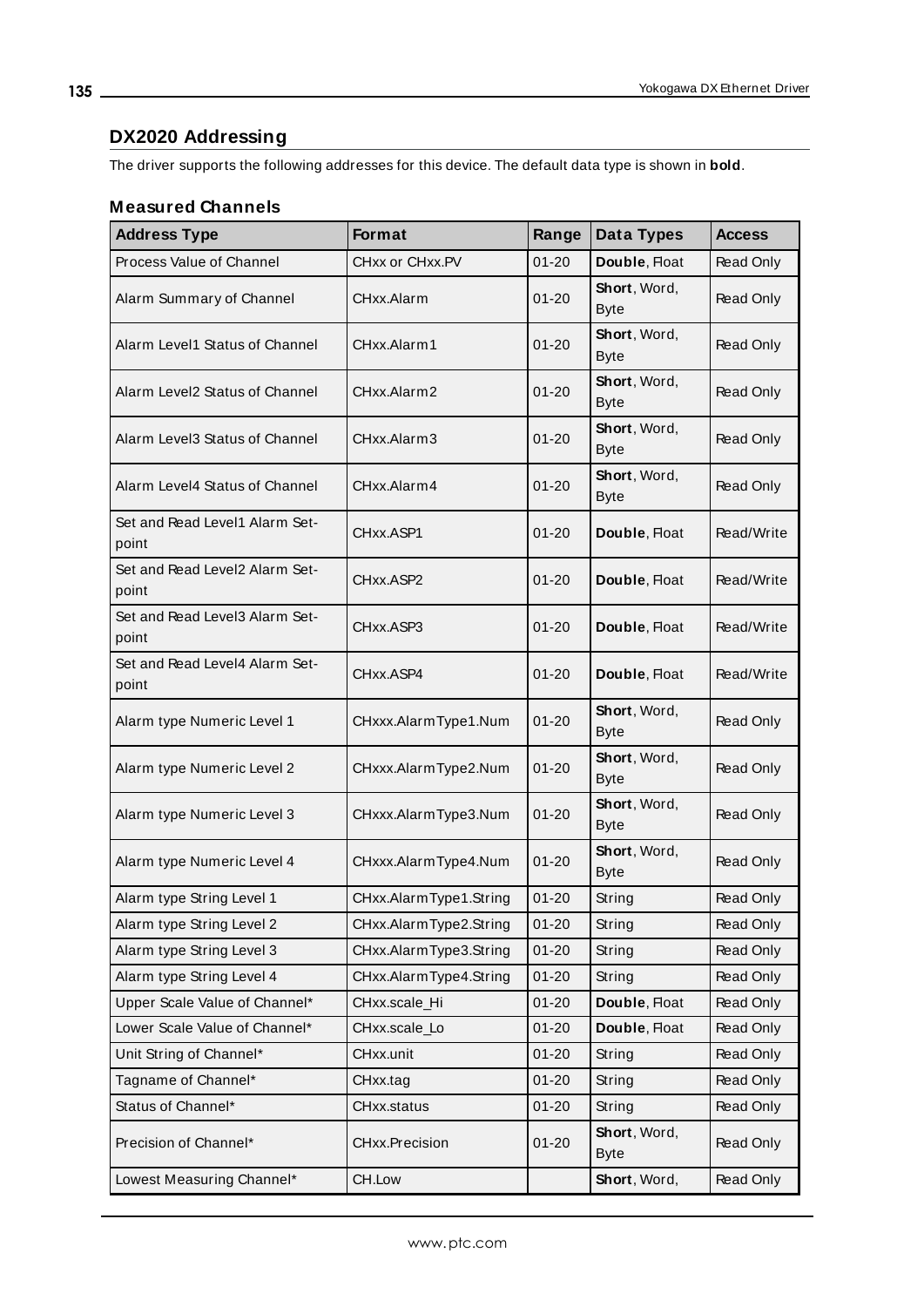## DX2020 Addressing

The driver supports the following addresses for this device. The default data type is shown in **bold**.

### Measured Channels

| Address Type | Format | Range | Data Types | Access |
|---|---|---|---|---|
| Process Value of Channel | CHxx or CHxx.PV | 01-20 | **Double**, Float | Read Only |
| Alarm Summary of Channel | CHxx.Alarm | 01-20 | **Short**, Word, Byte | Read Only |
| Alarm Level1 Status of Channel | CHxx.Alarm1 | 01-20 | **Short**, Word, Byte | Read Only |
| Alarm Level2 Status of Channel | CHxx.Alarm2 | 01-20 | **Short**, Word, Byte | Read Only |
| Alarm Level3 Status of Channel | CHxx.Alarm3 | 01-20 | **Short**, Word, Byte | Read Only |
| Alarm Level4 Status of Channel | CHxx.Alarm4 | 01-20 | **Short**, Word, Byte | Read Only |
| Set and Read Level1 Alarm Set-point | CHxx.ASP1 | 01-20 | **Double**, Float | Read/Write |
| Set and Read Level2 Alarm Set-point | CHxx.ASP2 | 01-20 | **Double**, Float | Read/Write |
| Set and Read Level3 Alarm Set-point | CHxx.ASP3 | 01-20 | **Double**, Float | Read/Write |
| Set and Read Level4 Alarm Set-point | CHxx.ASP4 | 01-20 | **Double**, Float | Read/Write |
| Alarm type Numeric Level 1 | CHxxx.AlarmType1.Num | 01-20 | **Short**, Word, Byte | Read Only |
| Alarm type Numeric Level 2 | CHxxx.AlarmType2.Num | 01-20 | **Short**, Word, Byte | Read Only |
| Alarm type Numeric Level 3 | CHxxx.AlarmType3.Num | 01-20 | **Short**, Word, Byte | Read Only |
| Alarm type Numeric Level 4 | CHxxx.AlarmType4.Num | 01-20 | **Short**, Word, Byte | Read Only |
| Alarm type String Level 1 | CHxx.AlarmType1.String | 01-20 | String | Read Only |
| Alarm type String Level 2 | CHxx.AlarmType2.String | 01-20 | String | Read Only |
| Alarm type String Level 3 | CHxx.AlarmType3.String | 01-20 | String | Read Only |
| Alarm type String Level 4 | CHxx.AlarmType4.String | 01-20 | String | Read Only |
| Upper Scale Value of Channel* | CHxx.scale_Hi | 01-20 | **Double**, Float | Read Only |
| Lower Scale Value of Channel* | CHxx.scale_Lo | 01-20 | **Double**, Float | Read Only |
| Unit String of Channel* | CHxx.unit | 01-20 | String | Read Only |
| Tagname of Channel* | CHxx.tag | 01-20 | String | Read Only |
| Status of Channel* | CHxx.status | 01-20 | String | Read Only |
| Precision of Channel* | CHxx.Precision | 01-20 | **Short**, Word, Byte | Read Only |
| Lowest Measuring Channel* | CH.Low | | **Short**, Word, | Read Only |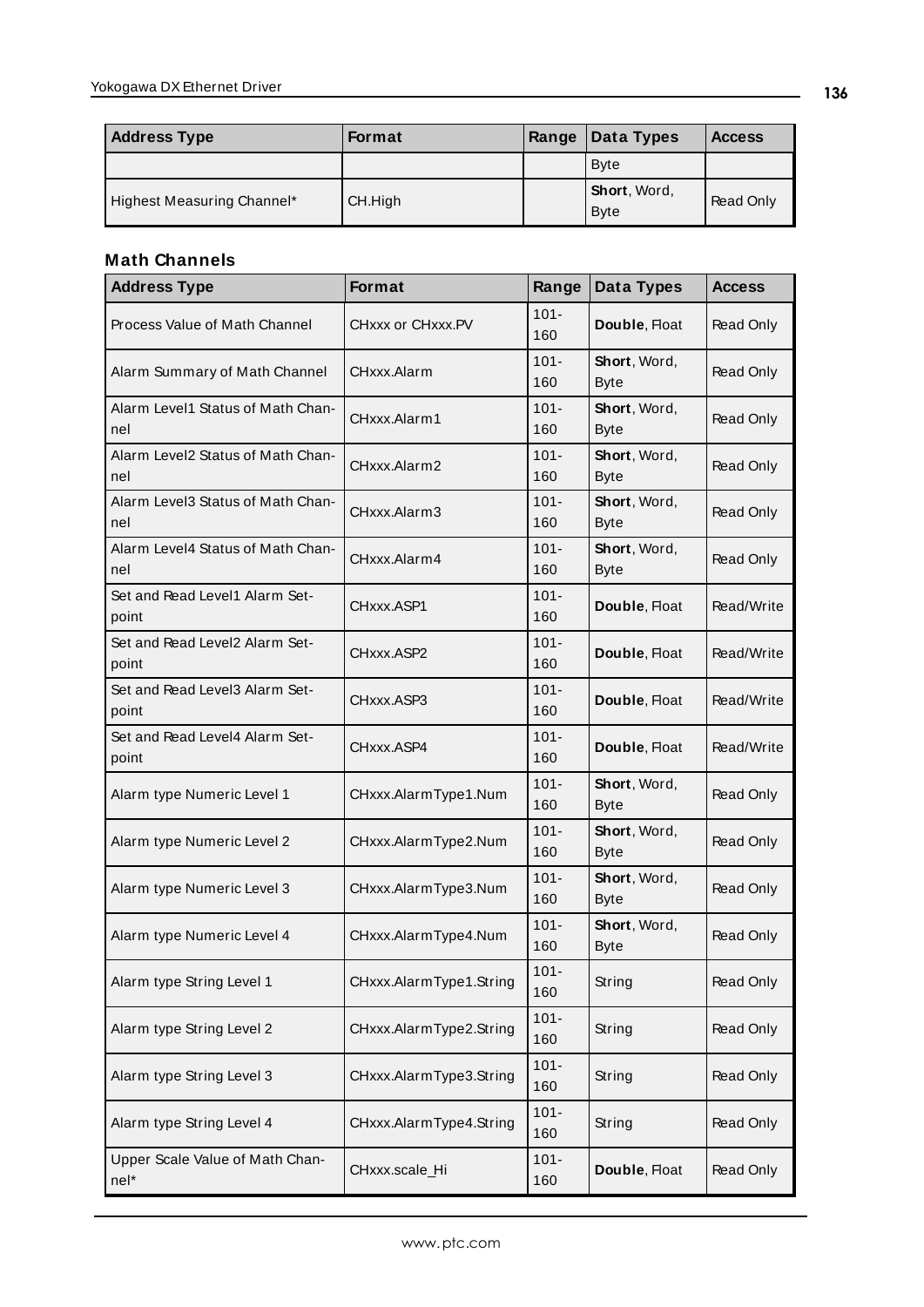| Address Type | Format | Range | Data Types | Access |
|---|---|---|---|---|
| | | | Byte | |
| Highest Measuring Channel* | CH.High | | **Short**, Word, Byte | Read Only |

### Math Channels

| Address Type | Format | Range | Data Types | Access |
|---|---|---|---|---|
| Process Value of Math Channel | CHxxx or CHxxx.PV | 101-160 | **Double**, Float | Read Only |
| Alarm Summary of Math Channel | CHxxx.Alarm | 101-160 | **Short**, Word, Byte | Read Only |
| Alarm Level1 Status of Math Channel | CHxxx.Alarm1 | 101-160 | **Short**, Word, Byte | Read Only |
| Alarm Level2 Status of Math Channel | CHxxx.Alarm2 | 101-160 | **Short**, Word, Byte | Read Only |
| Alarm Level3 Status of Math Channel | CHxxx.Alarm3 | 101-160 | **Short**, Word, Byte | Read Only |
| Alarm Level4 Status of Math Channel | CHxxx.Alarm4 | 101-160 | **Short**, Word, Byte | Read Only |
| Set and Read Level1 Alarm Setpoint | CHxxx.ASP1 | 101-160 | **Double**, Float | Read/Write |
| Set and Read Level2 Alarm Setpoint | CHxxx.ASP2 | 101-160 | **Double**, Float | Read/Write |
| Set and Read Level3 Alarm Setpoint | CHxxx.ASP3 | 101-160 | **Double**, Float | Read/Write |
| Set and Read Level4 Alarm Setpoint | CHxxx.ASP4 | 101-160 | **Double**, Float | Read/Write |
| Alarm type Numeric Level 1 | CHxxx.AlarmType1.Num | 101-160 | **Short**, Word, Byte | Read Only |
| Alarm type Numeric Level 2 | CHxxx.AlarmType2.Num | 101-160 | **Short**, Word, Byte | Read Only |
| Alarm type Numeric Level 3 | CHxxx.AlarmType3.Num | 101-160 | **Short**, Word, Byte | Read Only |
| Alarm type Numeric Level 4 | CHxxx.AlarmType4.Num | 101-160 | **Short**, Word, Byte | Read Only |
| Alarm type String Level 1 | CHxxx.AlarmType1.String | 101-160 | String | Read Only |
| Alarm type String Level 2 | CHxxx.AlarmType2.String | 101-160 | String | Read Only |
| Alarm type String Level 3 | CHxxx.AlarmType3.String | 101-160 | String | Read Only |
| Alarm type String Level 4 | CHxxx.AlarmType4.String | 101-160 | String | Read Only |
| Upper Scale Value of Math Channel* | CHxxx.scale_Hi | 101-160 | **Double**, Float | Read Only |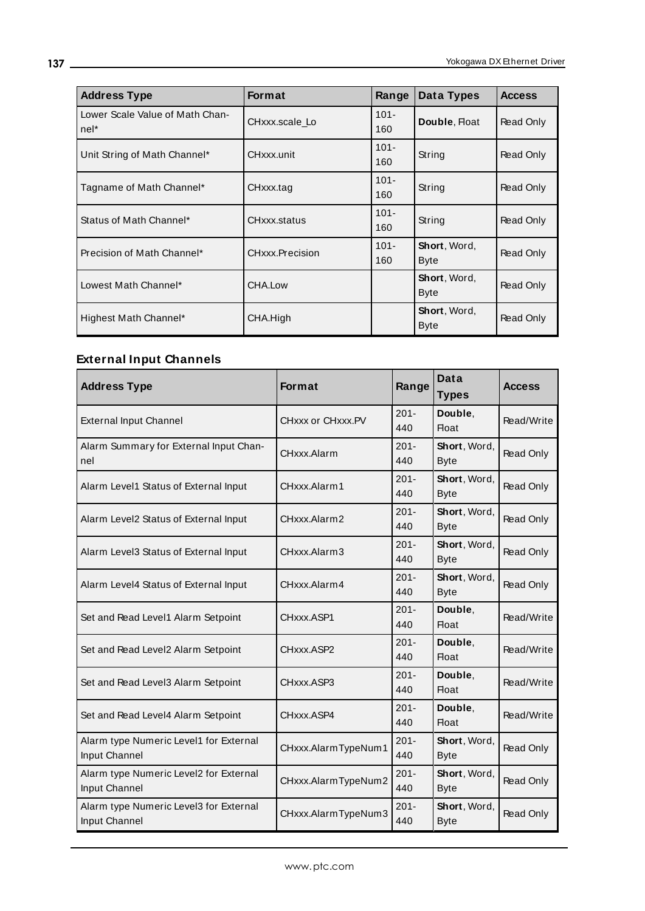| Address Type | Format | Range | Data Types | Access |
|---|---|---|---|---|
| Lower Scale Value of Math Channel* | CHxxx.scale_Lo | 101-160 | **Double**, Float | Read Only |
| Unit String of Math Channel* | CHxxx.unit | 101-160 | String | Read Only |
| Tagname of Math Channel* | CHxxx.tag | 101-160 | String | Read Only |
| Status of Math Channel* | CHxxx.status | 101-160 | String | Read Only |
| Precision of Math Channel* | CHxxx.Precision | 101-160 | **Short**, Word, Byte | Read Only |
| Lowest Math Channel* | CHA.Low | | **Short**, Word, Byte | Read Only |
| Highest Math Channel* | CHA.High | | **Short**, Word, Byte | Read Only |

### External Input Channels

| Address Type | Format | Range | Data Types | Access |
|---|---|---|---|---|
| External Input Channel | CHxxx or CHxxx.PV | 201-440 | **Double**, Float | Read/Write |
| Alarm Summary for External Input Channel | CHxxx.Alarm | 201-440 | **Short**, Word, Byte | Read Only |
| Alarm Level1 Status of External Input | CHxxx.Alarm1 | 201-440 | **Short**, Word, Byte | Read Only |
| Alarm Level2 Status of External Input | CHxxx.Alarm2 | 201-440 | **Short**, Word, Byte | Read Only |
| Alarm Level3 Status of External Input | CHxxx.Alarm3 | 201-440 | **Short**, Word, Byte | Read Only |
| Alarm Level4 Status of External Input | CHxxx.Alarm4 | 201-440 | **Short**, Word, Byte | Read Only |
| Set and Read Level1 Alarm Setpoint | CHxxx.ASP1 | 201-440 | **Double**, Float | Read/Write |
| Set and Read Level2 Alarm Setpoint | CHxxx.ASP2 | 201-440 | **Double**, Float | Read/Write |
| Set and Read Level3 Alarm Setpoint | CHxxx.ASP3 | 201-440 | **Double**, Float | Read/Write |
| Set and Read Level4 Alarm Setpoint | CHxxx.ASP4 | 201-440 | **Double**, Float | Read/Write |
| Alarm type Numeric Level1 for External Input Channel | CHxxx.AlarmTypeNum1 | 201-440 | **Short**, Word, Byte | Read Only |
| Alarm type Numeric Level2 for External Input Channel | CHxxx.AlarmTypeNum2 | 201-440 | **Short**, Word, Byte | Read Only |
| Alarm type Numeric Level3 for External Input Channel | CHxxx.AlarmTypeNum3 | 201-440 | **Short**, Word, Byte | Read Only |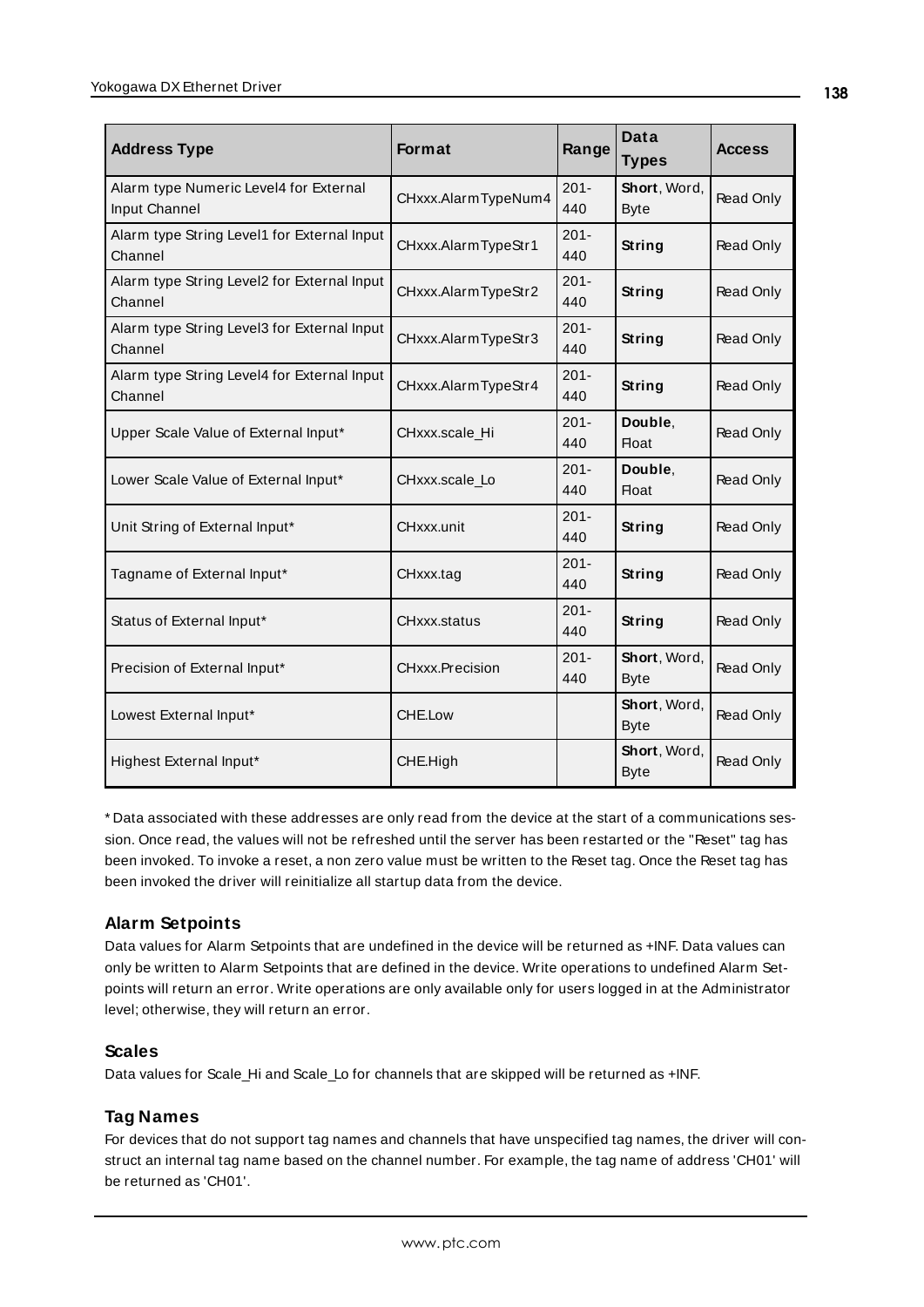| Address Type | Format | Range | Data Types | Access |
|---|---|---|---|---|
| Alarm type Numeric Level4 for External Input Channel | CHxxx.AlarmTypeNum4 | 201-440 | **Short**, Word, Byte | Read Only |
| Alarm type String Level1 for External Input Channel | CHxxx.AlarmTypeStr1 | 201-440 | **String** | Read Only |
| Alarm type String Level2 for External Input Channel | CHxxx.AlarmTypeStr2 | 201-440 | **String** | Read Only |
| Alarm type String Level3 for External Input Channel | CHxxx.AlarmTypeStr3 | 201-440 | **String** | Read Only |
| Alarm type String Level4 for External Input Channel | CHxxx.AlarmTypeStr4 | 201-440 | **String** | Read Only |
| Upper Scale Value of External Input* | CHxxx.scale_Hi | 201-440 | **Double**, Float | Read Only |
| Lower Scale Value of External Input* | CHxxx.scale_Lo | 201-440 | **Double**, Float | Read Only |
| Unit String of External Input* | CHxxx.unit | 201-440 | **String** | Read Only |
| Tagname of External Input* | CHxxx.tag | 201-440 | **String** | Read Only |
| Status of External Input* | CHxxx.status | 201-440 | **String** | Read Only |
| Precision of External Input* | CHxxx.Precision | 201-440 | **Short**, Word, Byte | Read Only |
| Lowest External Input* | CHE.Low | | **Short**, Word, Byte | Read Only |
| Highest External Input* | CHE.High | | **Short**, Word, Byte | Read Only |

* Data associated with these addresses are only read from the device at the start of a communications session. Once read, the values will not be refreshed until the server has been restarted or the "Reset" tag has been invoked. To invoke a reset, a non zero value must be written to the Reset tag. Once the Reset tag has been invoked the driver will reinitialize all startup data from the device.

### Alarm Setpoints

Data values for Alarm Setpoints that are undefined in the device will be returned as +INF. Data values can only be written to Alarm Setpoints that are defined in the device. Write operations to undefined Alarm Setpoints will return an error. Write operations are only available only for users logged in at the Administrator level; otherwise, they will return an error.

### Scales

Data values for Scale_Hi and Scale_Lo for channels that are skipped will be returned as +INF.

### Tag Names

For devices that do not support tag names and channels that have unspecified tag names, the driver will construct an internal tag name based on the channel number. For example, the tag name of address 'CH01' will be returned as 'CH01'.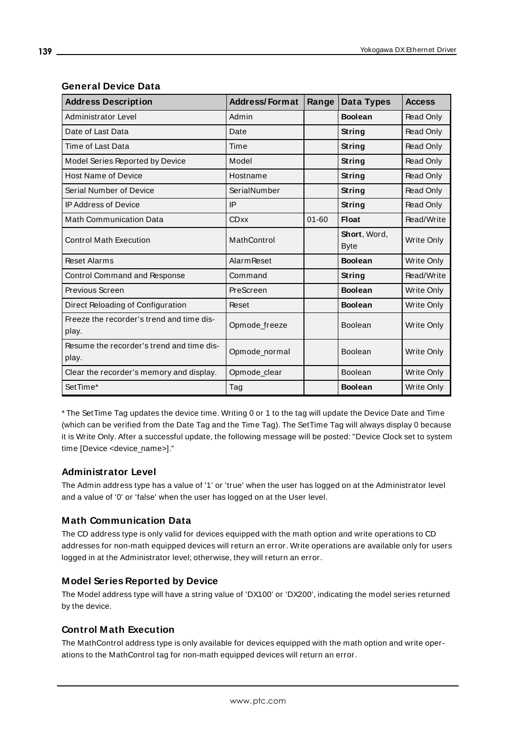### General Device Data

| Address Description | Address/Format | Range | Data Types | Access |
|---|---|---|---|---|
| Administrator Level | Admin | | **Boolean** | Read Only |
| Date of Last Data | Date | | **String** | Read Only |
| Time of Last Data | Time | | **String** | Read Only |
| Model Series Reported by Device | Model | | **String** | Read Only |
| Host Name of Device | Hostname | | **String** | Read Only |
| Serial Number of Device | SerialNumber | | **String** | Read Only |
| IP Address of Device | IP | | **String** | Read Only |
| Math Communication Data | CDxx | 01-60 | **Float** | Read/Write |
| Control Math Execution | MathControl | | **Short**, Word, Byte | Write Only |
| Reset Alarms | AlarmReset | | **Boolean** | Write Only |
| Control Command and Response | Command | | **String** | Read/Write |
| Previous Screen | PreScreen | | **Boolean** | Write Only |
| Direct Reloading of Configuration | Reset | | **Boolean** | Write Only |
| Freeze the recorder's trend and time display. | Opmode_freeze | | Boolean | Write Only |
| Resume the recorder's trend and time display. | Opmode_normal | | Boolean | Write Only |
| Clear the recorder's memory and display. | Opmode_clear | | Boolean | Write Only |
| SetTime* | Tag | | **Boolean** | Write Only |

* The SetTime Tag updates the device time. Writing 0 or 1 to the tag will update the Device Date and Time (which can be verified from the Date Tag and the Time Tag). The SetTime Tag will always display 0 because it is Write Only. After a successful update, the following message will be posted: "Device Clock set to system time [Device <device_name>]."

### Administrator Level

The Admin address type has a value of '1' or 'true' when the user has logged on at the Administrator level and a value of '0' or 'false' when the user has logged on at the User level.

### Math Communication Data

The CD address type is only valid for devices equipped with the math option and write operations to CD addresses for non-math equipped devices will return an error. Write operations are available only for users logged in at the Administrator level; otherwise, they will return an error.

### Model Series Reported by Device

The Model address type will have a string value of 'DX100' or 'DX200', indicating the model series returned by the device.

### Control Math Execution

The MathControl address type is only available for devices equipped with the math option and write operations to the MathControl tag for non-math equipped devices will return an error.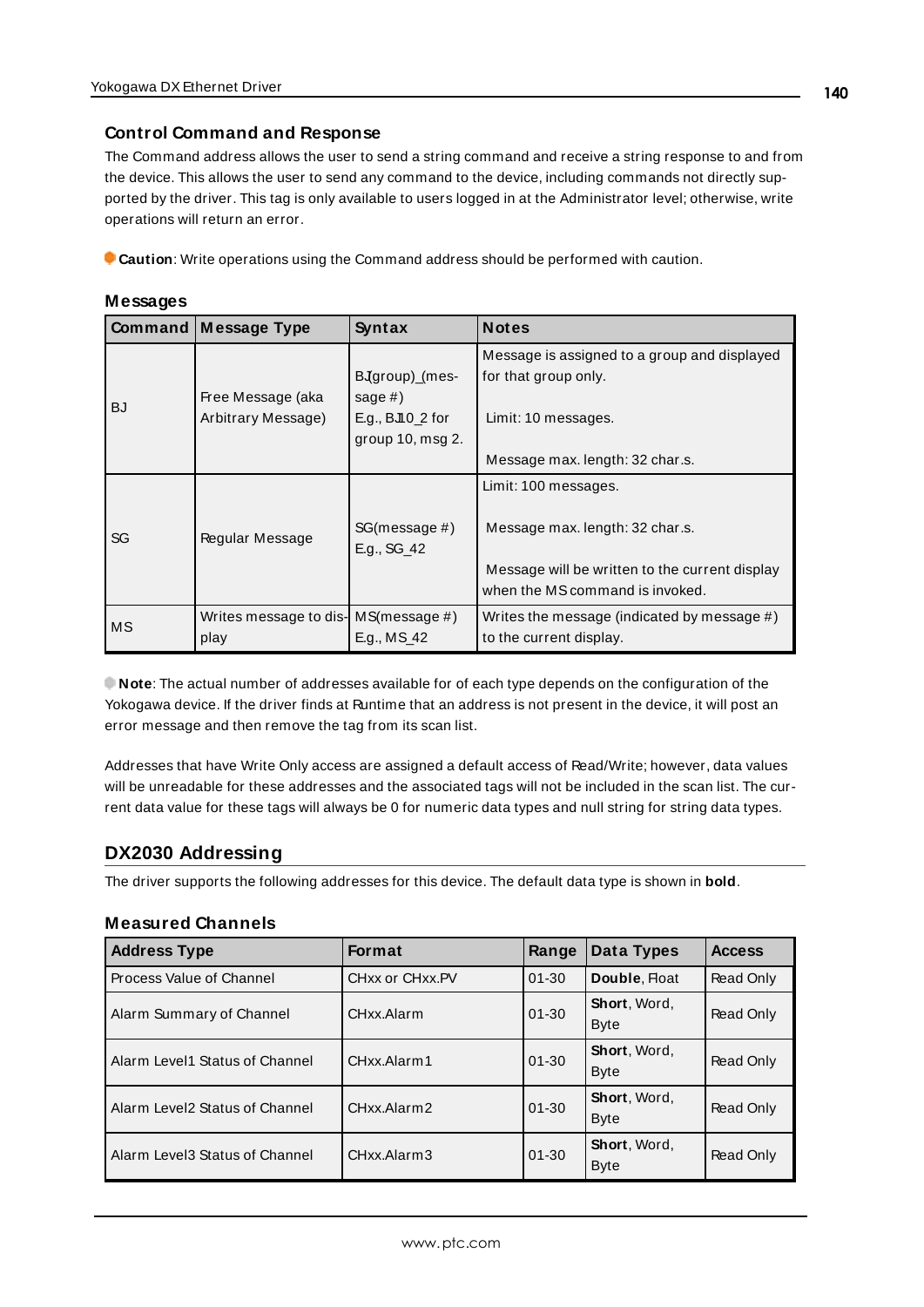### Control Command and Response

The Command address allows the user to send a string command and receive a string response to and from the device. This allows the user to send any command to the device, including commands not directly supported by the driver. This tag is only available to users logged in at the Administrator level; otherwise, write operations will return an error.

**Caution**: Write operations using the Command address should be performed with caution.

### Messages

| Command | Message Type | Syntax | Notes |
|---|---|---|---|
| BJ | Free Message (aka Arbitrary Message) | BJ(group)_(message #) E.g., BJ10_2 for group 10, msg 2. | Message is assigned to a group and displayed for that group only. Limit: 10 messages. Message max. length: 32 char.s. |
| SG | Regular Message | SG(message #) E.g., SG_42 | Limit: 100 messages. Message max. length: 32 char.s. Message will be written to the current display when the MS command is invoked. |
| MS | Writes message to display | MS(message #) E.g., MS_42 | Writes the message (indicated by message #) to the current display. |

**Note**: The actual number of addresses available for of each type depends on the configuration of the Yokogawa device. If the driver finds at Runtime that an address is not present in the device, it will post an error message and then remove the tag from its scan list.

Addresses that have Write Only access are assigned a default access of Read/Write; however, data values will be unreadable for these addresses and the associated tags will not be included in the scan list. The current data value for these tags will always be 0 for numeric data types and null string for string data types.

## DX2030 Addressing

The driver supports the following addresses for this device. The default data type is shown in **bold**.

### Measured Channels

| Address Type | Format | Range | Data Types | Access |
|---|---|---|---|---|
| Process Value of Channel | CHxx or CHxx.PV | 01-30 | **Double**, Float | Read Only |
| Alarm Summary of Channel | CHxx.Alarm | 01-30 | **Short**, Word, Byte | Read Only |
| Alarm Level1 Status of Channel | CHxx.Alarm1 | 01-30 | **Short**, Word, Byte | Read Only |
| Alarm Level2 Status of Channel | CHxx.Alarm2 | 01-30 | **Short**, Word, Byte | Read Only |
| Alarm Level3 Status of Channel | CHxx.Alarm3 | 01-30 | **Short**, Word, Byte | Read Only |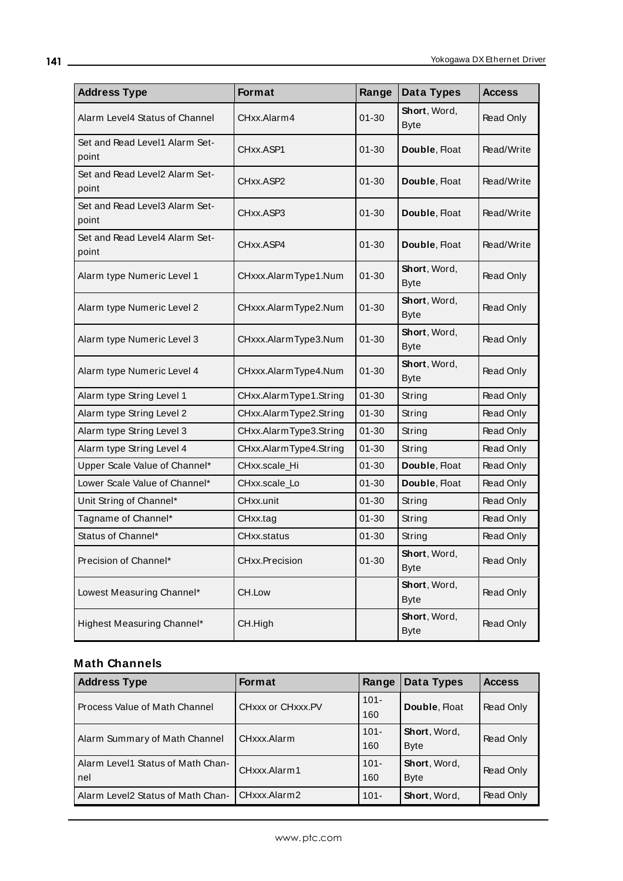| Address Type | Format | Range | Data Types | Access |
|---|---|---|---|---|
| Alarm Level4 Status of Channel | CHxx.Alarm4 | 01-30 | **Short**, Word, Byte | Read Only |
| Set and Read Level1 Alarm Set-point | CHxx.ASP1 | 01-30 | **Double**, Float | Read/Write |
| Set and Read Level2 Alarm Set-point | CHxx.ASP2 | 01-30 | **Double**, Float | Read/Write |
| Set and Read Level3 Alarm Set-point | CHxx.ASP3 | 01-30 | **Double**, Float | Read/Write |
| Set and Read Level4 Alarm Set-point | CHxx.ASP4 | 01-30 | **Double**, Float | Read/Write |
| Alarm type Numeric Level 1 | CHxxx.AlarmType1.Num | 01-30 | **Short**, Word, Byte | Read Only |
| Alarm type Numeric Level 2 | CHxxx.AlarmType2.Num | 01-30 | **Short**, Word, Byte | Read Only |
| Alarm type Numeric Level 3 | CHxxx.AlarmType3.Num | 01-30 | **Short**, Word, Byte | Read Only |
| Alarm type Numeric Level 4 | CHxxx.AlarmType4.Num | 01-30 | **Short**, Word, Byte | Read Only |
| Alarm type String Level 1 | CHxx.AlarmType1.String | 01-30 | String | Read Only |
| Alarm type String Level 2 | CHxx.AlarmType2.String | 01-30 | String | Read Only |
| Alarm type String Level 3 | CHxx.AlarmType3.String | 01-30 | String | Read Only |
| Alarm type String Level 4 | CHxx.AlarmType4.String | 01-30 | String | Read Only |
| Upper Scale Value of Channel* | CHxx.scale_Hi | 01-30 | **Double**, Float | Read Only |
| Lower Scale Value of Channel* | CHxx.scale_Lo | 01-30 | **Double**, Float | Read Only |
| Unit String of Channel* | CHxx.unit | 01-30 | String | Read Only |
| Tagname of Channel* | CHxx.tag | 01-30 | String | Read Only |
| Status of Channel* | CHxx.status | 01-30 | String | Read Only |
| Precision of Channel* | CHxx.Precision | 01-30 | **Short**, Word, Byte | Read Only |
| Lowest Measuring Channel* | CH.Low | | **Short**, Word, Byte | Read Only |
| Highest Measuring Channel* | CH.High | | **Short**, Word, Byte | Read Only |

### Math Channels

| Address Type | Format | Range | Data Types | Access |
|---|---|---|---|---|
| Process Value of Math Channel | CHxxx or CHxxx.PV | 101-160 | **Double**, Float | Read Only |
| Alarm Summary of Math Channel | CHxxx.Alarm | 101-160 | **Short**, Word, Byte | Read Only |
| Alarm Level1 Status of Math Channel | CHxxx.Alarm1 | 101-160 | **Short**, Word, Byte | Read Only |
| Alarm Level2 Status of Math Chan- | CHxxx.Alarm2 | 101- | **Short**, Word, | Read Only |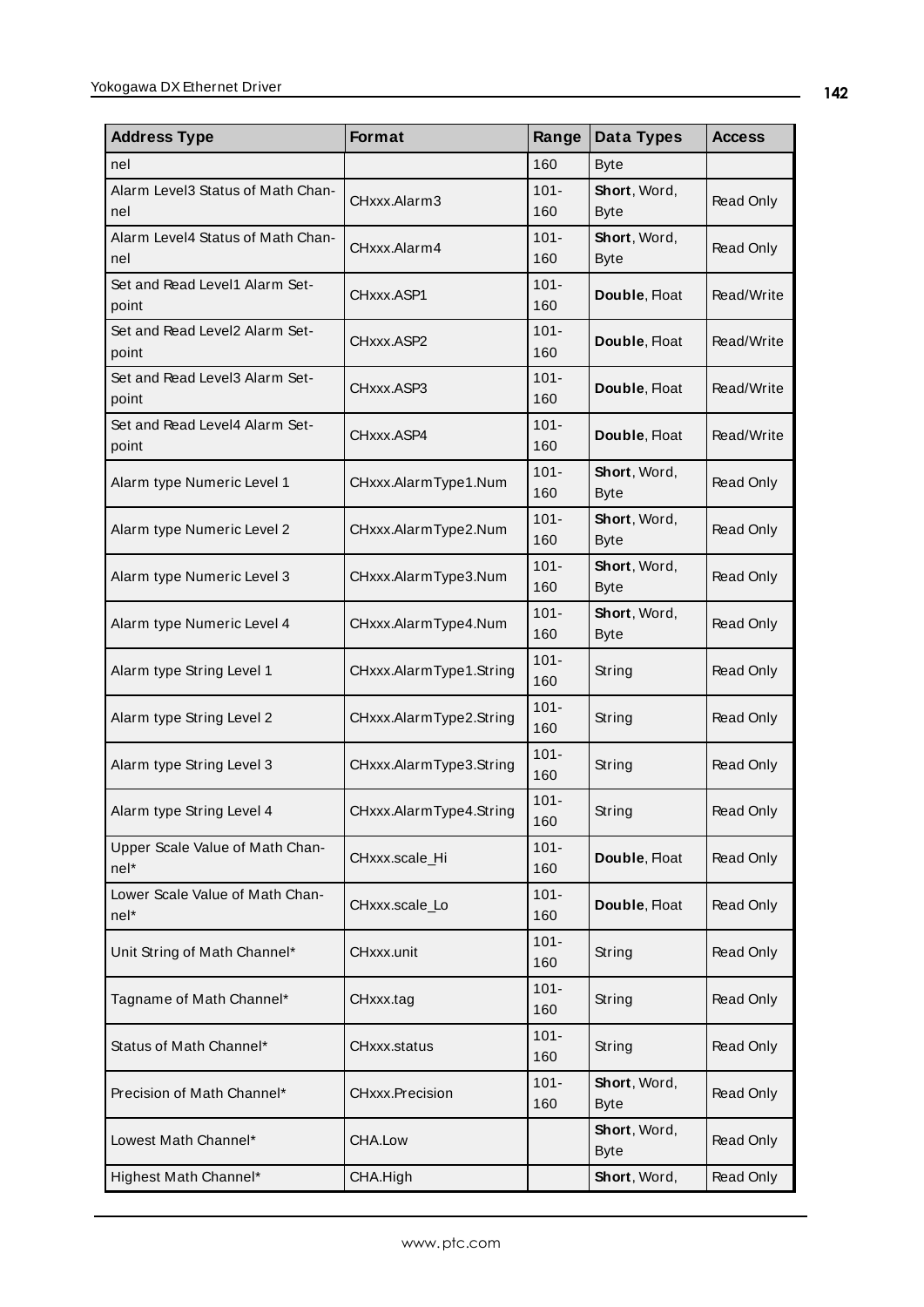| Address Type | Format | Range | Data Types | Access |
|---|---|---|---|---|
| nel | | 160 | Byte | |
| Alarm Level3 Status of Math Channel | CHxxx.Alarm3 | 101-160 | **Short**, Word, Byte | Read Only |
| Alarm Level4 Status of Math Channel | CHxxx.Alarm4 | 101-160 | **Short**, Word, Byte | Read Only |
| Set and Read Level1 Alarm Setpoint | CHxxx.ASP1 | 101-160 | **Double**, Float | Read/Write |
| Set and Read Level2 Alarm Setpoint | CHxxx.ASP2 | 101-160 | **Double**, Float | Read/Write |
| Set and Read Level3 Alarm Setpoint | CHxxx.ASP3 | 101-160 | **Double**, Float | Read/Write |
| Set and Read Level4 Alarm Setpoint | CHxxx.ASP4 | 101-160 | **Double**, Float | Read/Write |
| Alarm type Numeric Level 1 | CHxxx.AlarmType1.Num | 101-160 | **Short**, Word, Byte | Read Only |
| Alarm type Numeric Level 2 | CHxxx.AlarmType2.Num | 101-160 | **Short**, Word, Byte | Read Only |
| Alarm type Numeric Level 3 | CHxxx.AlarmType3.Num | 101-160 | **Short**, Word, Byte | Read Only |
| Alarm type Numeric Level 4 | CHxxx.AlarmType4.Num | 101-160 | **Short**, Word, Byte | Read Only |
| Alarm type String Level 1 | CHxxx.AlarmType1.String | 101-160 | String | Read Only |
| Alarm type String Level 2 | CHxxx.AlarmType2.String | 101-160 | String | Read Only |
| Alarm type String Level 3 | CHxxx.AlarmType3.String | 101-160 | String | Read Only |
| Alarm type String Level 4 | CHxxx.AlarmType4.String | 101-160 | String | Read Only |
| Upper Scale Value of Math Channel* | CHxxx.scale_Hi | 101-160 | **Double**, Float | Read Only |
| Lower Scale Value of Math Channel* | CHxxx.scale_Lo | 101-160 | **Double**, Float | Read Only |
| Unit String of Math Channel* | CHxxx.unit | 101-160 | String | Read Only |
| Tagname of Math Channel* | CHxxx.tag | 101-160 | String | Read Only |
| Status of Math Channel* | CHxxx.status | 101-160 | String | Read Only |
| Precision of Math Channel* | CHxxx.Precision | 101-160 | **Short**, Word, Byte | Read Only |
| Lowest Math Channel* | CHA.Low | | **Short**, Word, Byte | Read Only |
| Highest Math Channel* | CHA.High | | **Short**, Word, | Read Only |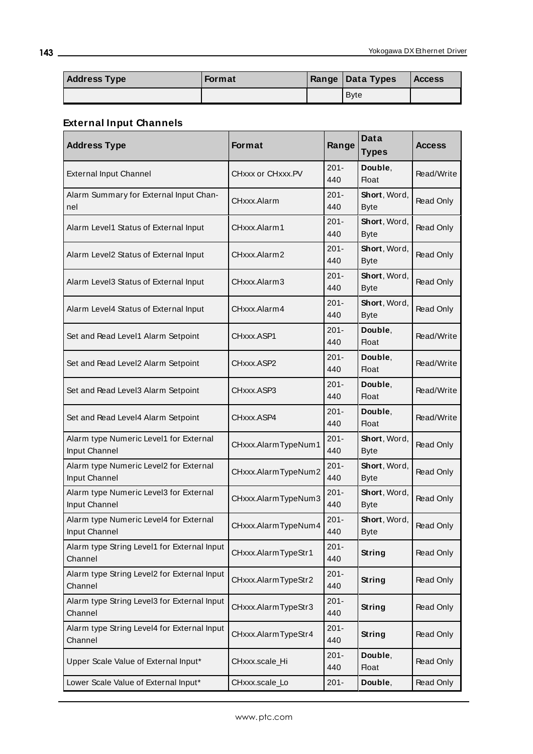| Address Type | Format | Range | Data Types | Access |
|---|---|---|---|---|
| | | | Byte | |

### External Input Channels

| Address Type | Format | Range | Data Types | Access |
|---|---|---|---|---|
| External Input Channel | CHxxx or CHxxx.PV | 201-440 | **Double**, Float | Read/Write |
| Alarm Summary for External Input Channel | CHxxx.Alarm | 201-440 | **Short**, Word, Byte | Read Only |
| Alarm Level1 Status of External Input | CHxxx.Alarm1 | 201-440 | **Short**, Word, Byte | Read Only |
| Alarm Level2 Status of External Input | CHxxx.Alarm2 | 201-440 | **Short**, Word, Byte | Read Only |
| Alarm Level3 Status of External Input | CHxxx.Alarm3 | 201-440 | **Short**, Word, Byte | Read Only |
| Alarm Level4 Status of External Input | CHxxx.Alarm4 | 201-440 | **Short**, Word, Byte | Read Only |
| Set and Read Level1 Alarm Setpoint | CHxxx.ASP1 | 201-440 | **Double**, Float | Read/Write |
| Set and Read Level2 Alarm Setpoint | CHxxx.ASP2 | 201-440 | **Double**, Float | Read/Write |
| Set and Read Level3 Alarm Setpoint | CHxxx.ASP3 | 201-440 | **Double**, Float | Read/Write |
| Set and Read Level4 Alarm Setpoint | CHxxx.ASP4 | 201-440 | **Double**, Float | Read/Write |
| Alarm type Numeric Level1 for External Input Channel | CHxxx.AlarmTypeNum1 | 201-440 | **Short**, Word, Byte | Read Only |
| Alarm type Numeric Level2 for External Input Channel | CHxxx.AlarmTypeNum2 | 201-440 | **Short**, Word, Byte | Read Only |
| Alarm type Numeric Level3 for External Input Channel | CHxxx.AlarmTypeNum3 | 201-440 | **Short**, Word, Byte | Read Only |
| Alarm type Numeric Level4 for External Input Channel | CHxxx.AlarmTypeNum4 | 201-440 | **Short**, Word, Byte | Read Only |
| Alarm type String Level1 for External Input Channel | CHxxx.AlarmTypeStr1 | 201-440 | **String** | Read Only |
| Alarm type String Level2 for External Input Channel | CHxxx.AlarmTypeStr2 | 201-440 | **String** | Read Only |
| Alarm type String Level3 for External Input Channel | CHxxx.AlarmTypeStr3 | 201-440 | **String** | Read Only |
| Alarm type String Level4 for External Input Channel | CHxxx.AlarmTypeStr4 | 201-440 | **String** | Read Only |
| Upper Scale Value of External Input* | CHxxx.scale_Hi | 201-440 | **Double**, Float | Read Only |
| Lower Scale Value of External Input* | CHxxx.scale_Lo | 201- | **Double**, | Read Only |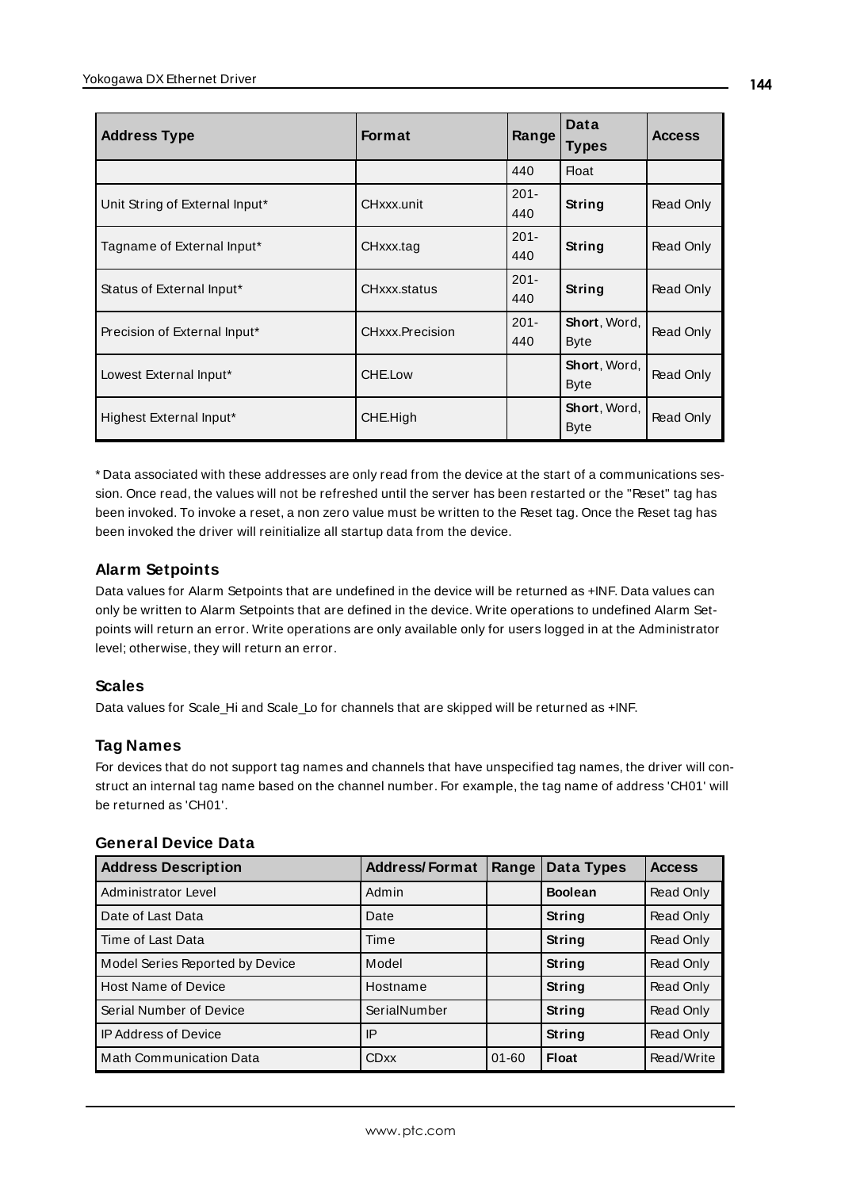| Address Type | Format | Range | Data Types | Access |
|---|---|---|---|---|
| | | 440 | Float | |
| Unit String of External Input* | CHxxx.unit | 201-440 | **String** | Read Only |
| Tagname of External Input* | CHxxx.tag | 201-440 | **String** | Read Only |
| Status of External Input* | CHxxx.status | 201-440 | **String** | Read Only |
| Precision of External Input* | CHxxx.Precision | 201-440 | **Short**, Word, Byte | Read Only |
| Lowest External Input* | CHE.Low | | **Short**, Word, Byte | Read Only |
| Highest External Input* | CHE.High | | **Short**, Word, Byte | Read Only |

* Data associated with these addresses are only read from the device at the start of a communications session. Once read, the values will not be refreshed until the server has been restarted or the "Reset" tag has been invoked. To invoke a reset, a non zero value must be written to the Reset tag. Once the Reset tag has been invoked the driver will reinitialize all startup data from the device.

### Alarm Setpoints

Data values for Alarm Setpoints that are undefined in the device will be returned as +INF. Data values can only be written to Alarm Setpoints that are defined in the device. Write operations to undefined Alarm Setpoints will return an error. Write operations are only available only for users logged in at the Administrator level; otherwise, they will return an error.

### Scales

Data values for Scale_Hi and Scale_Lo for channels that are skipped will be returned as +INF.

### Tag Names

For devices that do not support tag names and channels that have unspecified tag names, the driver will construct an internal tag name based on the channel number. For example, the tag name of address 'CH01' will be returned as 'CH01'.

### General Device Data

| Address Description | Address/Format | Range | Data Types | Access |
|---|---|---|---|---|
| Administrator Level | Admin | | **Boolean** | Read Only |
| Date of Last Data | Date | | **String** | Read Only |
| Time of Last Data | Time | | **String** | Read Only |
| Model Series Reported by Device | Model | | **String** | Read Only |
| Host Name of Device | Hostname | | **String** | Read Only |
| Serial Number of Device | SerialNumber | | **String** | Read Only |
| IP Address of Device | IP | | **String** | Read Only |
| Math Communication Data | CDxx | 01-60 | **Float** | Read/Write |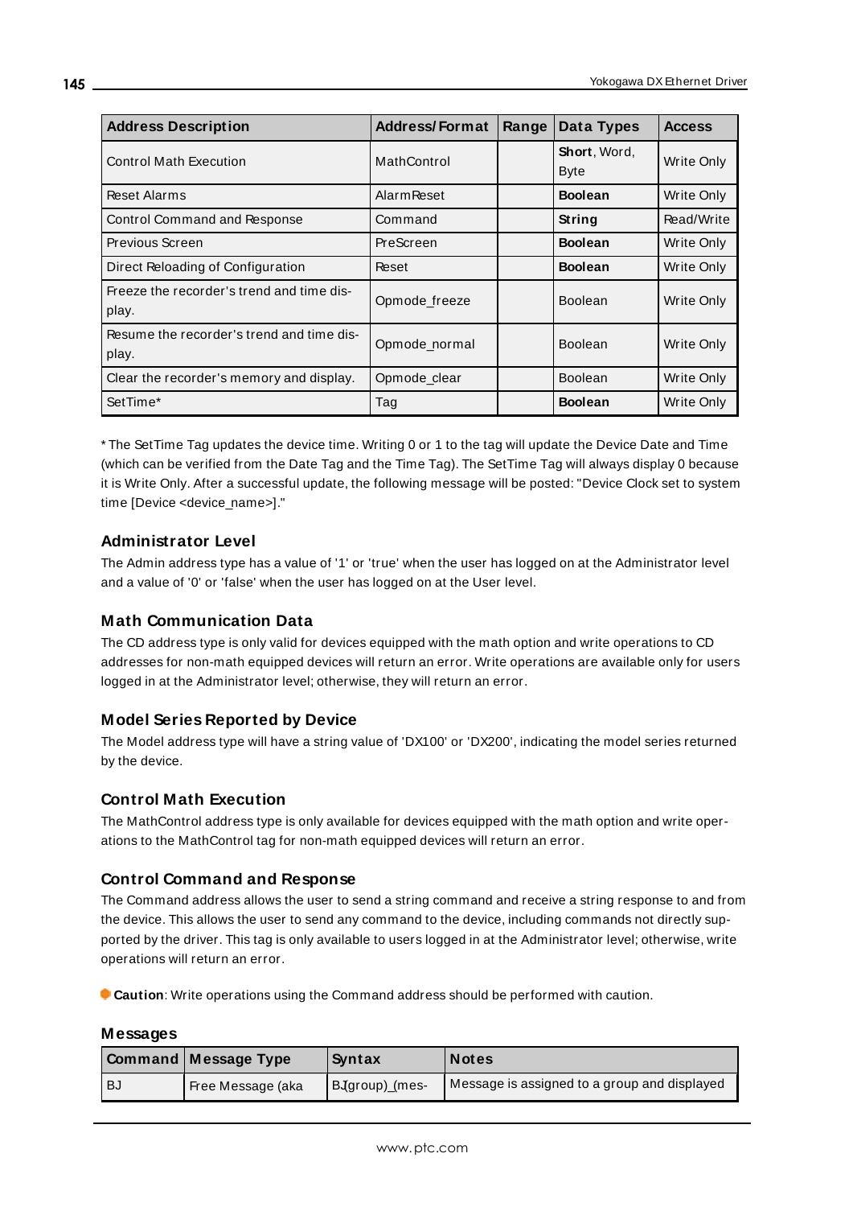| Address Description | Address/Format | Range | Data Types | Access |
|---|---|---|---|---|
| Control Math Execution | MathControl | | **Short**, Word, Byte | Write Only |
| Reset Alarms | AlarmReset | | **Boolean** | Write Only |
| Control Command and Response | Command | | **String** | Read/Write |
| Previous Screen | PreScreen | | **Boolean** | Write Only |
| Direct Reloading of Configuration | Reset | | **Boolean** | Write Only |
| Freeze the recorder's trend and time display. | Opmode_freeze | | Boolean | Write Only |
| Resume the recorder's trend and time display. | Opmode_normal | | Boolean | Write Only |
| Clear the recorder's memory and display. | Opmode_clear | | Boolean | Write Only |
| SetTime* | Tag | | **Boolean** | Write Only |

* The SetTime Tag updates the device time. Writing 0 or 1 to the tag will update the Device Date and Time (which can be verified from the Date Tag and the Time Tag). The SetTime Tag will always display 0 because it is Write Only. After a successful update, the following message will be posted: "Device Clock set to system time [Device <device_name>]."

### Administrator Level

The Admin address type has a value of '1' or 'true' when the user has logged on at the Administrator level and a value of '0' or 'false' when the user has logged on at the User level.

### Math Communication Data

The CD address type is only valid for devices equipped with the math option and write operations to CD addresses for non-math equipped devices will return an error. Write operations are available only for users logged in at the Administrator level; otherwise, they will return an error.

### Model Series Reported by Device

The Model address type will have a string value of 'DX100' or 'DX200', indicating the model series returned by the device.

### Control Math Execution

The MathControl address type is only available for devices equipped with the math option and write operations to the MathControl tag for non-math equipped devices will return an error.

### Control Command and Response

The Command address allows the user to send a string command and receive a string response to and from the device. This allows the user to send any command to the device, including commands not directly supported by the driver. This tag is only available to users logged in at the Administrator level; otherwise, write operations will return an error.

**Caution**: Write operations using the Command address should be performed with caution.

### Messages

| Command | Message Type | Syntax | Notes |
|---|---|---|---|
| BJ | Free Message (aka | BJ(group)_(mes- | Message is assigned to a group and displayed |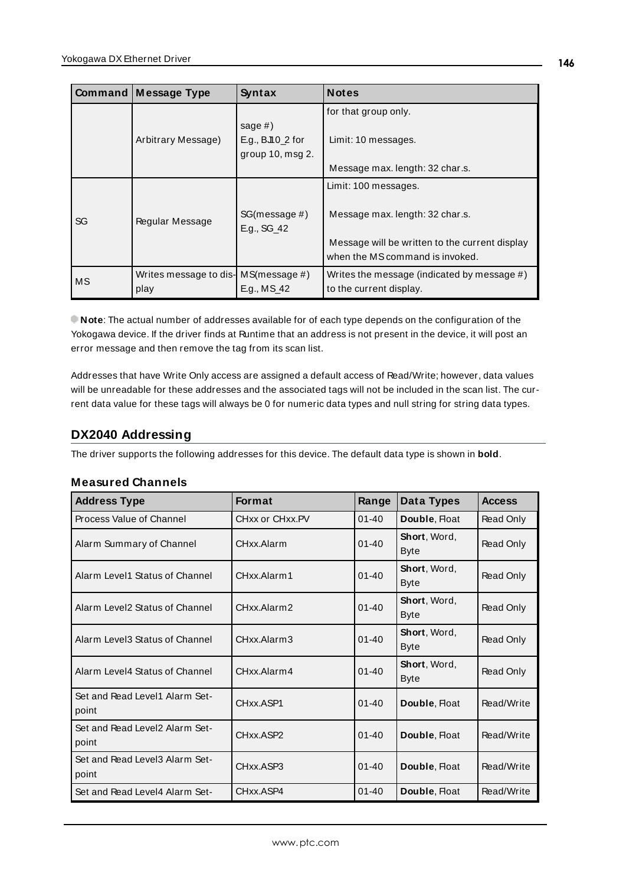| Command | Message Type | Syntax | Notes |
|---|---|---|---|
| | Arbitrary Message) | sage #)<br>E.g., BJ10_2 for group 10, msg 2. | for that group only.<br><br>Limit: 10 messages.<br><br>Message max. length: 32 char.s. |
| SG | Regular Message | SG(message #)<br>E.g., SG_42 | Limit: 100 messages.<br><br>Message max. length: 32 char.s.<br><br>Message will be written to the current display when the MS command is invoked. |
| MS | Writes message to display | MS(message #)<br>E.g., MS_42 | Writes the message (indicated by message #) to the current display. |

**Note**: The actual number of addresses available for of each type depends on the configuration of the Yokogawa device. If the driver finds at Runtime that an address is not present in the device, it will post an error message and then remove the tag from its scan list.

Addresses that have Write Only access are assigned a default access of Read/Write; however, data values will be unreadable for these addresses and the associated tags will not be included in the scan list. The current data value for these tags will always be 0 for numeric data types and null string for string data types.

## DX2040 Addressing

The driver supports the following addresses for this device. The default data type is shown in **bold**.

### Measured Channels

| Address Type | Format | Range | Data Types | Access |
|---|---|---|---|---|
| Process Value of Channel | CHxx or CHxx.PV | 01-40 | **Double**, Float | Read Only |
| Alarm Summary of Channel | CHxx.Alarm | 01-40 | **Short**, Word, Byte | Read Only |
| Alarm Level1 Status of Channel | CHxx.Alarm1 | 01-40 | **Short**, Word, Byte | Read Only |
| Alarm Level2 Status of Channel | CHxx.Alarm2 | 01-40 | **Short**, Word, Byte | Read Only |
| Alarm Level3 Status of Channel | CHxx.Alarm3 | 01-40 | **Short**, Word, Byte | Read Only |
| Alarm Level4 Status of Channel | CHxx.Alarm4 | 01-40 | **Short**, Word, Byte | Read Only |
| Set and Read Level1 Alarm Setpoint | CHxx.ASP1 | 01-40 | **Double**, Float | Read/Write |
| Set and Read Level2 Alarm Setpoint | CHxx.ASP2 | 01-40 | **Double**, Float | Read/Write |
| Set and Read Level3 Alarm Setpoint | CHxx.ASP3 | 01-40 | **Double**, Float | Read/Write |
| Set and Read Level4 Alarm Set- | CHxx.ASP4 | 01-40 | **Double**, Float | Read/Write |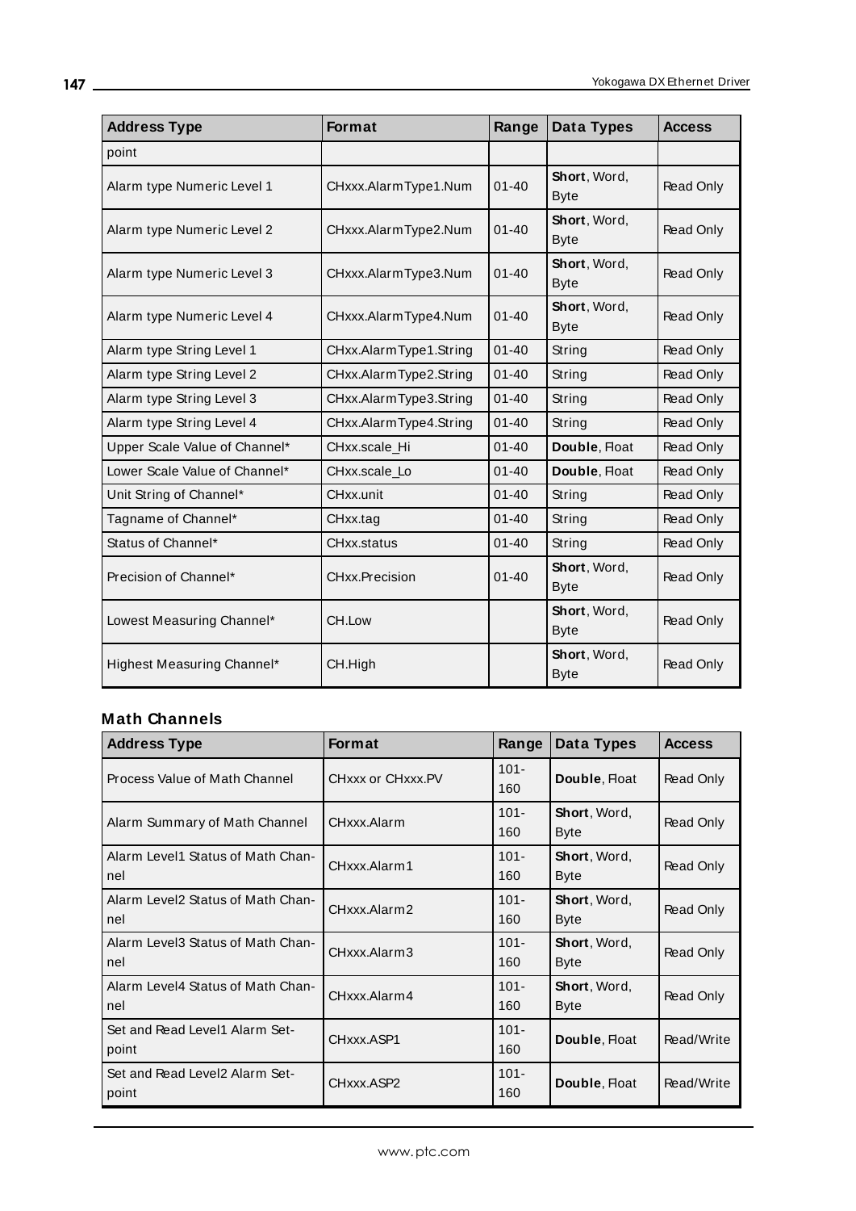| Address Type | Format | Range | Data Types | Access |
|---|---|---|---|---|
| point | | | | |
| Alarm type Numeric Level 1 | CHxxx.AlarmType1.Num | 01-40 | **Short**, Word, Byte | Read Only |
| Alarm type Numeric Level 2 | CHxxx.AlarmType2.Num | 01-40 | **Short**, Word, Byte | Read Only |
| Alarm type Numeric Level 3 | CHxxx.AlarmType3.Num | 01-40 | **Short**, Word, Byte | Read Only |
| Alarm type Numeric Level 4 | CHxxx.AlarmType4.Num | 01-40 | **Short**, Word, Byte | Read Only |
| Alarm type String Level 1 | CHxx.AlarmType1.String | 01-40 | String | Read Only |
| Alarm type String Level 2 | CHxx.AlarmType2.String | 01-40 | String | Read Only |
| Alarm type String Level 3 | CHxx.AlarmType3.String | 01-40 | String | Read Only |
| Alarm type String Level 4 | CHxx.AlarmType4.String | 01-40 | String | Read Only |
| Upper Scale Value of Channel* | CHxx.scale_Hi | 01-40 | **Double**, Float | Read Only |
| Lower Scale Value of Channel* | CHxx.scale_Lo | 01-40 | **Double**, Float | Read Only |
| Unit String of Channel* | CHxx.unit | 01-40 | String | Read Only |
| Tagname of Channel* | CHxx.tag | 01-40 | String | Read Only |
| Status of Channel* | CHxx.status | 01-40 | String | Read Only |
| Precision of Channel* | CHxx.Precision | 01-40 | **Short**, Word, Byte | Read Only |
| Lowest Measuring Channel* | CH.Low | | **Short**, Word, Byte | Read Only |
| Highest Measuring Channel* | CH.High | | **Short**, Word, Byte | Read Only |

### Math Channels

| Address Type | Format | Range | Data Types | Access |
|---|---|---|---|---|
| Process Value of Math Channel | CHxxx or CHxxx.PV | 101-160 | **Double**, Float | Read Only |
| Alarm Summary of Math Channel | CHxxx.Alarm | 101-160 | **Short**, Word, Byte | Read Only |
| Alarm Level1 Status of Math Channel | CHxxx.Alarm1 | 101-160 | **Short**, Word, Byte | Read Only |
| Alarm Level2 Status of Math Channel | CHxxx.Alarm2 | 101-160 | **Short**, Word, Byte | Read Only |
| Alarm Level3 Status of Math Channel | CHxxx.Alarm3 | 101-160 | **Short**, Word, Byte | Read Only |
| Alarm Level4 Status of Math Channel | CHxxx.Alarm4 | 101-160 | **Short**, Word, Byte | Read Only |
| Set and Read Level1 Alarm Setpoint | CHxxx.ASP1 | 101-160 | **Double**, Float | Read/Write |
| Set and Read Level2 Alarm Setpoint | CHxxx.ASP2 | 101-160 | **Double**, Float | Read/Write |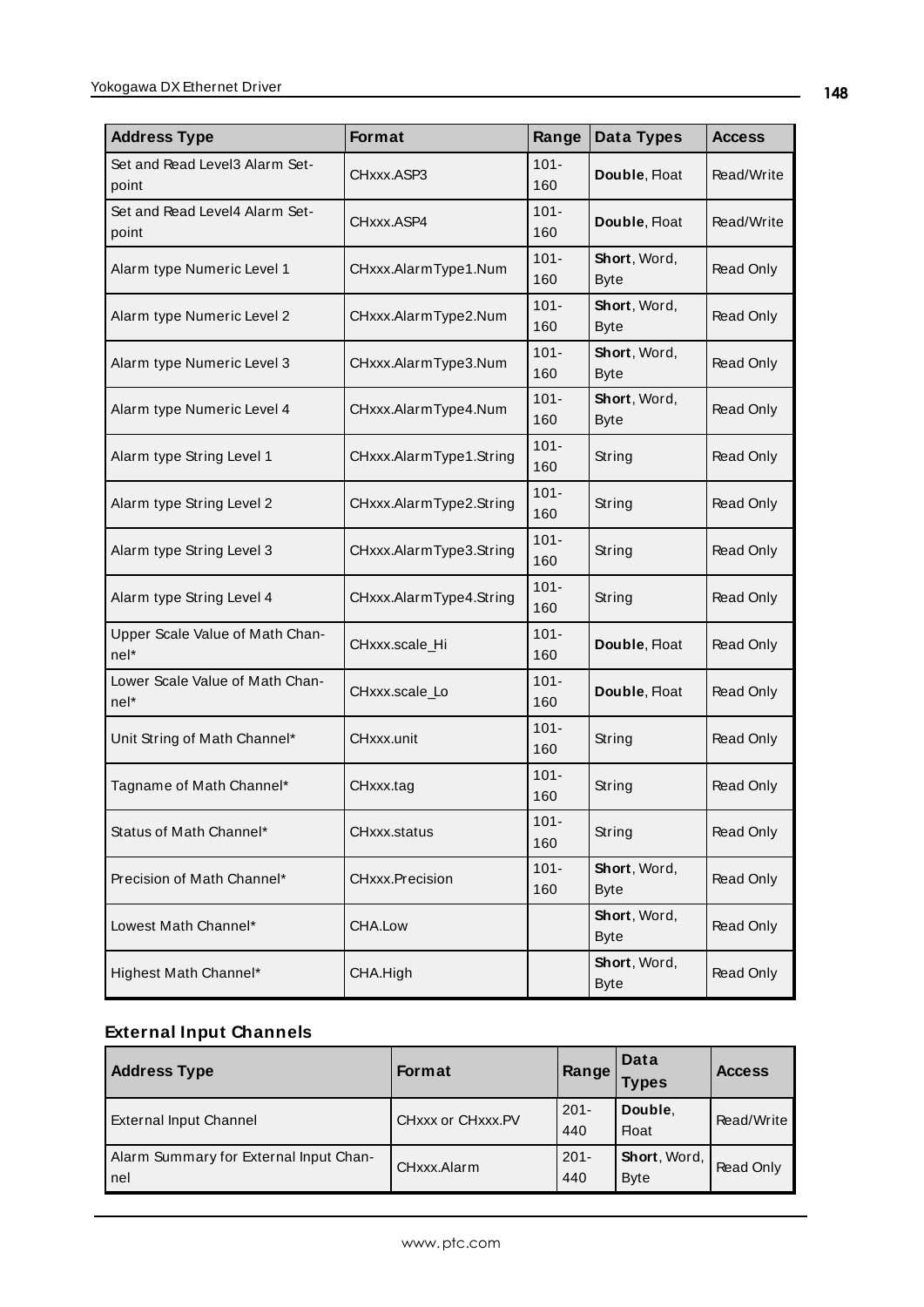| Address Type | Format | Range | Data Types | Access |
|---|---|---|---|---|
| Set and Read Level3 Alarm Set-point | CHxxx.ASP3 | 101-160 | **Double**, Float | Read/Write |
| Set and Read Level4 Alarm Set-point | CHxxx.ASP4 | 101-160 | **Double**, Float | Read/Write |
| Alarm type Numeric Level 1 | CHxxx.AlarmType1.Num | 101-160 | **Short**, Word, Byte | Read Only |
| Alarm type Numeric Level 2 | CHxxx.AlarmType2.Num | 101-160 | **Short**, Word, Byte | Read Only |
| Alarm type Numeric Level 3 | CHxxx.AlarmType3.Num | 101-160 | **Short**, Word, Byte | Read Only |
| Alarm type Numeric Level 4 | CHxxx.AlarmType4.Num | 101-160 | **Short**, Word, Byte | Read Only |
| Alarm type String Level 1 | CHxxx.AlarmType1.String | 101-160 | String | Read Only |
| Alarm type String Level 2 | CHxxx.AlarmType2.String | 101-160 | String | Read Only |
| Alarm type String Level 3 | CHxxx.AlarmType3.String | 101-160 | String | Read Only |
| Alarm type String Level 4 | CHxxx.AlarmType4.String | 101-160 | String | Read Only |
| Upper Scale Value of Math Channel* | CHxxx.scale_Hi | 101-160 | **Double**, Float | Read Only |
| Lower Scale Value of Math Channel* | CHxxx.scale_Lo | 101-160 | **Double**, Float | Read Only |
| Unit String of Math Channel* | CHxxx.unit | 101-160 | String | Read Only |
| Tagname of Math Channel* | CHxxx.tag | 101-160 | String | Read Only |
| Status of Math Channel* | CHxxx.status | 101-160 | String | Read Only |
| Precision of Math Channel* | CHxxx.Precision | 101-160 | **Short**, Word, Byte | Read Only |
| Lowest Math Channel* | CHA.Low | | **Short**, Word, Byte | Read Only |
| Highest Math Channel* | CHA.High | | **Short**, Word, Byte | Read Only |

### External Input Channels

| Address Type | Format | Range | Data Types | Access |
|---|---|---|---|---|
| External Input Channel | CHxxx or CHxxx.PV | 201-440 | **Double**, Float | Read/Write |
| Alarm Summary for External Input Channel | CHxxx.Alarm | 201-440 | **Short**, Word, Byte | Read Only |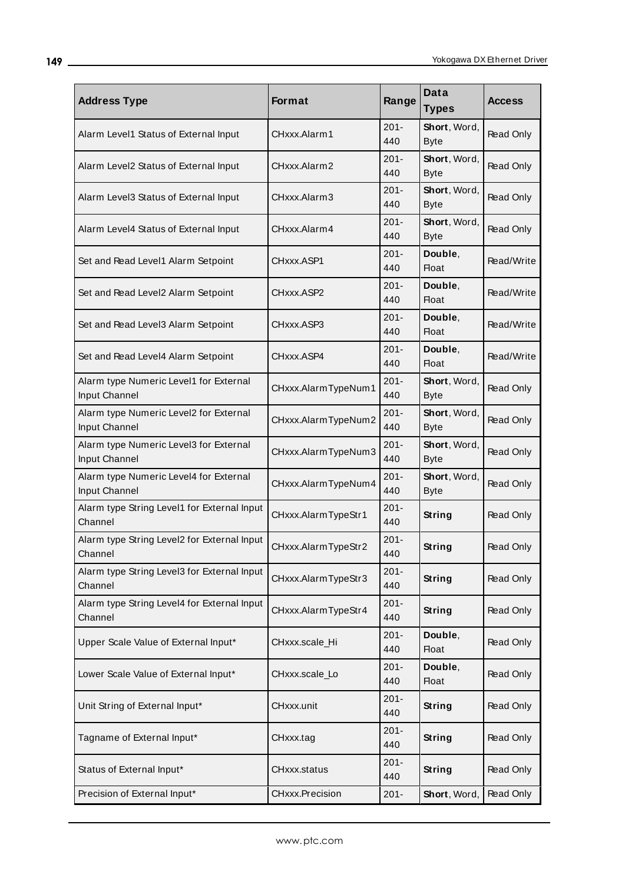| Address Type | Format | Range | Data Types | Access |
|---|---|---|---|---|
| Alarm Level1 Status of External Input | CHxxx.Alarm1 | 201-440 | **Short**, Word, Byte | Read Only |
| Alarm Level2 Status of External Input | CHxxx.Alarm2 | 201-440 | **Short**, Word, Byte | Read Only |
| Alarm Level3 Status of External Input | CHxxx.Alarm3 | 201-440 | **Short**, Word, Byte | Read Only |
| Alarm Level4 Status of External Input | CHxxx.Alarm4 | 201-440 | **Short**, Word, Byte | Read Only |
| Set and Read Level1 Alarm Setpoint | CHxxx.ASP1 | 201-440 | **Double**, Float | Read/Write |
| Set and Read Level2 Alarm Setpoint | CHxxx.ASP2 | 201-440 | **Double**, Float | Read/Write |
| Set and Read Level3 Alarm Setpoint | CHxxx.ASP3 | 201-440 | **Double**, Float | Read/Write |
| Set and Read Level4 Alarm Setpoint | CHxxx.ASP4 | 201-440 | **Double**, Float | Read/Write |
| Alarm type Numeric Level1 for External Input Channel | CHxxx.AlarmTypeNum1 | 201-440 | **Short**, Word, Byte | Read Only |
| Alarm type Numeric Level2 for External Input Channel | CHxxx.AlarmTypeNum2 | 201-440 | **Short**, Word, Byte | Read Only |
| Alarm type Numeric Level3 for External Input Channel | CHxxx.AlarmTypeNum3 | 201-440 | **Short**, Word, Byte | Read Only |
| Alarm type Numeric Level4 for External Input Channel | CHxxx.AlarmTypeNum4 | 201-440 | **Short**, Word, Byte | Read Only |
| Alarm type String Level1 for External Input Channel | CHxxx.AlarmTypeStr1 | 201-440 | **String** | Read Only |
| Alarm type String Level2 for External Input Channel | CHxxx.AlarmTypeStr2 | 201-440 | **String** | Read Only |
| Alarm type String Level3 for External Input Channel | CHxxx.AlarmTypeStr3 | 201-440 | **String** | Read Only |
| Alarm type String Level4 for External Input Channel | CHxxx.AlarmTypeStr4 | 201-440 | **String** | Read Only |
| Upper Scale Value of External Input* | CHxxx.scale_Hi | 201-440 | **Double**, Float | Read Only |
| Lower Scale Value of External Input* | CHxxx.scale_Lo | 201-440 | **Double**, Float | Read Only |
| Unit String of External Input* | CHxxx.unit | 201-440 | **String** | Read Only |
| Tagname of External Input* | CHxxx.tag | 201-440 | **String** | Read Only |
| Status of External Input* | CHxxx.status | 201-440 | **String** | Read Only |
| Precision of External Input* | CHxxx.Precision | 201- | **Short**, Word, | Read Only |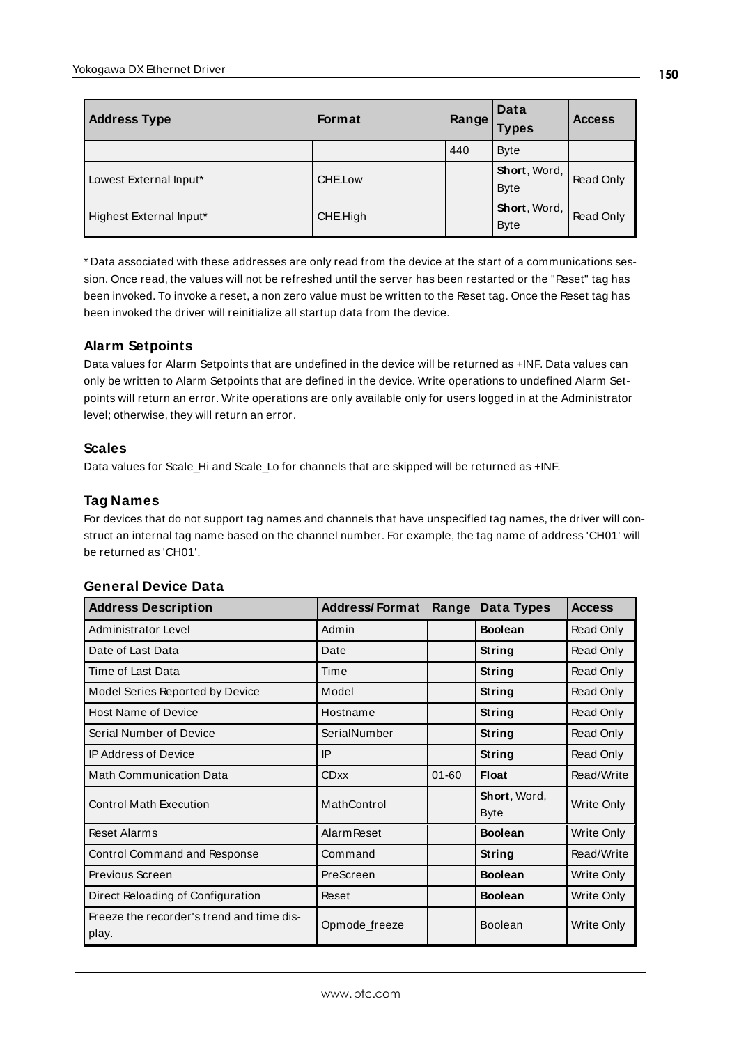| Address Type | Format | Range | Data Types | Access |
|---|---|---|---|---|
| | | 440 | Byte | |
| Lowest External Input* | CHE.Low | | **Short**, Word, Byte | Read Only |
| Highest External Input* | CHE.High | | **Short**, Word, Byte | Read Only |

* Data associated with these addresses are only read from the device at the start of a communications session. Once read, the values will not be refreshed until the server has been restarted or the "Reset" tag has been invoked. To invoke a reset, a non zero value must be written to the Reset tag. Once the Reset tag has been invoked the driver will reinitialize all startup data from the device.

### Alarm Setpoints

Data values for Alarm Setpoints that are undefined in the device will be returned as +INF. Data values can only be written to Alarm Setpoints that are defined in the device. Write operations to undefined Alarm Setpoints will return an error. Write operations are only available only for users logged in at the Administrator level; otherwise, they will return an error.

### Scales

Data values for Scale_Hi and Scale_Lo for channels that are skipped will be returned as +INF.

### Tag Names

For devices that do not support tag names and channels that have unspecified tag names, the driver will construct an internal tag name based on the channel number. For example, the tag name of address 'CH01' will be returned as 'CH01'.

### General Device Data

| Address Description | Address/Format | Range | Data Types | Access |
|---|---|---|---|---|
| Administrator Level | Admin | | **Boolean** | Read Only |
| Date of Last Data | Date | | **String** | Read Only |
| Time of Last Data | Time | | **String** | Read Only |
| Model Series Reported by Device | Model | | **String** | Read Only |
| Host Name of Device | Hostname | | **String** | Read Only |
| Serial Number of Device | SerialNumber | | **String** | Read Only |
| IP Address of Device | IP | | **String** | Read Only |
| Math Communication Data | CDxx | 01-60 | **Float** | Read/Write |
| Control Math Execution | MathControl | | **Short**, Word, Byte | Write Only |
| Reset Alarms | AlarmReset | | **Boolean** | Write Only |
| Control Command and Response | Command | | **String** | Read/Write |
| Previous Screen | PreScreen | | **Boolean** | Write Only |
| Direct Reloading of Configuration | Reset | | **Boolean** | Write Only |
| Freeze the recorder's trend and time display. | Opmode_freeze | | Boolean | Write Only |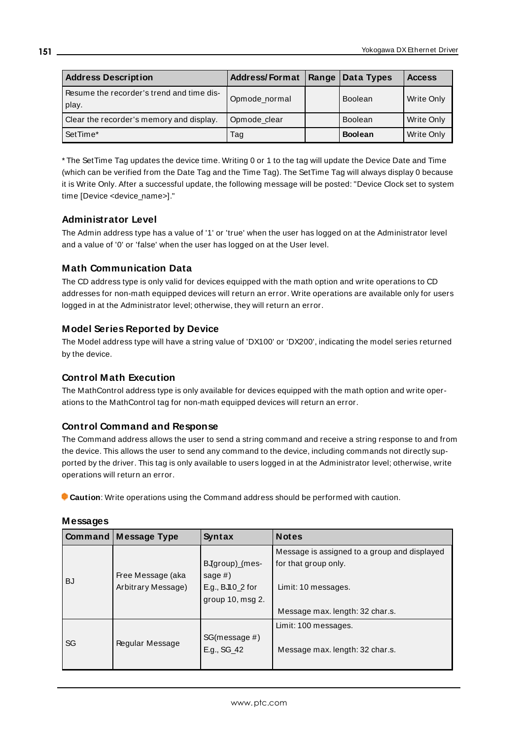| Address Description | Address/Format | Range | Data Types | Access |
|---|---|---|---|---|
| Resume the recorder's trend and time display. | Opmode_normal | | Boolean | Write Only |
| Clear the recorder's memory and display. | Opmode_clear | | Boolean | Write Only |
| SetTime* | Tag | | **Boolean** | Write Only |

* The SetTime Tag updates the device time. Writing 0 or 1 to the tag will update the Device Date and Time (which can be verified from the Date Tag and the Time Tag). The SetTime Tag will always display 0 because it is Write Only. After a successful update, the following message will be posted: "Device Clock set to system time [Device <device_name>]."

### Administrator Level

The Admin address type has a value of '1' or 'true' when the user has logged on at the Administrator level and a value of '0' or 'false' when the user has logged on at the User level.

### Math Communication Data

The CD address type is only valid for devices equipped with the math option and write operations to CD addresses for non-math equipped devices will return an error. Write operations are available only for users logged in at the Administrator level; otherwise, they will return an error.

### Model Series Reported by Device

The Model address type will have a string value of 'DX100' or 'DX200', indicating the model series returned by the device.

### Control Math Execution

The MathControl address type is only available for devices equipped with the math option and write operations to the MathControl tag for non-math equipped devices will return an error.

### Control Command and Response

The Command address allows the user to send a string command and receive a string response to and from the device. This allows the user to send any command to the device, including commands not directly supported by the driver. This tag is only available to users logged in at the Administrator level; otherwise, write operations will return an error.

**Caution**: Write operations using the Command address should be performed with caution.

### Messages

| Command | Message Type | Syntax | Notes |
|---|---|---|---|
| BJ | Free Message (aka Arbitrary Message) | BJ(group)_(message #) E.g., BJ10_2 for group 10, msg 2. | Message is assigned to a group and displayed for that group only. Limit: 10 messages. Message max. length: 32 char.s. |
| SG | Regular Message | SG(message #) E.g., SG_42 | Limit: 100 messages. Message max. length: 32 char.s. |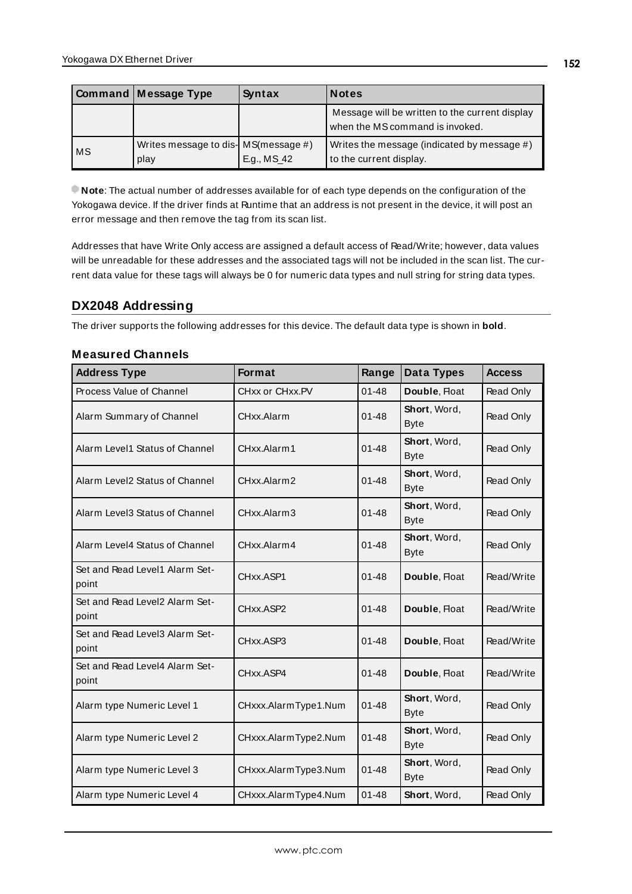| Command | Message Type | Syntax | Notes |
|---|---|---|---|
| | | | Message will be written to the current display when the MS command is invoked. |
| MS | Writes message to display | MS(message #) E.g., MS_42 | Writes the message (indicated by message #) to the current display. |

**Note**: The actual number of addresses available for of each type depends on the configuration of the Yokogawa device. If the driver finds at Runtime that an address is not present in the device, it will post an error message and then remove the tag from its scan list.

Addresses that have Write Only access are assigned a default access of Read/Write; however, data values will be unreadable for these addresses and the associated tags will not be included in the scan list. The current data value for these tags will always be 0 for numeric data types and null string for string data types.

## DX2048 Addressing

The driver supports the following addresses for this device. The default data type is shown in **bold**.

### Measured Channels

| Address Type | Format | Range | Data Types | Access |
|---|---|---|---|---|
| Process Value of Channel | CHxx or CHxx.PV | 01-48 | **Double**, Float | Read Only |
| Alarm Summary of Channel | CHxx.Alarm | 01-48 | **Short**, Word, Byte | Read Only |
| Alarm Level1 Status of Channel | CHxx.Alarm1 | 01-48 | **Short**, Word, Byte | Read Only |
| Alarm Level2 Status of Channel | CHxx.Alarm2 | 01-48 | **Short**, Word, Byte | Read Only |
| Alarm Level3 Status of Channel | CHxx.Alarm3 | 01-48 | **Short**, Word, Byte | Read Only |
| Alarm Level4 Status of Channel | CHxx.Alarm4 | 01-48 | **Short**, Word, Byte | Read Only |
| Set and Read Level1 Alarm Setpoint | CHxx.ASP1 | 01-48 | **Double**, Float | Read/Write |
| Set and Read Level2 Alarm Setpoint | CHxx.ASP2 | 01-48 | **Double**, Float | Read/Write |
| Set and Read Level3 Alarm Setpoint | CHxx.ASP3 | 01-48 | **Double**, Float | Read/Write |
| Set and Read Level4 Alarm Setpoint | CHxx.ASP4 | 01-48 | **Double**, Float | Read/Write |
| Alarm type Numeric Level 1 | CHxxx.AlarmType1.Num | 01-48 | **Short**, Word, Byte | Read Only |
| Alarm type Numeric Level 2 | CHxxx.AlarmType2.Num | 01-48 | **Short**, Word, Byte | Read Only |
| Alarm type Numeric Level 3 | CHxxx.AlarmType3.Num | 01-48 | **Short**, Word, Byte | Read Only |
| Alarm type Numeric Level 4 | CHxxx.AlarmType4.Num | 01-48 | **Short**, Word, | Read Only |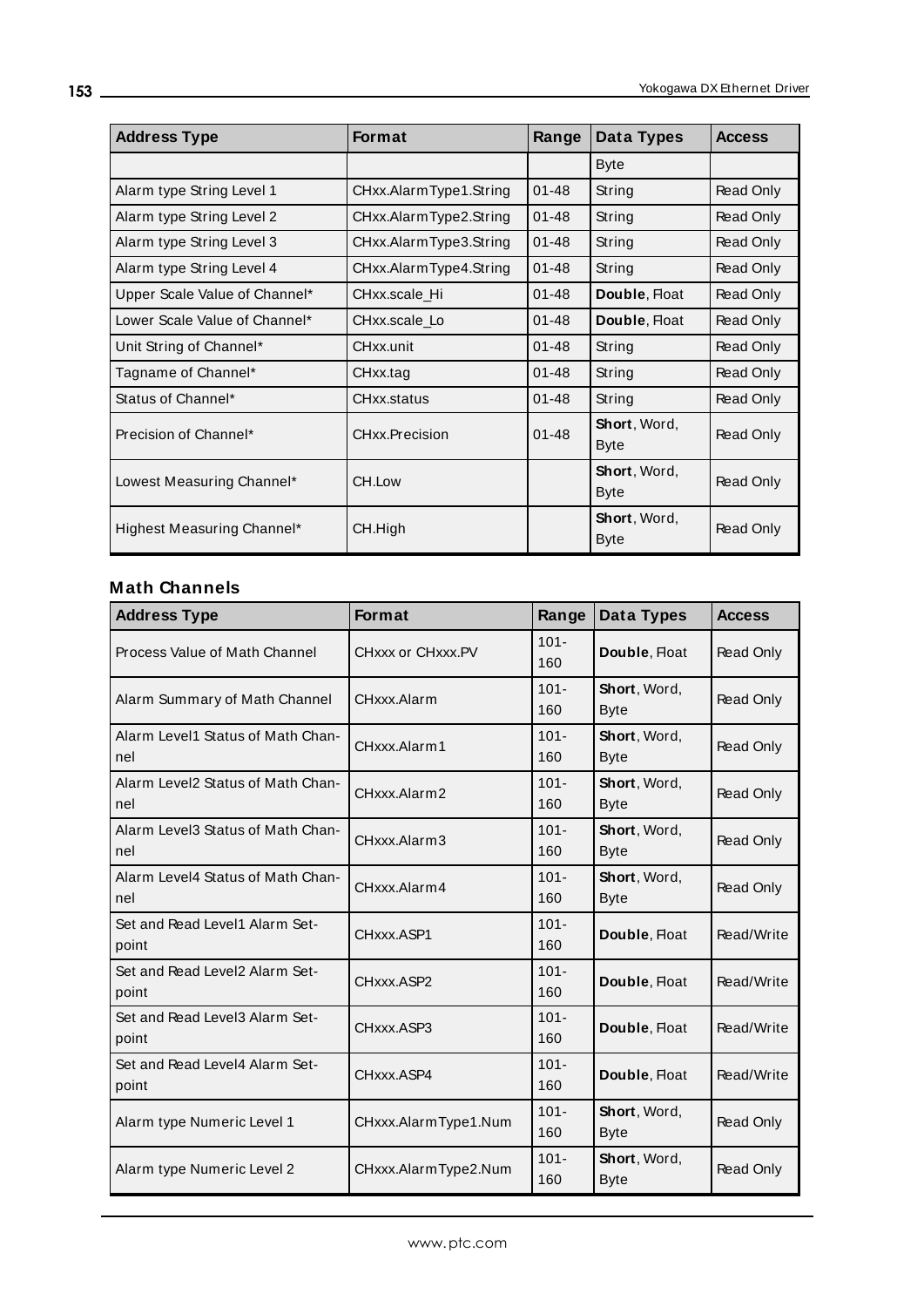| Address Type | Format | Range | Data Types | Access |
|---|---|---|---|---|
| | | | Byte | |
| Alarm type String Level 1 | CHxx.AlarmType1.String | 01-48 | String | Read Only |
| Alarm type String Level 2 | CHxx.AlarmType2.String | 01-48 | String | Read Only |
| Alarm type String Level 3 | CHxx.AlarmType3.String | 01-48 | String | Read Only |
| Alarm type String Level 4 | CHxx.AlarmType4.String | 01-48 | String | Read Only |
| Upper Scale Value of Channel* | CHxx.scale_Hi | 01-48 | **Double**, Float | Read Only |
| Lower Scale Value of Channel* | CHxx.scale_Lo | 01-48 | **Double**, Float | Read Only |
| Unit String of Channel* | CHxx.unit | 01-48 | String | Read Only |
| Tagname of Channel* | CHxx.tag | 01-48 | String | Read Only |
| Status of Channel* | CHxx.status | 01-48 | String | Read Only |
| Precision of Channel* | CHxx.Precision | 01-48 | **Short**, Word, Byte | Read Only |
| Lowest Measuring Channel* | CH.Low | | **Short**, Word, Byte | Read Only |
| Highest Measuring Channel* | CH.High | | **Short**, Word, Byte | Read Only |

### Math Channels

| Address Type | Format | Range | Data Types | Access |
|---|---|---|---|---|
| Process Value of Math Channel | CHxxx or CHxxx.PV | 101-160 | **Double**, Float | Read Only |
| Alarm Summary of Math Channel | CHxxx.Alarm | 101-160 | **Short**, Word, Byte | Read Only |
| Alarm Level1 Status of Math Channel | CHxxx.Alarm1 | 101-160 | **Short**, Word, Byte | Read Only |
| Alarm Level2 Status of Math Channel | CHxxx.Alarm2 | 101-160 | **Short**, Word, Byte | Read Only |
| Alarm Level3 Status of Math Channel | CHxxx.Alarm3 | 101-160 | **Short**, Word, Byte | Read Only |
| Alarm Level4 Status of Math Channel | CHxxx.Alarm4 | 101-160 | **Short**, Word, Byte | Read Only |
| Set and Read Level1 Alarm Setpoint | CHxxx.ASP1 | 101-160 | **Double**, Float | Read/Write |
| Set and Read Level2 Alarm Setpoint | CHxxx.ASP2 | 101-160 | **Double**, Float | Read/Write |
| Set and Read Level3 Alarm Setpoint | CHxxx.ASP3 | 101-160 | **Double**, Float | Read/Write |
| Set and Read Level4 Alarm Setpoint | CHxxx.ASP4 | 101-160 | **Double**, Float | Read/Write |
| Alarm type Numeric Level 1 | CHxxx.AlarmType1.Num | 101-160 | **Short**, Word, Byte | Read Only |
| Alarm type Numeric Level 2 | CHxxx.AlarmType2.Num | 101-160 | **Short**, Word, Byte | Read Only |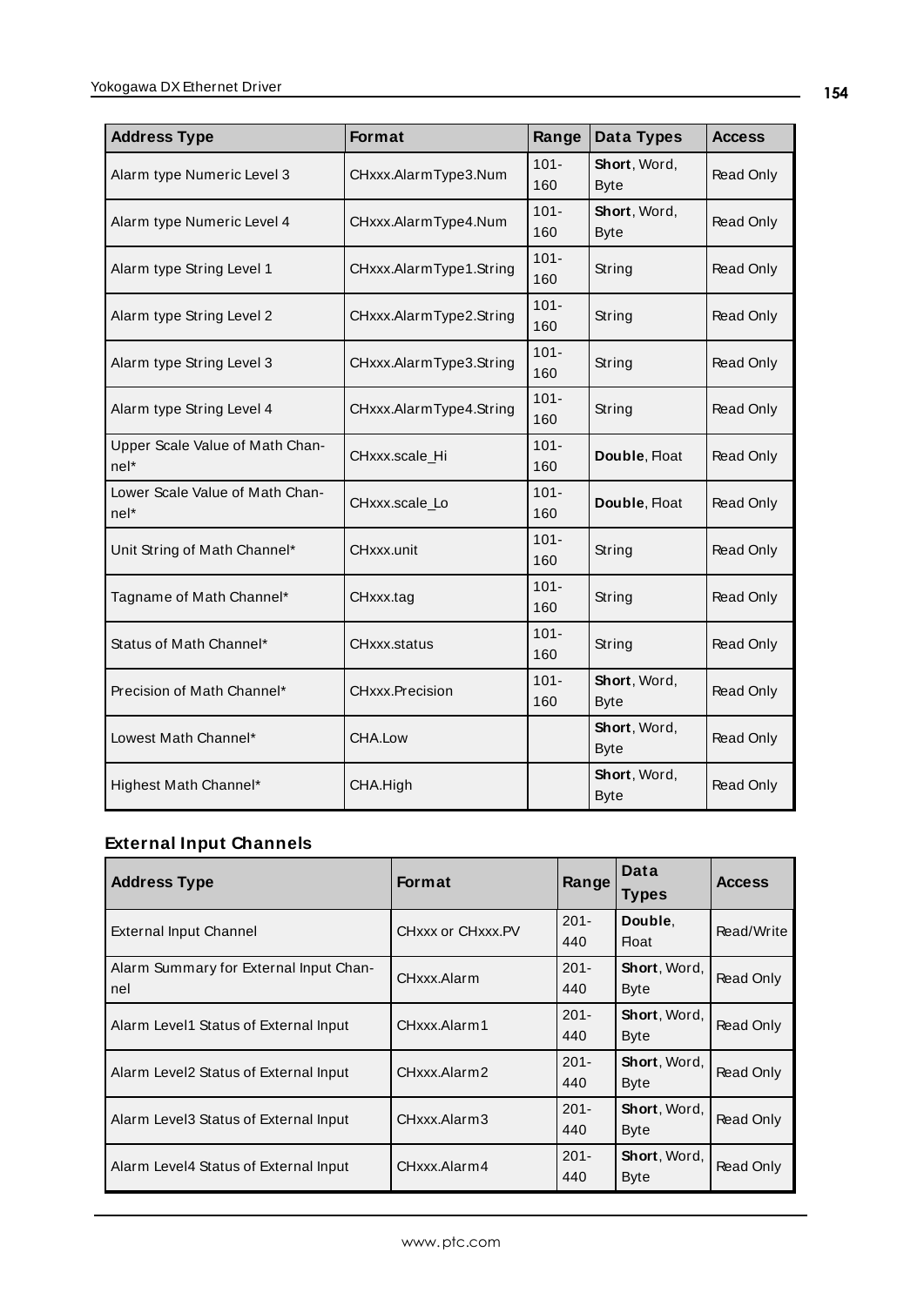| Address Type | Format | Range | Data Types | Access |
|---|---|---|---|---|
| Alarm type Numeric Level 3 | CHxxx.AlarmType3.Num | 101-160 | **Short**, Word, Byte | Read Only |
| Alarm type Numeric Level 4 | CHxxx.AlarmType4.Num | 101-160 | **Short**, Word, Byte | Read Only |
| Alarm type String Level 1 | CHxxx.AlarmType1.String | 101-160 | String | Read Only |
| Alarm type String Level 2 | CHxxx.AlarmType2.String | 101-160 | String | Read Only |
| Alarm type String Level 3 | CHxxx.AlarmType3.String | 101-160 | String | Read Only |
| Alarm type String Level 4 | CHxxx.AlarmType4.String | 101-160 | String | Read Only |
| Upper Scale Value of Math Channel* | CHxxx.scale_Hi | 101-160 | **Double**, Float | Read Only |
| Lower Scale Value of Math Channel* | CHxxx.scale_Lo | 101-160 | **Double**, Float | Read Only |
| Unit String of Math Channel* | CHxxx.unit | 101-160 | String | Read Only |
| Tagname of Math Channel* | CHxxx.tag | 101-160 | String | Read Only |
| Status of Math Channel* | CHxxx.status | 101-160 | String | Read Only |
| Precision of Math Channel* | CHxxx.Precision | 101-160 | **Short**, Word, Byte | Read Only |
| Lowest Math Channel* | CHA.Low | | **Short**, Word, Byte | Read Only |
| Highest Math Channel* | CHA.High | | **Short**, Word, Byte | Read Only |

### External Input Channels

| Address Type | Format | Range | Data Types | Access |
|---|---|---|---|---|
| External Input Channel | CHxxx or CHxxx.PV | 201-440 | **Double**, Float | Read/Write |
| Alarm Summary for External Input Channel | CHxxx.Alarm | 201-440 | **Short**, Word, Byte | Read Only |
| Alarm Level1 Status of External Input | CHxxx.Alarm1 | 201-440 | **Short**, Word, Byte | Read Only |
| Alarm Level2 Status of External Input | CHxxx.Alarm2 | 201-440 | **Short**, Word, Byte | Read Only |
| Alarm Level3 Status of External Input | CHxxx.Alarm3 | 201-440 | **Short**, Word, Byte | Read Only |
| Alarm Level4 Status of External Input | CHxxx.Alarm4 | 201-440 | **Short**, Word, Byte | Read Only |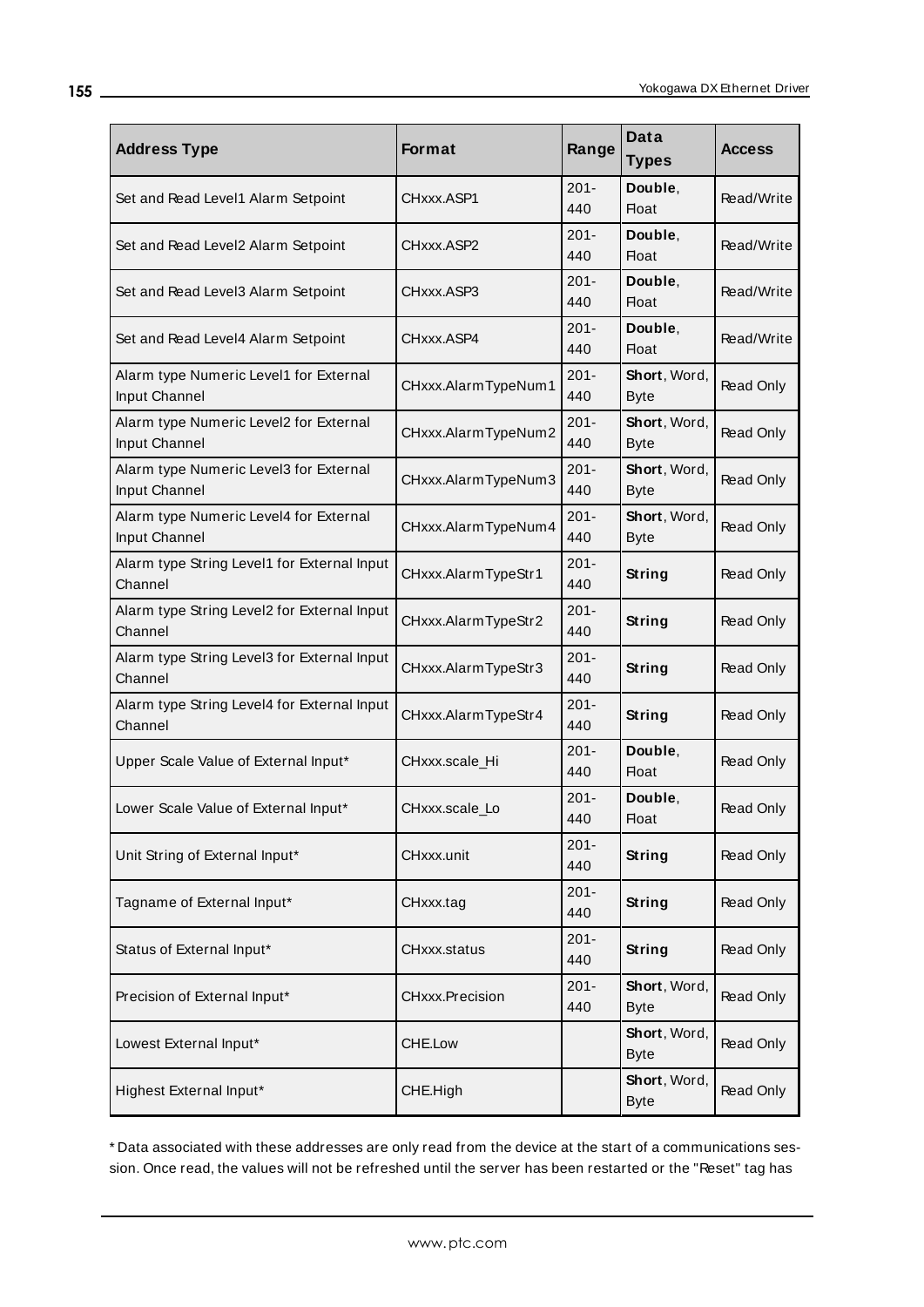| Address Type | Format | Range | Data Types | Access |
|---|---|---|---|---|
| Set and Read Level1 Alarm Setpoint | CHxxx.ASP1 | 201-440 | **Double**, Float | Read/Write |
| Set and Read Level2 Alarm Setpoint | CHxxx.ASP2 | 201-440 | **Double**, Float | Read/Write |
| Set and Read Level3 Alarm Setpoint | CHxxx.ASP3 | 201-440 | **Double**, Float | Read/Write |
| Set and Read Level4 Alarm Setpoint | CHxxx.ASP4 | 201-440 | **Double**, Float | Read/Write |
| Alarm type Numeric Level1 for External Input Channel | CHxxx.AlarmTypeNum1 | 201-440 | **Short**, Word, Byte | Read Only |
| Alarm type Numeric Level2 for External Input Channel | CHxxx.AlarmTypeNum2 | 201-440 | **Short**, Word, Byte | Read Only |
| Alarm type Numeric Level3 for External Input Channel | CHxxx.AlarmTypeNum3 | 201-440 | **Short**, Word, Byte | Read Only |
| Alarm type Numeric Level4 for External Input Channel | CHxxx.AlarmTypeNum4 | 201-440 | **Short**, Word, Byte | Read Only |
| Alarm type String Level1 for External Input Channel | CHxxx.AlarmTypeStr1 | 201-440 | **String** | Read Only |
| Alarm type String Level2 for External Input Channel | CHxxx.AlarmTypeStr2 | 201-440 | **String** | Read Only |
| Alarm type String Level3 for External Input Channel | CHxxx.AlarmTypeStr3 | 201-440 | **String** | Read Only |
| Alarm type String Level4 for External Input Channel | CHxxx.AlarmTypeStr4 | 201-440 | **String** | Read Only |
| Upper Scale Value of External Input* | CHxxx.scale_Hi | 201-440 | **Double**, Float | Read Only |
| Lower Scale Value of External Input* | CHxxx.scale_Lo | 201-440 | **Double**, Float | Read Only |
| Unit String of External Input* | CHxxx.unit | 201-440 | **String** | Read Only |
| Tagname of External Input* | CHxxx.tag | 201-440 | **String** | Read Only |
| Status of External Input* | CHxxx.status | 201-440 | **String** | Read Only |
| Precision of External Input* | CHxxx.Precision | 201-440 | **Short**, Word, Byte | Read Only |
| Lowest External Input* | CHE.Low | | **Short**, Word, Byte | Read Only |
| Highest External Input* | CHE.High | | **Short**, Word, Byte | Read Only |

* Data associated with these addresses are only read from the device at the start of a communications session. Once read, the values will not be refreshed until the server has been restarted or the "Reset" tag has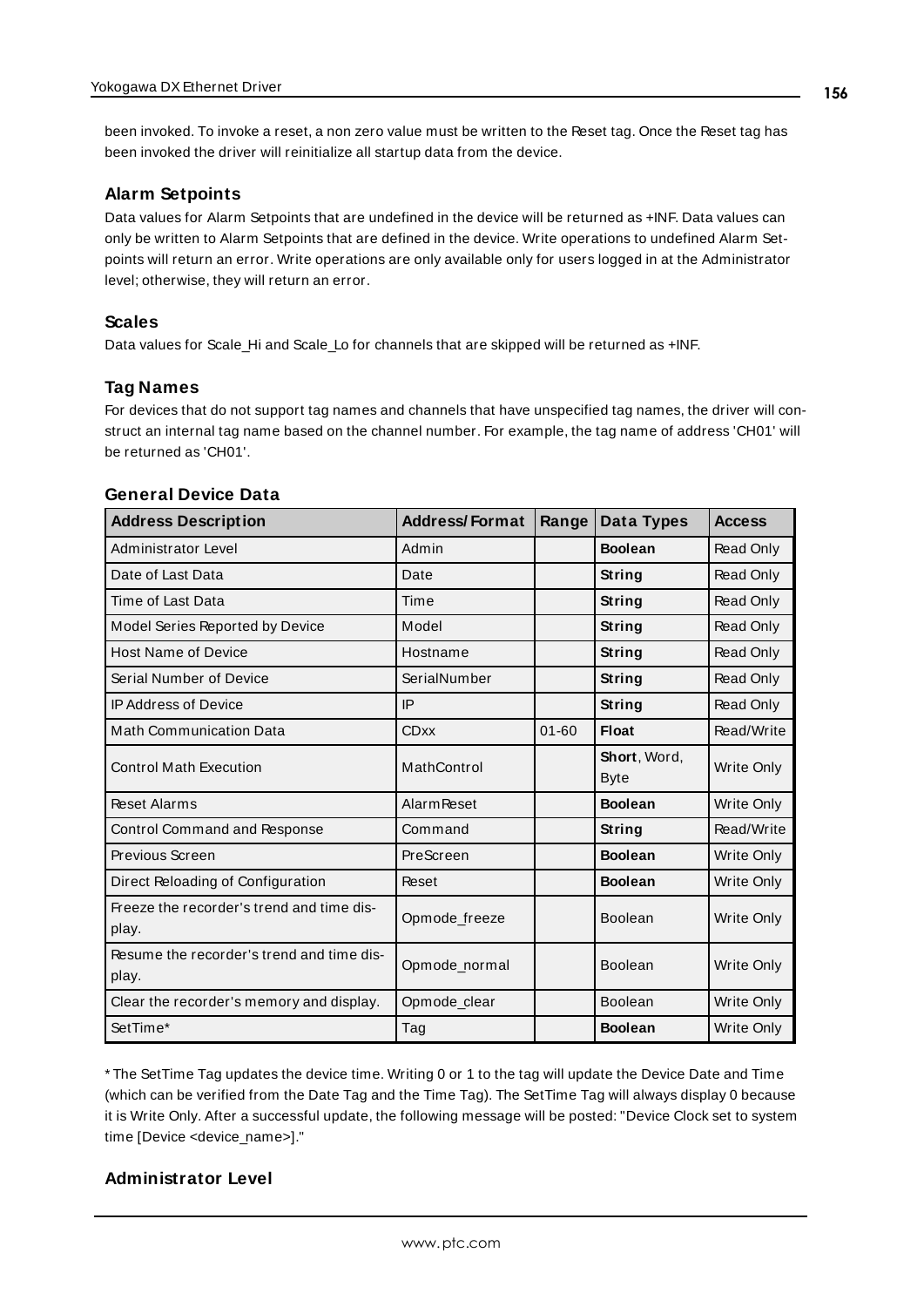been invoked. To invoke a reset, a non zero value must be written to the Reset tag. Once the Reset tag has been invoked the driver will reinitialize all startup data from the device.

### Alarm Setpoints

Data values for Alarm Setpoints that are undefined in the device will be returned as +INF. Data values can only be written to Alarm Setpoints that are defined in the device. Write operations to undefined Alarm Setpoints will return an error. Write operations are only available only for users logged in at the Administrator level; otherwise, they will return an error.

### Scales

Data values for Scale_Hi and Scale_Lo for channels that are skipped will be returned as +INF.

### Tag Names

For devices that do not support tag names and channels that have unspecified tag names, the driver will construct an internal tag name based on the channel number. For example, the tag name of address 'CH01' will be returned as 'CH01'.

### General Device Data

| Address Description | Address/Format | Range | Data Types | Access |
|---|---|---|---|---|
| Administrator Level | Admin | | **Boolean** | Read Only |
| Date of Last Data | Date | | **String** | Read Only |
| Time of Last Data | Time | | **String** | Read Only |
| Model Series Reported by Device | Model | | **String** | Read Only |
| Host Name of Device | Hostname | | **String** | Read Only |
| Serial Number of Device | SerialNumber | | **String** | Read Only |
| IP Address of Device | IP | | **String** | Read Only |
| Math Communication Data | CDxx | 01-60 | **Float** | Read/Write |
| Control Math Execution | MathControl | | **Short**, Word, Byte | Write Only |
| Reset Alarms | AlarmReset | | **Boolean** | Write Only |
| Control Command and Response | Command | | **String** | Read/Write |
| Previous Screen | PreScreen | | **Boolean** | Write Only |
| Direct Reloading of Configuration | Reset | | **Boolean** | Write Only |
| Freeze the recorder's trend and time display. | Opmode_freeze | | Boolean | Write Only |
| Resume the recorder's trend and time display. | Opmode_normal | | Boolean | Write Only |
| Clear the recorder's memory and display. | Opmode_clear | | Boolean | Write Only |
| SetTime* | Tag | | **Boolean** | Write Only |

* The SetTime Tag updates the device time. Writing 0 or 1 to the tag will update the Device Date and Time (which can be verified from the Date Tag and the Time Tag). The SetTime Tag will always display 0 because it is Write Only. After a successful update, the following message will be posted: "Device Clock set to system time [Device <device_name>]."

### Administrator Level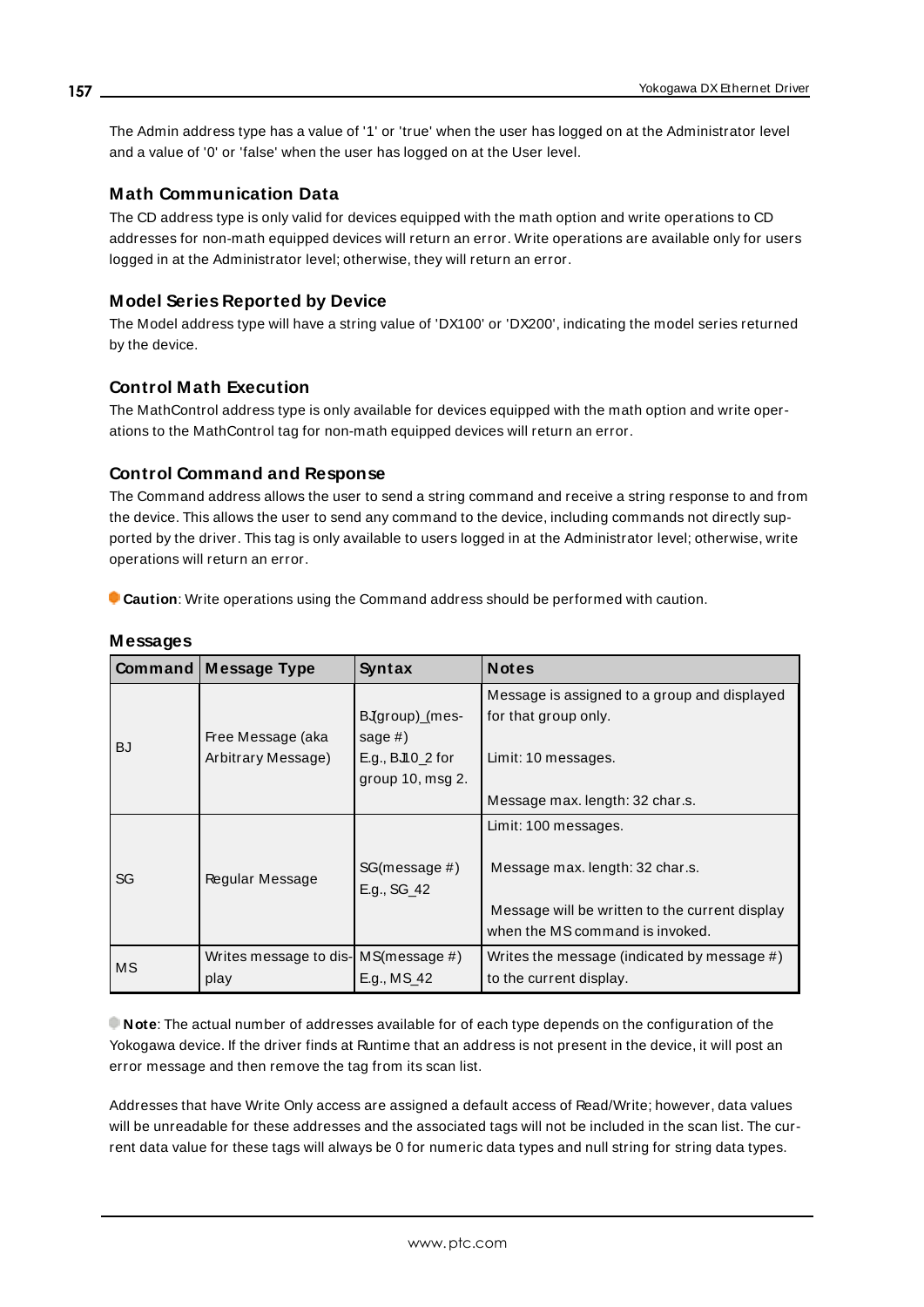The Admin address type has a value of '1' or 'true' when the user has logged on at the Administrator level and a value of '0' or 'false' when the user has logged on at the User level.

### Math Communication Data

The CD address type is only valid for devices equipped with the math option and write operations to CD addresses for non-math equipped devices will return an error. Write operations are available only for users logged in at the Administrator level; otherwise, they will return an error.

### Model Series Reported by Device

The Model address type will have a string value of 'DX100' or 'DX200', indicating the model series returned by the device.

### Control Math Execution

The MathControl address type is only available for devices equipped with the math option and write operations to the MathControl tag for non-math equipped devices will return an error.

### Control Command and Response

The Command address allows the user to send a string command and receive a string response to and from the device. This allows the user to send any command to the device, including commands not directly supported by the driver. This tag is only available to users logged in at the Administrator level; otherwise, write operations will return an error.

**Caution**: Write operations using the Command address should be performed with caution.

### Messages

| Command | Message Type | Syntax | Notes |
|---|---|---|---|
| BJ | Free Message (aka Arbitrary Message) | BJ(group)_(message #)<br>E.g., BJ10_2 for group 10, msg 2. | Message is assigned to a group and displayed for that group only.<br><br>Limit: 10 messages.<br><br>Message max. length: 32 char.s. |
| SG | Regular Message | SG(message #)<br>E.g., SG_42 | Limit: 100 messages.<br><br>Message max. length: 32 char.s.<br><br>Message will be written to the current display when the MS command is invoked. |
| MS | Writes message to display | MS(message #)<br>E.g., MS_42 | Writes the message (indicated by message #) to the current display. |

**Note**: The actual number of addresses available for of each type depends on the configuration of the Yokogawa device. If the driver finds at Runtime that an address is not present in the device, it will post an error message and then remove the tag from its scan list.

Addresses that have Write Only access are assigned a default access of Read/Write; however, data values will be unreadable for these addresses and the associated tags will not be included in the scan list. The current data value for these tags will always be 0 for numeric data types and null string for string data types.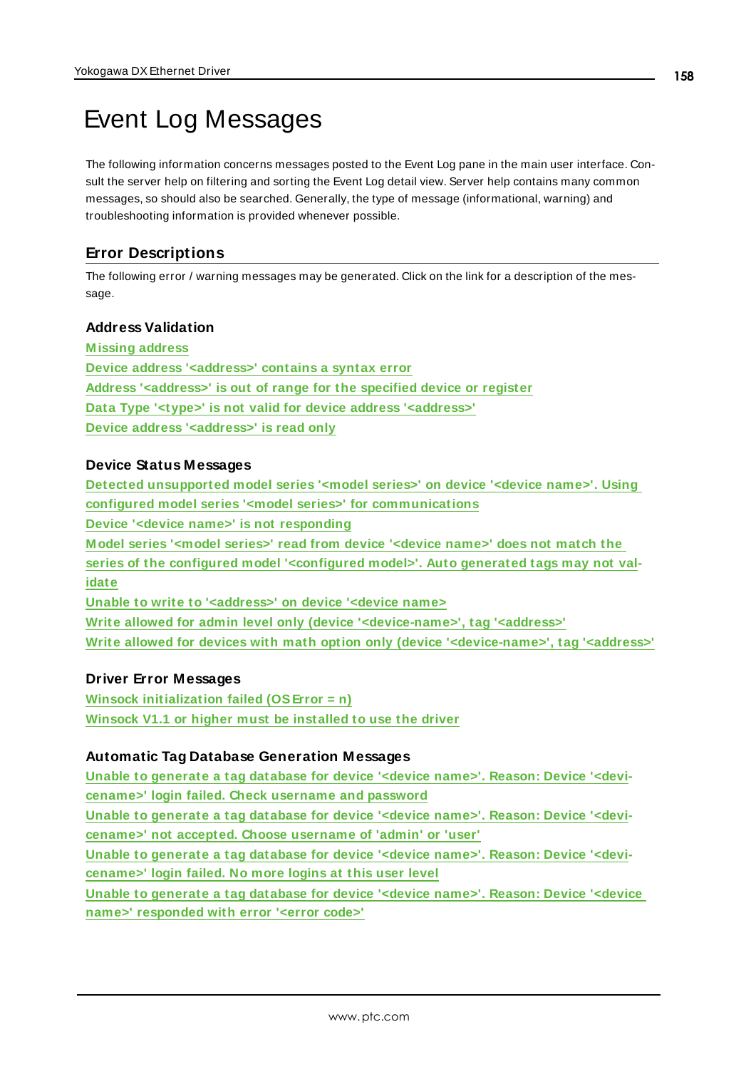# Event Log Messages

The following information concerns messages posted to the Event Log pane in the main user interface. Consult the server help on filtering and sorting the Event Log detail view. Server help contains many common messages, so should also be searched. Generally, the type of message (informational, warning) and troubleshooting information is provided whenever possible.

## Error Descriptions

The following error / warning messages may be generated. Click on the link for a description of the message.

### Address Validation

**Missing address**
**Device address '<address>' contains a syntax error**
**Address '<address>' is out of range for the specified device or register**
**Data Type '<type>' is not valid for device address '<address>'**
**Device address '<address>' is read only**

### Device Status Messages

**Detected unsupported model series '<model series>' on device '<device name>'. Using configured model series '<model series>' for communications**
**Device '<device name>' is not responding**
**Model series '<model series>' read from device '<device name>' does not match the series of the configured model '<configured model>'. Auto generated tags may not validate**
**Unable to write to '<address>' on device '<device name>**
**Write allowed for admin level only (device '<device-name>', tag '<address>'**
**Write allowed for devices with math option only (device '<device-name>', tag '<address>'**

### Driver Error Messages

**Winsock initialization failed (OS Error = n)**
**Winsock V1.1 or higher must be installed to use the driver**

### Automatic Tag Database Generation Messages

**Unable to generate a tag database for device '<device name>'. Reason: Device '<devicename>' login failed. Check username and password**
**Unable to generate a tag database for device '<device name>'. Reason: Device '<devicename>' not accepted. Choose username of 'admin' or 'user'**
**Unable to generate a tag database for device '<device name>'. Reason: Device '<devicename>' login failed. No more logins at this user level**
**Unable to generate a tag database for device '<device name>'. Reason: Device '<device name>' responded with error '<error code>'**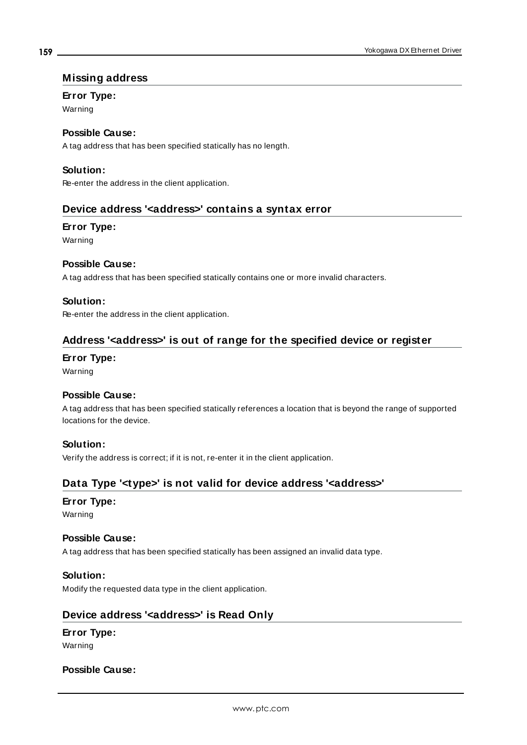## Missing address

**Error Type:**

Warning

**Possible Cause:**

A tag address that has been specified statically has no length.

**Solution:**

Re-enter the address in the client application.

## Device address '<address>' contains a syntax error

**Error Type:**

Warning

**Possible Cause:**

A tag address that has been specified statically contains one or more invalid characters.

**Solution:**

Re-enter the address in the client application.

## Address '<address>' is out of range for the specified device or register

**Error Type:**

Warning

**Possible Cause:**

A tag address that has been specified statically references a location that is beyond the range of supported locations for the device.

**Solution:**

Verify the address is correct; if it is not, re-enter it in the client application.

## Data Type '<type>' is not valid for device address '<address>'

**Error Type:**

Warning

**Possible Cause:**

A tag address that has been specified statically has been assigned an invalid data type.

**Solution:**

Modify the requested data type in the client application.

## Device address '<address>' is Read Only

**Error Type:**

Warning

**Possible Cause:**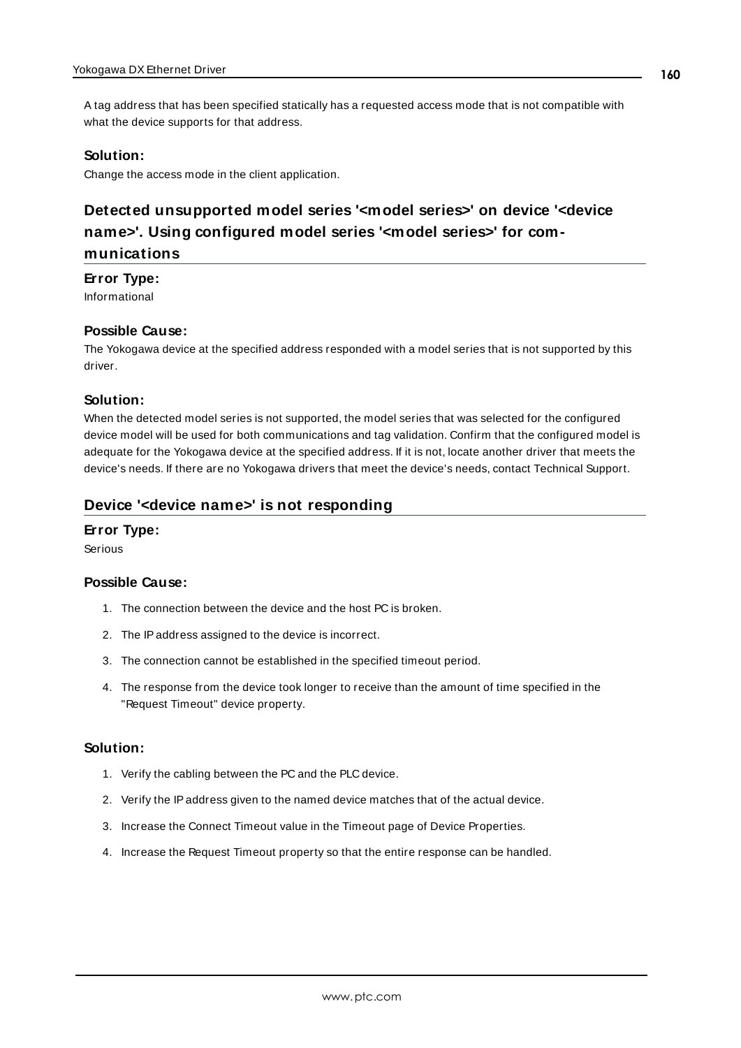A tag address that has been specified statically has a requested access mode that is not compatible with what the device supports for that address.

### Solution:

Change the access mode in the client application.

## Detected unsupported model series '<model series>' on device '<device name>'. Using configured model series '<model series>' for communications

### Error Type:

Informational

### Possible Cause:

The Yokogawa device at the specified address responded with a model series that is not supported by this driver.

### Solution:

When the detected model series is not supported, the model series that was selected for the configured device model will be used for both communications and tag validation. Confirm that the configured model is adequate for the Yokogawa device at the specified address. If it is not, locate another driver that meets the device's needs. If there are no Yokogawa drivers that meet the device's needs, contact Technical Support.

## Device '<device name>' is not responding

### Error Type:

Serious

### Possible Cause:

1. The connection between the device and the host PC is broken.
2. The IP address assigned to the device is incorrect.
3. The connection cannot be established in the specified timeout period.
4. The response from the device took longer to receive than the amount of time specified in the "Request Timeout" device property.

### Solution:

1. Verify the cabling between the PC and the PLC device.
2. Verify the IP address given to the named device matches that of the actual device.
3. Increase the Connect Timeout value in the Timeout page of Device Properties.
4. Increase the Request Timeout property so that the entire response can be handled.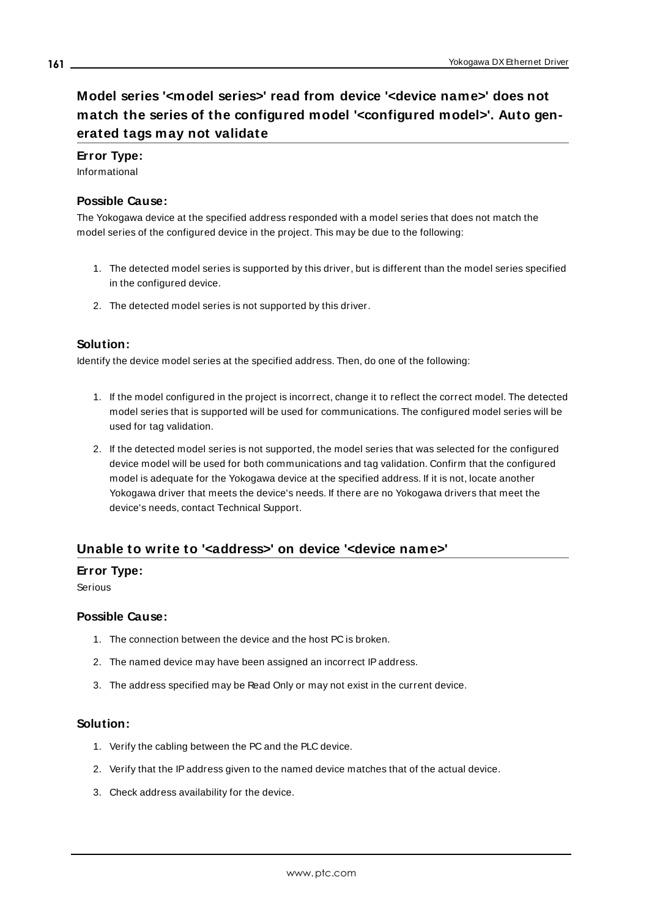## Model series '<model series>' read from device '<device name>' does not match the series of the configured model '<configured model>'. Auto generated tags may not validate

**Error Type:**
Informational

**Possible Cause:**
The Yokogawa device at the specified address responded with a model series that does not match the model series of the configured device in the project. This may be due to the following:

1. The detected model series is supported by this driver, but is different than the model series specified in the configured device.
2. The detected model series is not supported by this driver.

**Solution:**
Identify the device model series at the specified address. Then, do one of the following:

1. If the model configured in the project is incorrect, change it to reflect the correct model. The detected model series that is supported will be used for communications. The configured model series will be used for tag validation.
2. If the detected model series is not supported, the model series that was selected for the configured device model will be used for both communications and tag validation. Confirm that the configured model is adequate for the Yokogawa device at the specified address. If it is not, locate another Yokogawa driver that meets the device's needs. If there are no Yokogawa drivers that meet the device's needs, contact Technical Support.

## Unable to write to '<address>' on device '<device name>'

**Error Type:**
Serious

**Possible Cause:**

1. The connection between the device and the host PC is broken.
2. The named device may have been assigned an incorrect IP address.
3. The address specified may be Read Only or may not exist in the current device.

**Solution:**

1. Verify the cabling between the PC and the PLC device.
2. Verify that the IP address given to the named device matches that of the actual device.
3. Check address availability for the device.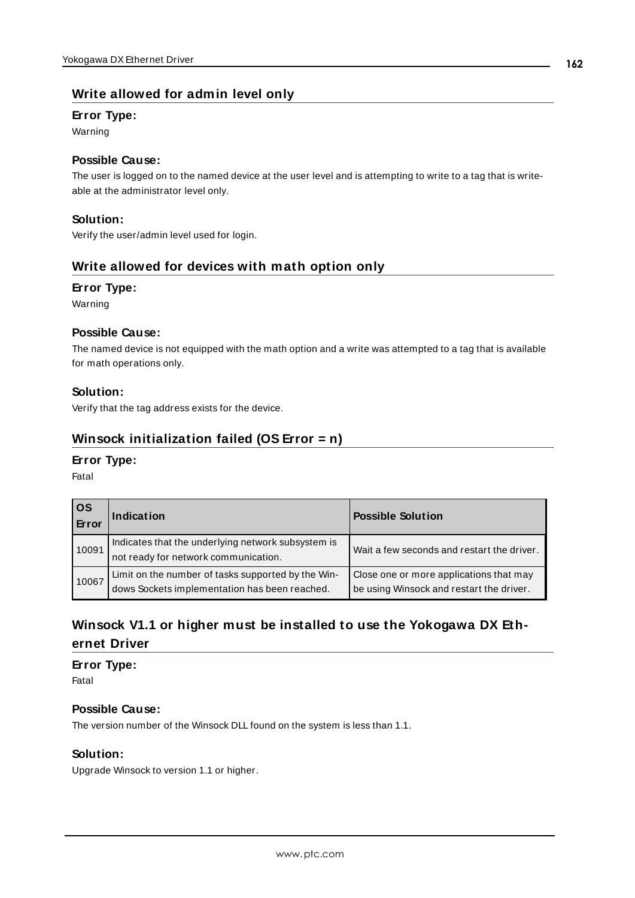## Write allowed for admin level only

**Error Type:**

Warning

**Possible Cause:**

The user is logged on to the named device at the user level and is attempting to write to a tag that is write-able at the administrator level only.

**Solution:**

Verify the user/admin level used for login.

## Write allowed for devices with math option only

**Error Type:**

Warning

**Possible Cause:**

The named device is not equipped with the math option and a write was attempted to a tag that is available for math operations only.

**Solution:**

Verify that the tag address exists for the device.

## Winsock initialization failed (OS Error = n)

**Error Type:**

Fatal

| OS Error | Indication | Possible Solution |
|---|---|---|
| 10091 | Indicates that the underlying network subsystem is not ready for network communication. | Wait a few seconds and restart the driver. |
| 10067 | Limit on the number of tasks supported by the Windows Sockets implementation has been reached. | Close one or more applications that may be using Winsock and restart the driver. |

## Winsock V1.1 or higher must be installed to use the Yokogawa DX Ethernet Driver

**Error Type:**

Fatal

**Possible Cause:**

The version number of the Winsock DLL found on the system is less than 1.1.

**Solution:**

Upgrade Winsock to version 1.1 or higher.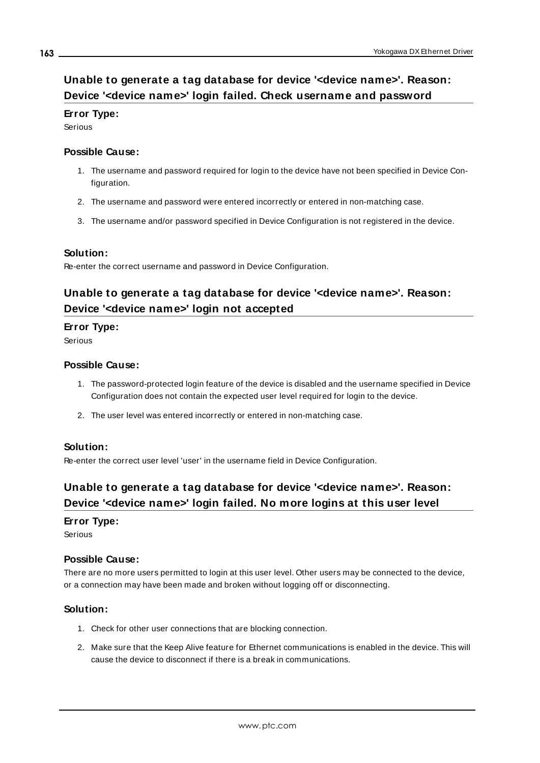## Unable to generate a tag database for device '<device name>'. Reason: Device '<device name>' login failed. Check username and password

### Error Type:

Serious

### Possible Cause:

1. The username and password required for login to the device have not been specified in Device Configuration.
2. The username and password were entered incorrectly or entered in non-matching case.
3. The username and/or password specified in Device Configuration is not registered in the device.

### Solution:

Re-enter the correct username and password in Device Configuration.

## Unable to generate a tag database for device '<device name>'. Reason: Device '<device name>' login not accepted

### Error Type:

Serious

### Possible Cause:

1. The password-protected login feature of the device is disabled and the username specified in Device Configuration does not contain the expected user level required for login to the device.
2. The user level was entered incorrectly or entered in non-matching case.

### Solution:

Re-enter the correct user level 'user' in the username field in Device Configuration.

## Unable to generate a tag database for device '<device name>'. Reason: Device '<device name>' login failed. No more logins at this user level

### Error Type:

Serious

### Possible Cause:

There are no more users permitted to login at this user level. Other users may be connected to the device, or a connection may have been made and broken without logging off or disconnecting.

### Solution:

1. Check for other user connections that are blocking connection.
2. Make sure that the Keep Alive feature for Ethernet communications is enabled in the device. This will cause the device to disconnect if there is a break in communications.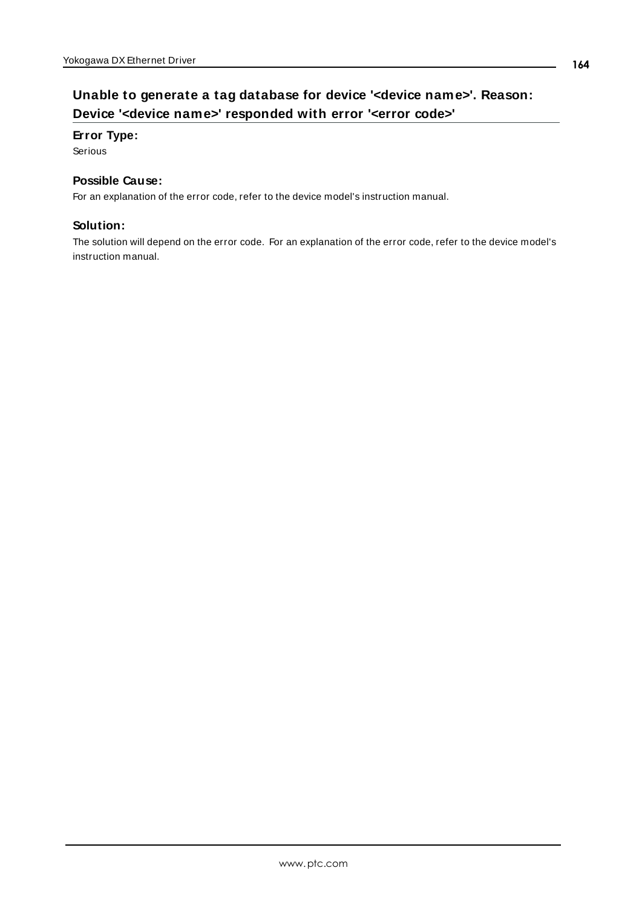## Unable to generate a tag database for device '<device name>'. Reason: Device '<device name>' responded with error '<error code>'

### Error Type:

Serious

### Possible Cause:

For an explanation of the error code, refer to the device model's instruction manual.

### Solution:

The solution will depend on the error code. For an explanation of the error code, refer to the device model's instruction manual.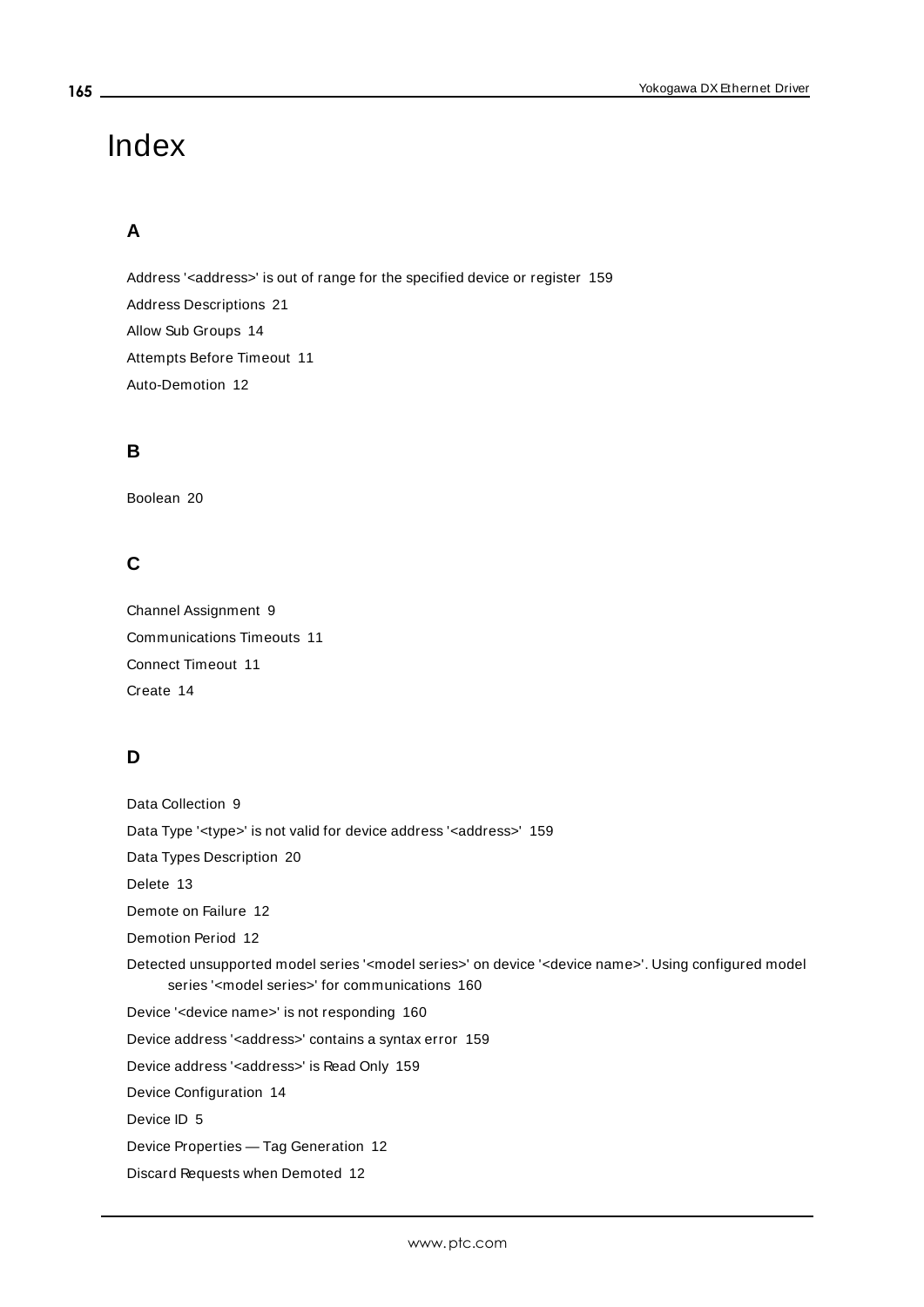# Index

## A

Address '<address>' is out of range for the specified device or register 159

Address Descriptions 21

Allow Sub Groups 14

Attempts Before Timeout 11

Auto-Demotion 12

## B

Boolean 20

## C

Channel Assignment 9

Communications Timeouts 11

Connect Timeout 11

Create 14

## D

Data Collection 9

Data Type '<type>' is not valid for device address '<address>' 159

Data Types Description 20

Delete 13

Demote on Failure 12

Demotion Period 12

Detected unsupported model series '<model series>' on device '<device name>'. Using configured model series '<model series>' for communications 160

Device '<device name>' is not responding 160

Device address '<address>' contains a syntax error 159

Device address '<address>' is Read Only 159

Device Configuration 14

Device ID 5

Device Properties — Tag Generation 12

Discard Requests when Demoted 12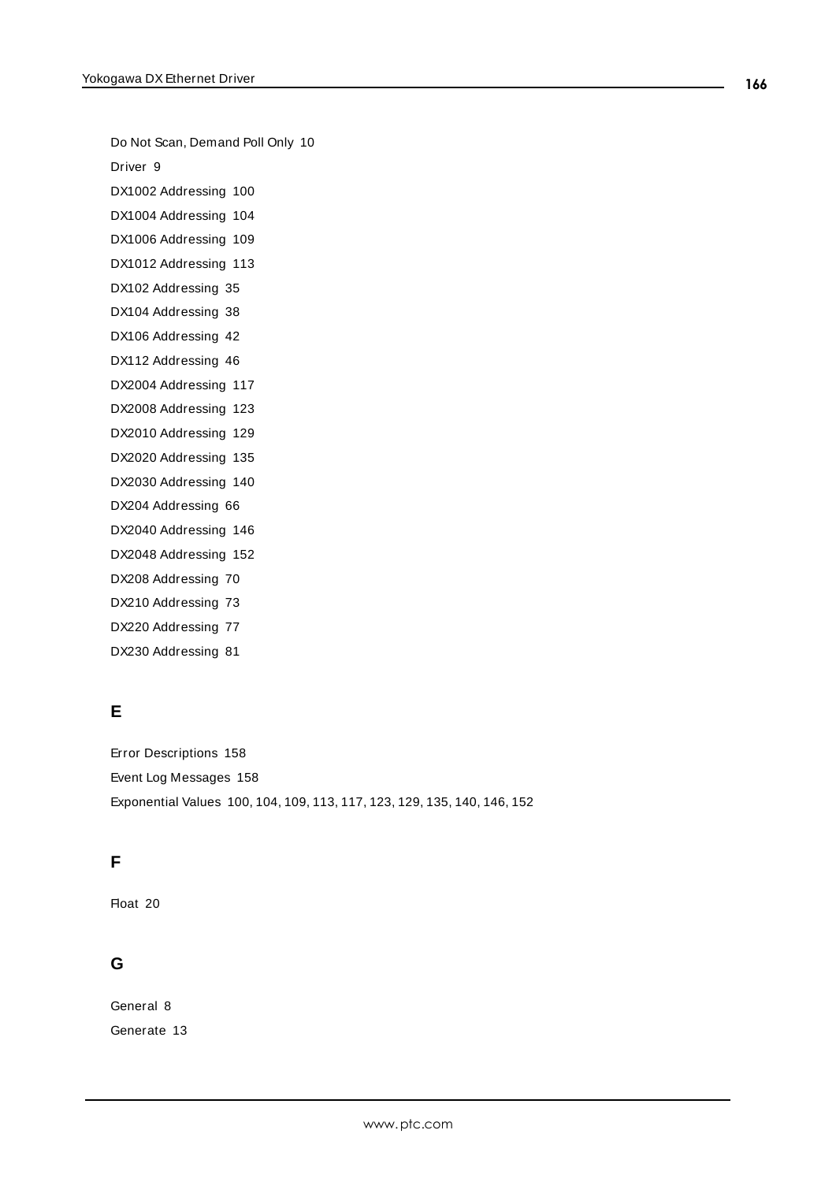Do Not Scan, Demand Poll Only 10

Driver 9

DX1002 Addressing 100

DX1004 Addressing 104

DX1006 Addressing 109

DX1012 Addressing 113

DX102 Addressing 35

DX104 Addressing 38

DX106 Addressing 42

DX112 Addressing 46

DX2004 Addressing 117

DX2008 Addressing 123

DX2010 Addressing 129

DX2020 Addressing 135

DX2030 Addressing 140

DX204 Addressing 66

DX2040 Addressing 146

DX2048 Addressing 152

DX208 Addressing 70

DX210 Addressing 73

DX220 Addressing 77

DX230 Addressing 81

## E

Error Descriptions 158

Event Log Messages 158

Exponential Values 100, 104, 109, 113, 117, 123, 129, 135, 140, 146, 152

## F

Float 20

## G

General 8

Generate 13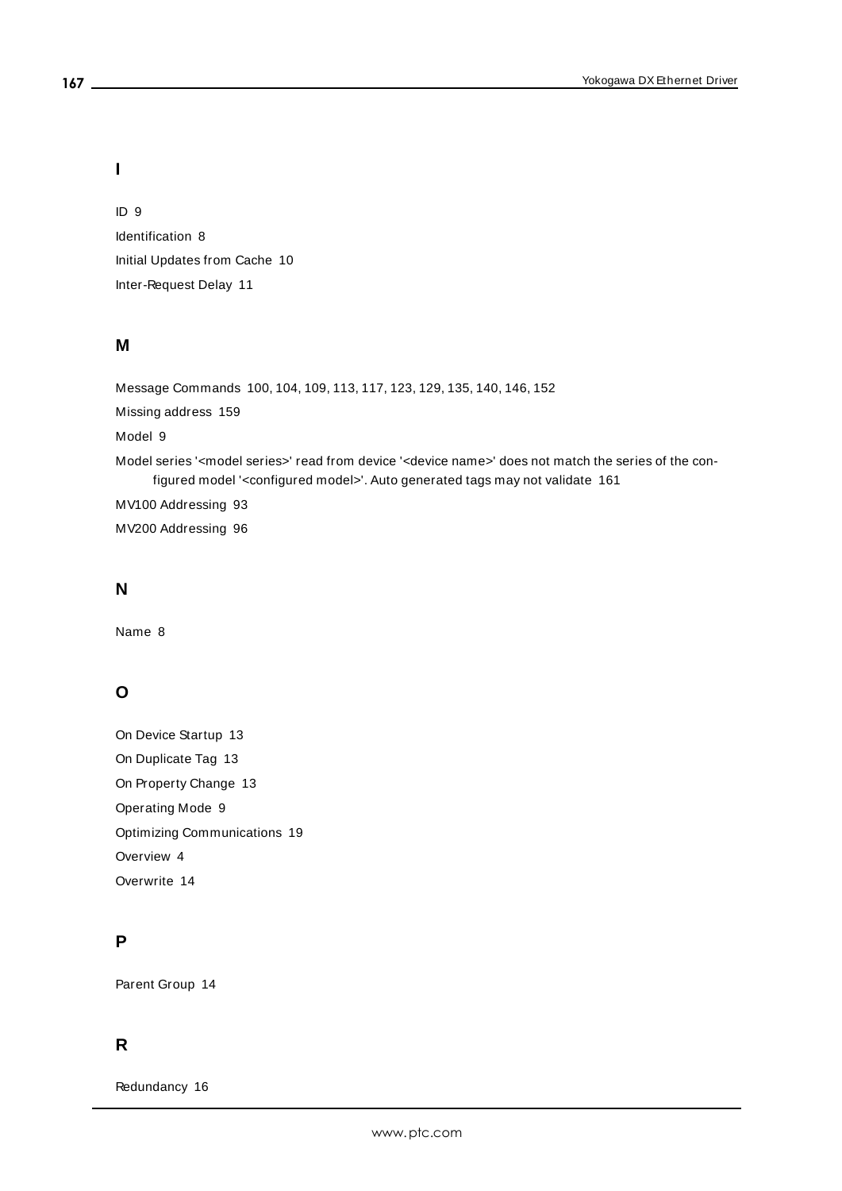## I

ID 9

Identification 8

Initial Updates from Cache 10

Inter-Request Delay 11

## M

Message Commands 100, 104, 109, 113, 117, 123, 129, 135, 140, 146, 152

Missing address 159

Model 9

Model series '<model series>' read from device '<device name>' does not match the series of the configured model '<configured model>'. Auto generated tags may not validate 161

MV100 Addressing 93

MV200 Addressing 96

## N

Name 8

## O

On Device Startup 13

On Duplicate Tag 13

On Property Change 13

Operating Mode 9

Optimizing Communications 19

Overview 4

Overwrite 14

## P

Parent Group 14

## R

Redundancy 16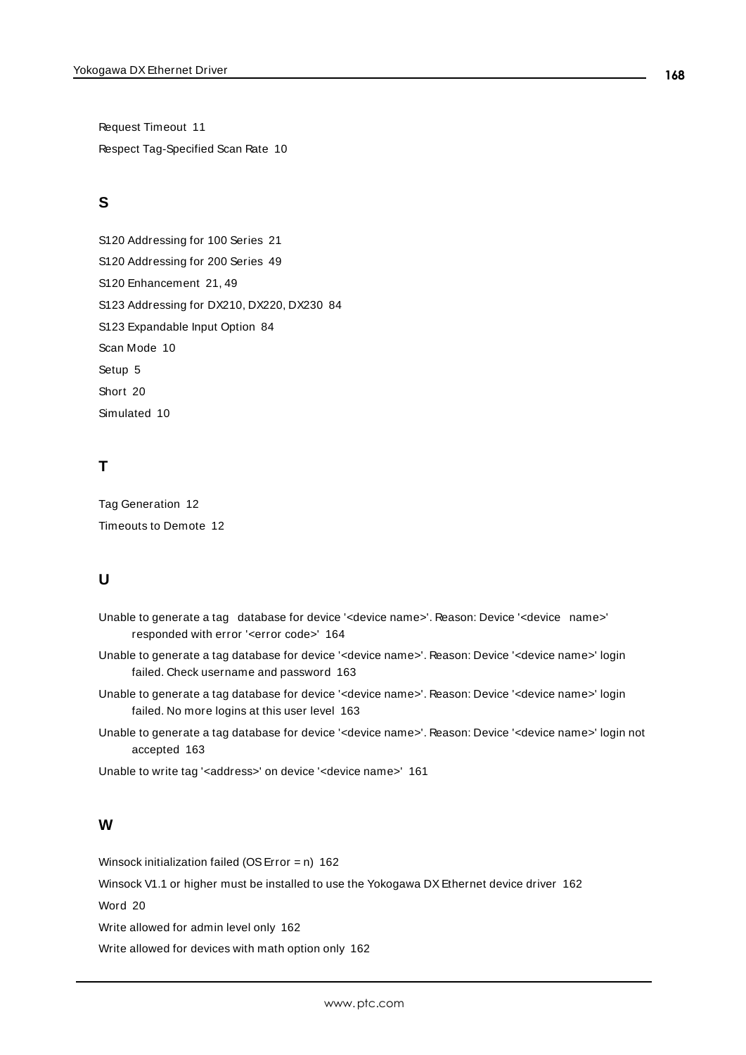Request Timeout 11

Respect Tag-Specified Scan Rate 10

## S

S120 Addressing for 100 Series 21

S120 Addressing for 200 Series 49

S120 Enhancement 21, 49

S123 Addressing for DX210, DX220, DX230 84

S123 Expandable Input Option 84

Scan Mode 10

Setup 5

Short 20

Simulated 10

## T

Tag Generation 12

Timeouts to Demote 12

## U

Unable to generate a tag database for device '<device name>'. Reason: Device '<device name>' responded with error '<error code>' 164

Unable to generate a tag database for device '<device name>'. Reason: Device '<device name>' login failed. Check username and password 163

Unable to generate a tag database for device '<device name>'. Reason: Device '<device name>' login failed. No more logins at this user level 163

Unable to generate a tag database for device '<device name>'. Reason: Device '<device name>' login not accepted 163

Unable to write tag '<address>' on device '<device name>' 161

## W

Winsock initialization failed (OS Error = n) 162

Winsock V1.1 or higher must be installed to use the Yokogawa DX Ethernet device driver 162

Word 20

Write allowed for admin level only 162

Write allowed for devices with math option only 162